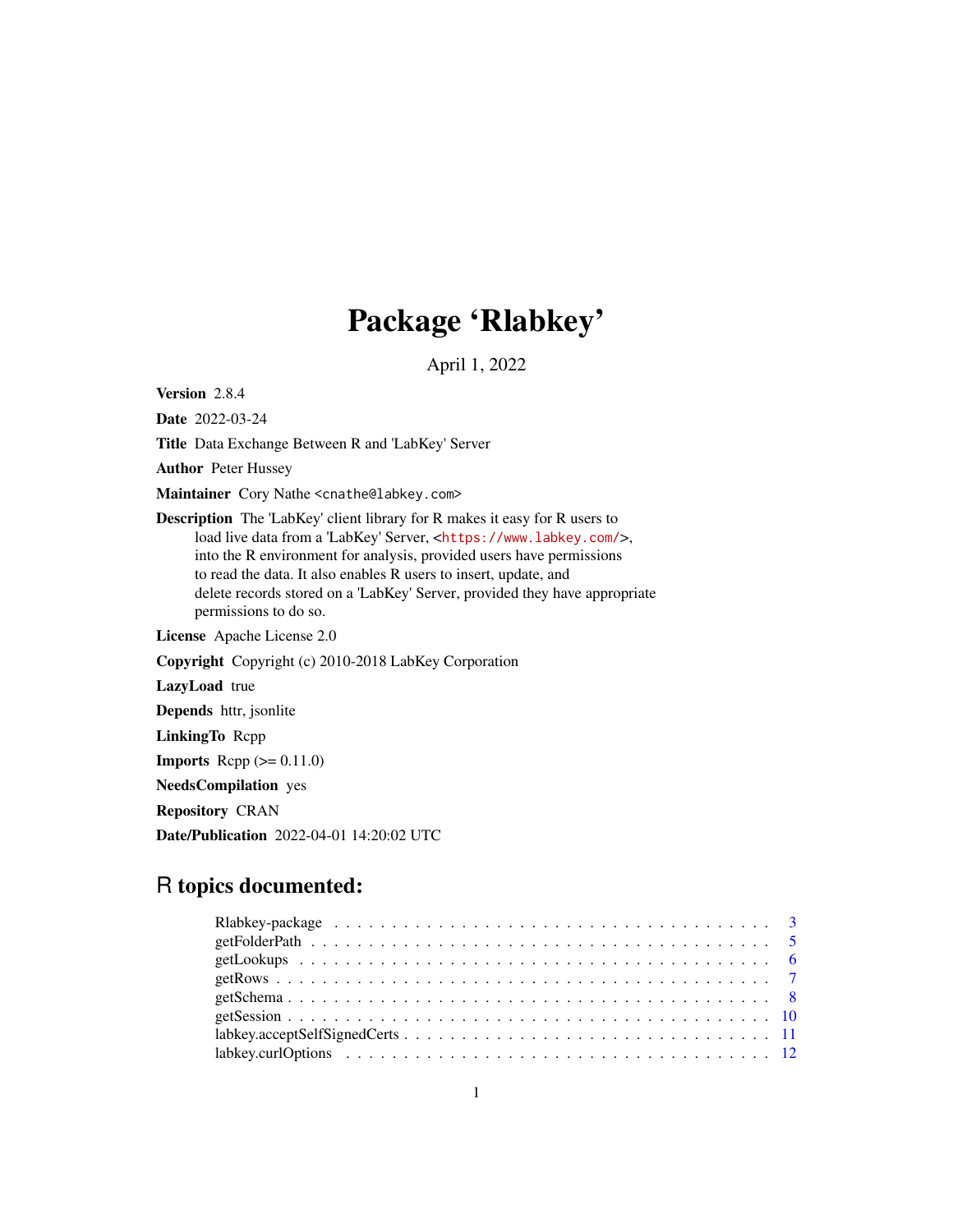# Package 'Rlabkey'

April 1, 2022

**Version** 2.8.4

**Date** 2022-03-24

**Title** Data Exchange Between R and 'LabKey' Server

**Author** Peter Hussey

**Maintainer** Cory Nathe <cnathe@labkey.com>

**Description** The 'LabKey' client library for R makes it easy for R users to load live data from a 'LabKey' Server, <https://www.labkey.com/>, into the R environment for analysis, provided users have permissions to read the data. It also enables R users to insert, update, and delete records stored on a 'LabKey' Server, provided they have appropriate permissions to do so.

**License** Apache License 2.0

**Copyright** Copyright (c) 2010-2018 LabKey Corporation

**LazyLoad** true

**Depends** httr, jsonlite

**LinkingTo** Rcpp

**Imports** Rcpp (>= 0.11.0)

**NeedsCompilation** yes

**Repository** CRAN

**Date/Publication** 2022-04-01 14:20:02 UTC

## R topics documented:

| | |
|---|---|
| Rlabkey-package | 3 |
| getFolderPath | 5 |
| getLookups | 6 |
| getRows | 7 |
| getSchema | 8 |
| getSession | 10 |
| labkey.acceptSelfSignedCerts | 11 |
| labkey.curlOptions | 12 |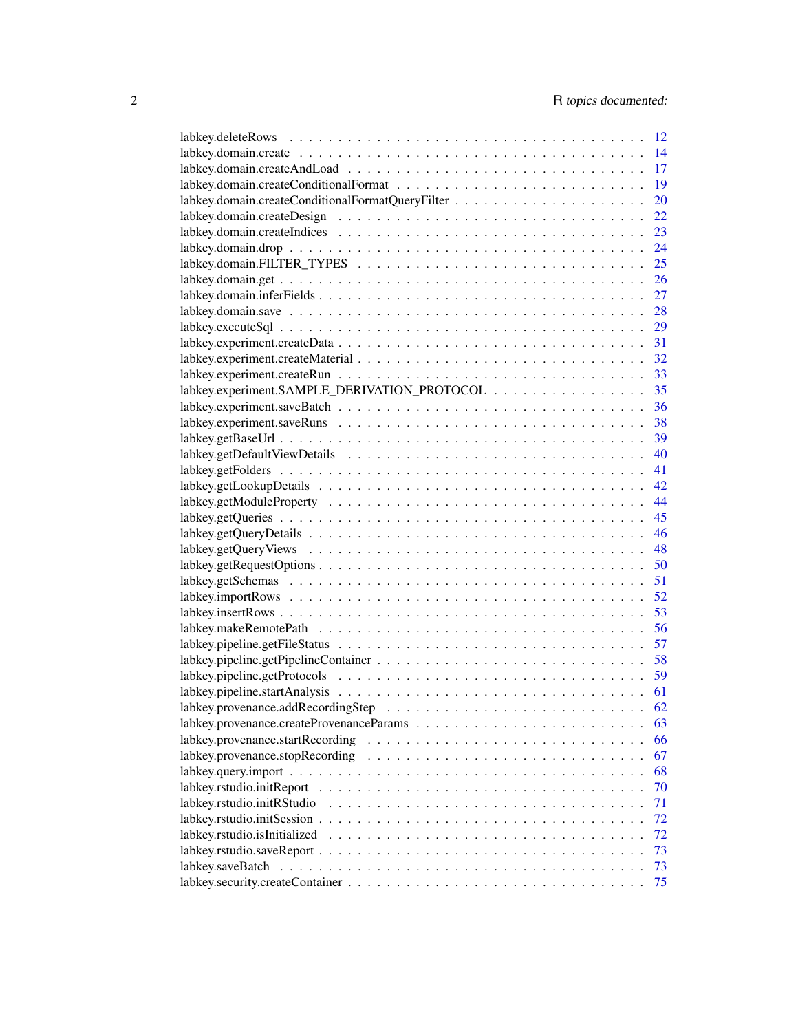| | |
|---|---|
| labkey.deleteRows | 12 |
| labkey.domain.create | 14 |
| labkey.domain.createAndLoad | 17 |
| labkey.domain.createConditionalFormat | 19 |
| labkey.domain.createConditionalFormatQueryFilter | 20 |
| labkey.domain.createDesign | 22 |
| labkey.domain.createIndices | 23 |
| labkey.domain.drop | 24 |
| labkey.domain.FILTER_TYPES | 25 |
| labkey.domain.get | 26 |
| labkey.domain.inferFields | 27 |
| labkey.domain.save | 28 |
| labkey.executeSql | 29 |
| labkey.experiment.createData | 31 |
| labkey.experiment.createMaterial | 32 |
| labkey.experiment.createRun | 33 |
| labkey.experiment.SAMPLE_DERIVATION_PROTOCOL | 35 |
| labkey.experiment.saveBatch | 36 |
| labkey.experiment.saveRuns | 38 |
| labkey.getBaseUrl | 39 |
| labkey.getDefaultViewDetails | 40 |
| labkey.getFolders | 41 |
| labkey.getLookupDetails | 42 |
| labkey.getModuleProperty | 44 |
| labkey.getQueries | 45 |
| labkey.getQueryDetails | 46 |
| labkey.getQueryViews | 48 |
| labkey.getRequestOptions | 50 |
| labkey.getSchemas | 51 |
| labkey.importRows | 52 |
| labkey.insertRows | 53 |
| labkey.makeRemotePath | 56 |
| labkey.pipeline.getFileStatus | 57 |
| labkey.pipeline.getPipelineContainer | 58 |
| labkey.pipeline.getProtocols | 59 |
| labkey.pipeline.startAnalysis | 61 |
| labkey.provenance.addRecordingStep | 62 |
| labkey.provenance.createProvenanceParams | 63 |
| labkey.provenance.startRecording | 66 |
| labkey.provenance.stopRecording | 67 |
| labkey.query.import | 68 |
| labkey.rstudio.initReport | 70 |
| labkey.rstudio.initRStudio | 71 |
| labkey.rstudio.initSession | 72 |
| labkey.rstudio.isInitialized | 72 |
| labkey.rstudio.saveReport | 73 |
| labkey.saveBatch | 73 |
| labkey.security.createContainer | 75 |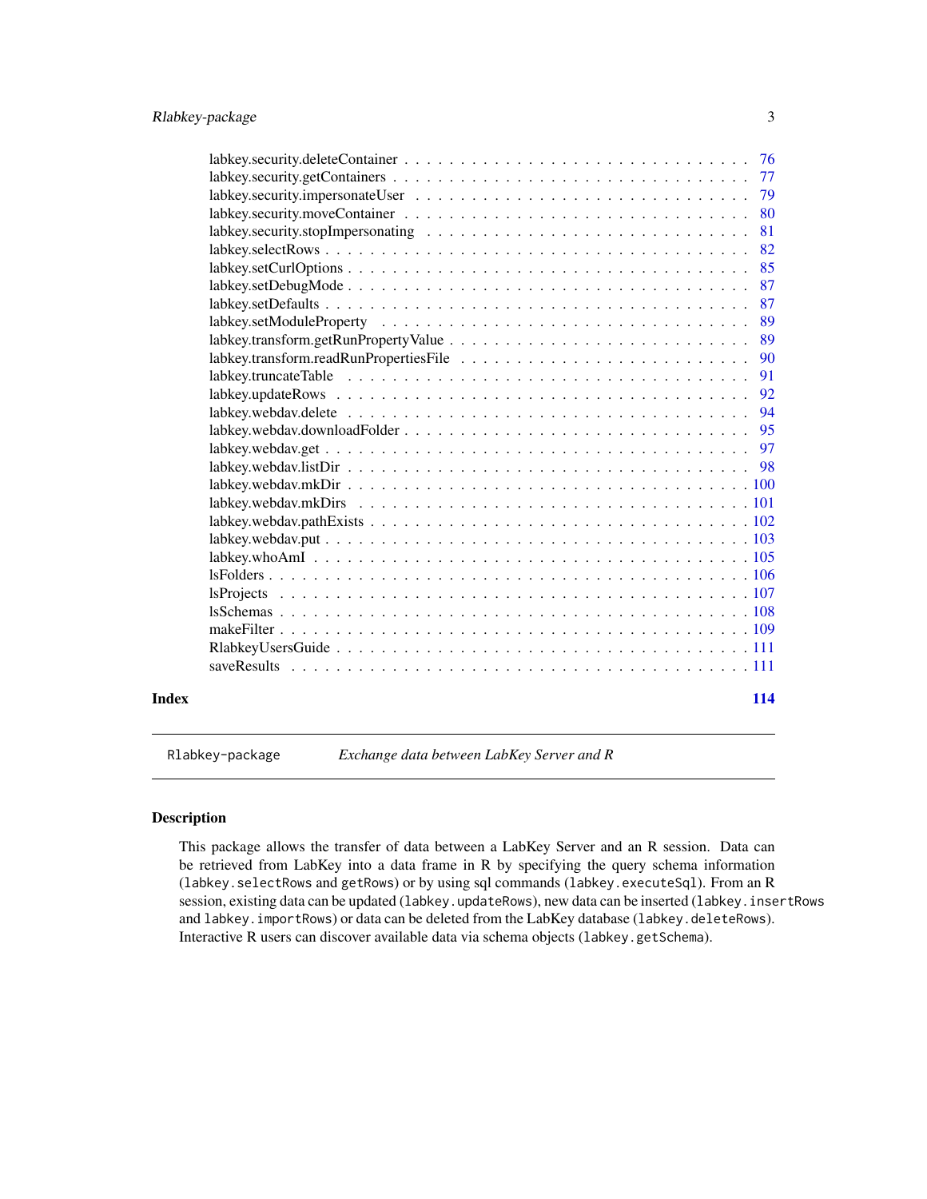labkey.security.deleteContainer . . . . . . . . . . . . . . . . . . . . . . . . . . . . 76
labkey.security.getContainers . . . . . . . . . . . . . . . . . . . . . . . . . . . . 77
labkey.security.impersonateUser . . . . . . . . . . . . . . . . . . . . . . . . . . . . 79
labkey.security.moveContainer . . . . . . . . . . . . . . . . . . . . . . . . . . . . 80
labkey.security.stopImpersonating . . . . . . . . . . . . . . . . . . . . . . . . . . . . 81
labkey.selectRows . . . . . . . . . . . . . . . . . . . . . . . . . . . . 82
labkey.setCurlOptions . . . . . . . . . . . . . . . . . . . . . . . . . . . . 85
labkey.setDebugMode . . . . . . . . . . . . . . . . . . . . . . . . . . . . 87
labkey.setDefaults . . . . . . . . . . . . . . . . . . . . . . . . . . . . 87
labkey.setModuleProperty . . . . . . . . . . . . . . . . . . . . . . . . . . . . 89
labkey.transform.getRunPropertyValue . . . . . . . . . . . . . . . . . . . . . . . . . . . . 89
labkey.transform.readRunPropertiesFile . . . . . . . . . . . . . . . . . . . . . . . . . . . . 90
labkey.truncateTable . . . . . . . . . . . . . . . . . . . . . . . . . . . . 91
labkey.updateRows . . . . . . . . . . . . . . . . . . . . . . . . . . . . 92
labkey.webdav.delete . . . . . . . . . . . . . . . . . . . . . . . . . . . . 94
labkey.webdav.downloadFolder . . . . . . . . . . . . . . . . . . . . . . . . . . . . 95
labkey.webdav.get . . . . . . . . . . . . . . . . . . . . . . . . . . . . 97
labkey.webdav.listDir . . . . . . . . . . . . . . . . . . . . . . . . . . . . 98
labkey.webdav.mkDir . . . . . . . . . . . . . . . . . . . . . . . . . . . . 100
labkey.webdav.mkDirs . . . . . . . . . . . . . . . . . . . . . . . . . . . . 101
labkey.webdav.pathExists . . . . . . . . . . . . . . . . . . . . . . . . . . . . 102
labkey.webdav.put . . . . . . . . . . . . . . . . . . . . . . . . . . . . 103
labkey.whoAmI . . . . . . . . . . . . . . . . . . . . . . . . . . . . 105
lsFolders . . . . . . . . . . . . . . . . . . . . . . . . . . . . 106
lsProjects . . . . . . . . . . . . . . . . . . . . . . . . . . . . 107
lsSchemas . . . . . . . . . . . . . . . . . . . . . . . . . . . . 108
makeFilter . . . . . . . . . . . . . . . . . . . . . . . . . . . . 109
RlabkeyUsersGuide . . . . . . . . . . . . . . . . . . . . . . . . . . . . 111
saveResults . . . . . . . . . . . . . . . . . . . . . . . . . . . . 111

**Index** **114**

---

`Rlabkey-package` *Exchange data between LabKey Server and R*

---

## Description

This package allows the transfer of data between a LabKey Server and an R session. Data can be retrieved from LabKey into a data frame in R by specifying the query schema information (`labkey.selectRows` and `getRows`) or by using sql commands (`labkey.executeSql`). From an R session, existing data can be updated (`labkey.updateRows`), new data can be inserted (`labkey.insertRows` and `labkey.importRows`) or data can be deleted from the LabKey database (`labkey.deleteRows`). Interactive R users can discover available data via schema objects (`labkey.getSchema`).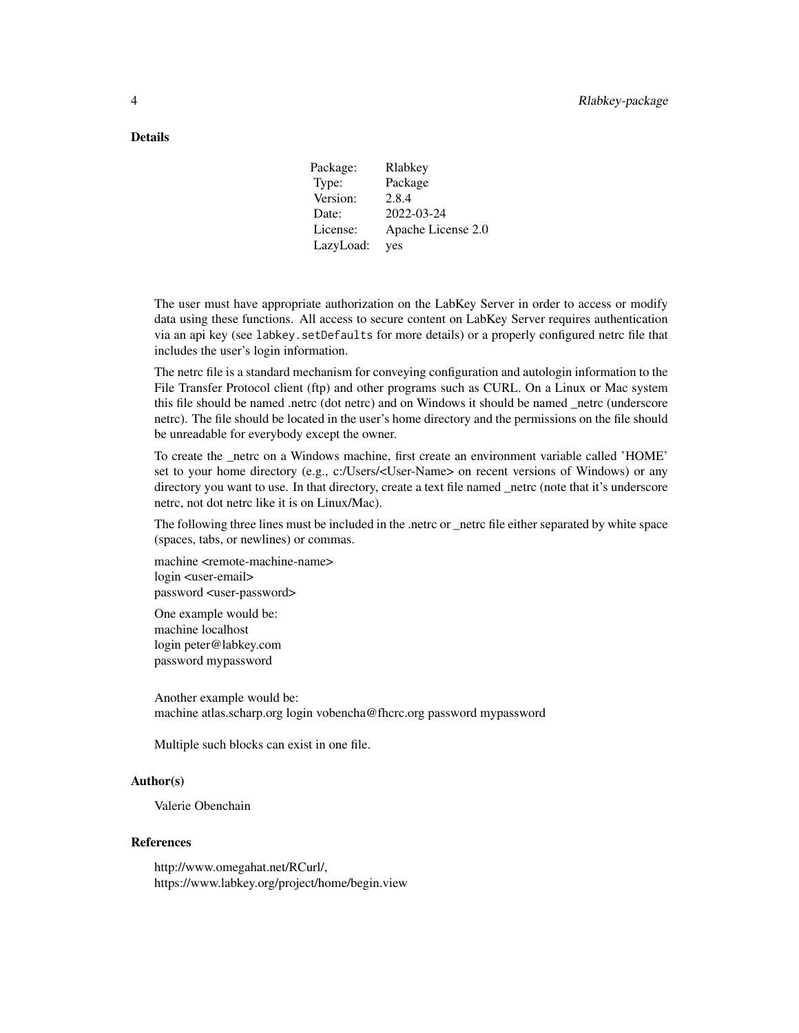### Details

| Package: | Rlabkey |
|---|---|
| Type: | Package |
| Version: | 2.8.4 |
| Date: | 2022-03-24 |
| License: | Apache License 2.0 |
| LazyLoad: | yes |

The user must have appropriate authorization on the LabKey Server in order to access or modify data using these functions. All access to secure content on LabKey Server requires authentication via an api key (see `labkey.setDefaults` for more details) or a properly configured netrc file that includes the user's login information.

The netrc file is a standard mechanism for conveying configuration and autologin information to the File Transfer Protocol client (ftp) and other programs such as CURL. On a Linux or Mac system this file should be named .netrc (dot netrc) and on Windows it should be named _netrc (underscore netrc). The file should be located in the user's home directory and the permissions on the file should be unreadable for everybody except the owner.

To create the _netrc on a Windows machine, first create an environment variable called 'HOME' set to your home directory (e.g., c:/Users/<User-Name> on recent versions of Windows) or any directory you want to use. In that directory, create a text file named _netrc (note that it's underscore netrc, not dot netrc like it is on Linux/Mac).

The following three lines must be included in the .netrc or _netrc file either separated by white space (spaces, tabs, or newlines) or commas.

machine <remote-machine-name>
login <user-email>
password <user-password>

One example would be:
machine localhost
login peter@labkey.com
password mypassword

Another example would be:
machine atlas.scharp.org login vobencha@fhcrc.org password mypassword

Multiple such blocks can exist in one file.

### Author(s)

Valerie Obenchain

### References

http://www.omegahat.net/RCurl/,
https://www.labkey.org/project/home/begin.view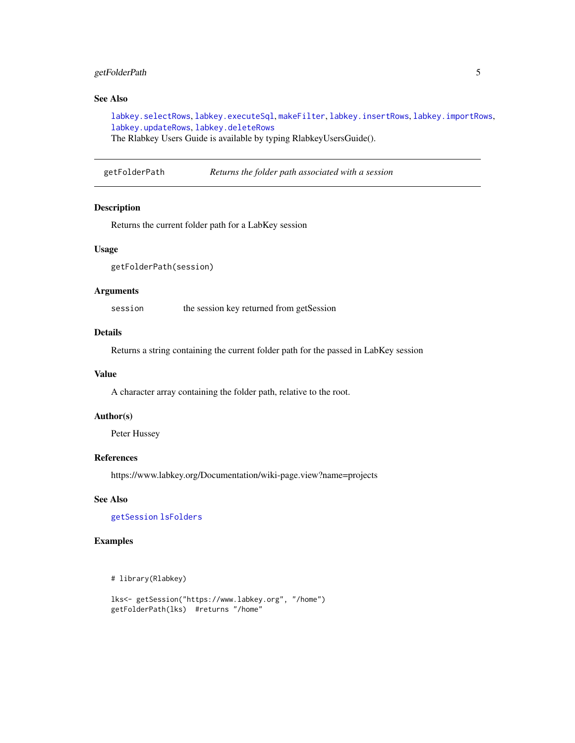## See Also

labkey.selectRows, labkey.executeSql, makeFilter, labkey.insertRows, labkey.importRows, labkey.updateRows, labkey.deleteRows
The Rlabkey Users Guide is available by typing RlabkeyUsersGuide().

---

## getFolderPath — *Returns the folder path associated with a session*

---

### Description

Returns the current folder path for a LabKey session

### Usage

```
getFolderPath(session)
```

### Arguments

| | |
|---|---|
| session | the session key returned from getSession |

### Details

Returns a string containing the current folder path for the passed in LabKey session

### Value

A character array containing the folder path, relative to the root.

### Author(s)

Peter Hussey

### References

https://www.labkey.org/Documentation/wiki-page.view?name=projects

### See Also

getSession lsFolders

### Examples

```
# library(Rlabkey)

lks<- getSession("https://www.labkey.org", "/home")
getFolderPath(lks)  #returns "/home"
```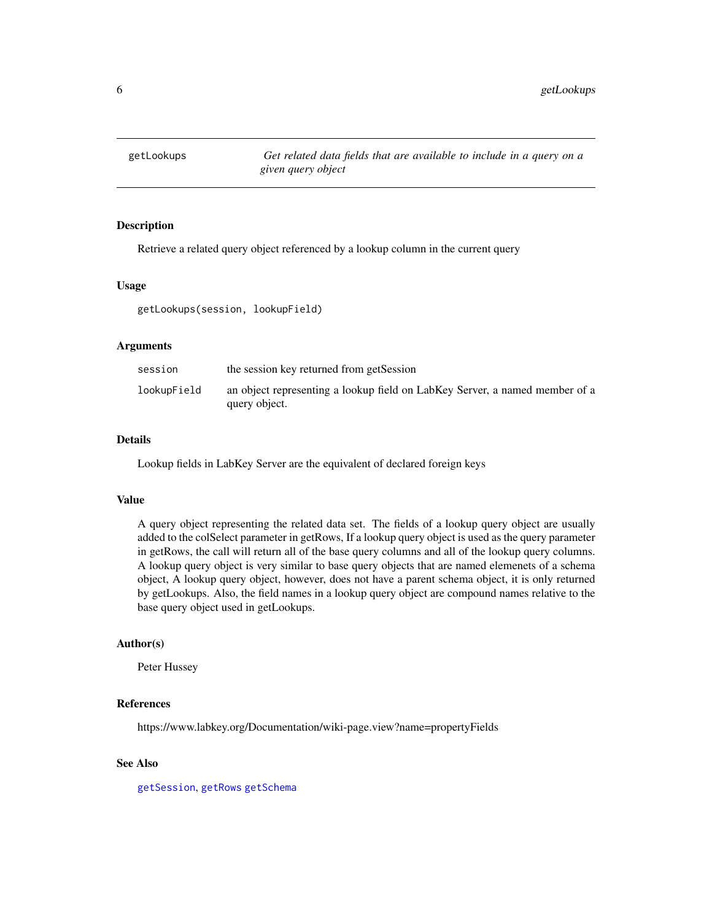## getLookups

*Get related data fields that are available to include in a query on a given query object*

### Description

Retrieve a related query object referenced by a lookup column in the current query

### Usage

```
getLookups(session, lookupField)
```

### Arguments

| | |
|---|---|
| `session` | the session key returned from getSession |
| `lookupField` | an object representing a lookup field on LabKey Server, a named member of a query object. |

### Details

Lookup fields in LabKey Server are the equivalent of declared foreign keys

### Value

A query object representing the related data set. The fields of a lookup query object are usually added to the colSelect parameter in getRows, If a lookup query object is used as the query parameter in getRows, the call will return all of the base query columns and all of the lookup query columns. A lookup query object is very similar to base query objects that are named elemenets of a schema object, A lookup query object, however, does not have a parent schema object, it is only returned by getLookups. Also, the field names in a lookup query object are compound names relative to the base query object used in getLookups.

### Author(s)

Peter Hussey

### References

https://www.labkey.org/Documentation/wiki-page.view?name=propertyFields

### See Also

`getSession`, `getRows` `getSchema`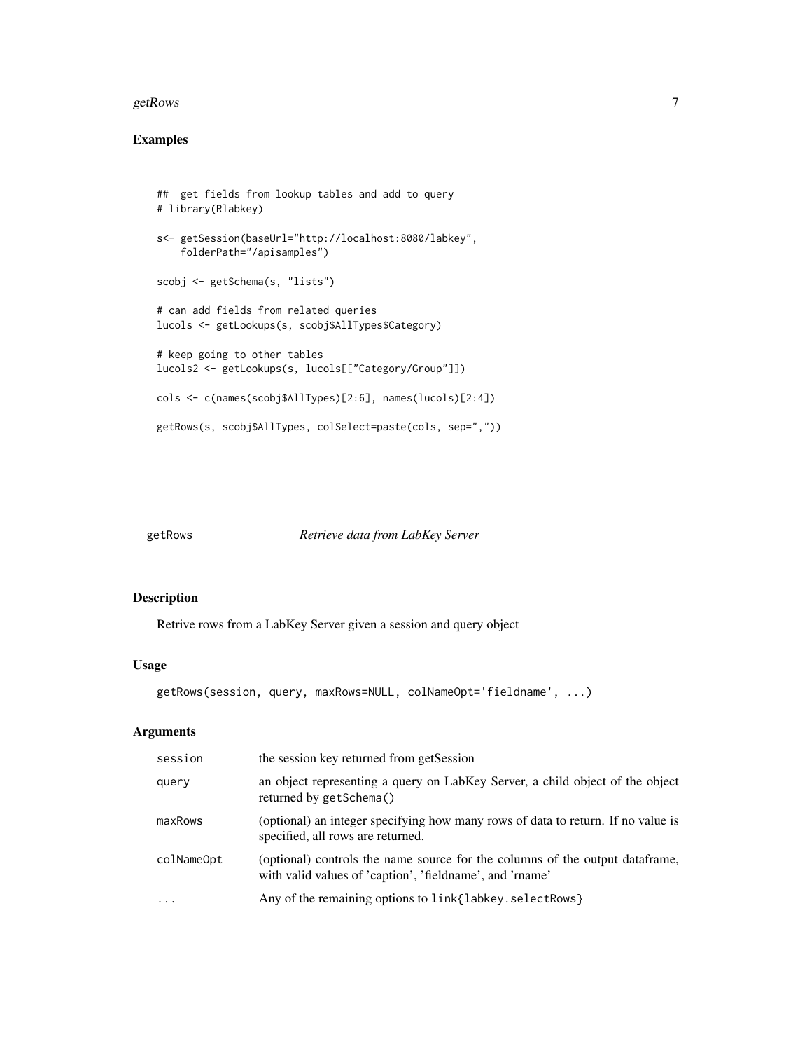## Examples

```
##  get fields from lookup tables and add to query
# library(Rlabkey)

s<- getSession(baseUrl="http://localhost:8080/labkey",
    folderPath="/apisamples")

scobj <- getSchema(s, "lists")

# can add fields from related queries
lucols <- getLookups(s, scobj$AllTypes$Category)

# keep going to other tables
lucols2 <- getLookups(s, lucols[["Category/Group"]])

cols <- c(names(scobj$AllTypes)[2:6], names(lucols)[2:4])

getRows(s, scobj$AllTypes, colSelect=paste(cols, sep=","))
```

---

# getRows — *Retrieve data from LabKey Server*

## Description

Retrive rows from a LabKey Server given a session and query object

## Usage

```
getRows(session, query, maxRows=NULL, colNameOpt='fieldname', ...)
```

## Arguments

| | |
|---|---|
| `session` | the session key returned from getSession |
| `query` | an object representing a query on LabKey Server, a child object of the object returned by `getSchema()` |
| `maxRows` | (optional) an integer specifying how many rows of data to return. If no value is specified, all rows are returned. |
| `colNameOpt` | (optional) controls the name source for the columns of the output dataframe, with valid values of 'caption', 'fieldname', and 'rname' |
| `...` | Any of the remaining options to `link{labkey.selectRows}` |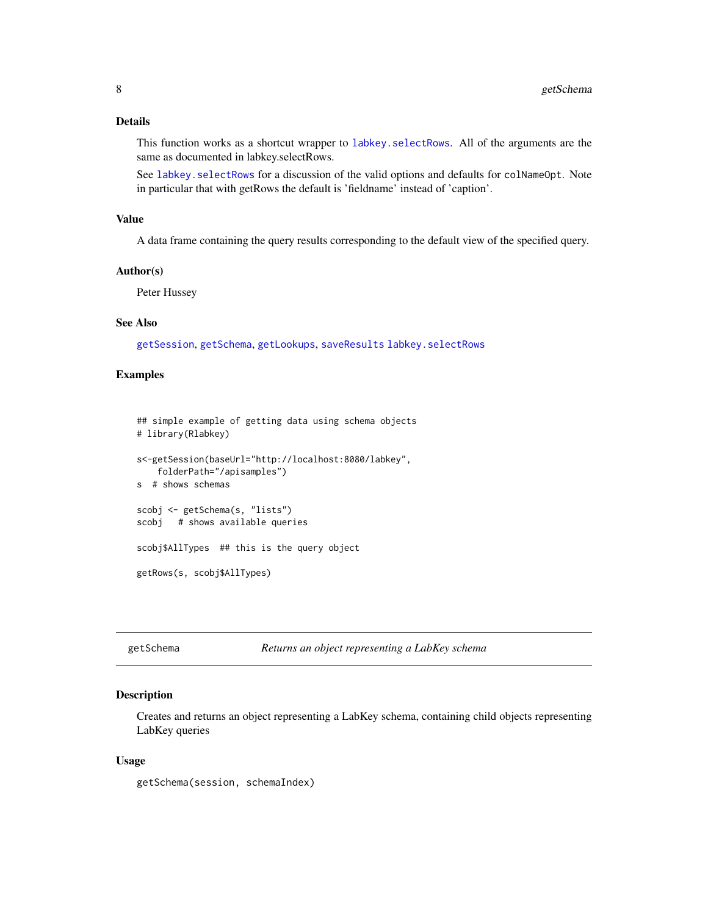## Details

This function works as a shortcut wrapper to `labkey.selectRows`. All of the arguments are the same as documented in labkey.selectRows.

See `labkey.selectRows` for a discussion of the valid options and defaults for `colNameOpt`. Note in particular that with getRows the default is 'fieldname' instead of 'caption'.

## Value

A data frame containing the query results corresponding to the default view of the specified query.

## Author(s)

Peter Hussey

## See Also

`getSession`, `getSchema`, `getLookups`, `saveResults` `labkey.selectRows`

## Examples

```
## simple example of getting data using schema objects
# library(Rlabkey)

s<-getSession(baseUrl="http://localhost:8080/labkey",
    folderPath="/apisamples")
s  # shows schemas

scobj <- getSchema(s, "lists")
scobj   # shows available queries

scobj$AllTypes  ## this is the query object

getRows(s, scobj$AllTypes)
```

---

# getSchema — *Returns an object representing a LabKey schema*

## Description

Creates and returns an object representing a LabKey schema, containing child objects representing LabKey queries

## Usage

```
getSchema(session, schemaIndex)
```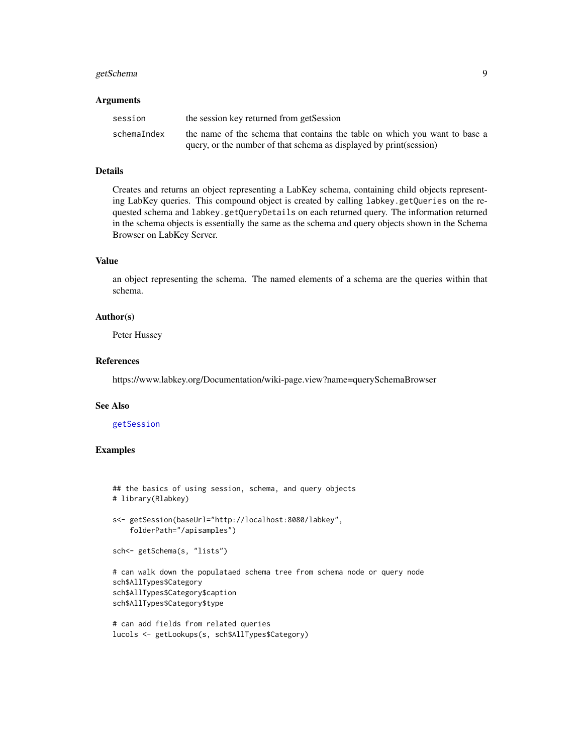### Arguments

| | |
|---|---|
| `session` | the session key returned from getSession |
| `schemaIndex` | the name of the schema that contains the table on which you want to base a query, or the number of that schema as displayed by print(session) |

### Details

Creates and returns an object representing a LabKey schema, containing child objects representing LabKey queries. This compound object is created by calling `labkey.getQueries` on the requested schema and `labkey.getQueryDetails` on each returned query. The information returned in the schema objects is essentially the same as the schema and query objects shown in the Schema Browser on LabKey Server.

### Value

an object representing the schema. The named elements of a schema are the queries within that schema.

### Author(s)

Peter Hussey

### References

https://www.labkey.org/Documentation/wiki-page.view?name=querySchemaBrowser

### See Also

`getSession`

### Examples

```
## the basics of using session, schema, and query objects
# library(Rlabkey)

s<- getSession(baseUrl="http://localhost:8080/labkey",
    folderPath="/apisamples")

sch<- getSchema(s, "lists")

# can walk down the populataed schema tree from schema node or query node
sch$AllTypes$Category
sch$AllTypes$Category$caption
sch$AllTypes$Category$type

# can add fields from related queries
lucols <- getLookups(s, sch$AllTypes$Category)
```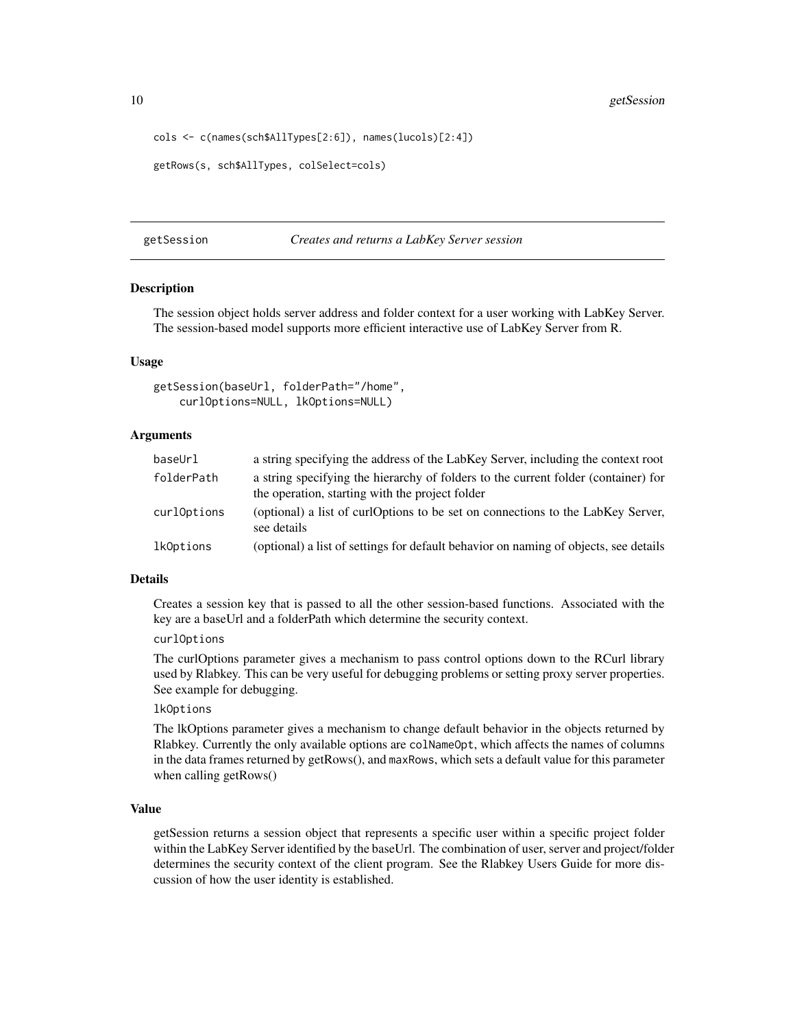```
cols <- c(names(sch$AllTypes[2:6]), names(lucols)[2:4])

getRows(s, sch$AllTypes, colSelect=cols)
```

## getSession *Creates and returns a LabKey Server session*

### Description

The session object holds server address and folder context for a user working with LabKey Server. The session-based model supports more efficient interactive use of LabKey Server from R.

### Usage

```
getSession(baseUrl, folderPath="/home",
    curlOptions=NULL, lkOptions=NULL)
```

### Arguments

| | |
|---|---|
| `baseUrl` | a string specifying the address of the LabKey Server, including the context root |
| `folderPath` | a string specifying the hierarchy of folders to the current folder (container) for the operation, starting with the project folder |
| `curlOptions` | (optional) a list of curlOptions to be set on connections to the LabKey Server, see details |
| `lkOptions` | (optional) a list of settings for default behavior on naming of objects, see details |

### Details

Creates a session key that is passed to all the other session-based functions. Associated with the key are a baseUrl and a folderPath which determine the security context.

`curlOptions`

The curlOptions parameter gives a mechanism to pass control options down to the RCurl library used by Rlabkey. This can be very useful for debugging problems or setting proxy server properties. See example for debugging.

`lkOptions`

The lkOptions parameter gives a mechanism to change default behavior in the objects returned by Rlabkey. Currently the only available options are `colNameOpt`, which affects the names of columns in the data frames returned by getRows(), and `maxRows`, which sets a default value for this parameter when calling getRows()

### Value

getSession returns a session object that represents a specific user within a specific project folder within the LabKey Server identified by the baseUrl. The combination of user, server and project/folder determines the security context of the client program. See the Rlabkey Users Guide for more discussion of how the user identity is established.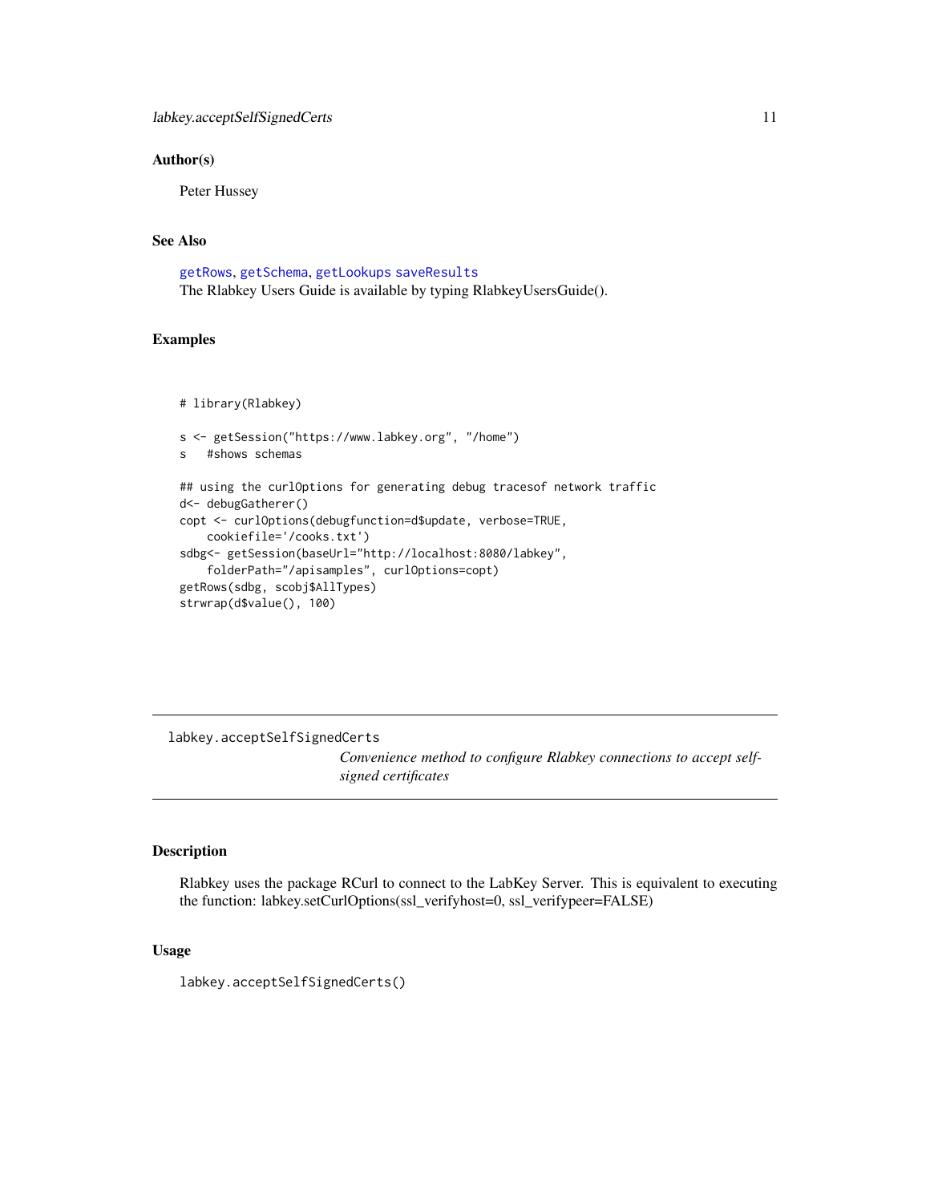### Author(s)

Peter Hussey

### See Also

getRows, getSchema, getLookups saveResults
The Rlabkey Users Guide is available by typing RlabkeyUsersGuide().

### Examples

```
# library(Rlabkey)

s <- getSession("https://www.labkey.org", "/home")
s   #shows schemas

## using the curlOptions for generating debug tracesof network traffic
d<- debugGatherer()
copt <- curlOptions(debugfunction=d$update, verbose=TRUE,
    cookiefile='/cooks.txt')
sdbg<- getSession(baseUrl="http://localhost:8080/labkey",
    folderPath="/apisamples", curlOptions=copt)
getRows(sdbg, scobj$AllTypes)
strwrap(d$value(), 100)
```

---

## labkey.acceptSelfSignedCerts

*Convenience method to configure Rlabkey connections to accept self-signed certificates*

### Description

Rlabkey uses the package RCurl to connect to the LabKey Server. This is equivalent to executing the function: labkey.setCurlOptions(ssl_verifyhost=0, ssl_verifypeer=FALSE)

### Usage

```
labkey.acceptSelfSignedCerts()
```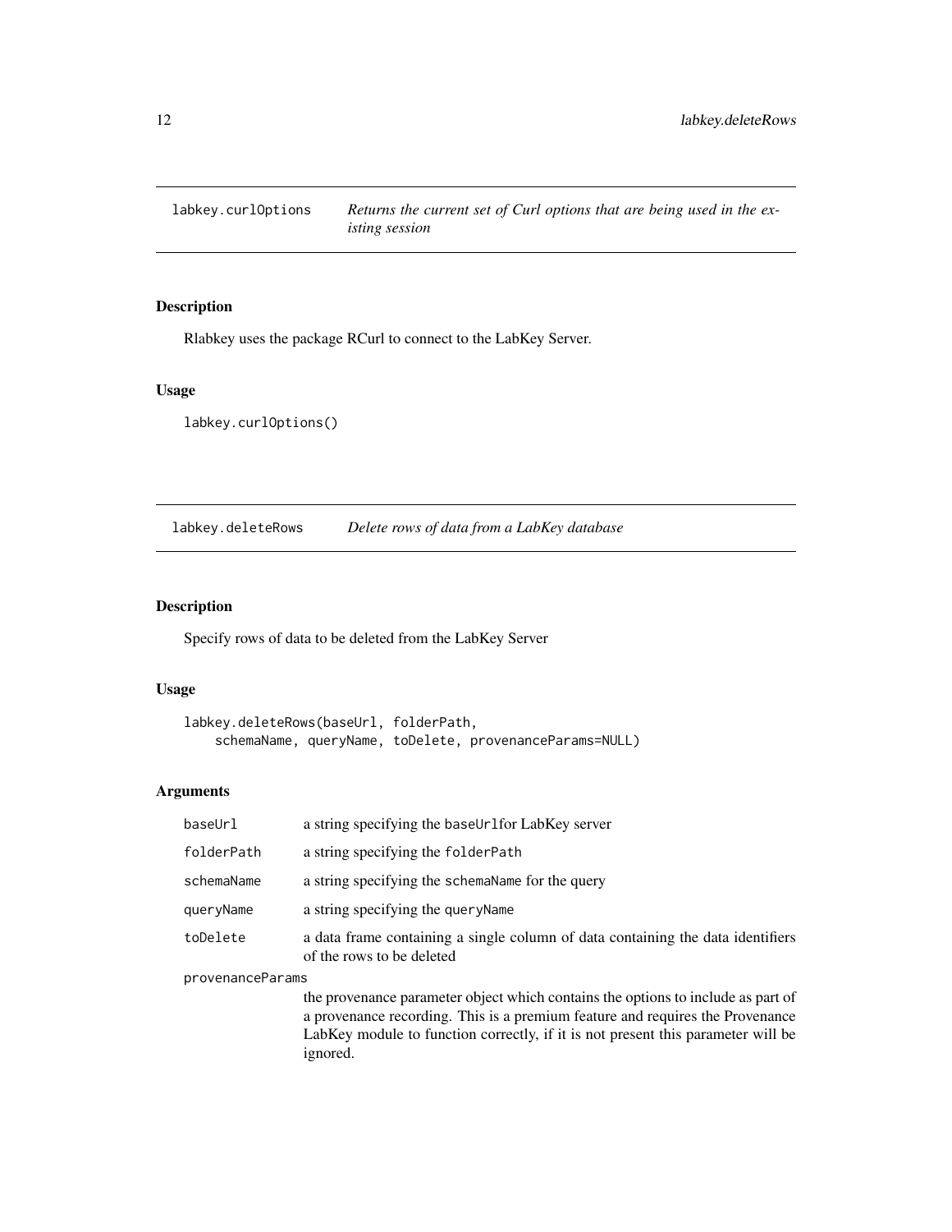## labkey.curlOptions — *Returns the current set of Curl options that are being used in the existing session*

### Description

Rlabkey uses the package RCurl to connect to the LabKey Server.

### Usage

```
labkey.curlOptions()
```

## labkey.deleteRows — *Delete rows of data from a LabKey database*

### Description

Specify rows of data to be deleted from the LabKey Server

### Usage

```
labkey.deleteRows(baseUrl, folderPath,
    schemaName, queryName, toDelete, provenanceParams=NULL)
```

### Arguments

| | |
|---|---|
| `baseUrl` | a string specifying the `baseUrl`for LabKey server |
| `folderPath` | a string specifying the `folderPath` |
| `schemaName` | a string specifying the `schemaName` for the query |
| `queryName` | a string specifying the `queryName` |
| `toDelete` | a data frame containing a single column of data containing the data identifiers of the rows to be deleted |
| `provenanceParams` | the provenance parameter object which contains the options to include as part of a provenance recording. This is a premium feature and requires the Provenance LabKey module to function correctly, if it is not present this parameter will be ignored. |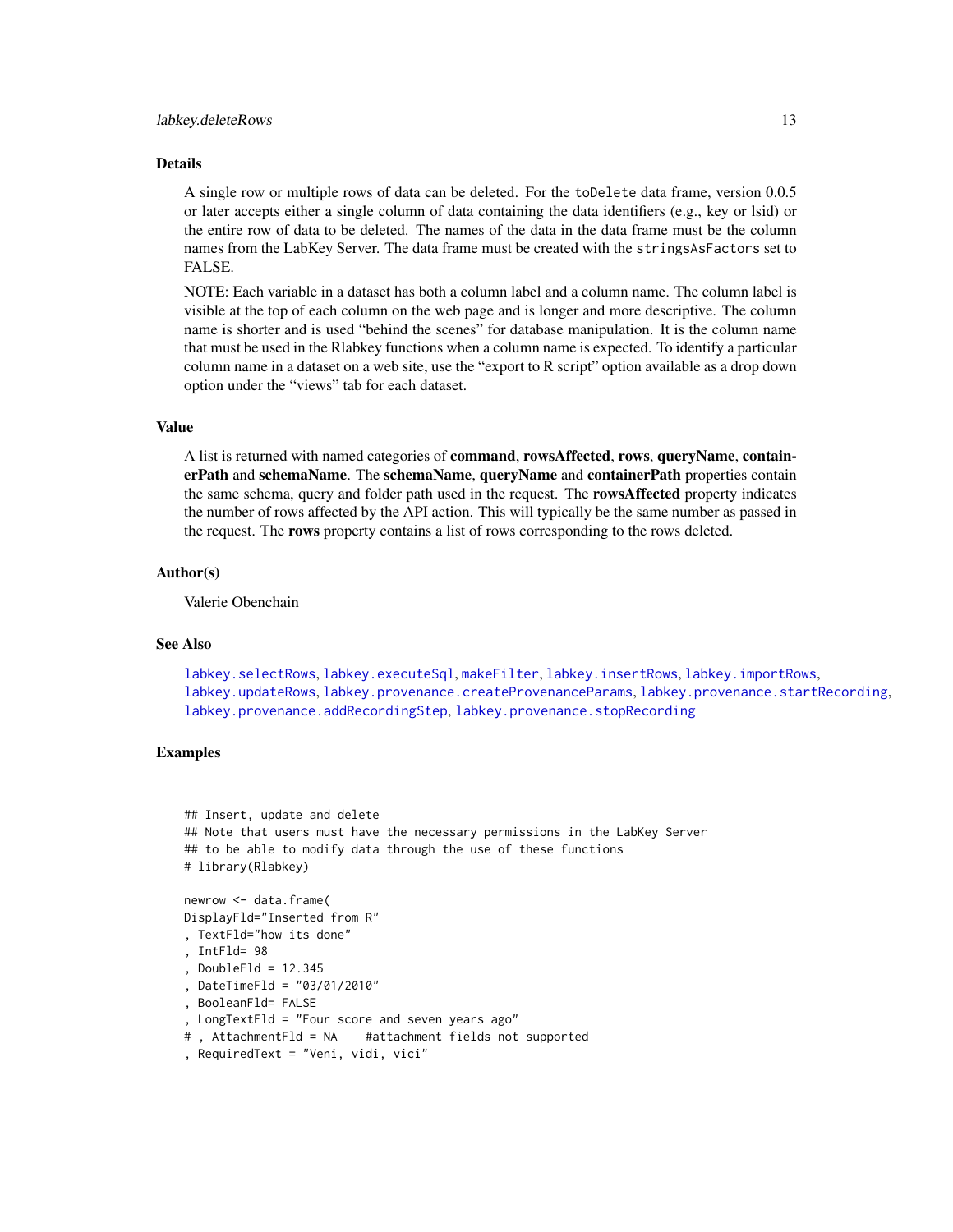### Details

A single row or multiple rows of data can be deleted. For the `toDelete` data frame, version 0.0.5 or later accepts either a single column of data containing the data identifiers (e.g., key or lsid) or the entire row of data to be deleted. The names of the data in the data frame must be the column names from the LabKey Server. The data frame must be created with the `stringsAsFactors` set to FALSE.

NOTE: Each variable in a dataset has both a column label and a column name. The column label is visible at the top of each column on the web page and is longer and more descriptive. The column name is shorter and is used "behind the scenes" for database manipulation. It is the column name that must be used in the Rlabkey functions when a column name is expected. To identify a particular column name in a dataset on a web site, use the "export to R script" option available as a drop down option under the "views" tab for each dataset.

### Value

A list is returned with named categories of **command**, **rowsAffected**, **rows**, **queryName**, **containerPath** and **schemaName**. The **schemaName**, **queryName** and **containerPath** properties contain the same schema, query and folder path used in the request. The **rowsAffected** property indicates the number of rows affected by the API action. This will typically be the same number as passed in the request. The **rows** property contains a list of rows corresponding to the rows deleted.

### Author(s)

Valerie Obenchain

### See Also

`labkey.selectRows`, `labkey.executeSql`, `makeFilter`, `labkey.insertRows`, `labkey.importRows`, `labkey.updateRows`, `labkey.provenance.createProvenanceParams`, `labkey.provenance.startRecording`, `labkey.provenance.addRecordingStep`, `labkey.provenance.stopRecording`

### Examples

```
## Insert, update and delete
## Note that users must have the necessary permissions in the LabKey Server
## to be able to modify data through the use of these functions
# library(Rlabkey)

newrow <- data.frame(
DisplayFld="Inserted from R"
, TextFld="how its done"
, IntFld= 98
, DoubleFld = 12.345
, DateTimeFld = "03/01/2010"
, BooleanFld= FALSE
, LongTextFld = "Four score and seven years ago"
# , AttachmentFld = NA    #attachment fields not supported
, RequiredText = "Veni, vidi, vici"
```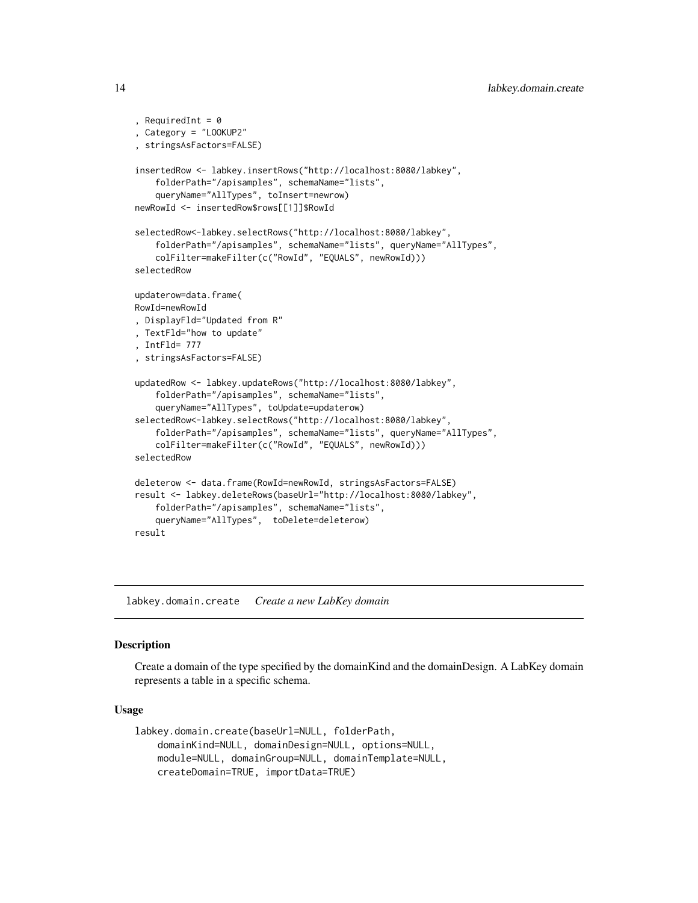```
, RequiredInt = 0
, Category = "LOOKUP2"
, stringsAsFactors=FALSE)

insertedRow <- labkey.insertRows("http://localhost:8080/labkey",
    folderPath="/apisamples", schemaName="lists",
    queryName="AllTypes", toInsert=newrow)
newRowId <- insertedRow$rows[[1]]$RowId

selectedRow<-labkey.selectRows("http://localhost:8080/labkey",
    folderPath="/apisamples", schemaName="lists", queryName="AllTypes",
    colFilter=makeFilter(c("RowId", "EQUALS", newRowId)))
selectedRow

updaterow=data.frame(
RowId=newRowId
, DisplayFld="Updated from R"
, TextFld="how to update"
, IntFld= 777
, stringsAsFactors=FALSE)

updatedRow <- labkey.updateRows("http://localhost:8080/labkey",
    folderPath="/apisamples", schemaName="lists",
    queryName="AllTypes", toUpdate=updaterow)
selectedRow<-labkey.selectRows("http://localhost:8080/labkey",
    folderPath="/apisamples", schemaName="lists", queryName="AllTypes",
    colFilter=makeFilter(c("RowId", "EQUALS", newRowId)))
selectedRow

deleterow <- data.frame(RowId=newRowId, stringsAsFactors=FALSE)
result <- labkey.deleteRows(baseUrl="http://localhost:8080/labkey",
    folderPath="/apisamples", schemaName="lists",
    queryName="AllTypes",  toDelete=deleterow)
result
```

---

## labkey.domain.create *Create a new LabKey domain*

### Description

Create a domain of the type specified by the domainKind and the domainDesign. A LabKey domain represents a table in a specific schema.

### Usage

```
labkey.domain.create(baseUrl=NULL, folderPath,
    domainKind=NULL, domainDesign=NULL, options=NULL,
    module=NULL, domainGroup=NULL, domainTemplate=NULL,
    createDomain=TRUE, importData=TRUE)
```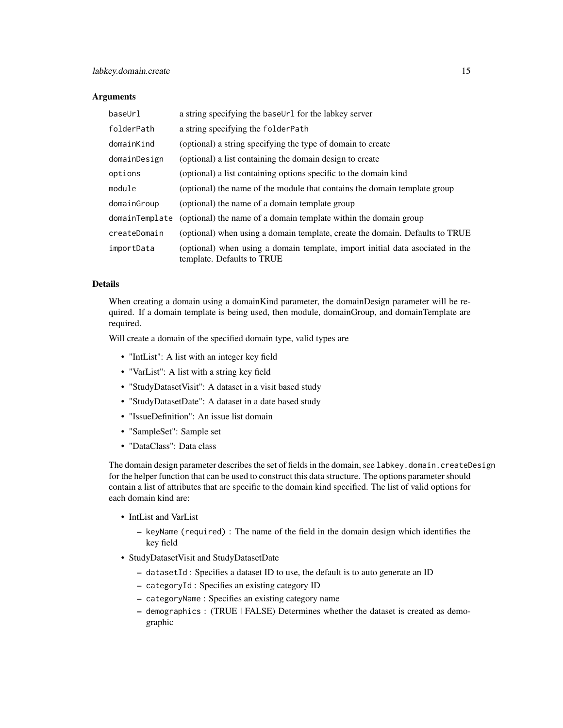### Arguments

| | |
|---|---|
| `baseUrl` | a string specifying the `baseUrl` for the labkey server |
| `folderPath` | a string specifying the `folderPath` |
| `domainKind` | (optional) a string specifying the type of domain to create |
| `domainDesign` | (optional) a list containing the domain design to create |
| `options` | (optional) a list containing options specific to the domain kind |
| `module` | (optional) the name of the module that contains the domain template group |
| `domainGroup` | (optional) the name of a domain template group |
| `domainTemplate` | (optional) the name of a domain template within the domain group |
| `createDomain` | (optional) when using a domain template, create the domain. Defaults to TRUE |
| `importData` | (optional) when using a domain template, import initial data asociated in the template. Defaults to TRUE |

### Details

When creating a domain using a domainKind parameter, the domainDesign parameter will be required. If a domain template is being used, then module, domainGroup, and domainTemplate are required.

Will create a domain of the specified domain type, valid types are

- "IntList": A list with an integer key field
- "VarList": A list with a string key field
- "StudyDatasetVisit": A dataset in a visit based study
- "StudyDatasetDate": A dataset in a date based study
- "IssueDefinition": An issue list domain
- "SampleSet": Sample set
- "DataClass": Data class

The domain design parameter describes the set of fields in the domain, see `labkey.domain.createDesign` for the helper function that can be used to construct this data structure. The options parameter should contain a list of attributes that are specific to the domain kind specified. The list of valid options for each domain kind are:

- IntList and VarList
  - `keyName (required)` : The name of the field in the domain design which identifies the key field
- StudyDatasetVisit and StudyDatasetDate
  - `datasetId` : Specifies a dataset ID to use, the default is to auto generate an ID
  - `categoryId` : Specifies an existing category ID
  - `categoryName` : Specifies an existing category name
  - `demographics` : (TRUE | FALSE) Determines whether the dataset is created as demographic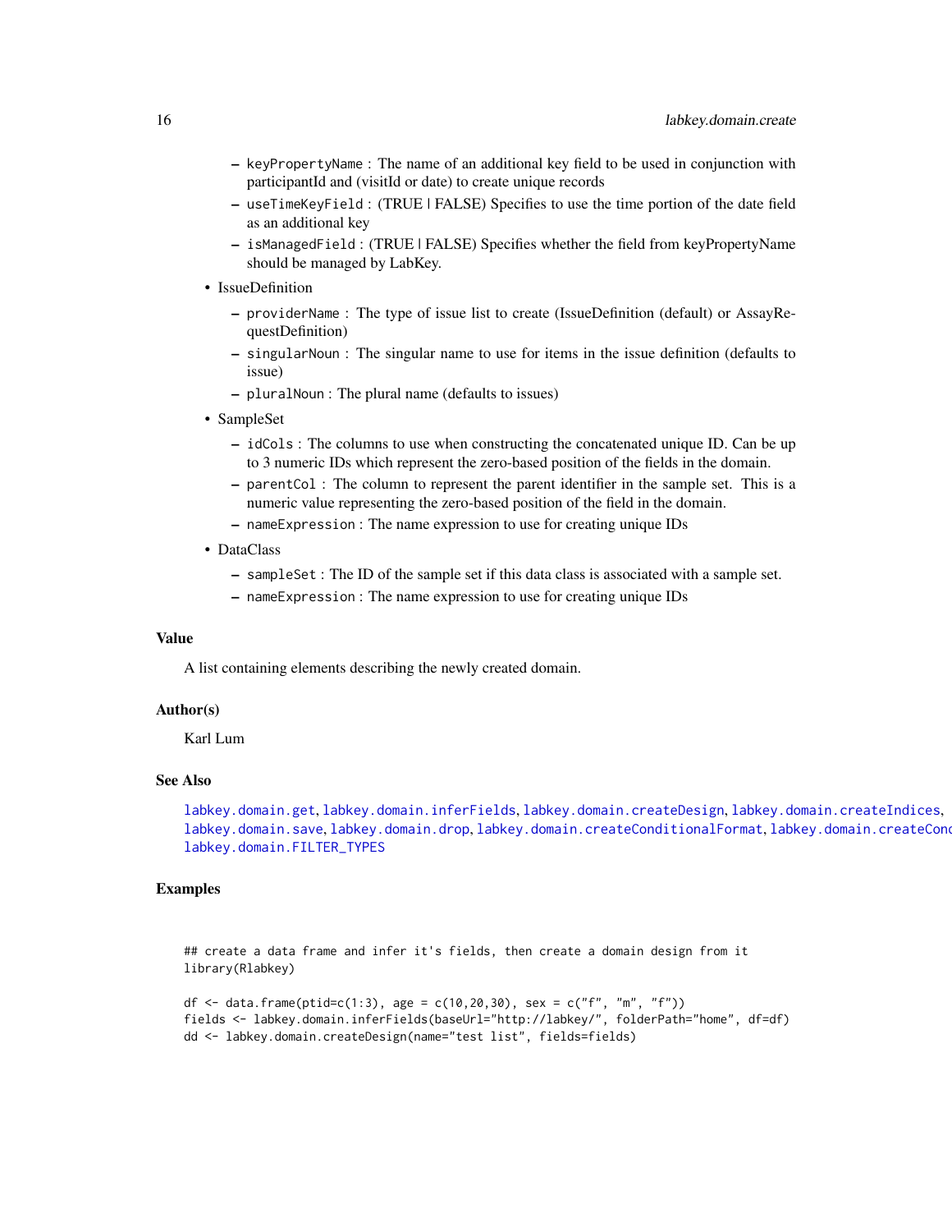- keyPropertyName : The name of an additional key field to be used in conjunction with participantId and (visitId or date) to create unique records
  - useTimeKeyField : (TRUE | FALSE) Specifies to use the time portion of the date field as an additional key
  - isManagedField : (TRUE | FALSE) Specifies whether the field from keyPropertyName should be managed by LabKey.
- IssueDefinition
  - providerName : The type of issue list to create (IssueDefinition (default) or AssayRequestDefinition)
  - singularNoun : The singular name to use for items in the issue definition (defaults to issue)
  - pluralNoun : The plural name (defaults to issues)
- SampleSet
  - idCols : The columns to use when constructing the concatenated unique ID. Can be up to 3 numeric IDs which represent the zero-based position of the fields in the domain.
  - parentCol : The column to represent the parent identifier in the sample set. This is a numeric value representing the zero-based position of the field in the domain.
  - nameExpression : The name expression to use for creating unique IDs
- DataClass
  - sampleSet : The ID of the sample set if this data class is associated with a sample set.
  - nameExpression : The name expression to use for creating unique IDs

### Value

A list containing elements describing the newly created domain.

### Author(s)

Karl Lum

### See Also

labkey.domain.get, labkey.domain.inferFields, labkey.domain.createDesign, labkey.domain.createIndices, labkey.domain.save, labkey.domain.drop, labkey.domain.createConditionalFormat, labkey.domain.createCond labkey.domain.FILTER_TYPES

### Examples

```
## create a data frame and infer it's fields, then create a domain design from it
library(Rlabkey)

df <- data.frame(ptid=c(1:3), age = c(10,20,30), sex = c("f", "m", "f"))
fields <- labkey.domain.inferFields(baseUrl="http://labkey/", folderPath="home", df=df)
dd <- labkey.domain.createDesign(name="test list", fields=fields)
```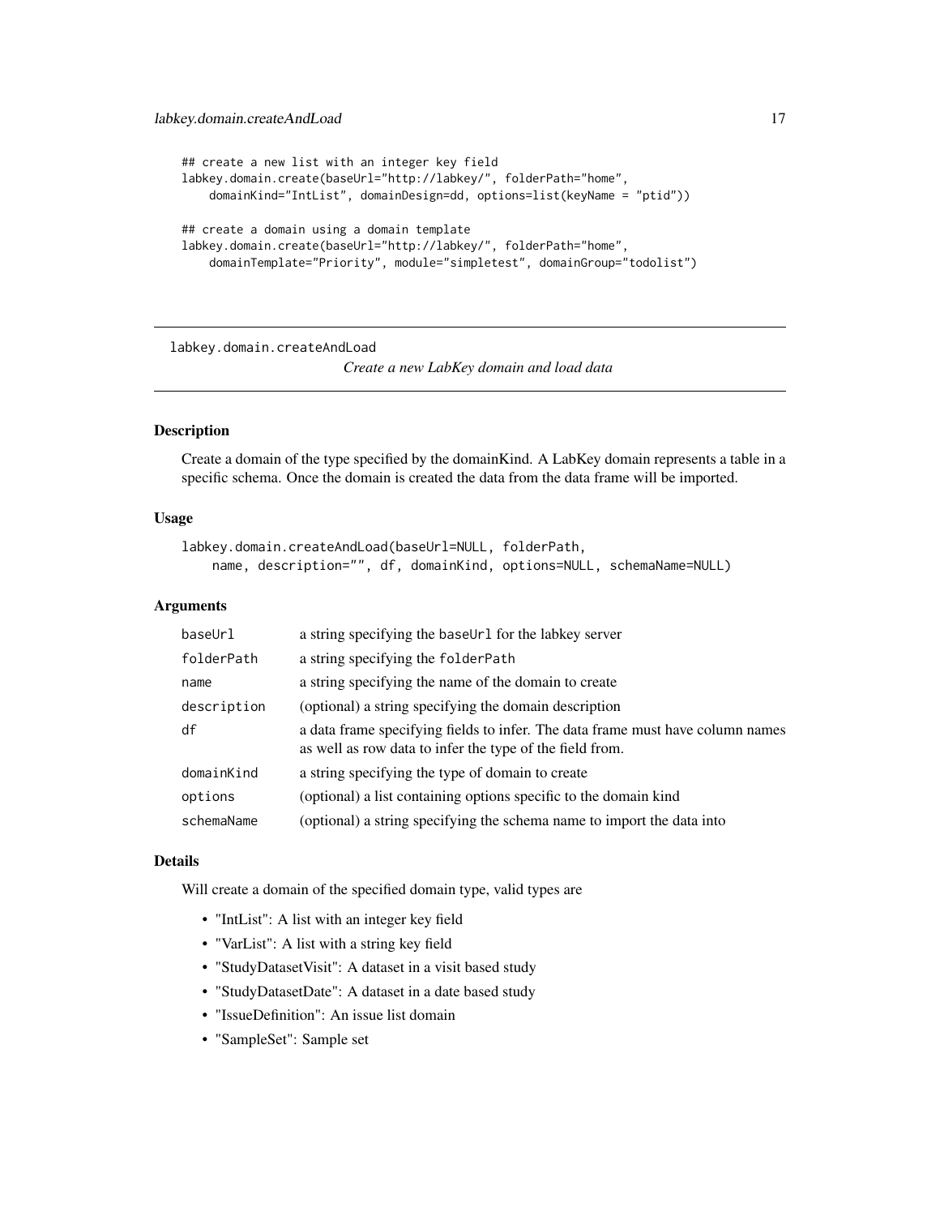```
## create a new list with an integer key field
labkey.domain.create(baseUrl="http://labkey/", folderPath="home",
    domainKind="IntList", domainDesign=dd, options=list(keyName = "ptid"))

## create a domain using a domain template
labkey.domain.create(baseUrl="http://labkey/", folderPath="home",
    domainTemplate="Priority", module="simpletest", domainGroup="todolist")
```

## labkey.domain.createAndLoad

*Create a new LabKey domain and load data*

### Description

Create a domain of the type specified by the domainKind. A LabKey domain represents a table in a specific schema. Once the domain is created the data from the data frame will be imported.

### Usage

```
labkey.domain.createAndLoad(baseUrl=NULL, folderPath,
    name, description="", df, domainKind, options=NULL, schemaName=NULL)
```

### Arguments

| | |
|---|---|
| baseUrl | a string specifying the baseUrl for the labkey server |
| folderPath | a string specifying the folderPath |
| name | a string specifying the name of the domain to create |
| description | (optional) a string specifying the domain description |
| df | a data frame specifying fields to infer. The data frame must have column names as well as row data to infer the type of the field from. |
| domainKind | a string specifying the type of domain to create |
| options | (optional) a list containing options specific to the domain kind |
| schemaName | (optional) a string specifying the schema name to import the data into |

### Details

Will create a domain of the specified domain type, valid types are

- "IntList": A list with an integer key field
- "VarList": A list with a string key field
- "StudyDatasetVisit": A dataset in a visit based study
- "StudyDatasetDate": A dataset in a date based study
- "IssueDefinition": An issue list domain
- "SampleSet": Sample set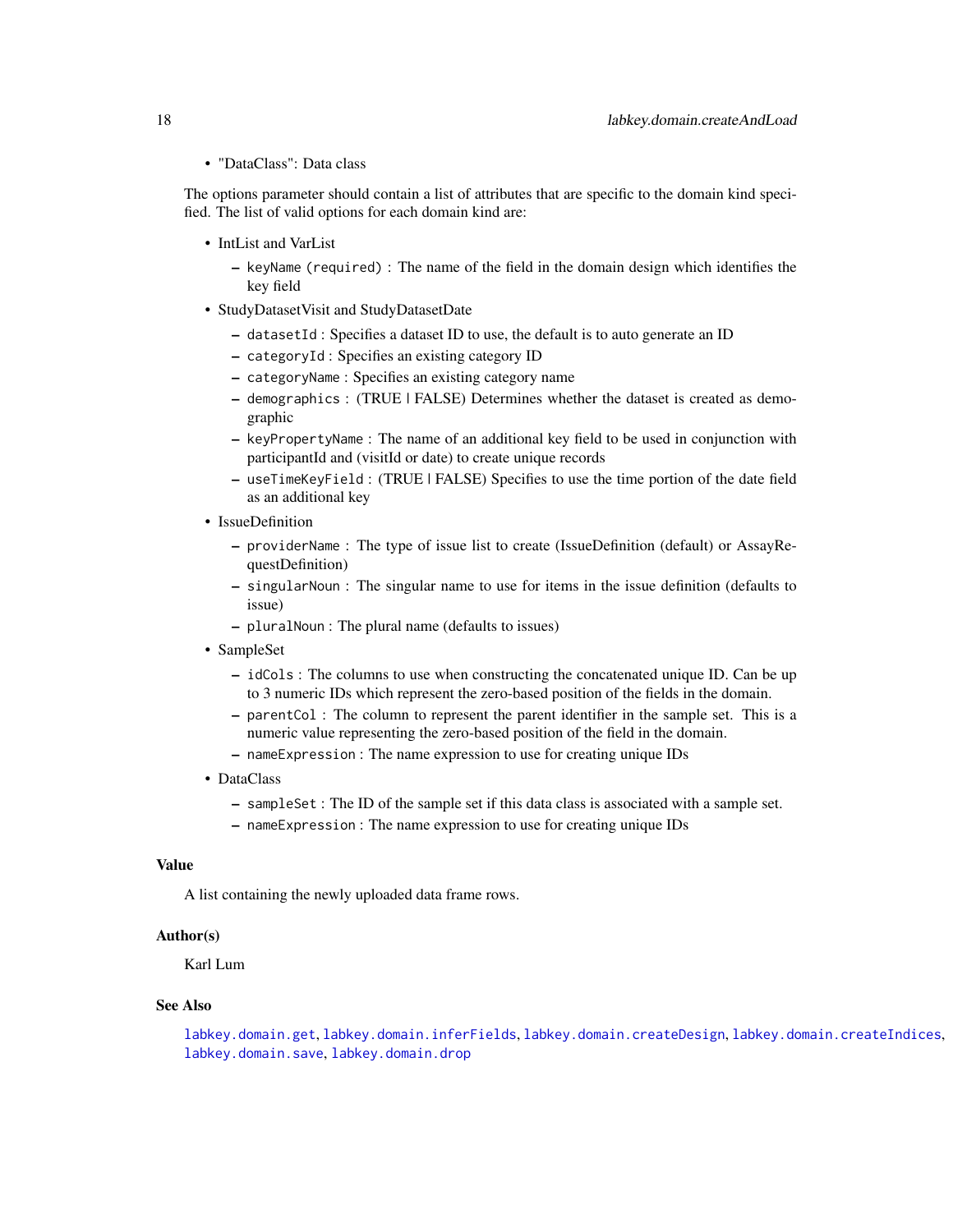- "DataClass": Data class

The options parameter should contain a list of attributes that are specific to the domain kind specified. The list of valid options for each domain kind are:

- IntList and VarList
  - `keyName (required)` : The name of the field in the domain design which identifies the key field
- StudyDatasetVisit and StudyDatasetDate
  - `datasetId` : Specifies a dataset ID to use, the default is to auto generate an ID
  - `categoryId` : Specifies an existing category ID
  - `categoryName` : Specifies an existing category name
  - `demographics` : (TRUE | FALSE) Determines whether the dataset is created as demographic
  - `keyPropertyName` : The name of an additional key field to be used in conjunction with participantId and (visitId or date) to create unique records
  - `useTimeKeyField` : (TRUE | FALSE) Specifies to use the time portion of the date field as an additional key
- IssueDefinition
  - `providerName` : The type of issue list to create (IssueDefinition (default) or AssayRequestDefinition)
  - `singularNoun` : The singular name to use for items in the issue definition (defaults to issue)
  - `pluralNoun` : The plural name (defaults to issues)
- SampleSet
  - `idCols` : The columns to use when constructing the concatenated unique ID. Can be up to 3 numeric IDs which represent the zero-based position of the fields in the domain.
  - `parentCol` : The column to represent the parent identifier in the sample set. This is a numeric value representing the zero-based position of the field in the domain.
  - `nameExpression` : The name expression to use for creating unique IDs
- DataClass
  - `sampleSet` : The ID of the sample set if this data class is associated with a sample set.
  - `nameExpression` : The name expression to use for creating unique IDs

### Value

A list containing the newly uploaded data frame rows.

### Author(s)

Karl Lum

### See Also

`labkey.domain.get`, `labkey.domain.inferFields`, `labkey.domain.createDesign`, `labkey.domain.createIndices`, `labkey.domain.save`, `labkey.domain.drop`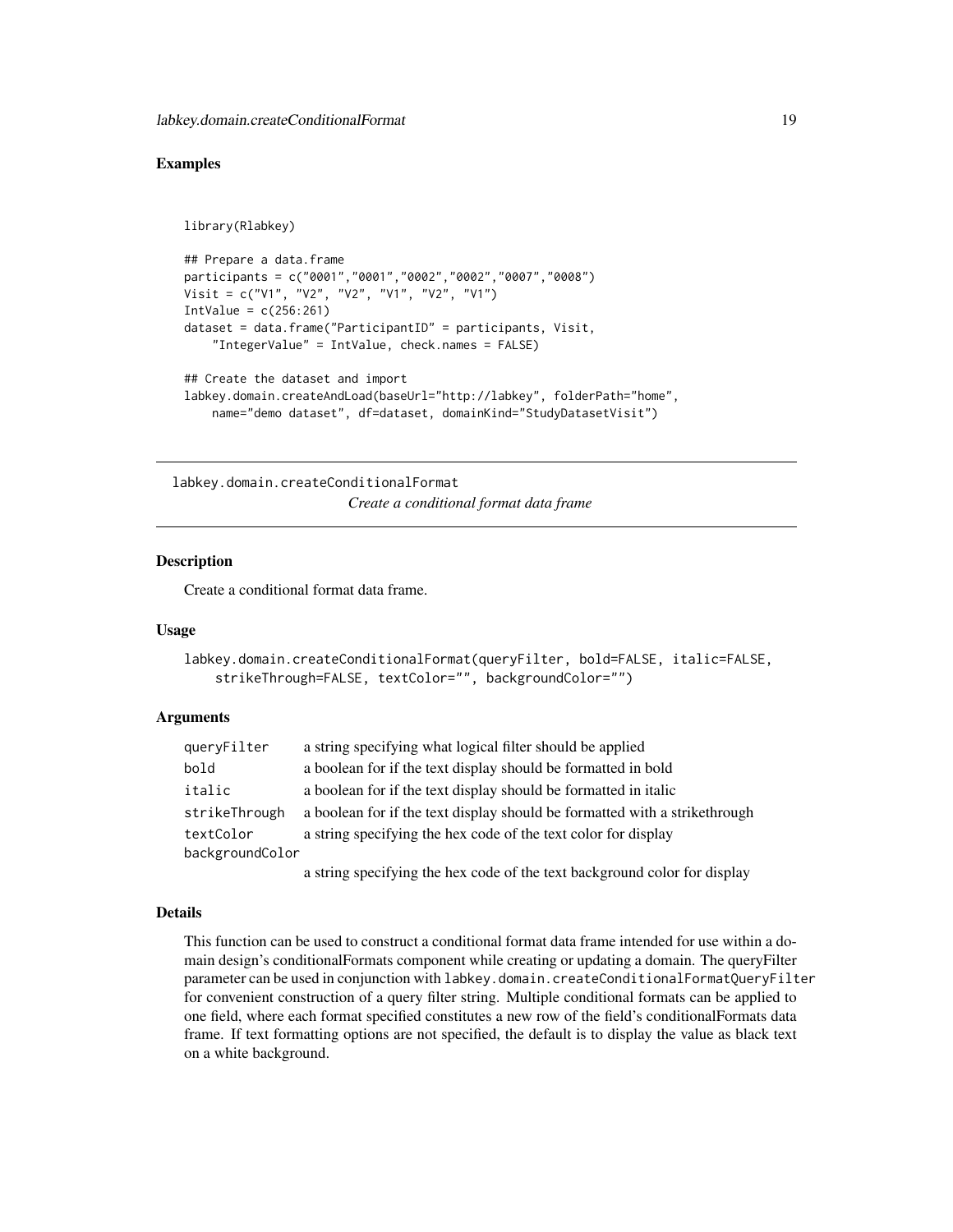## Examples

```
library(Rlabkey)

## Prepare a data.frame
participants = c("0001","0001","0002","0002","0007","0008")
Visit = c("V1", "V2", "V2", "V1", "V2", "V1")
IntValue = c(256:261)
dataset = data.frame("ParticipantID" = participants, Visit,
    "IntegerValue" = IntValue, check.names = FALSE)

## Create the dataset and import
labkey.domain.createAndLoad(baseUrl="http://labkey", folderPath="home",
    name="demo dataset", df=dataset, domainKind="StudyDatasetVisit")
```

---

# labkey.domain.createConditionalFormat

*Create a conditional format data frame*

---

## Description

Create a conditional format data frame.

## Usage

```
labkey.domain.createConditionalFormat(queryFilter, bold=FALSE, italic=FALSE,
    strikeThrough=FALSE, textColor="", backgroundColor="")
```

## Arguments

| | |
|---|---|
| `queryFilter` | a string specifying what logical filter should be applied |
| `bold` | a boolean for if the text display should be formatted in bold |
| `italic` | a boolean for if the text display should be formatted in italic |
| `strikeThrough` | a boolean for if the text display should be formatted with a strikethrough |
| `textColor` | a string specifying the hex code of the text color for display |
| `backgroundColor` | a string specifying the hex code of the text background color for display |

## Details

This function can be used to construct a conditional format data frame intended for use within a domain design's conditionalFormats component while creating or updating a domain. The queryFilter parameter can be used in conjunction with `labkey.domain.createConditionalFormatQueryFilter` for convenient construction of a query filter string. Multiple conditional formats can be applied to one field, where each format specified constitutes a new row of the field's conditionalFormats data frame. If text formatting options are not specified, the default is to display the value as black text on a white background.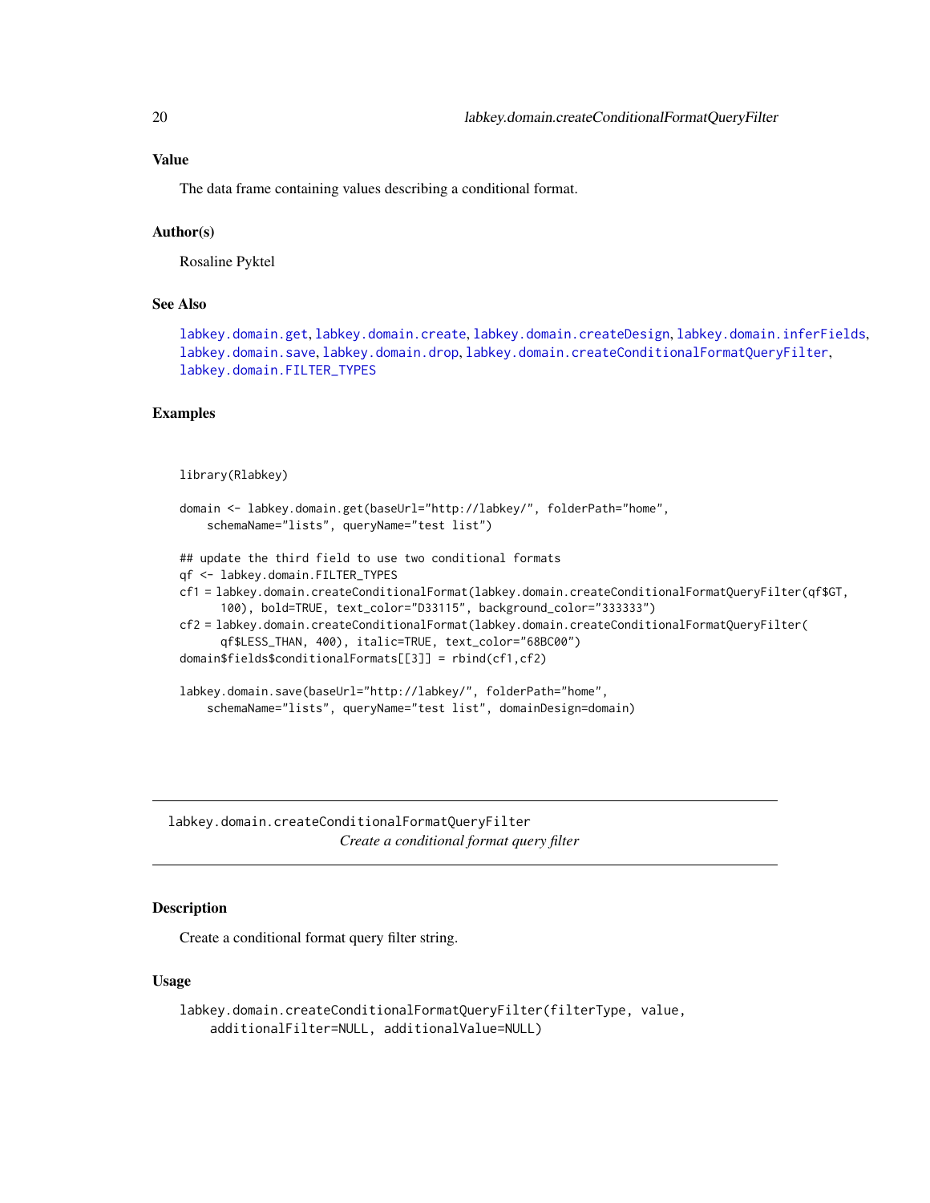### Value

The data frame containing values describing a conditional format.

### Author(s)

Rosaline Pyktel

### See Also

labkey.domain.get, labkey.domain.create, labkey.domain.createDesign, labkey.domain.inferFields, labkey.domain.save, labkey.domain.drop, labkey.domain.createConditionalFormatQueryFilter, labkey.domain.FILTER_TYPES

### Examples

```
library(Rlabkey)

domain <- labkey.domain.get(baseUrl="http://labkey/", folderPath="home",
    schemaName="lists", queryName="test list")

## update the third field to use two conditional formats
qf <- labkey.domain.FILTER_TYPES
cf1 = labkey.domain.createConditionalFormat(labkey.domain.createConditionalFormatQueryFilter(qf$GT,
      100), bold=TRUE, text_color="D33115", background_color="333333")
cf2 = labkey.domain.createConditionalFormat(labkey.domain.createConditionalFormatQueryFilter(
      qf$LESS_THAN, 400), italic=TRUE, text_color="68BC00")
domain$fields$conditionalFormats[[3]] = rbind(cf1,cf2)

labkey.domain.save(baseUrl="http://labkey/", folderPath="home",
    schemaName="lists", queryName="test list", domainDesign=domain)
```

---

## labkey.domain.createConditionalFormatQueryFilter

*Create a conditional format query filter*

---

### Description

Create a conditional format query filter string.

### Usage

```
labkey.domain.createConditionalFormatQueryFilter(filterType, value,
    additionalFilter=NULL, additionalValue=NULL)
```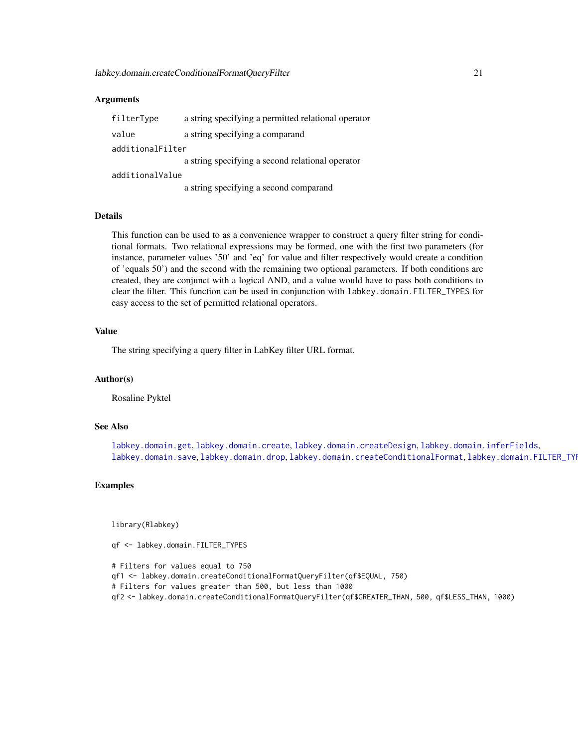## Arguments

| | |
|---|---|
| `filterType` | a string specifying a permitted relational operator |
| `value` | a string specifying a comparand |
| `additionalFilter` | a string specifying a second relational operator |
| `additionalValue` | a string specifying a second comparand |

## Details

This function can be used to as a convenience wrapper to construct a query filter string for conditional formats. Two relational expressions may be formed, one with the first two parameters (for instance, parameter values '50' and 'eq' for value and filter respectively would create a condition of 'equals 50') and the second with the remaining two optional parameters. If both conditions are created, they are conjunct with a logical AND, and a value would have to pass both conditions to clear the filter. This function can be used in conjunction with `labkey.domain.FILTER_TYPES` for easy access to the set of permitted relational operators.

## Value

The string specifying a query filter in LabKey filter URL format.

## Author(s)

Rosaline Pyktel

## See Also

`labkey.domain.get`, `labkey.domain.create`, `labkey.domain.createDesign`, `labkey.domain.inferFields`, `labkey.domain.save`, `labkey.domain.drop`, `labkey.domain.createConditionalFormat`, `labkey.domain.FILTER_TYPES`

## Examples

```
library(Rlabkey)

qf <- labkey.domain.FILTER_TYPES

# Filters for values equal to 750
qf1 <- labkey.domain.createConditionalFormatQueryFilter(qf$EQUAL, 750)
# Filters for values greater than 500, but less than 1000
qf2 <- labkey.domain.createConditionalFormatQueryFilter(qf$GREATER_THAN, 500, qf$LESS_THAN, 1000)
```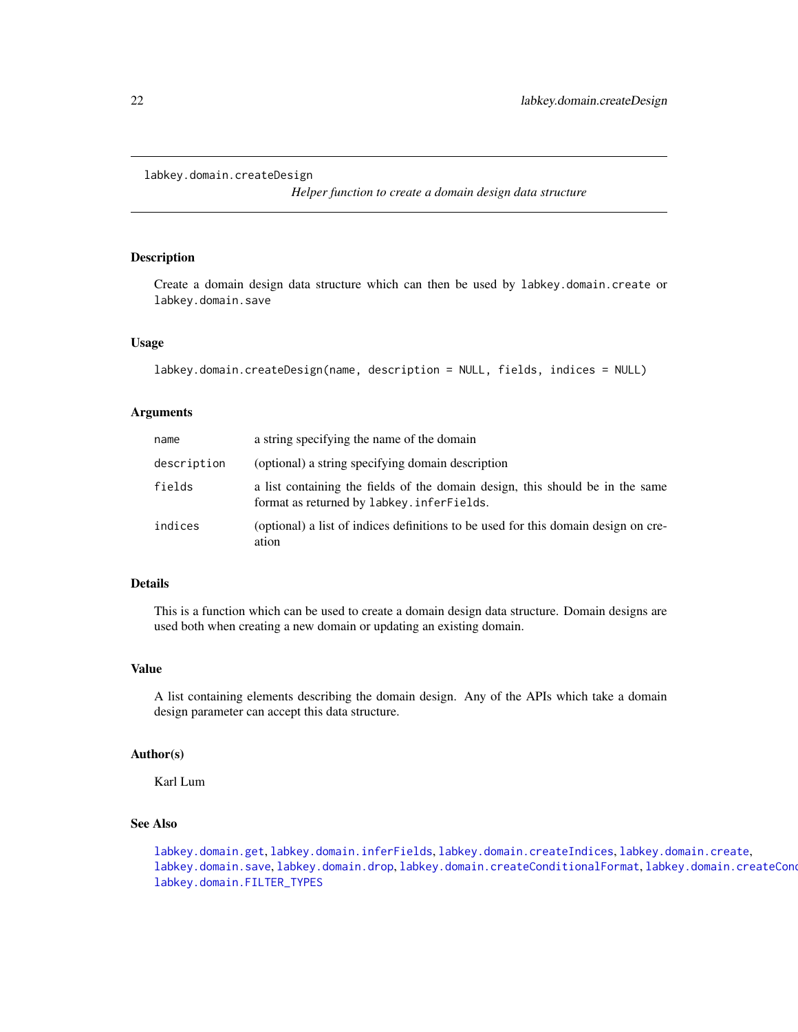# labkey.domain.createDesign

*Helper function to create a domain design data structure*

## Description

Create a domain design data structure which can then be used by `labkey.domain.create` or `labkey.domain.save`

## Usage

```
labkey.domain.createDesign(name, description = NULL, fields, indices = NULL)
```

## Arguments

| | |
|---|---|
| `name` | a string specifying the name of the domain |
| `description` | (optional) a string specifying domain description |
| `fields` | a list containing the fields of the domain design, this should be in the same format as returned by `labkey.inferFields`. |
| `indices` | (optional) a list of indices definitions to be used for this domain design on creation |

## Details

This is a function which can be used to create a domain design data structure. Domain designs are used both when creating a new domain or updating an existing domain.

## Value

A list containing elements describing the domain design. Any of the APIs which take a domain design parameter can accept this data structure.

## Author(s)

Karl Lum

## See Also

`labkey.domain.get`, `labkey.domain.inferFields`, `labkey.domain.createIndices`, `labkey.domain.create`, `labkey.domain.save`, `labkey.domain.drop`, `labkey.domain.createConditionalFormat`, `labkey.domain.createCond`
`labkey.domain.FILTER_TYPES`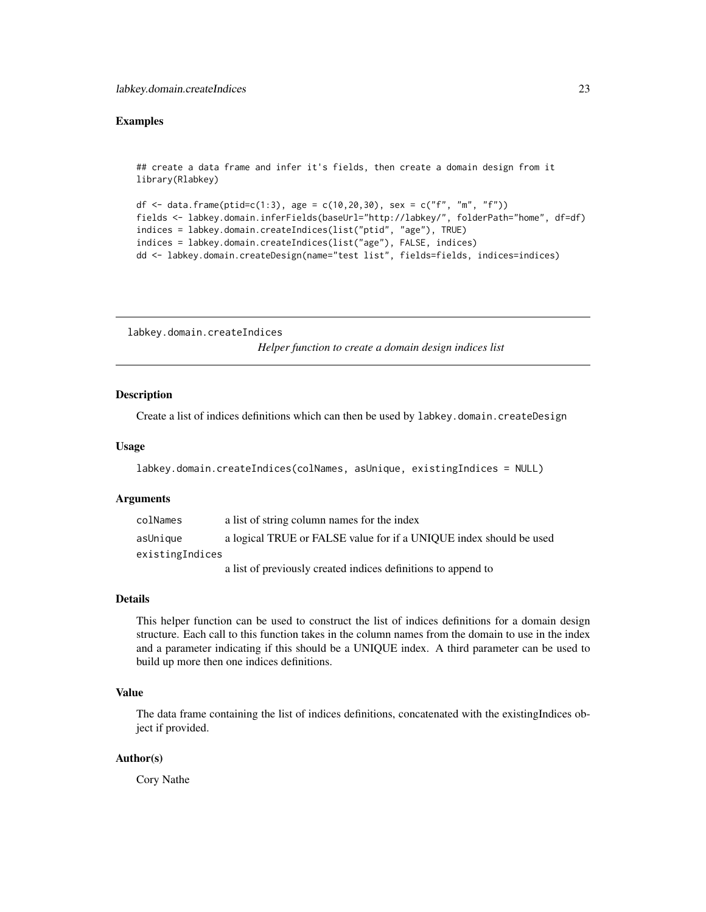## Examples

```
## create a data frame and infer it's fields, then create a domain design from it
library(Rlabkey)

df <- data.frame(ptid=c(1:3), age = c(10,20,30), sex = c("f", "m", "f"))
fields <- labkey.domain.inferFields(baseUrl="http://labkey/", folderPath="home", df=df)
indices = labkey.domain.createIndices(list("ptid", "age"), TRUE)
indices = labkey.domain.createIndices(list("age"), FALSE, indices)
dd <- labkey.domain.createDesign(name="test list", fields=fields, indices=indices)
```

---

# labkey.domain.createIndices

*Helper function to create a domain design indices list*

---

## Description

Create a list of indices definitions which can then be used by `labkey.domain.createDesign`

## Usage

```
labkey.domain.createIndices(colNames, asUnique, existingIndices = NULL)
```

## Arguments

| | |
|---|---|
| `colNames` | a list of string column names for the index |
| `asUnique` | a logical TRUE or FALSE value for if a UNIQUE index should be used |
| `existingIndices` | a list of previously created indices definitions to append to |

## Details

This helper function can be used to construct the list of indices definitions for a domain design structure. Each call to this function takes in the column names from the domain to use in the index and a parameter indicating if this should be a UNIQUE index. A third parameter can be used to build up more then one indices definitions.

## Value

The data frame containing the list of indices definitions, concatenated with the existingIndices object if provided.

## Author(s)

Cory Nathe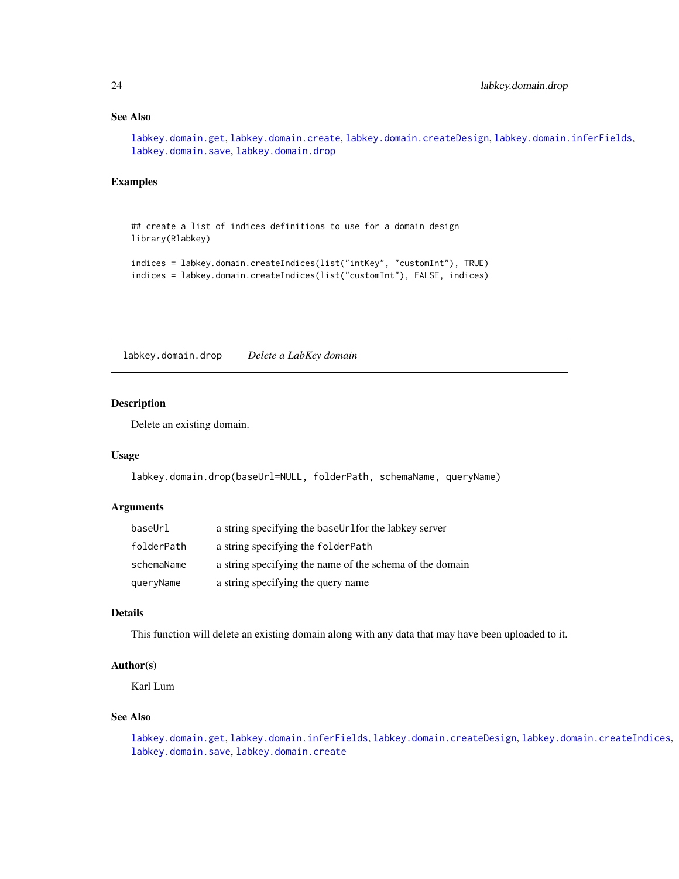## See Also

labkey.domain.get, labkey.domain.create, labkey.domain.createDesign, labkey.domain.inferFields, labkey.domain.save, labkey.domain.drop

## Examples

```
## create a list of indices definitions to use for a domain design
library(Rlabkey)

indices = labkey.domain.createIndices(list("intKey", "customInt"), TRUE)
indices = labkey.domain.createIndices(list("customInt"), FALSE, indices)
```

---

# labkey.domain.drop *Delete a LabKey domain*

---

## Description

Delete an existing domain.

## Usage

```
labkey.domain.drop(baseUrl=NULL, folderPath, schemaName, queryName)
```

## Arguments

| | |
|---|---|
| baseUrl | a string specifying the baseUrlfor the labkey server |
| folderPath | a string specifying the folderPath |
| schemaName | a string specifying the name of the schema of the domain |
| queryName | a string specifying the query name |

## Details

This function will delete an existing domain along with any data that may have been uploaded to it.

## Author(s)

Karl Lum

## See Also

labkey.domain.get, labkey.domain.inferFields, labkey.domain.createDesign, labkey.domain.createIndices, labkey.domain.save, labkey.domain.create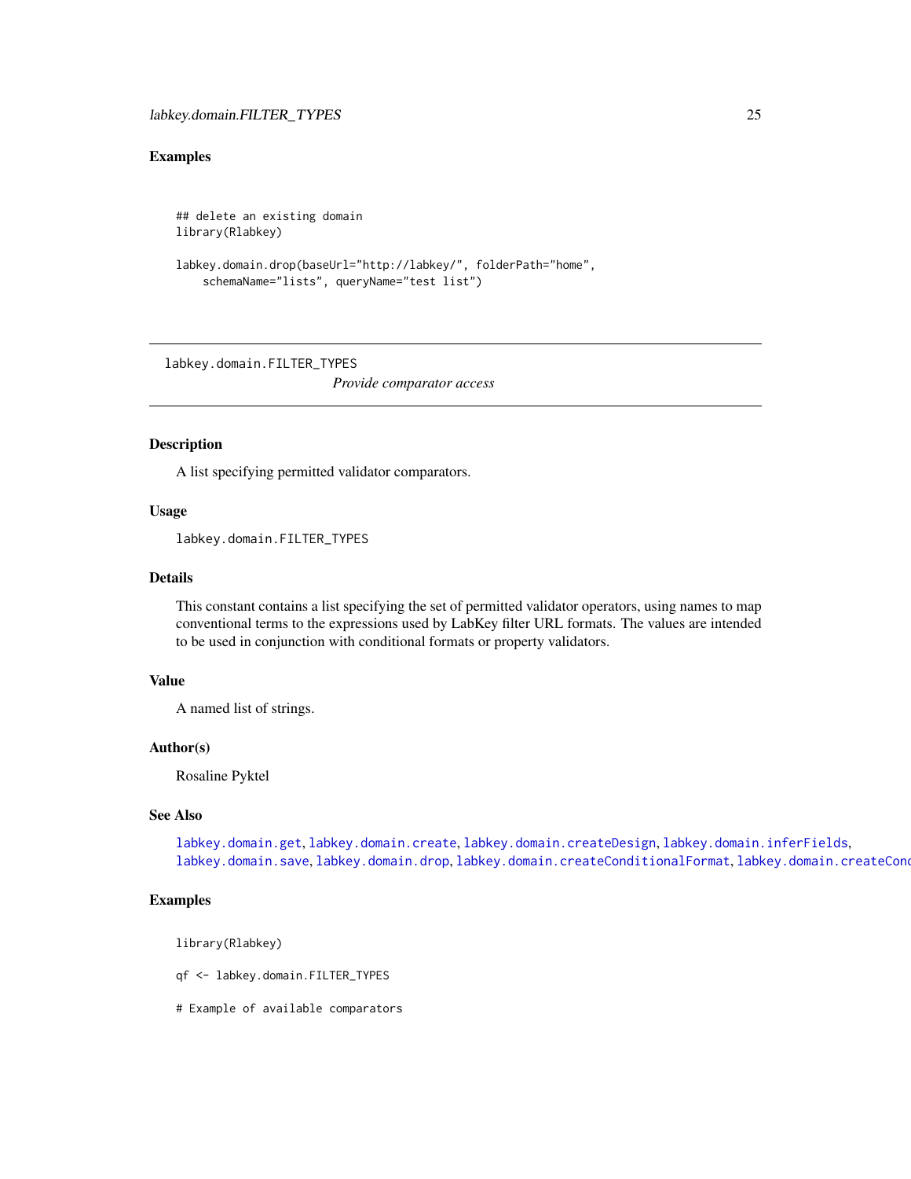## Examples

```
## delete an existing domain
library(Rlabkey)

labkey.domain.drop(baseUrl="http://labkey/", folderPath="home",
    schemaName="lists", queryName="test list")
```

---

# labkey.domain.FILTER_TYPES

*Provide comparator access*

---

### Description

A list specifying permitted validator comparators.

### Usage

```
labkey.domain.FILTER_TYPES
```

### Details

This constant contains a list specifying the set of permitted validator operators, using names to map conventional terms to the expressions used by LabKey filter URL formats. The values are intended to be used in conjunction with conditional formats or property validators.

### Value

A named list of strings.

### Author(s)

Rosaline Pyktel

### See Also

labkey.domain.get, labkey.domain.create, labkey.domain.createDesign, labkey.domain.inferFields, labkey.domain.save, labkey.domain.drop, labkey.domain.createConditionalFormat, labkey.domain.createCond

### Examples

```
library(Rlabkey)

qf <- labkey.domain.FILTER_TYPES

# Example of available comparators
```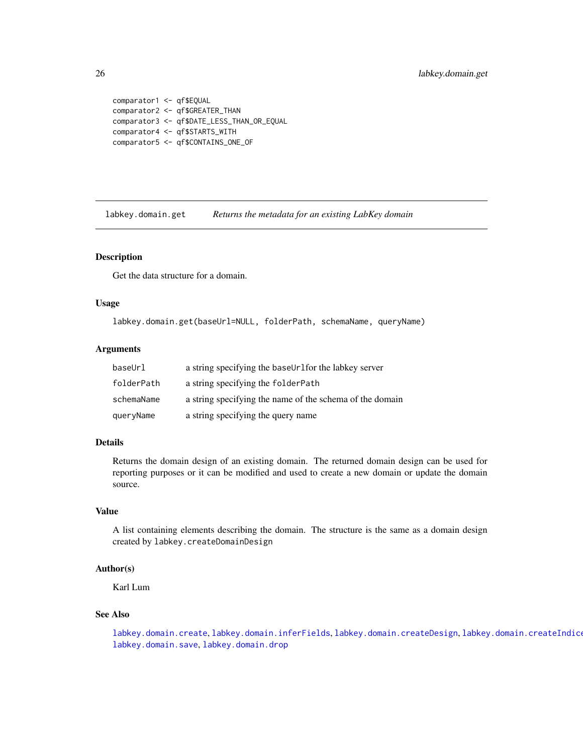```
comparator1 <- qf$EQUAL
comparator2 <- qf$GREATER_THAN
comparator3 <- qf$DATE_LESS_THAN_OR_EQUAL
comparator4 <- qf$STARTS_WITH
comparator5 <- qf$CONTAINS_ONE_OF
```

## labkey.domain.get — *Returns the metadata for an existing LabKey domain*

### Description

Get the data structure for a domain.

### Usage

```
labkey.domain.get(baseUrl=NULL, folderPath, schemaName, queryName)
```

### Arguments

| | |
|---|---|
| `baseUrl` | a string specifying the `baseUrl`for the labkey server |
| `folderPath` | a string specifying the `folderPath` |
| `schemaName` | a string specifying the name of the schema of the domain |
| `queryName` | a string specifying the query name |

### Details

Returns the domain design of an existing domain. The returned domain design can be used for reporting purposes or it can be modified and used to create a new domain or update the domain source.

### Value

A list containing elements describing the domain. The structure is the same as a domain design created by `labkey.createDomainDesign`

### Author(s)

Karl Lum

### See Also

`labkey.domain.create`, `labkey.domain.inferFields`, `labkey.domain.createDesign`, `labkey.domain.createIndices`, `labkey.domain.save`, `labkey.domain.drop`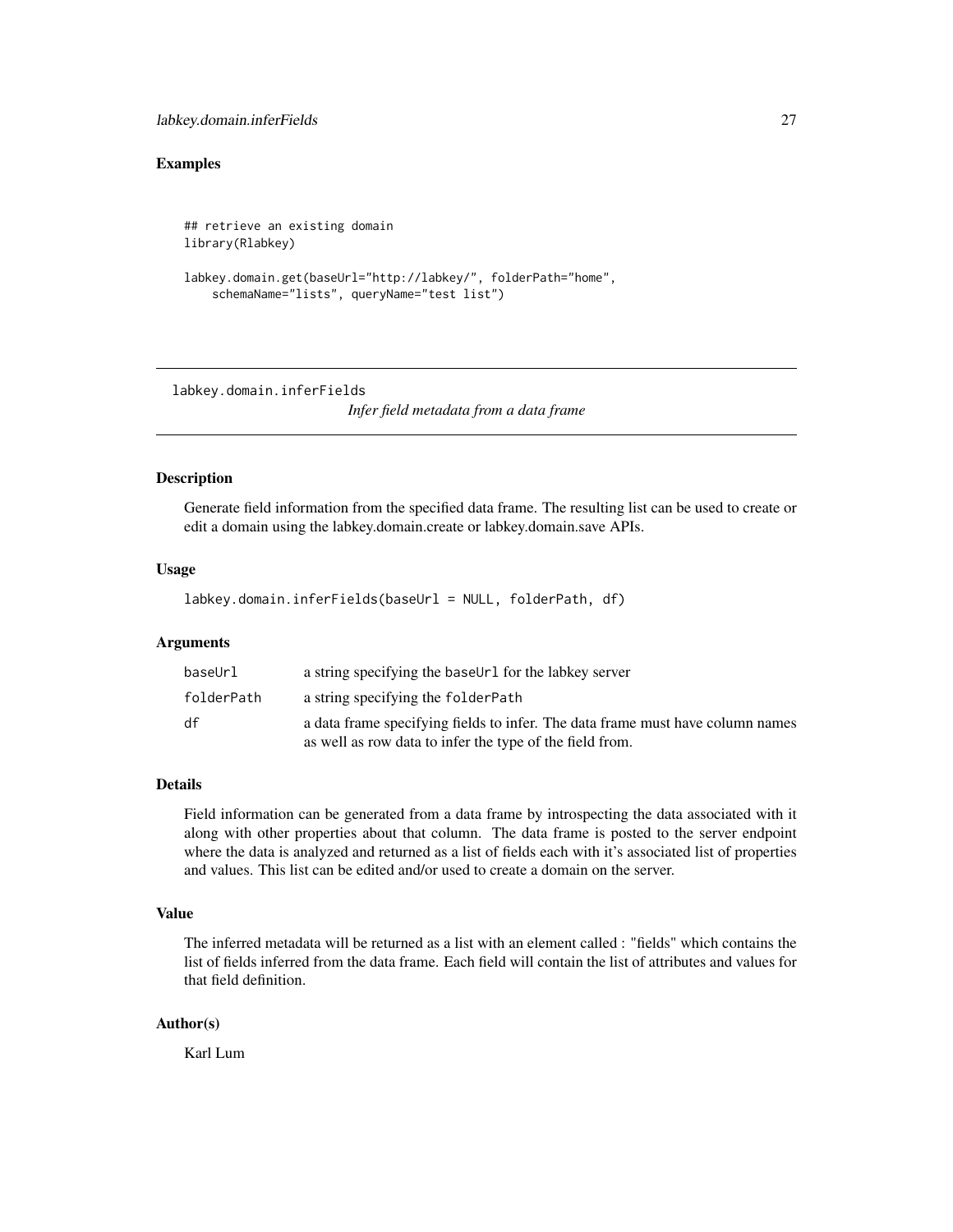### Examples

```
## retrieve an existing domain
library(Rlabkey)

labkey.domain.get(baseUrl="http://labkey/", folderPath="home",
    schemaName="lists", queryName="test list")
```

---

## labkey.domain.inferFields

*Infer field metadata from a data frame*

---

### Description

Generate field information from the specified data frame. The resulting list can be used to create or edit a domain using the labkey.domain.create or labkey.domain.save APIs.

### Usage

```
labkey.domain.inferFields(baseUrl = NULL, folderPath, df)
```

### Arguments

| | |
|---|---|
| baseUrl | a string specifying the `baseUrl` for the labkey server |
| folderPath | a string specifying the `folderPath` |
| df | a data frame specifying fields to infer. The data frame must have column names as well as row data to infer the type of the field from. |

### Details

Field information can be generated from a data frame by introspecting the data associated with it along with other properties about that column. The data frame is posted to the server endpoint where the data is analyzed and returned as a list of fields each with it's associated list of properties and values. This list can be edited and/or used to create a domain on the server.

### Value

The inferred metadata will be returned as a list with an element called : "fields" which contains the list of fields inferred from the data frame. Each field will contain the list of attributes and values for that field definition.

### Author(s)

Karl Lum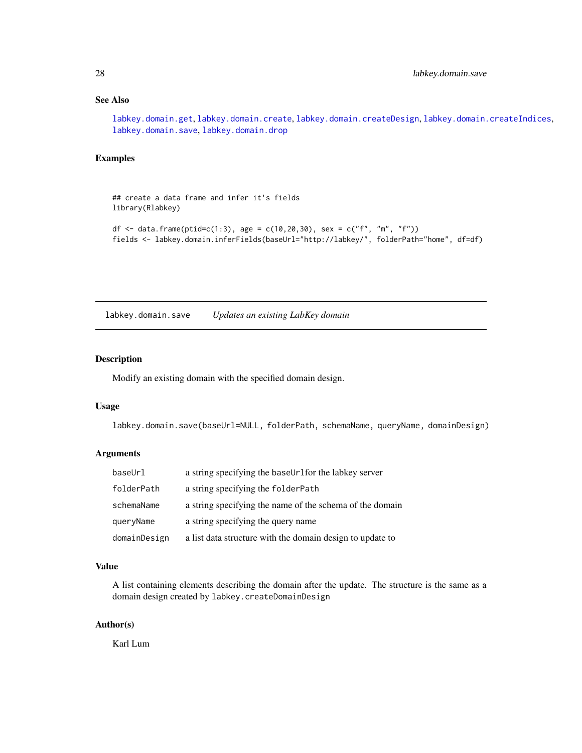## See Also

labkey.domain.get, labkey.domain.create, labkey.domain.createDesign, labkey.domain.createIndices, labkey.domain.save, labkey.domain.drop

## Examples

```
## create a data frame and infer it's fields
library(Rlabkey)

df <- data.frame(ptid=c(1:3), age = c(10,20,30), sex = c("f", "m", "f"))
fields <- labkey.domain.inferFields(baseUrl="http://labkey/", folderPath="home", df=df)
```

---

# labkey.domain.save &nbsp;&nbsp;&nbsp; *Updates an existing LabKey domain*

---

## Description

Modify an existing domain with the specified domain design.

## Usage

```
labkey.domain.save(baseUrl=NULL, folderPath, schemaName, queryName, domainDesign)
```

## Arguments

| | |
|---|---|
| baseUrl | a string specifying the baseUrlfor the labkey server |
| folderPath | a string specifying the folderPath |
| schemaName | a string specifying the name of the schema of the domain |
| queryName | a string specifying the query name |
| domainDesign | a list data structure with the domain design to update to |

## Value

A list containing elements describing the domain after the update. The structure is the same as a domain design created by `labkey.createDomainDesign`

## Author(s)

Karl Lum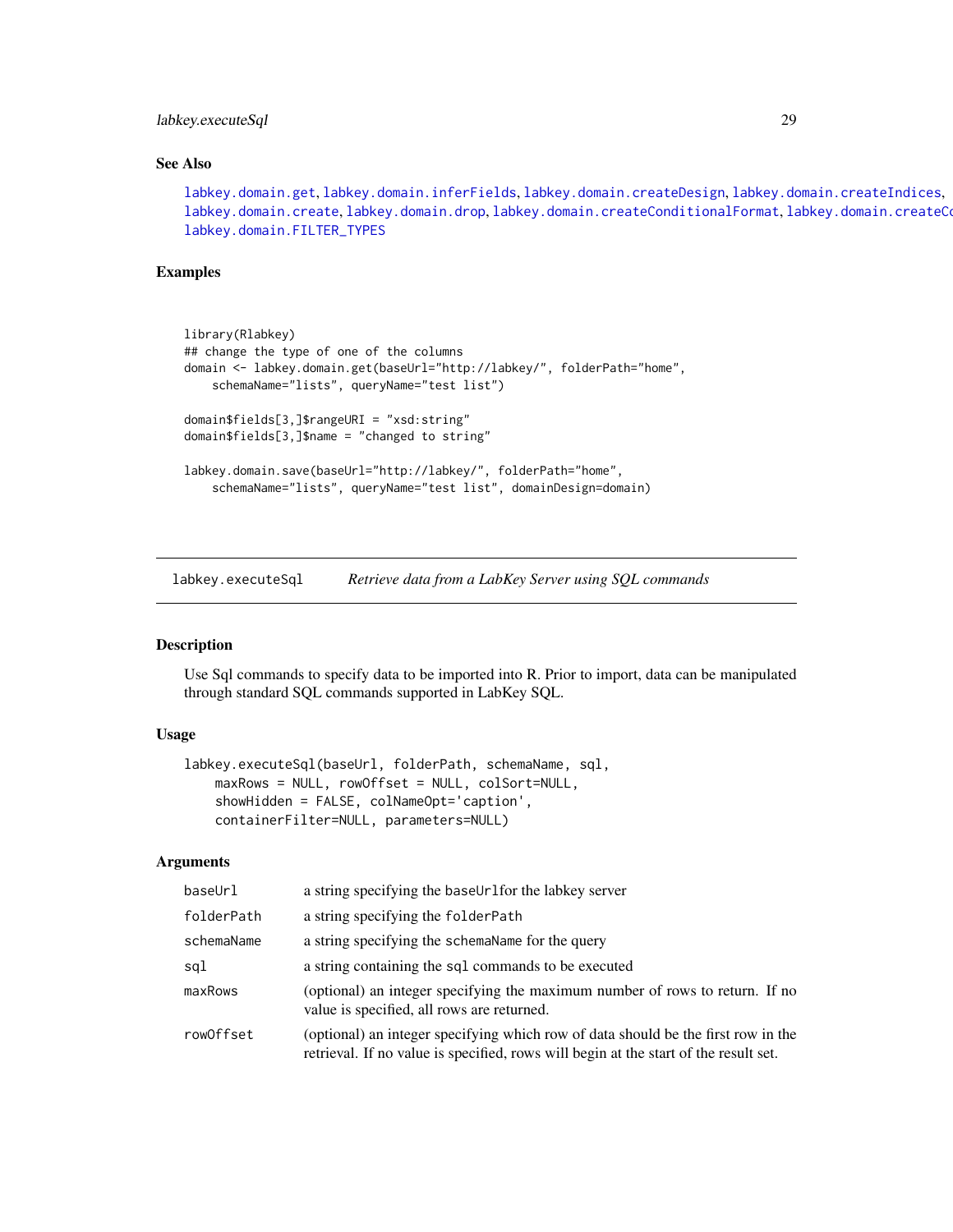### See Also

labkey.domain.get, labkey.domain.inferFields, labkey.domain.createDesign, labkey.domain.createIndices, labkey.domain.create, labkey.domain.drop, labkey.domain.createConditionalFormat, labkey.domain.createC labkey.domain.FILTER_TYPES

### Examples

```
library(Rlabkey)
## change the type of one of the columns
domain <- labkey.domain.get(baseUrl="http://labkey/", folderPath="home",
    schemaName="lists", queryName="test list")

domain$fields[3,]$rangeURI = "xsd:string"
domain$fields[3,]$name = "changed to string"

labkey.domain.save(baseUrl="http://labkey/", folderPath="home",
    schemaName="lists", queryName="test list", domainDesign=domain)
```

---

## labkey.executeSql — *Retrieve data from a LabKey Server using SQL commands*

---

### Description

Use Sql commands to specify data to be imported into R. Prior to import, data can be manipulated through standard SQL commands supported in LabKey SQL.

### Usage

```
labkey.executeSql(baseUrl, folderPath, schemaName, sql,
    maxRows = NULL, rowOffset = NULL, colSort=NULL,
    showHidden = FALSE, colNameOpt='caption',
    containerFilter=NULL, parameters=NULL)
```

### Arguments

| | |
|---|---|
| baseUrl | a string specifying the baseUrlfor the labkey server |
| folderPath | a string specifying the folderPath |
| schemaName | a string specifying the schemaName for the query |
| sql | a string containing the sql commands to be executed |
| maxRows | (optional) an integer specifying the maximum number of rows to return. If no value is specified, all rows are returned. |
| rowOffset | (optional) an integer specifying which row of data should be the first row in the retrieval. If no value is specified, rows will begin at the start of the result set. |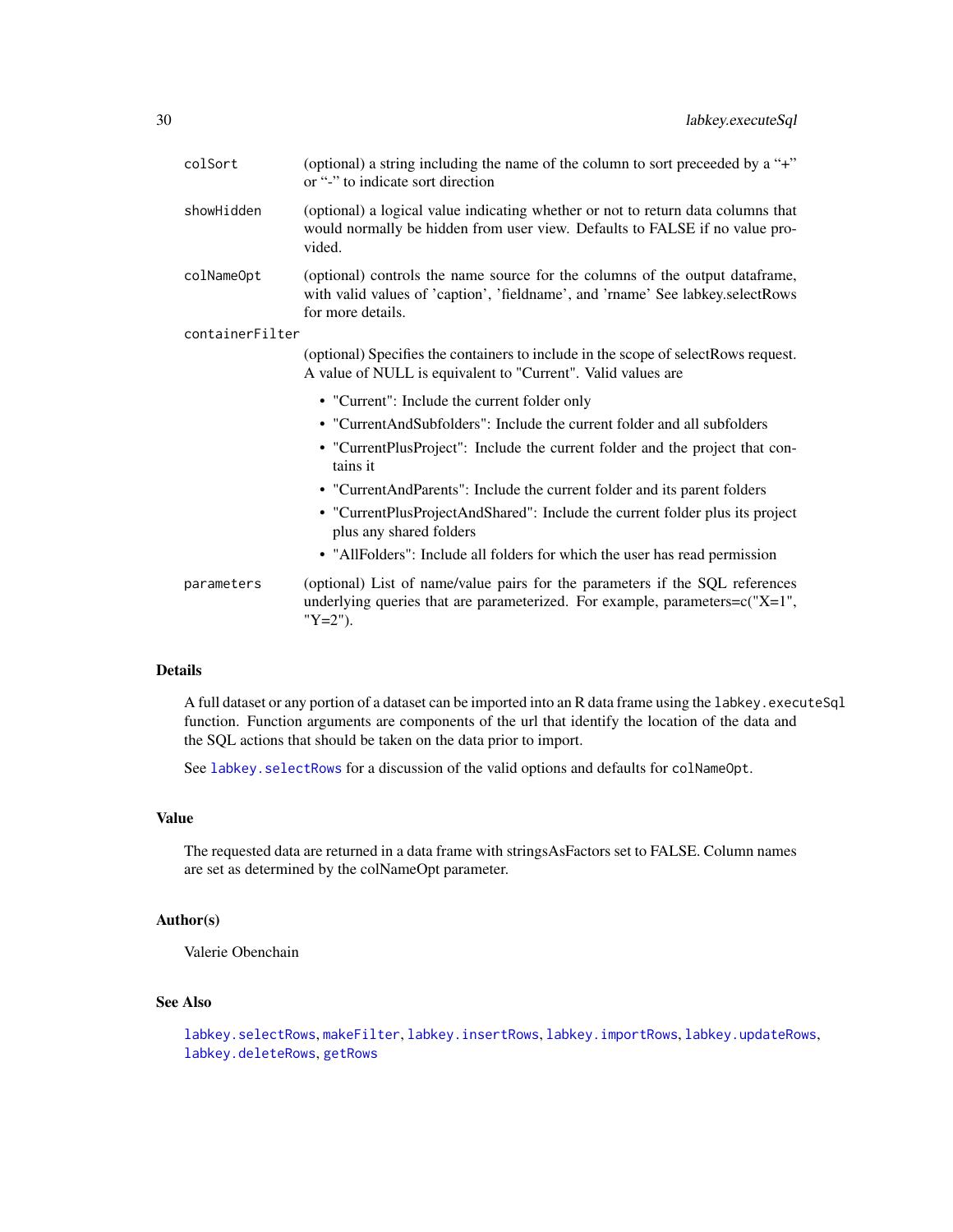colSort
: (optional) a string including the name of the column to sort preceeded by a "+" or "-" to indicate sort direction

showHidden
: (optional) a logical value indicating whether or not to return data columns that would normally be hidden from user view. Defaults to FALSE if no value provided.

colNameOpt
: (optional) controls the name source for the columns of the output dataframe, with valid values of 'caption', 'fieldname', and 'rname' See labkey.selectRows for more details.

containerFilter
: (optional) Specifies the containers to include in the scope of selectRows request. A value of NULL is equivalent to "Current". Valid values are

- "Current": Include the current folder only
- "CurrentAndSubfolders": Include the current folder and all subfolders
- "CurrentPlusProject": Include the current folder and the project that contains it
- "CurrentAndParents": Include the current folder and its parent folders
- "CurrentPlusProjectAndShared": Include the current folder plus its project plus any shared folders
- "AllFolders": Include all folders for which the user has read permission

parameters
: (optional) List of name/value pairs for the parameters if the SQL references underlying queries that are parameterized. For example, parameters=c("X=1", "Y=2").

## Details

A full dataset or any portion of a dataset can be imported into an R data frame using the `labkey.executeSql` function. Function arguments are components of the url that identify the location of the data and the SQL actions that should be taken on the data prior to import.

See `labkey.selectRows` for a discussion of the valid options and defaults for `colNameOpt`.

## Value

The requested data are returned in a data frame with stringsAsFactors set to FALSE. Column names are set as determined by the colNameOpt parameter.

## Author(s)

Valerie Obenchain

## See Also

`labkey.selectRows`, `makeFilter`, `labkey.insertRows`, `labkey.importRows`, `labkey.updateRows`, `labkey.deleteRows`, `getRows`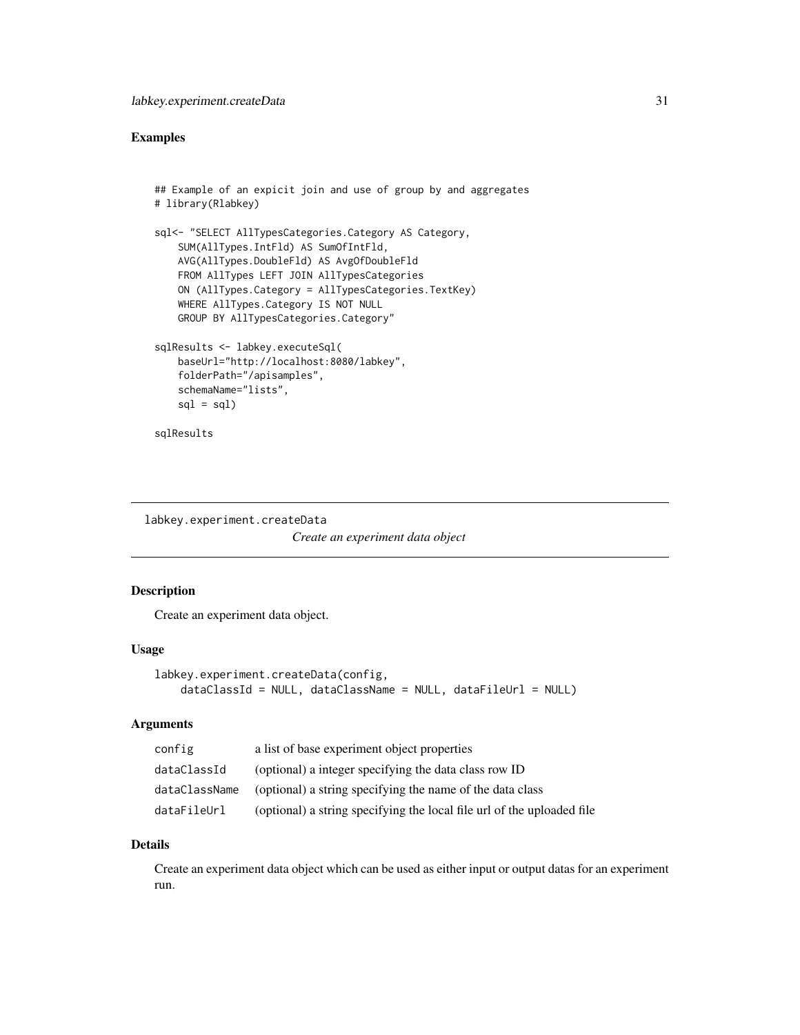## Examples

```
## Example of an expicit join and use of group by and aggregates
# library(Rlabkey)

sql<- "SELECT AllTypesCategories.Category AS Category,
    SUM(AllTypes.IntFld) AS SumOfIntFld,
    AVG(AllTypes.DoubleFld) AS AvgOfDoubleFld
    FROM AllTypes LEFT JOIN AllTypesCategories
    ON (AllTypes.Category = AllTypesCategories.TextKey)
    WHERE AllTypes.Category IS NOT NULL
    GROUP BY AllTypesCategories.Category"

sqlResults <- labkey.executeSql(
    baseUrl="http://localhost:8080/labkey",
    folderPath="/apisamples",
    schemaName="lists",
    sql = sql)

sqlResults
```

---

# labkey.experiment.createData

*Create an experiment data object*

---

## Description

Create an experiment data object.

## Usage

```
labkey.experiment.createData(config,
    dataClassId = NULL, dataClassName = NULL, dataFileUrl = NULL)
```

## Arguments

| | |
|---|---|
| config | a list of base experiment object properties |
| dataClassId | (optional) a integer specifying the data class row ID |
| dataClassName | (optional) a string specifying the name of the data class |
| dataFileUrl | (optional) a string specifying the local file url of the uploaded file |

## Details

Create an experiment data object which can be used as either input or output datas for an experiment run.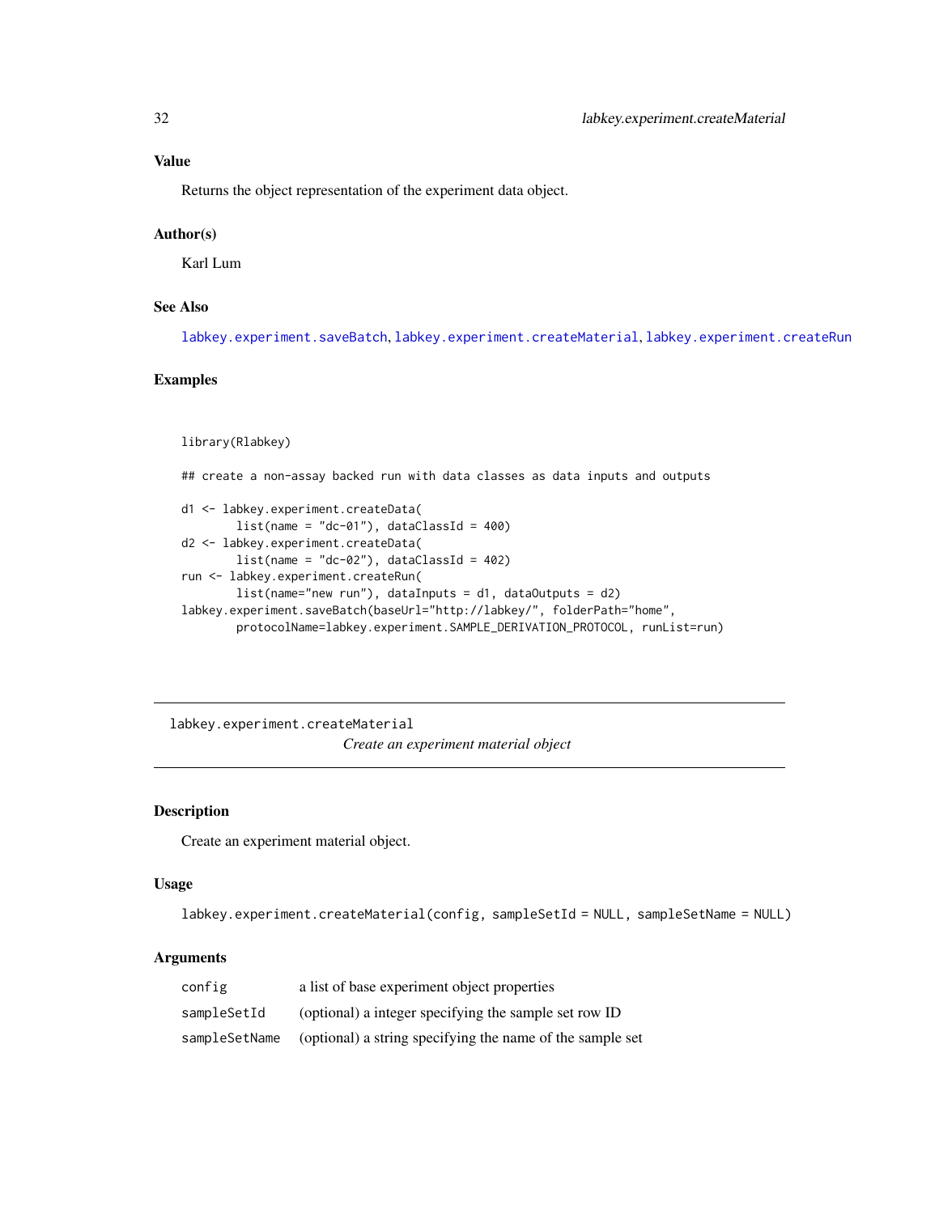### Value

Returns the object representation of the experiment data object.

### Author(s)

Karl Lum

### See Also

labkey.experiment.saveBatch, labkey.experiment.createMaterial, labkey.experiment.createRun

### Examples

```
library(Rlabkey)

## create a non-assay backed run with data classes as data inputs and outputs

d1 <- labkey.experiment.createData(
        list(name = "dc-01"), dataClassId = 400)
d2 <- labkey.experiment.createData(
        list(name = "dc-02"), dataClassId = 402)
run <- labkey.experiment.createRun(
        list(name="new run"), dataInputs = d1, dataOutputs = d2)
labkey.experiment.saveBatch(baseUrl="http://labkey/", folderPath="home",
        protocolName=labkey.experiment.SAMPLE_DERIVATION_PROTOCOL, runList=run)
```

---

## labkey.experiment.createMaterial

*Create an experiment material object*

### Description

Create an experiment material object.

### Usage

```
labkey.experiment.createMaterial(config, sampleSetId = NULL, sampleSetName = NULL)
```

### Arguments

| | |
|---|---|
| config | a list of base experiment object properties |
| sampleSetId | (optional) a integer specifying the sample set row ID |
| sampleSetName | (optional) a string specifying the name of the sample set |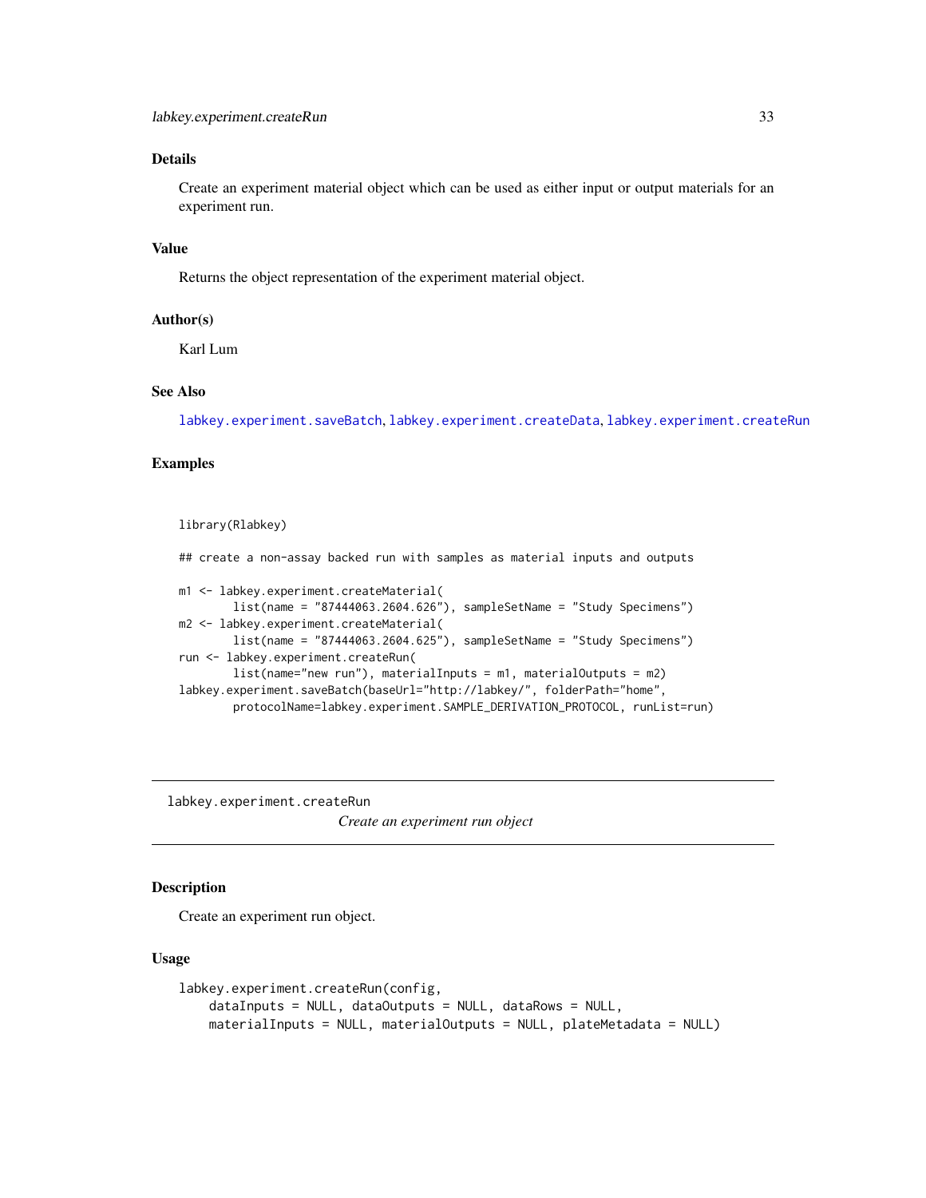### Details

Create an experiment material object which can be used as either input or output materials for an experiment run.

### Value

Returns the object representation of the experiment material object.

### Author(s)

Karl Lum

### See Also

labkey.experiment.saveBatch, labkey.experiment.createData, labkey.experiment.createRun

### Examples

```
library(Rlabkey)

## create a non-assay backed run with samples as material inputs and outputs

m1 <- labkey.experiment.createMaterial(
        list(name = "87444063.2604.626"), sampleSetName = "Study Specimens")
m2 <- labkey.experiment.createMaterial(
        list(name = "87444063.2604.625"), sampleSetName = "Study Specimens")
run <- labkey.experiment.createRun(
        list(name="new run"), materialInputs = m1, materialOutputs = m2)
labkey.experiment.saveBatch(baseUrl="http://labkey/", folderPath="home",
        protocolName=labkey.experiment.SAMPLE_DERIVATION_PROTOCOL, runList=run)
```

---

## labkey.experiment.createRun

*Create an experiment run object*

---

### Description

Create an experiment run object.

### Usage

```
labkey.experiment.createRun(config,
    dataInputs = NULL, dataOutputs = NULL, dataRows = NULL,
    materialInputs = NULL, materialOutputs = NULL, plateMetadata = NULL)
```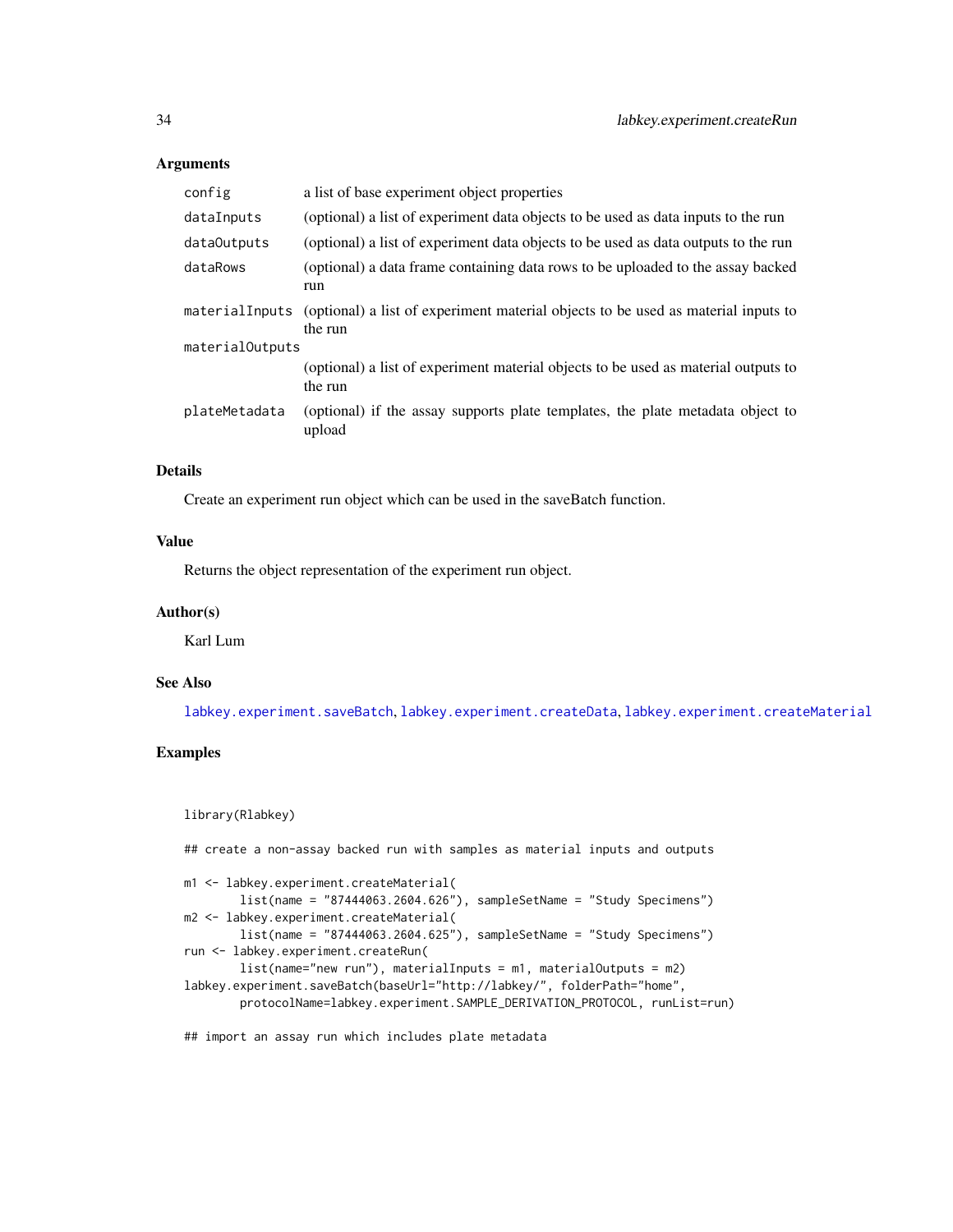## Arguments

| | |
|---|---|
| `config` | a list of base experiment object properties |
| `dataInputs` | (optional) a list of experiment data objects to be used as data inputs to the run |
| `dataOutputs` | (optional) a list of experiment data objects to be used as data outputs to the run |
| `dataRows` | (optional) a data frame containing data rows to be uploaded to the assay backed run |
| `materialInputs` | (optional) a list of experiment material objects to be used as material inputs to the run |
| `materialOutputs` | (optional) a list of experiment material objects to be used as material outputs to the run |
| `plateMetadata` | (optional) if the assay supports plate templates, the plate metadata object to upload |

## Details

Create an experiment run object which can be used in the saveBatch function.

## Value

Returns the object representation of the experiment run object.

## Author(s)

Karl Lum

## See Also

`labkey.experiment.saveBatch`, `labkey.experiment.createData`, `labkey.experiment.createMaterial`

## Examples

```
library(Rlabkey)

## create a non-assay backed run with samples as material inputs and outputs

m1 <- labkey.experiment.createMaterial(
        list(name = "87444063.2604.626"), sampleSetName = "Study Specimens")
m2 <- labkey.experiment.createMaterial(
        list(name = "87444063.2604.625"), sampleSetName = "Study Specimens")
run <- labkey.experiment.createRun(
        list(name="new run"), materialInputs = m1, materialOutputs = m2)
labkey.experiment.saveBatch(baseUrl="http://labkey/", folderPath="home",
        protocolName=labkey.experiment.SAMPLE_DERIVATION_PROTOCOL, runList=run)

## import an assay run which includes plate metadata
```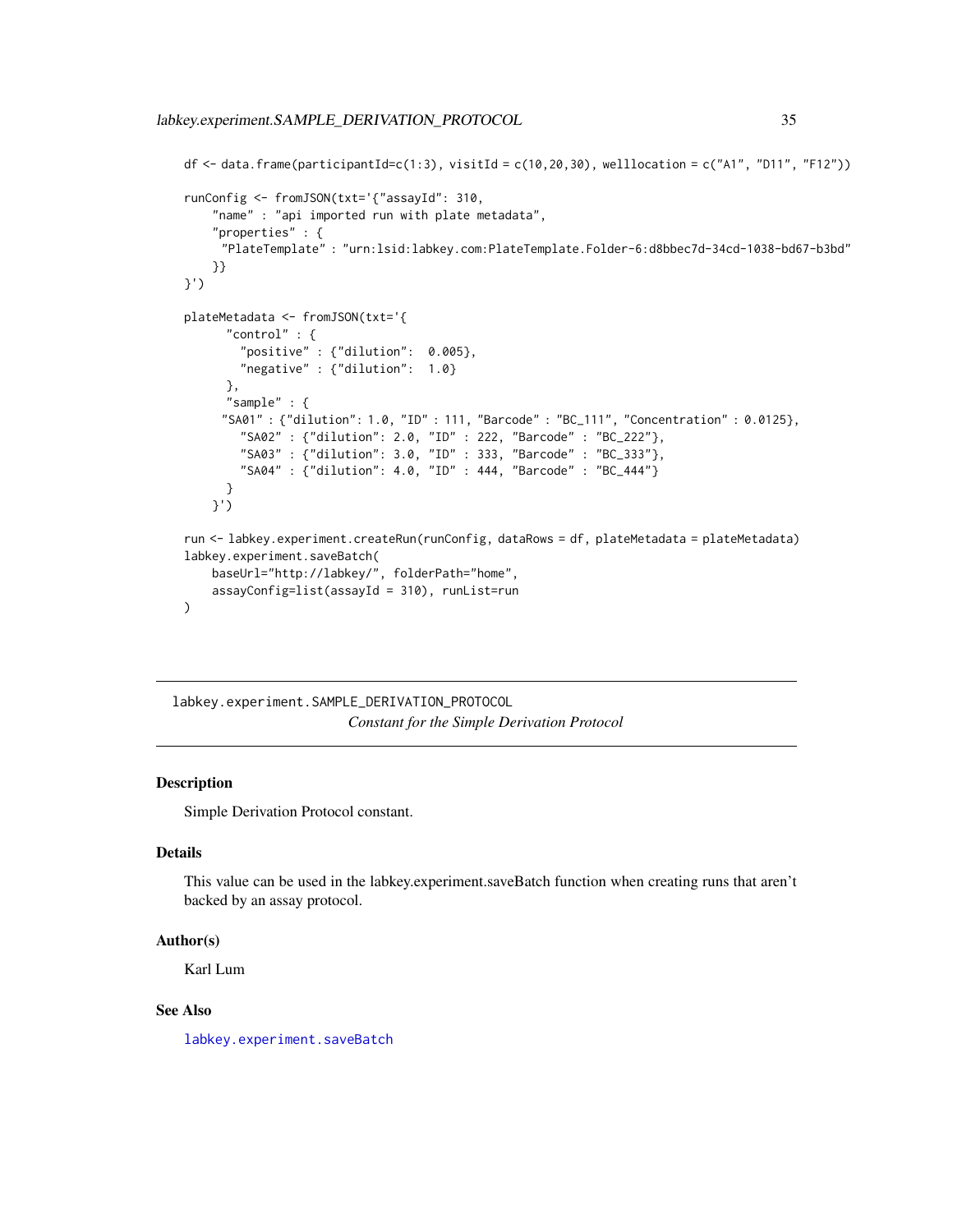```
df <- data.frame(participantId=c(1:3), visitId = c(10,20,30), welllocation = c("A1", "D11", "F12"))

runConfig <- fromJSON(txt='{"assayId": 310,
    "name" : "api imported run with plate metadata",
    "properties" : {
     "PlateTemplate" : "urn:lsid:labkey.com:PlateTemplate.Folder-6:d8bbec7d-34cd-1038-bd67-b3bd"
    }}
}')

plateMetadata <- fromJSON(txt='{
      "control" : {
        "positive" : {"dilution":  0.005},
        "negative" : {"dilution":  1.0}
      },
      "sample" : {
     "SA01" : {"dilution": 1.0, "ID" : 111, "Barcode" : "BC_111", "Concentration" : 0.0125},
        "SA02" : {"dilution": 2.0, "ID" : 222, "Barcode" : "BC_222"},
        "SA03" : {"dilution": 3.0, "ID" : 333, "Barcode" : "BC_333"},
        "SA04" : {"dilution": 4.0, "ID" : 444, "Barcode" : "BC_444"}
      }
    }')

run <- labkey.experiment.createRun(runConfig, dataRows = df, plateMetadata = plateMetadata)
labkey.experiment.saveBatch(
    baseUrl="http://labkey/", folderPath="home",
    assayConfig=list(assayId = 310), runList=run
)
```

---

## labkey.experiment.SAMPLE_DERIVATION_PROTOCOL

*Constant for the Simple Derivation Protocol*

### Description

Simple Derivation Protocol constant.

### Details

This value can be used in the labkey.experiment.saveBatch function when creating runs that aren't backed by an assay protocol.

### Author(s)

Karl Lum

### See Also

labkey.experiment.saveBatch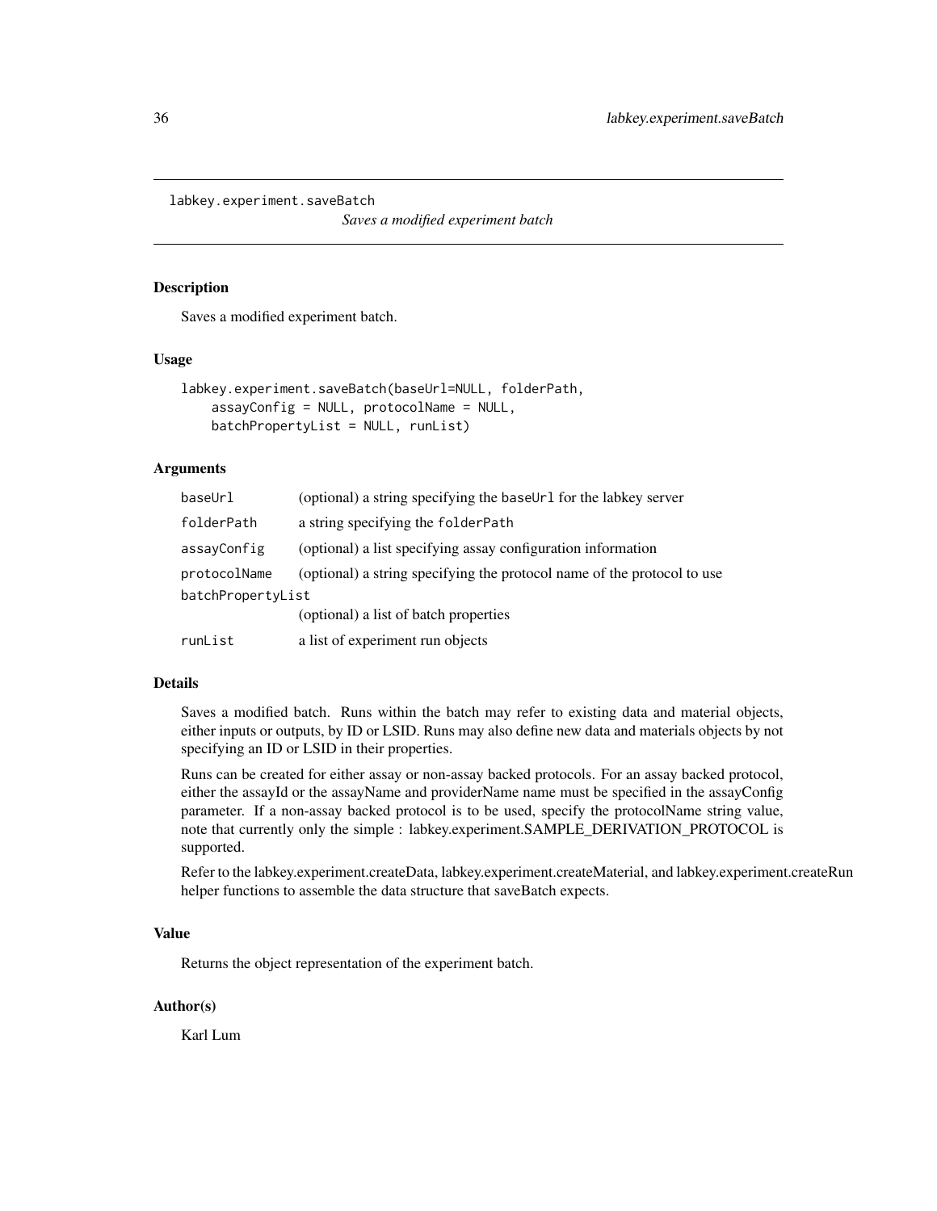`labkey.experiment.saveBatch`

*Saves a modified experiment batch*

## Description

Saves a modified experiment batch.

## Usage

```
labkey.experiment.saveBatch(baseUrl=NULL, folderPath,
    assayConfig = NULL, protocolName = NULL,
    batchPropertyList = NULL, runList)
```

## Arguments

| | |
|---|---|
| `baseUrl` | (optional) a string specifying the `baseUrl` for the labkey server |
| `folderPath` | a string specifying the `folderPath` |
| `assayConfig` | (optional) a list specifying assay configuration information |
| `protocolName` | (optional) a string specifying the protocol name of the protocol to use |
| `batchPropertyList` | (optional) a list of batch properties |
| `runList` | a list of experiment run objects |

## Details

Saves a modified batch. Runs within the batch may refer to existing data and material objects, either inputs or outputs, by ID or LSID. Runs may also define new data and materials objects by not specifying an ID or LSID in their properties.

Runs can be created for either assay or non-assay backed protocols. For an assay backed protocol, either the assayId or the assayName and providerName name must be specified in the assayConfig parameter. If a non-assay backed protocol is to be used, specify the protocolName string value, note that currently only the simple : labkey.experiment.SAMPLE_DERIVATION_PROTOCOL is supported.

Refer to the labkey.experiment.createData, labkey.experiment.createMaterial, and labkey.experiment.createRun helper functions to assemble the data structure that saveBatch expects.

## Value

Returns the object representation of the experiment batch.

## Author(s)

Karl Lum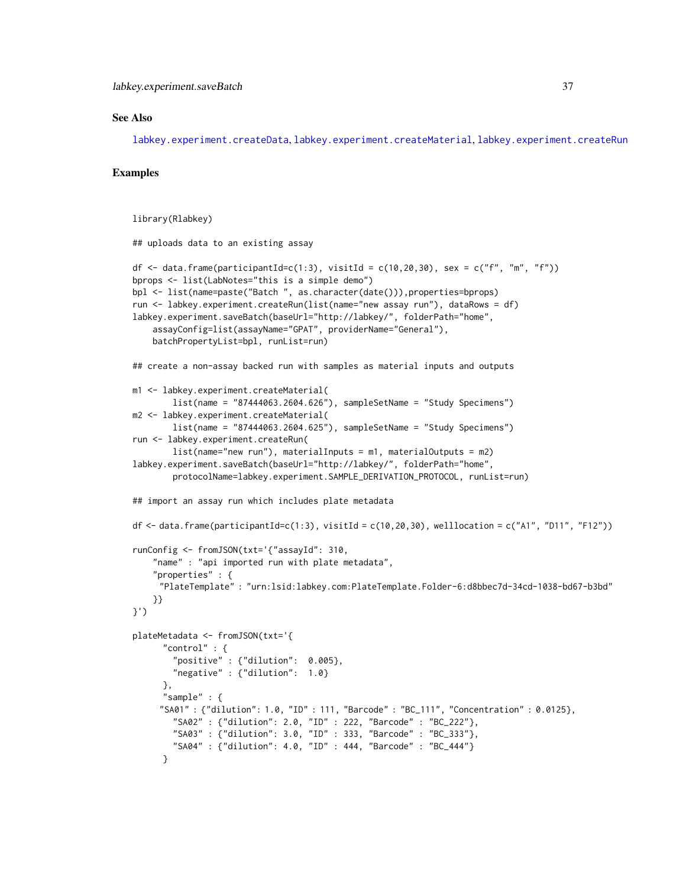## See Also

labkey.experiment.createData, labkey.experiment.createMaterial, labkey.experiment.createRun

## Examples

```
library(Rlabkey)

## uploads data to an existing assay

df <- data.frame(participantId=c(1:3), visitId = c(10,20,30), sex = c("f", "m", "f"))
bprops <- list(LabNotes="this is a simple demo")
bpl <- list(name=paste("Batch ", as.character(date())),properties=bprops)
run <- labkey.experiment.createRun(list(name="new assay run"), dataRows = df)
labkey.experiment.saveBatch(baseUrl="http://labkey/", folderPath="home",
    assayConfig=list(assayName="GPAT", providerName="General"),
    batchPropertyList=bpl, runList=run)

## create a non-assay backed run with samples as material inputs and outputs

m1 <- labkey.experiment.createMaterial(
        list(name = "87444063.2604.626"), sampleSetName = "Study Specimens")
m2 <- labkey.experiment.createMaterial(
        list(name = "87444063.2604.625"), sampleSetName = "Study Specimens")
run <- labkey.experiment.createRun(
        list(name="new run"), materialInputs = m1, materialOutputs = m2)
labkey.experiment.saveBatch(baseUrl="http://labkey/", folderPath="home",
        protocolName=labkey.experiment.SAMPLE_DERIVATION_PROTOCOL, runList=run)

## import an assay run which includes plate metadata

df <- data.frame(participantId=c(1:3), visitId = c(10,20,30), welllocation = c("A1", "D11", "F12"))

runConfig <- fromJSON(txt='{"assayId": 310,
    "name" : "api imported run with plate metadata",
    "properties" : {
     "PlateTemplate" : "urn:lsid:labkey.com:PlateTemplate.Folder-6:d8bbec7d-34cd-1038-bd67-b3bd"
    }}
}')

plateMetadata <- fromJSON(txt='{
      "control" : {
        "positive" : {"dilution":  0.005},
        "negative" : {"dilution":  1.0}
      },
      "sample" : {
     "SA01" : {"dilution": 1.0, "ID" : 111, "Barcode" : "BC_111", "Concentration" : 0.0125},
        "SA02" : {"dilution": 2.0, "ID" : 222, "Barcode" : "BC_222"},
        "SA03" : {"dilution": 3.0, "ID" : 333, "Barcode" : "BC_333"},
        "SA04" : {"dilution": 4.0, "ID" : 444, "Barcode" : "BC_444"}
      }
```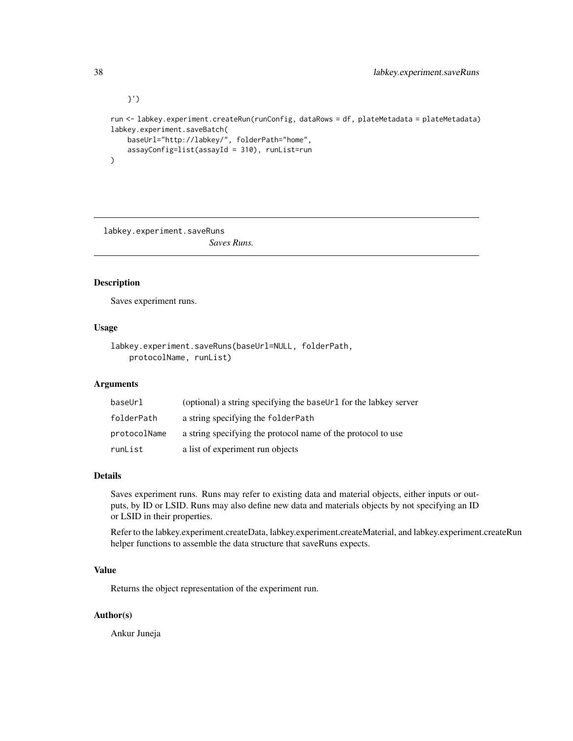```
    }')

run <- labkey.experiment.createRun(runConfig, dataRows = df, plateMetadata = plateMetadata)
labkey.experiment.saveBatch(
    baseUrl="http://labkey/", folderPath="home",
    assayConfig=list(assayId = 310), runList=run
)
```

---

## labkey.experiment.saveRuns

*Saves Runs.*

---

### Description

Saves experiment runs.

### Usage

```
labkey.experiment.saveRuns(baseUrl=NULL, folderPath,
    protocolName, runList)
```

### Arguments

| | |
|---|---|
| `baseUrl` | (optional) a string specifying the `baseUrl` for the labkey server |
| `folderPath` | a string specifying the `folderPath` |
| `protocolName` | a string specifying the protocol name of the protocol to use |
| `runList` | a list of experiment run objects |

### Details

Saves experiment runs. Runs may refer to existing data and material objects, either inputs or outputs, by ID or LSID. Runs may also define new data and materials objects by not specifying an ID or LSID in their properties.

Refer to the labkey.experiment.createData, labkey.experiment.createMaterial, and labkey.experiment.createRun helper functions to assemble the data structure that saveRuns expects.

### Value

Returns the object representation of the experiment run.

### Author(s)

Ankur Juneja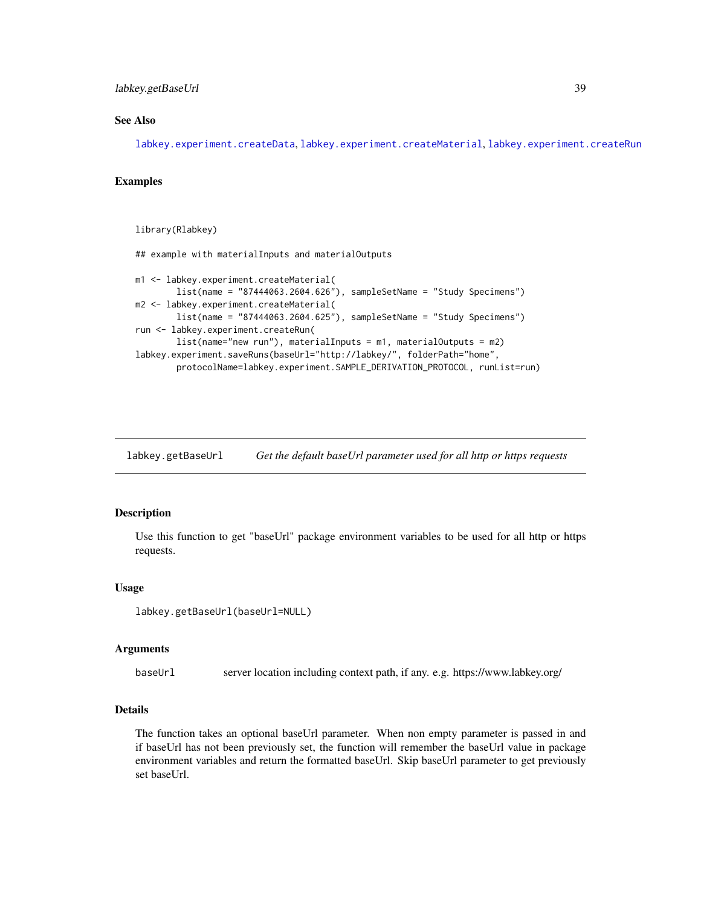### See Also

labkey.experiment.createData, labkey.experiment.createMaterial, labkey.experiment.createRun

### Examples

```
library(Rlabkey)

## example with materialInputs and materialOutputs

m1 <- labkey.experiment.createMaterial(
        list(name = "87444063.2604.626"), sampleSetName = "Study Specimens")
m2 <- labkey.experiment.createMaterial(
        list(name = "87444063.2604.625"), sampleSetName = "Study Specimens")
run <- labkey.experiment.createRun(
        list(name="new run"), materialInputs = m1, materialOutputs = m2)
labkey.experiment.saveRuns(baseUrl="http://labkey/", folderPath="home",
        protocolName=labkey.experiment.SAMPLE_DERIVATION_PROTOCOL, runList=run)
```

---

## labkey.getBaseUrl — *Get the default baseUrl parameter used for all http or https requests*

---

### Description

Use this function to get "baseUrl" package environment variables to be used for all http or https requests.

### Usage

```
labkey.getBaseUrl(baseUrl=NULL)
```

### Arguments

| | |
|---|---|
| baseUrl | server location including context path, if any. e.g. https://www.labkey.org/ |

### Details

The function takes an optional baseUrl parameter. When non empty parameter is passed in and if baseUrl has not been previously set, the function will remember the baseUrl value in package environment variables and return the formatted baseUrl. Skip baseUrl parameter to get previously set baseUrl.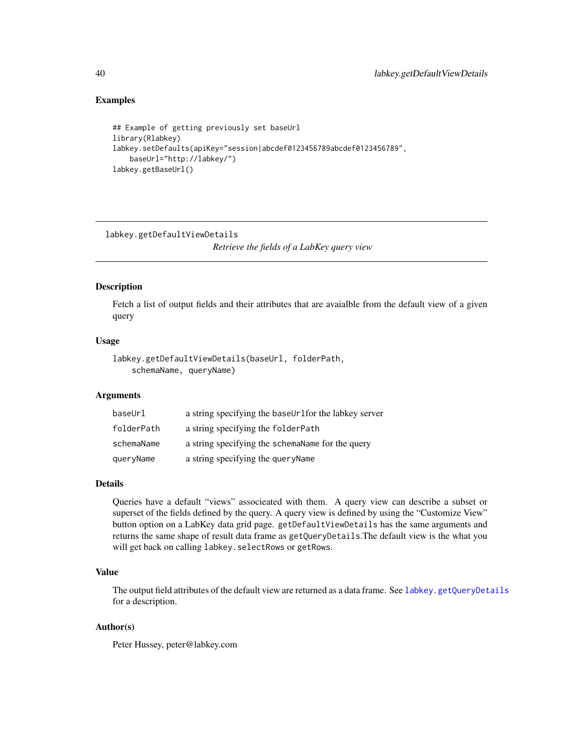## Examples

```
## Example of getting previously set baseUrl
library(Rlabkey)
labkey.setDefaults(apiKey="session|abcdef0123456789abcdef0123456789",
    baseUrl="http://labkey/")
labkey.getBaseUrl()
```

---

labkey.getDefaultViewDetails

*Retrieve the fields of a LabKey query view*

---

## Description

Fetch a list of output fields and their attributes that are avaialble from the default view of a given query

## Usage

```
labkey.getDefaultViewDetails(baseUrl, folderPath,
    schemaName, queryName)
```

## Arguments

| | |
|---|---|
| baseUrl | a string specifying the baseUrlfor the labkey server |
| folderPath | a string specifying the folderPath |
| schemaName | a string specifying the schemaName for the query |
| queryName | a string specifying the queryName |

## Details

Queries have a default "views" associeated with them. A query view can describe a subset or superset of the fields defined by the query. A query view is defined by using the "Customize View" button option on a LabKey data grid page. getDefaultViewDetails has the same arguments and returns the same shape of result data frame as getQueryDetails.The default view is the what you will get back on calling labkey.selectRows or getRows.

## Value

The output field attributes of the default view are returned as a data frame. See labkey.getQueryDetails for a description.

## Author(s)

Peter Hussey, peter@labkey.com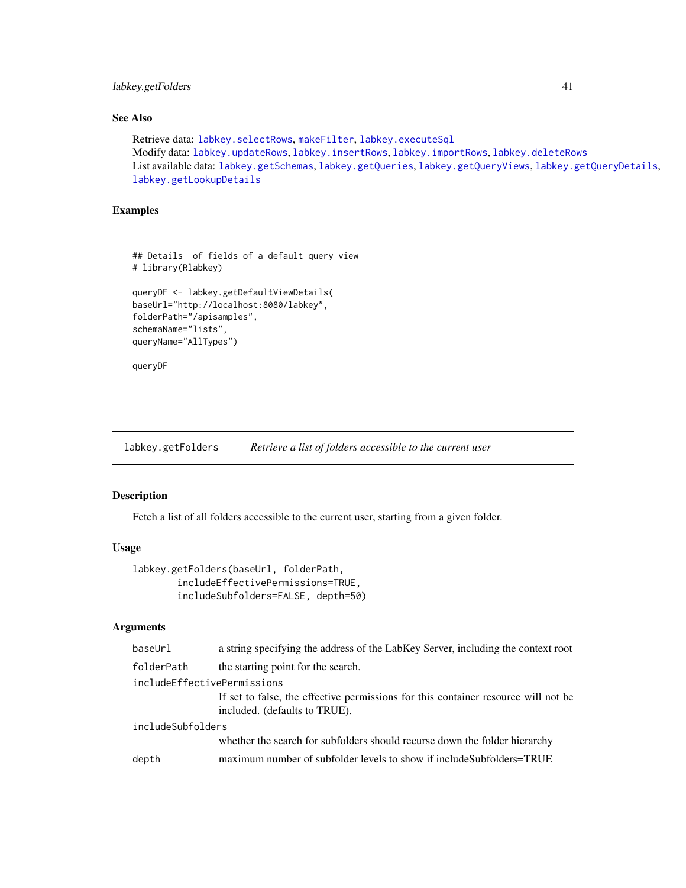## See Also

Retrieve data: labkey.selectRows, makeFilter, labkey.executeSql
Modify data: labkey.updateRows, labkey.insertRows, labkey.importRows, labkey.deleteRows
List available data: labkey.getSchemas, labkey.getQueries, labkey.getQueryViews, labkey.getQueryDetails, labkey.getLookupDetails

## Examples

```
## Details  of fields of a default query view
# library(Rlabkey)

queryDF <- labkey.getDefaultViewDetails(
baseUrl="http://localhost:8080/labkey",
folderPath="/apisamples",
schemaName="lists",
queryName="AllTypes")

queryDF
```

---

# labkey.getFolders    *Retrieve a list of folders accessible to the current user*

---

## Description

Fetch a list of all folders accessible to the current user, starting from a given folder.

## Usage

```
labkey.getFolders(baseUrl, folderPath,
        includeEffectivePermissions=TRUE,
        includeSubfolders=FALSE, depth=50)
```

## Arguments

| Argument | Description |
|---|---|
| `baseUrl` | a string specifying the address of the LabKey Server, including the context root |
| `folderPath` | the starting point for the search. |
| `includeEffectivePermissions` | If set to false, the effective permissions for this container resource will not be included. (defaults to TRUE). |
| `includeSubfolders` | whether the search for subfolders should recurse down the folder hierarchy |
| `depth` | maximum number of subfolder levels to show if includeSubfolders=TRUE |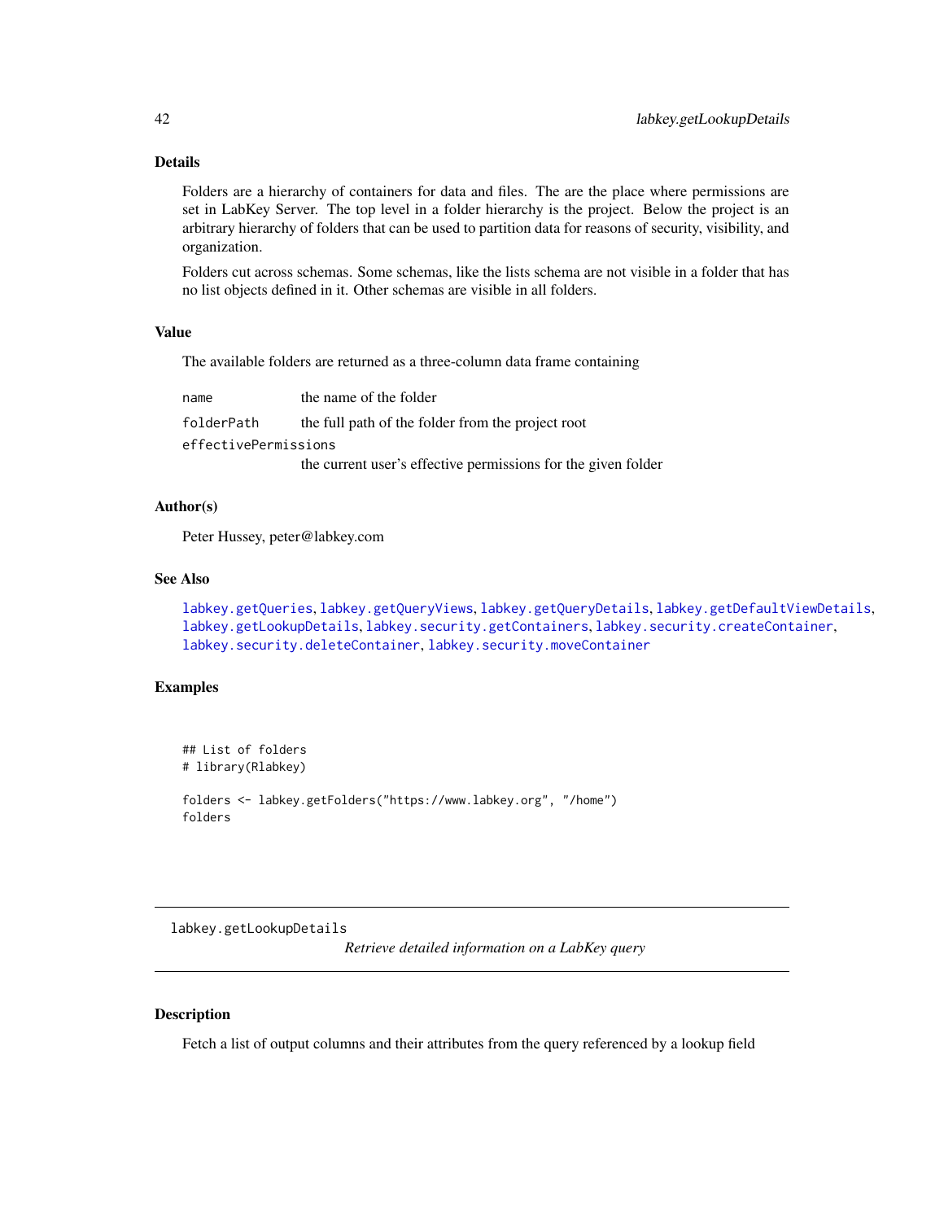## Details

Folders are a hierarchy of containers for data and files. The are the place where permissions are set in LabKey Server. The top level in a folder hierarchy is the project. Below the project is an arbitrary hierarchy of folders that can be used to partition data for reasons of security, visibility, and organization.

Folders cut across schemas. Some schemas, like the lists schema are not visible in a folder that has no list objects defined in it. Other schemas are visible in all folders.

## Value

The available folders are returned as a three-column data frame containing

| | |
|---|---|
| `name` | the name of the folder |
| `folderPath` | the full path of the folder from the project root |
| `effectivePermissions` | the current user's effective permissions for the given folder |

## Author(s)

Peter Hussey, peter@labkey.com

## See Also

`labkey.getQueries`, `labkey.getQueryViews`, `labkey.getQueryDetails`, `labkey.getDefaultViewDetails`, `labkey.getLookupDetails`, `labkey.security.getContainers`, `labkey.security.createContainer`, `labkey.security.deleteContainer`, `labkey.security.moveContainer`

## Examples

```
## List of folders
# library(Rlabkey)

folders <- labkey.getFolders("https://www.labkey.org", "/home")
folders
```

---

# labkey.getLookupDetails

*Retrieve detailed information on a LabKey query*

---

## Description

Fetch a list of output columns and their attributes from the query referenced by a lookup field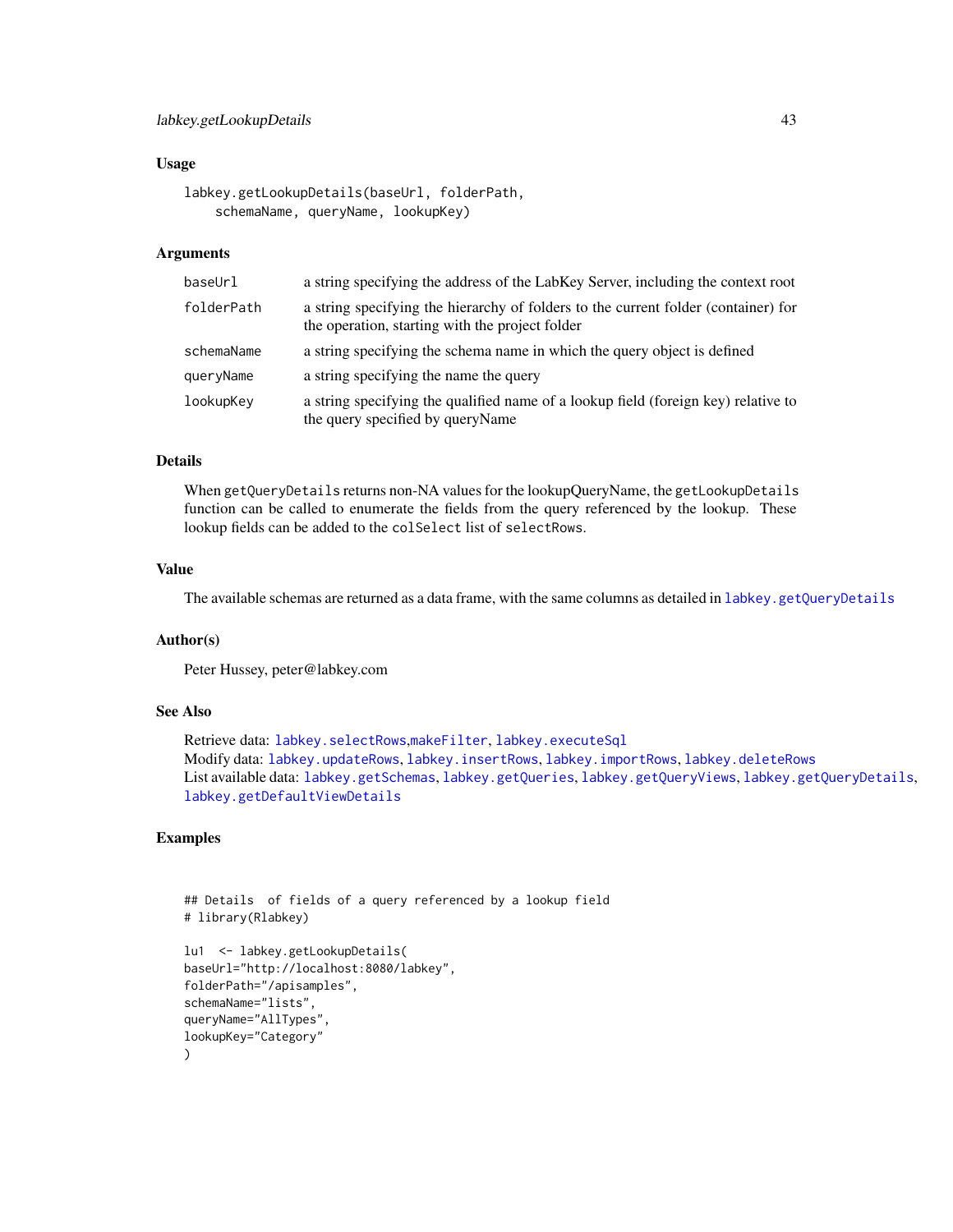## Usage

```
labkey.getLookupDetails(baseUrl, folderPath,
    schemaName, queryName, lookupKey)
```

## Arguments

| | |
|---|---|
| baseUrl | a string specifying the address of the LabKey Server, including the context root |
| folderPath | a string specifying the hierarchy of folders to the current folder (container) for the operation, starting with the project folder |
| schemaName | a string specifying the schema name in which the query object is defined |
| queryName | a string specifying the name the query |
| lookupKey | a string specifying the qualified name of a lookup field (foreign key) relative to the query specified by queryName |

## Details

When `getQueryDetails` returns non-NA values for the lookupQueryName, the `getLookupDetails` function can be called to enumerate the fields from the query referenced by the lookup. These lookup fields can be added to the `colSelect` list of `selectRows`.

## Value

The available schemas are returned as a data frame, with the same columns as detailed in `labkey.getQueryDetails`

## Author(s)

Peter Hussey, peter@labkey.com

## See Also

Retrieve data: `labkey.selectRows`,`makeFilter`, `labkey.executeSql`
Modify data: `labkey.updateRows`, `labkey.insertRows`, `labkey.importRows`, `labkey.deleteRows`
List available data: `labkey.getSchemas`, `labkey.getQueries`, `labkey.getQueryViews`, `labkey.getQueryDetails`, `labkey.getDefaultViewDetails`

## Examples

```
## Details  of fields of a query referenced by a lookup field
# library(Rlabkey)

lu1  <- labkey.getLookupDetails(
baseUrl="http://localhost:8080/labkey",
folderPath="/apisamples",
schemaName="lists",
queryName="AllTypes",
lookupKey="Category"
)
```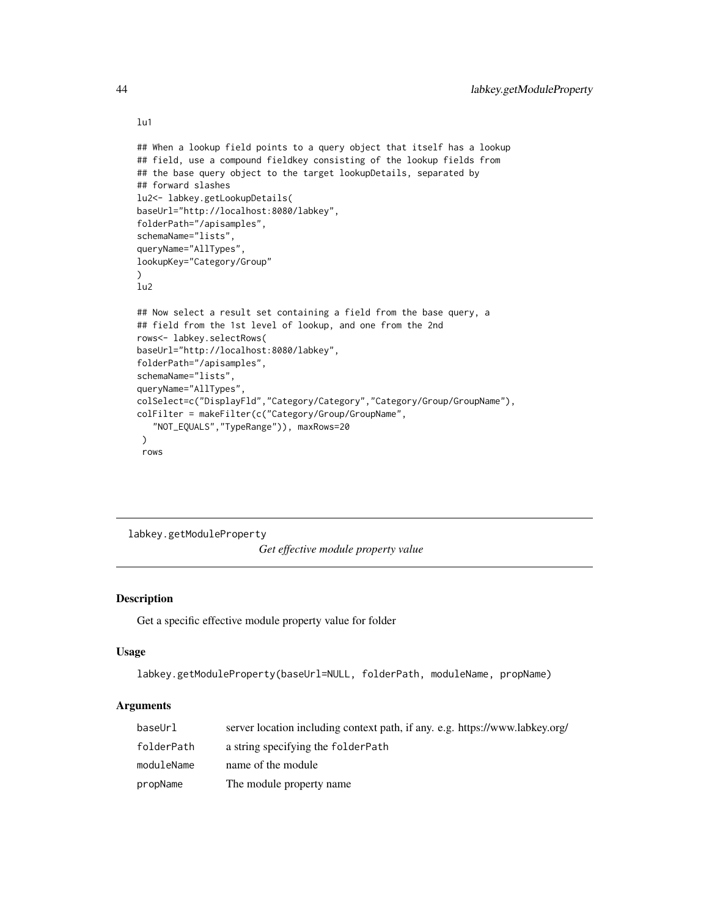```
lu1

## When a lookup field points to a query object that itself has a lookup
## field, use a compound fieldkey consisting of the lookup fields from
## the base query object to the target lookupDetails, separated by
## forward slashes
lu2<- labkey.getLookupDetails(
baseUrl="http://localhost:8080/labkey",
folderPath="/apisamples",
schemaName="lists",
queryName="AllTypes",
lookupKey="Category/Group"
)
lu2

## Now select a result set containing a field from the base query, a
## field from the 1st level of lookup, and one from the 2nd
rows<- labkey.selectRows(
baseUrl="http://localhost:8080/labkey",
folderPath="/apisamples",
schemaName="lists",
queryName="AllTypes",
colSelect=c("DisplayFld","Category/Category","Category/Group/GroupName"),
colFilter = makeFilter(c("Category/Group/GroupName",
   "NOT_EQUALS","TypeRange")), maxRows=20
 )
 rows
```

---

`labkey.getModuleProperty` *Get effective module property value*

---

## Description

Get a specific effective module property value for folder

## Usage

```
labkey.getModuleProperty(baseUrl=NULL, folderPath, moduleName, propName)
```

## Arguments

| | |
|---|---|
| `baseUrl` | server location including context path, if any. e.g. https://www.labkey.org/ |
| `folderPath` | a string specifying the `folderPath` |
| `moduleName` | name of the module |
| `propName` | The module property name |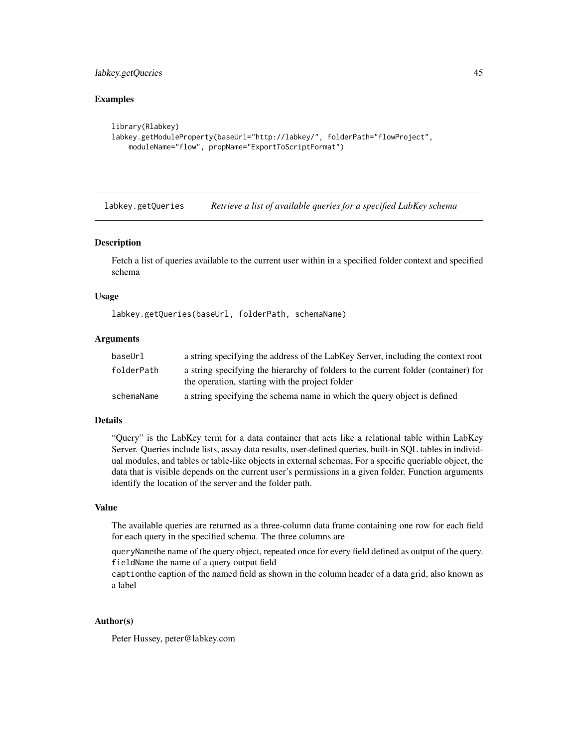## Examples

```
library(Rlabkey)
labkey.getModuleProperty(baseUrl="http://labkey/", folderPath="flowProject",
    moduleName="flow", propName="ExportToScriptFormat")
```

---

## labkey.getQueries    *Retrieve a list of available queries for a specified LabKey schema*

### Description

Fetch a list of queries available to the current user within in a specified folder context and specified schema

### Usage

```
labkey.getQueries(baseUrl, folderPath, schemaName)
```

### Arguments

| | |
|---|---|
| `baseUrl` | a string specifying the address of the LabKey Server, including the context root |
| `folderPath` | a string specifying the hierarchy of folders to the current folder (container) for the operation, starting with the project folder |
| `schemaName` | a string specifying the schema name in which the query object is defined |

### Details

“Query” is the LabKey term for a data container that acts like a relational table within LabKey Server. Queries include lists, assay data results, user-defined queries, built-in SQL tables in individual modules, and tables or table-like objects in external schemas, For a specific queriable object, the data that is visible depends on the current user’s permissions in a given folder. Function arguments identify the location of the server and the folder path.

### Value

The available queries are returned as a three-column data frame containing one row for each field for each query in the specified schema. The three columns are

`queryName`the name of the query object, repeated once for every field defined as output of the query.
`fieldName` the name of a query output field
`caption`the caption of the named field as shown in the column header of a data grid, also known as a label

### Author(s)

Peter Hussey, peter@labkey.com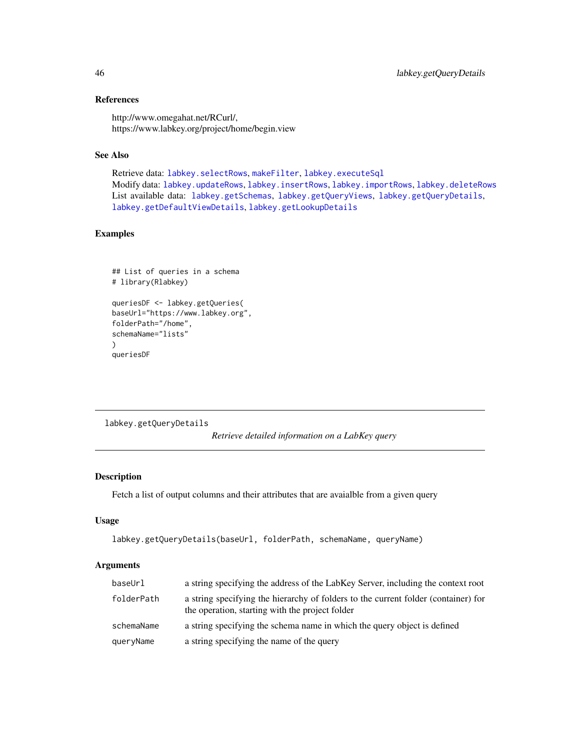### References

http://www.omegahat.net/RCurl/,
https://www.labkey.org/project/home/begin.view

### See Also

Retrieve data: labkey.selectRows, makeFilter, labkey.executeSql
Modify data: labkey.updateRows, labkey.insertRows, labkey.importRows, labkey.deleteRows
List available data: labkey.getSchemas, labkey.getQueryViews, labkey.getQueryDetails, labkey.getDefaultViewDetails, labkey.getLookupDetails

### Examples

```
## List of queries in a schema
# library(Rlabkey)

queriesDF <- labkey.getQueries(
baseUrl="https://www.labkey.org",
folderPath="/home",
schemaName="lists"
)
queriesDF
```

---

## labkey.getQueryDetails

*Retrieve detailed information on a LabKey query*

---

### Description

Fetch a list of output columns and their attributes that are avaialble from a given query

### Usage

```
labkey.getQueryDetails(baseUrl, folderPath, schemaName, queryName)
```

### Arguments

| | |
|---|---|
| baseUrl | a string specifying the address of the LabKey Server, including the context root |
| folderPath | a string specifying the hierarchy of folders to the current folder (container) for the operation, starting with the project folder |
| schemaName | a string specifying the schema name in which the query object is defined |
| queryName | a string specifying the name of the query |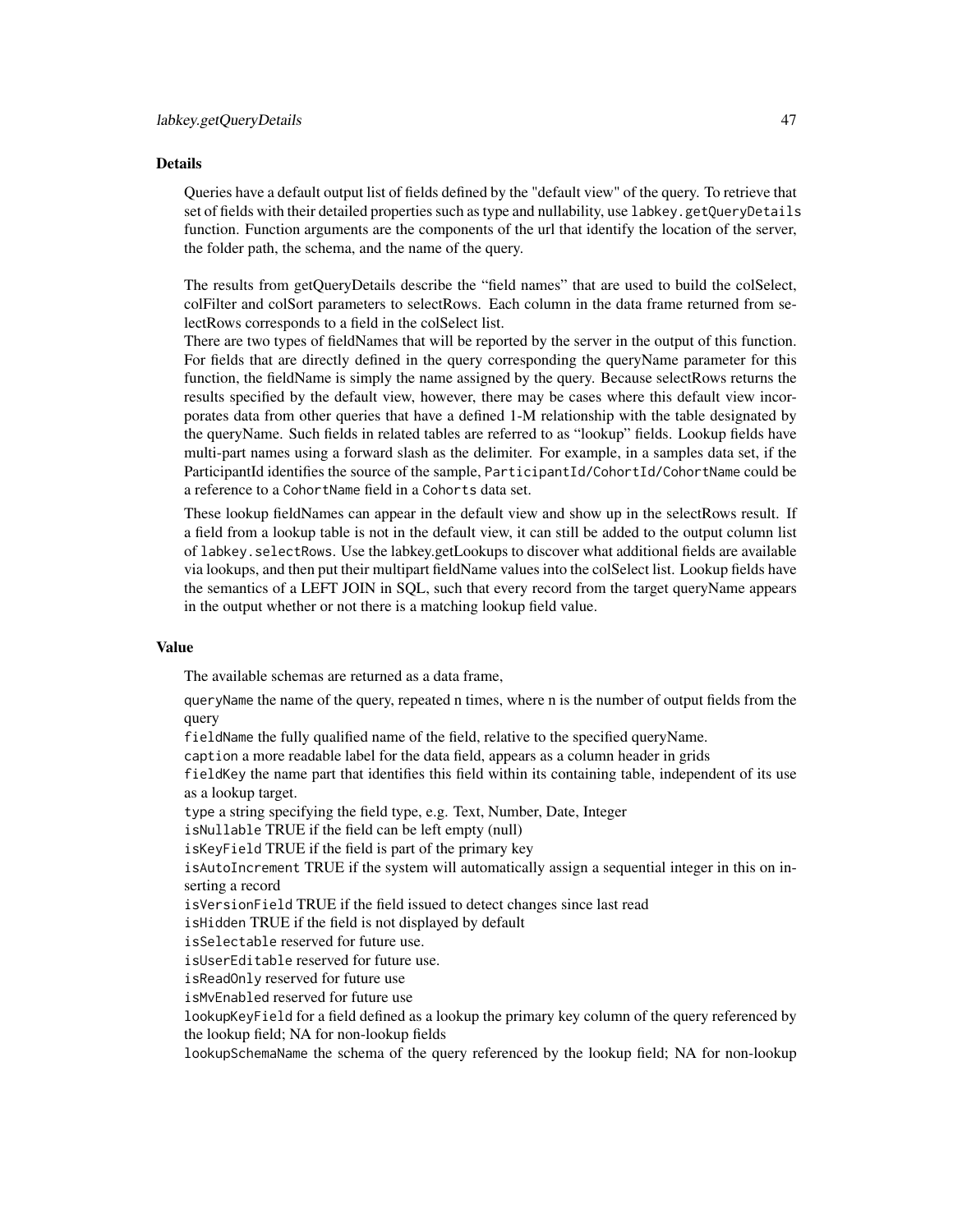### Details

Queries have a default output list of fields defined by the "default view" of the query. To retrieve that set of fields with their detailed properties such as type and nullability, use `labkey.getQueryDetails` function. Function arguments are the components of the url that identify the location of the server, the folder path, the schema, and the name of the query.

The results from getQueryDetails describe the "field names" that are used to build the colSelect, colFilter and colSort parameters to selectRows. Each column in the data frame returned from selectRows corresponds to a field in the colSelect list.

There are two types of fieldNames that will be reported by the server in the output of this function. For fields that are directly defined in the query corresponding the queryName parameter for this function, the fieldName is simply the name assigned by the query. Because selectRows returns the results specified by the default view, however, there may be cases where this default view incorporates data from other queries that have a defined 1-M relationship with the table designated by the queryName. Such fields in related tables are referred to as "lookup" fields. Lookup fields have multi-part names using a forward slash as the delimiter. For example, in a samples data set, if the ParticipantId identifies the source of the sample, `ParticipantId/CohortId/CohortName` could be a reference to a `CohortName` field in a `Cohorts` data set.

These lookup fieldNames can appear in the default view and show up in the selectRows result. If a field from a lookup table is not in the default view, it can still be added to the output column list of `labkey.selectRows`. Use the labkey.getLookups to discover what additional fields are available via lookups, and then put their multipart fieldName values into the colSelect list. Lookup fields have the semantics of a LEFT JOIN in SQL, such that every record from the target queryName appears in the output whether or not there is a matching lookup field value.

### Value

The available schemas are returned as a data frame,

`queryName` the name of the query, repeated n times, where n is the number of output fields from the query
`fieldName` the fully qualified name of the field, relative to the specified queryName.
`caption` a more readable label for the data field, appears as a column header in grids
`fieldKey` the name part that identifies this field within its containing table, independent of its use as a lookup target.
`type` a string specifying the field type, e.g. Text, Number, Date, Integer
`isNullable` TRUE if the field can be left empty (null)
`isKeyField` TRUE if the field is part of the primary key
`isAutoIncrement` TRUE if the system will automatically assign a sequential integer in this on inserting a record
`isVersionField` TRUE if the field issued to detect changes since last read
`isHidden` TRUE if the field is not displayed by default
`isSelectable` reserved for future use.
`isUserEditable` reserved for future use.
`isReadOnly` reserved for future use
`isMvEnabled` reserved for future use
`lookupKeyField` for a field defined as a lookup the primary key column of the query referenced by the lookup field; NA for non-lookup fields
`lookupSchemaName` the schema of the query referenced by the lookup field; NA for non-lookup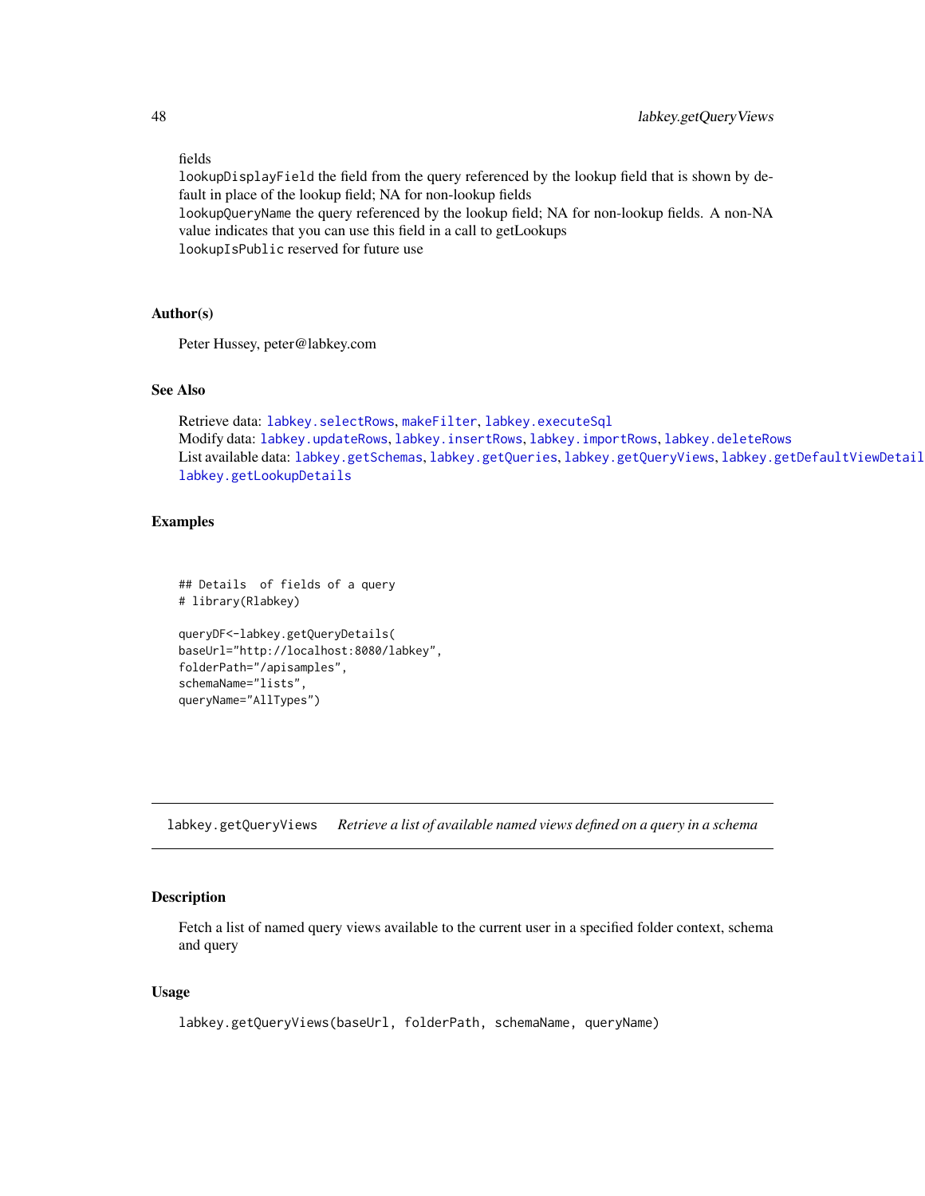fields

`lookupDisplayField` the field from the query referenced by the lookup field that is shown by default in place of the lookup field; NA for non-lookup fields

`lookupQueryName` the query referenced by the lookup field; NA for non-lookup fields. A non-NA value indicates that you can use this field in a call to getLookups

`lookupIsPublic` reserved for future use

### Author(s)

Peter Hussey, peter@labkey.com

### See Also

Retrieve data: `labkey.selectRows`, `makeFilter`, `labkey.executeSql`
Modify data: `labkey.updateRows`, `labkey.insertRows`, `labkey.importRows`, `labkey.deleteRows`
List available data: `labkey.getSchemas`, `labkey.getQueries`, `labkey.getQueryViews`, `labkey.getDefaultViewDetails`, `labkey.getLookupDetails`

### Examples

```
## Details  of fields of a query
# library(Rlabkey)

queryDF<-labkey.getQueryDetails(
baseUrl="http://localhost:8080/labkey",
folderPath="/apisamples",
schemaName="lists",
queryName="AllTypes")
```

---

## labkey.getQueryViews    *Retrieve a list of available named views defined on a query in a schema*

---

### Description

Fetch a list of named query views available to the current user in a specified folder context, schema and query

### Usage

```
labkey.getQueryViews(baseUrl, folderPath, schemaName, queryName)
```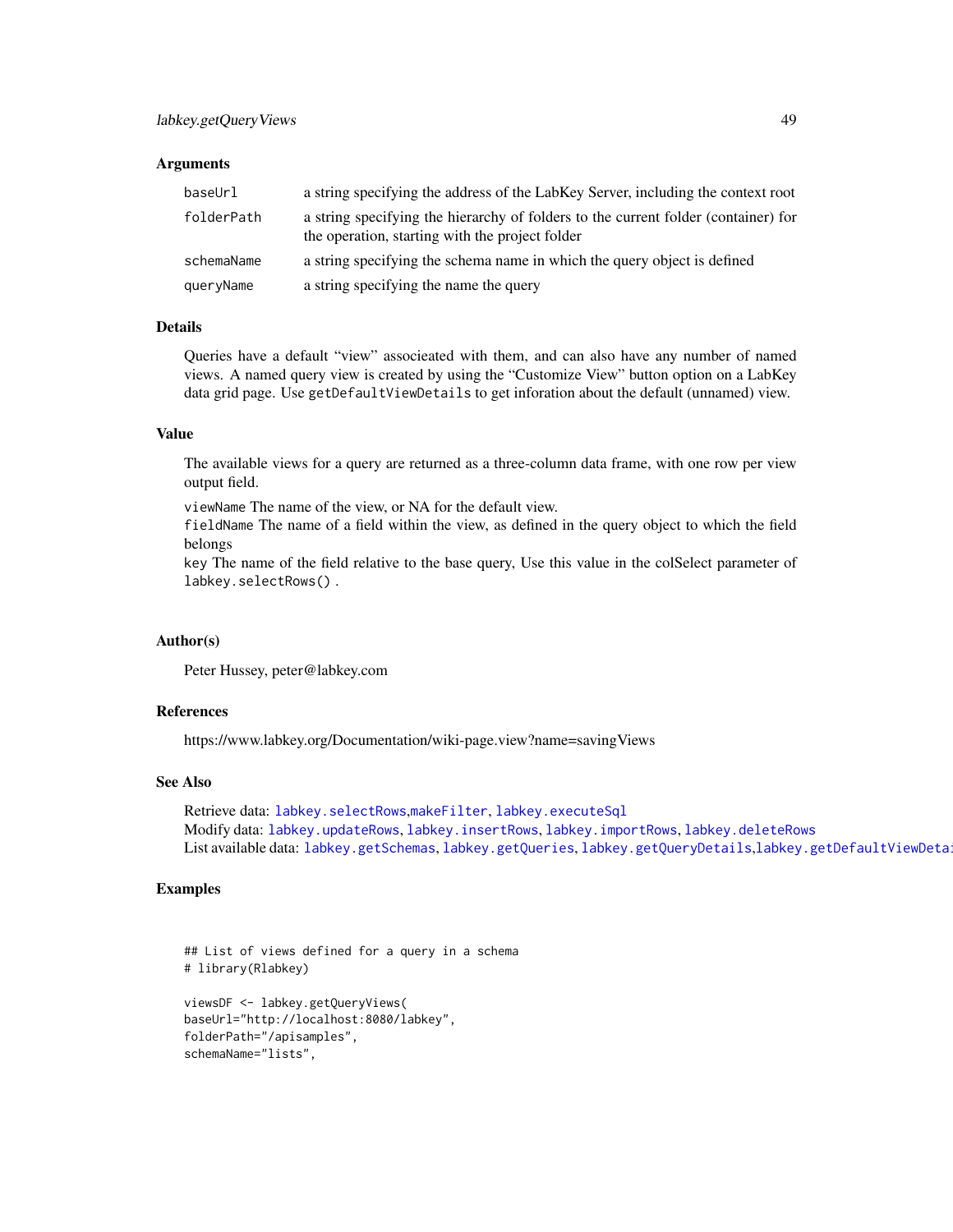### Arguments

| | |
|---|---|
| baseUrl | a string specifying the address of the LabKey Server, including the context root |
| folderPath | a string specifying the hierarchy of folders to the current folder (container) for the operation, starting with the project folder |
| schemaName | a string specifying the schema name in which the query object is defined |
| queryName | a string specifying the name the query |

### Details

Queries have a default "view" associeated with them, and can also have any number of named views. A named query view is created by using the "Customize View" button option on a LabKey data grid page. Use `getDefaultViewDetails` to get inforation about the default (unnamed) view.

### Value

The available views for a query are returned as a three-column data frame, with one row per view output field.

`viewName` The name of the view, or NA for the default view.
`fieldName` The name of a field within the view, as defined in the query object to which the field belongs
`key` The name of the field relative to the base query, Use this value in the colSelect parameter of `labkey.selectRows()` .

### Author(s)

Peter Hussey, peter@labkey.com

### References

https://www.labkey.org/Documentation/wiki-page.view?name=savingViews

### See Also

Retrieve data: `labkey.selectRows`,`makeFilter`, `labkey.executeSql`
Modify data: `labkey.updateRows`, `labkey.insertRows`, `labkey.importRows`, `labkey.deleteRows`
List available data: `labkey.getSchemas`, `labkey.getQueries`, `labkey.getQueryDetails`,`labkey.getDefaultViewDetai`

### Examples

```
## List of views defined for a query in a schema
# library(Rlabkey)

viewsDF <- labkey.getQueryViews(
baseUrl="http://localhost:8080/labkey",
folderPath="/apisamples",
schemaName="lists",
```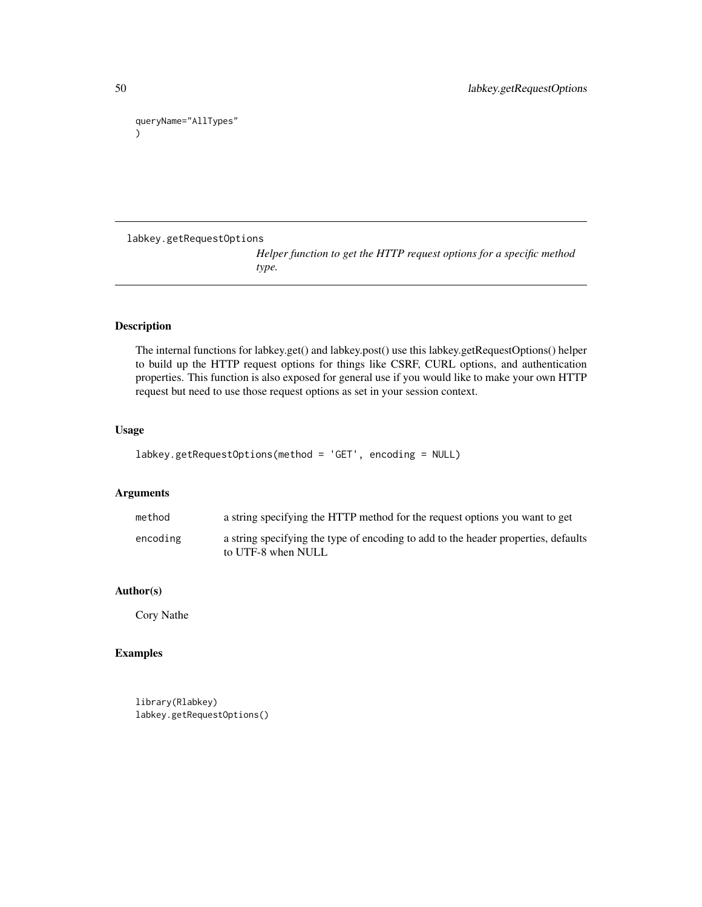```
queryName="AllTypes"
)
```

## labkey.getRequestOptions

*Helper function to get the HTTP request options for a specific method type.*

### Description

The internal functions for labkey.get() and labkey.post() use this labkey.getRequestOptions() helper to build up the HTTP request options for things like CSRF, CURL options, and authentication properties. This function is also exposed for general use if you would like to make your own HTTP request but need to use those request options as set in your session context.

### Usage

```
labkey.getRequestOptions(method = 'GET', encoding = NULL)
```

### Arguments

| | |
|---|---|
| method | a string specifying the HTTP method for the request options you want to get |
| encoding | a string specifying the type of encoding to add to the header properties, defaults to UTF-8 when NULL |

### Author(s)

Cory Nathe

### Examples

```
library(Rlabkey)
labkey.getRequestOptions()
```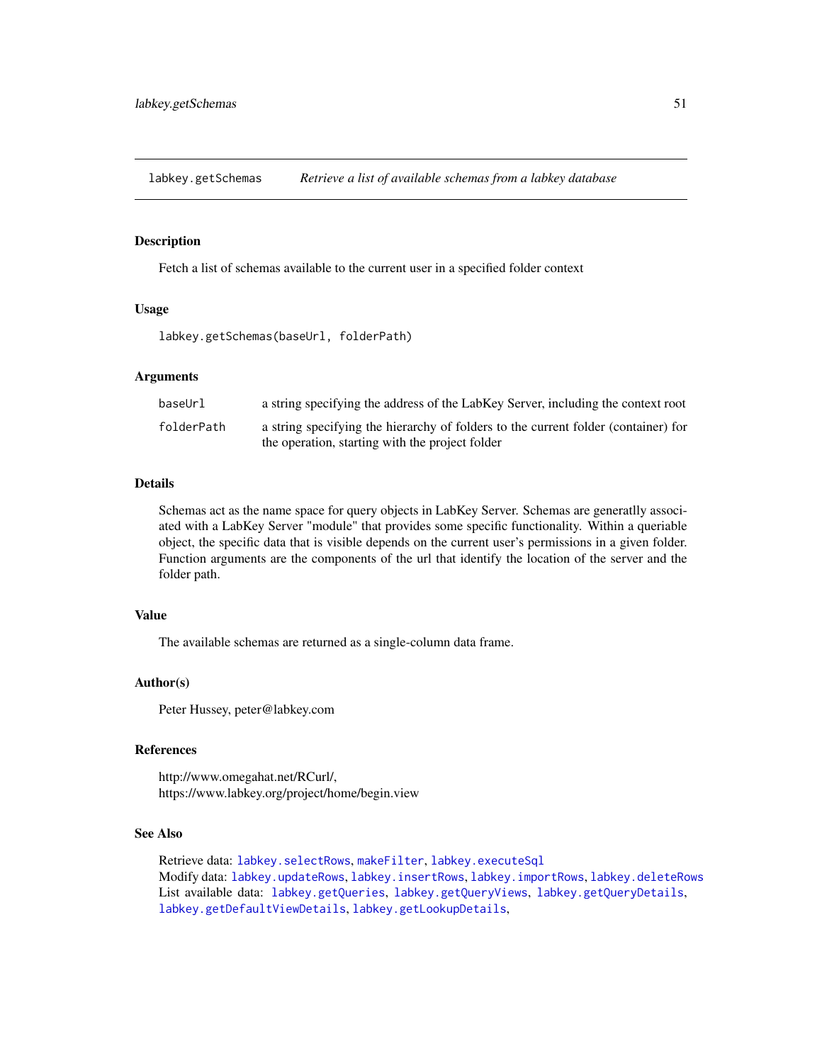## labkey.getSchemas *Retrieve a list of available schemas from a labkey database*

### Description

Fetch a list of schemas available to the current user in a specified folder context

### Usage

```
labkey.getSchemas(baseUrl, folderPath)
```

### Arguments

| | |
|---|---|
| baseUrl | a string specifying the address of the LabKey Server, including the context root |
| folderPath | a string specifying the hierarchy of folders to the current folder (container) for the operation, starting with the project folder |

### Details

Schemas act as the name space for query objects in LabKey Server. Schemas are generatlly associated with a LabKey Server "module" that provides some specific functionality. Within a queriable object, the specific data that is visible depends on the current user's permissions in a given folder. Function arguments are the components of the url that identify the location of the server and the folder path.

### Value

The available schemas are returned as a single-column data frame.

### Author(s)

Peter Hussey, peter@labkey.com

### References

http://www.omegahat.net/RCurl/,
https://www.labkey.org/project/home/begin.view

### See Also

Retrieve data: labkey.selectRows, makeFilter, labkey.executeSql
Modify data: labkey.updateRows, labkey.insertRows, labkey.importRows, labkey.deleteRows
List available data: labkey.getQueries, labkey.getQueryViews, labkey.getQueryDetails, labkey.getDefaultViewDetails, labkey.getLookupDetails,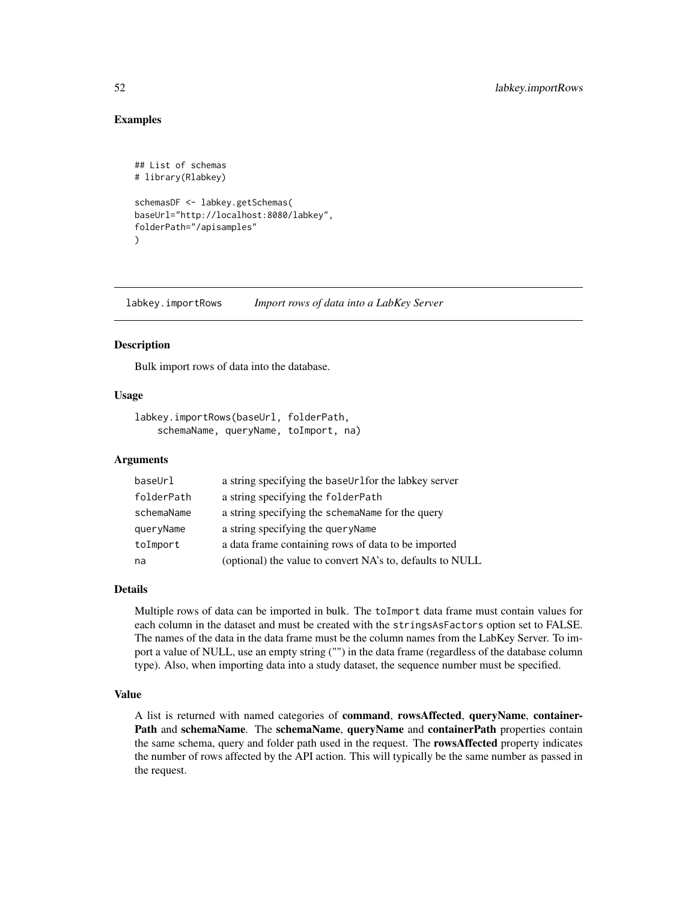### Examples

```
## List of schemas
# library(Rlabkey)

schemasDF <- labkey.getSchemas(
baseUrl="http://localhost:8080/labkey",
folderPath="/apisamples"
)
```

---

## labkey.importRows — *Import rows of data into a LabKey Server*

### Description

Bulk import rows of data into the database.

### Usage

```
labkey.importRows(baseUrl, folderPath,
    schemaName, queryName, toImport, na)
```

### Arguments

| | |
|---|---|
| baseUrl | a string specifying the baseUrlfor the labkey server |
| folderPath | a string specifying the folderPath |
| schemaName | a string specifying the schemaName for the query |
| queryName | a string specifying the queryName |
| toImport | a data frame containing rows of data to be imported |
| na | (optional) the value to convert NA's to, defaults to NULL |

### Details

Multiple rows of data can be imported in bulk. The toImport data frame must contain values for each column in the dataset and must be created with the stringsAsFactors option set to FALSE. The names of the data in the data frame must be the column names from the LabKey Server. To import a value of NULL, use an empty string ("") in the data frame (regardless of the database column type). Also, when importing data into a study dataset, the sequence number must be specified.

### Value

A list is returned with named categories of **command**, **rowsAffected**, **queryName**, **containerPath** and **schemaName**. The **schemaName**, **queryName** and **containerPath** properties contain the same schema, query and folder path used in the request. The **rowsAffected** property indicates the number of rows affected by the API action. This will typically be the same number as passed in the request.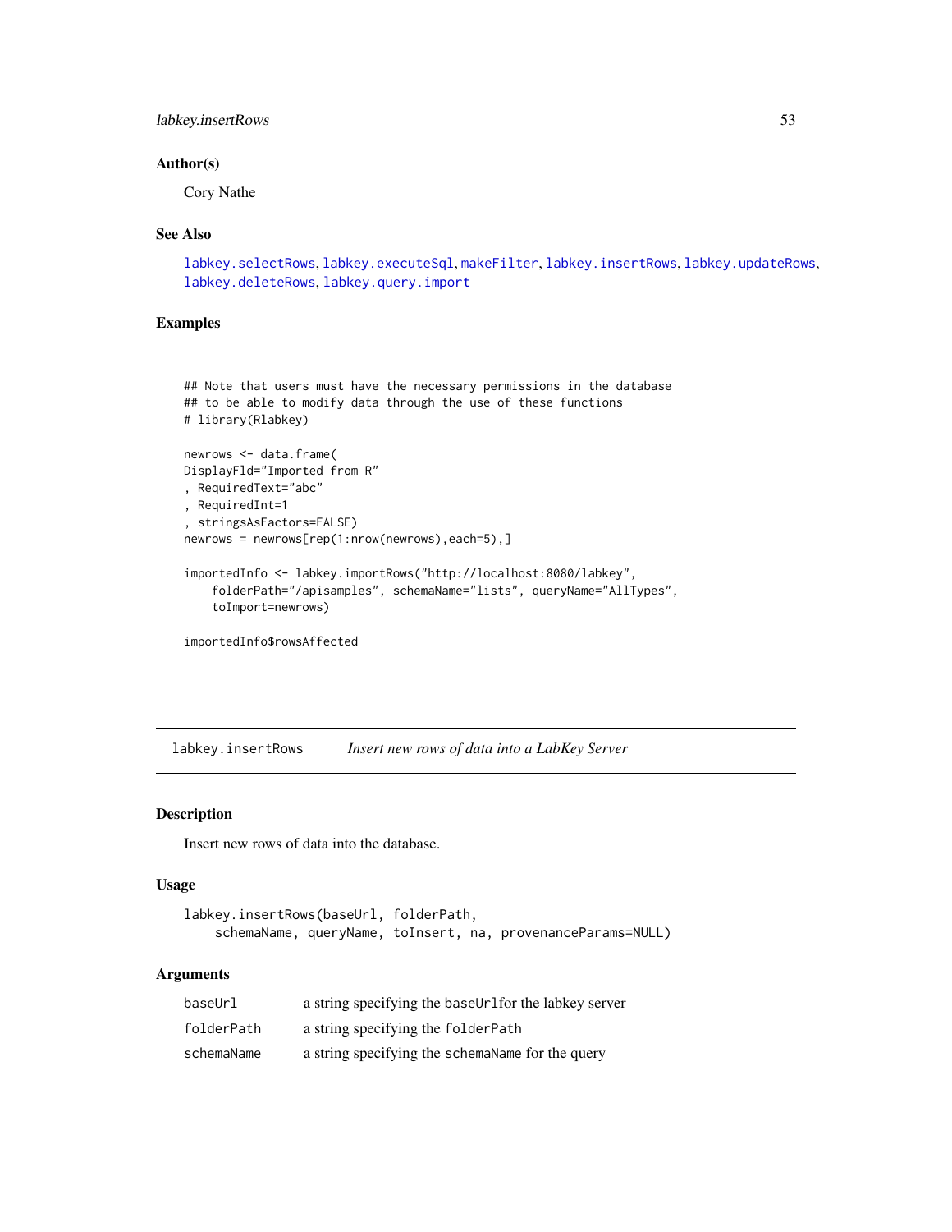### Author(s)

Cory Nathe

### See Also

labkey.selectRows, labkey.executeSql, makeFilter, labkey.insertRows, labkey.updateRows, labkey.deleteRows, labkey.query.import

### Examples

```
## Note that users must have the necessary permissions in the database
## to be able to modify data through the use of these functions
# library(Rlabkey)

newrows <- data.frame(
DisplayFld="Imported from R"
, RequiredText="abc"
, RequiredInt=1
, stringsAsFactors=FALSE)
newrows = newrows[rep(1:nrow(newrows),each=5),]

importedInfo <- labkey.importRows("http://localhost:8080/labkey",
    folderPath="/apisamples", schemaName="lists", queryName="AllTypes",
    toImport=newrows)

importedInfo$rowsAffected
```

---

## labkey.insertRows — *Insert new rows of data into a LabKey Server*

### Description

Insert new rows of data into the database.

### Usage

```
labkey.insertRows(baseUrl, folderPath,
    schemaName, queryName, toInsert, na, provenanceParams=NULL)
```

### Arguments

| | |
|---|---|
| baseUrl | a string specifying the baseUrlfor the labkey server |
| folderPath | a string specifying the folderPath |
| schemaName | a string specifying the schemaName for the query |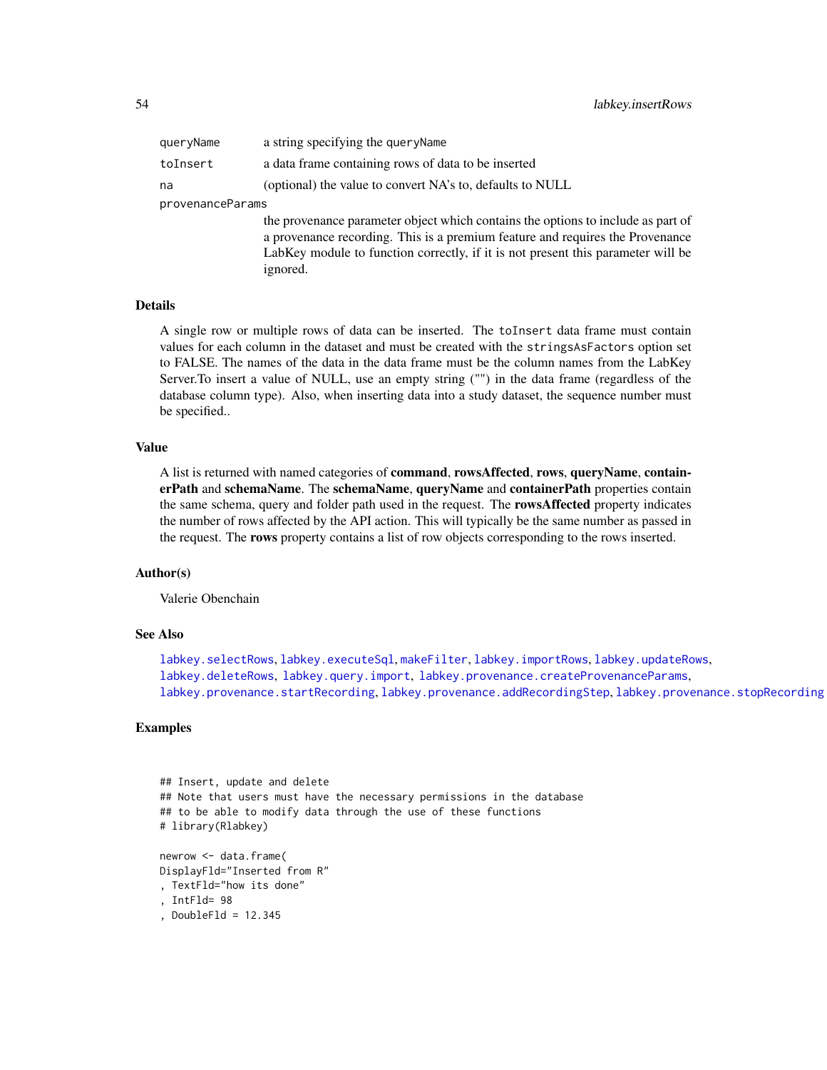| | |
|---|---|
| queryName | a string specifying the queryName |
| toInsert | a data frame containing rows of data to be inserted |
| na | (optional) the value to convert NA's to, defaults to NULL |
| provenanceParams | the provenance parameter object which contains the options to include as part of a provenance recording. This is a premium feature and requires the Provenance LabKey module to function correctly, if it is not present this parameter will be ignored. |

### Details

A single row or multiple rows of data can be inserted. The `toInsert` data frame must contain values for each column in the dataset and must be created with the `stringsAsFactors` option set to FALSE. The names of the data in the data frame must be the column names from the LabKey Server.To insert a value of NULL, use an empty string ("") in the data frame (regardless of the database column type). Also, when inserting data into a study dataset, the sequence number must be specified..

### Value

A list is returned with named categories of **command**, **rowsAffected**, **rows**, **queryName**, **containerPath** and **schemaName**. The **schemaName**, **queryName** and **containerPath** properties contain the same schema, query and folder path used in the request. The **rowsAffected** property indicates the number of rows affected by the API action. This will typically be the same number as passed in the request. The **rows** property contains a list of row objects corresponding to the rows inserted.

### Author(s)

Valerie Obenchain

### See Also

labkey.selectRows, labkey.executeSql, makeFilter, labkey.importRows, labkey.updateRows, labkey.deleteRows, labkey.query.import, labkey.provenance.createProvenanceParams, labkey.provenance.startRecording, labkey.provenance.addRecordingStep, labkey.provenance.stopRecording

### Examples

```
## Insert, update and delete
## Note that users must have the necessary permissions in the database
## to be able to modify data through the use of these functions
# library(Rlabkey)

newrow <- data.frame(
DisplayFld="Inserted from R"
, TextFld="how its done"
, IntFld= 98
, DoubleFld = 12.345
```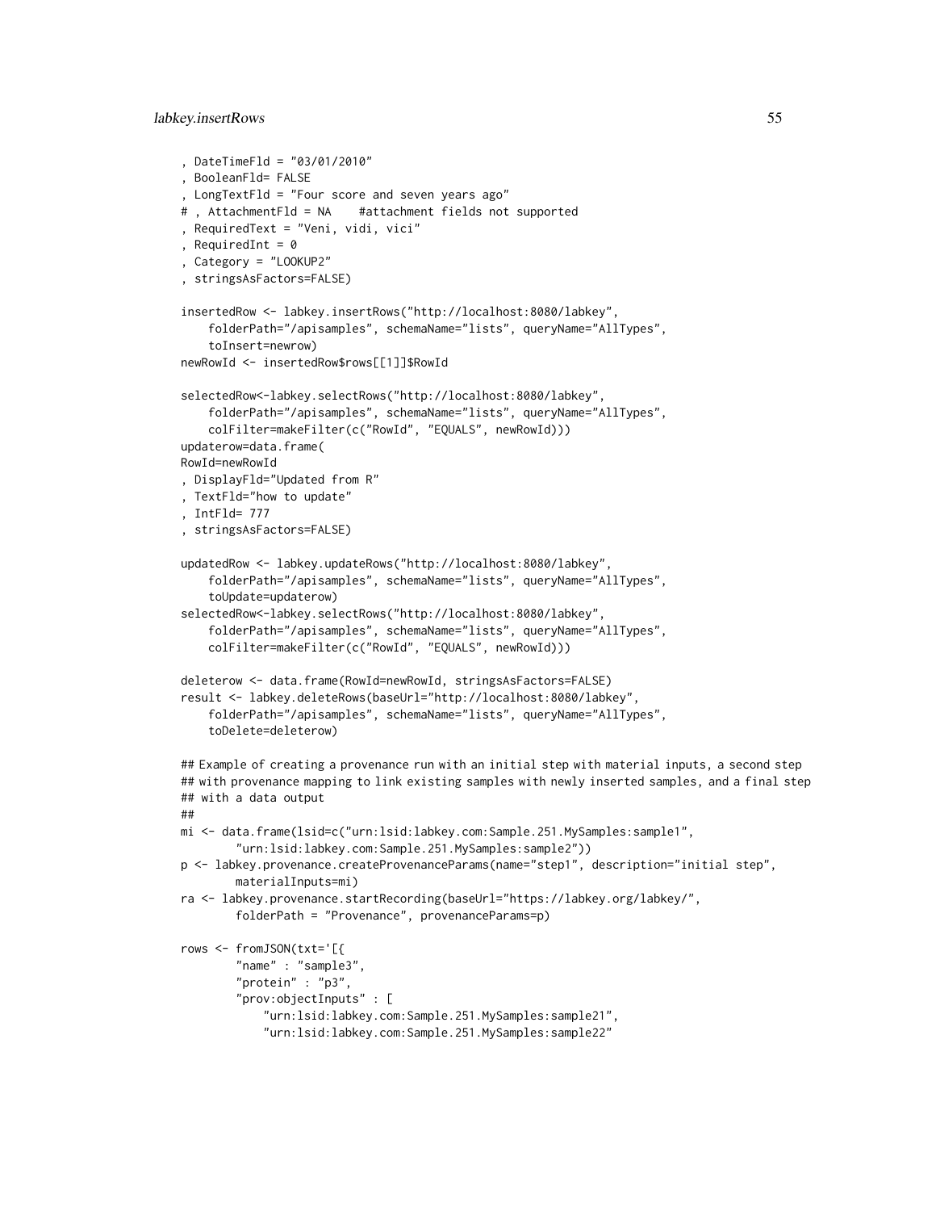```
, DateTimeFld = "03/01/2010"
, BooleanFld= FALSE
, LongTextFld = "Four score and seven years ago"
# , AttachmentFld = NA    #attachment fields not supported
, RequiredText = "Veni, vidi, vici"
, RequiredInt = 0
, Category = "LOOKUP2"
, stringsAsFactors=FALSE)

insertedRow <- labkey.insertRows("http://localhost:8080/labkey",
    folderPath="/apisamples", schemaName="lists", queryName="AllTypes",
    toInsert=newrow)
newRowId <- insertedRow$rows[[1]]$RowId

selectedRow<-labkey.selectRows("http://localhost:8080/labkey",
    folderPath="/apisamples", schemaName="lists", queryName="AllTypes",
    colFilter=makeFilter(c("RowId", "EQUALS", newRowId)))
updaterow=data.frame(
RowId=newRowId
, DisplayFld="Updated from R"
, TextFld="how to update"
, IntFld= 777
, stringsAsFactors=FALSE)

updatedRow <- labkey.updateRows("http://localhost:8080/labkey",
    folderPath="/apisamples", schemaName="lists", queryName="AllTypes",
    toUpdate=updaterow)
selectedRow<-labkey.selectRows("http://localhost:8080/labkey",
    folderPath="/apisamples", schemaName="lists", queryName="AllTypes",
    colFilter=makeFilter(c("RowId", "EQUALS", newRowId)))

deleterow <- data.frame(RowId=newRowId, stringsAsFactors=FALSE)
result <- labkey.deleteRows(baseUrl="http://localhost:8080/labkey",
    folderPath="/apisamples", schemaName="lists", queryName="AllTypes",
    toDelete=deleterow)

## Example of creating a provenance run with an initial step with material inputs, a second step
## with provenance mapping to link existing samples with newly inserted samples, and a final step
## with a data output
##
mi <- data.frame(lsid=c("urn:lsid:labkey.com:Sample.251.MySamples:sample1",
        "urn:lsid:labkey.com:Sample.251.MySamples:sample2"))
p <- labkey.provenance.createProvenanceParams(name="step1", description="initial step",
        materialInputs=mi)
ra <- labkey.provenance.startRecording(baseUrl="https://labkey.org/labkey/",
        folderPath = "Provenance", provenanceParams=p)

rows <- fromJSON(txt='[{
        "name" : "sample3",
        "protein" : "p3",
        "prov:objectInputs" : [
            "urn:lsid:labkey.com:Sample.251.MySamples:sample21",
            "urn:lsid:labkey.com:Sample.251.MySamples:sample22"
```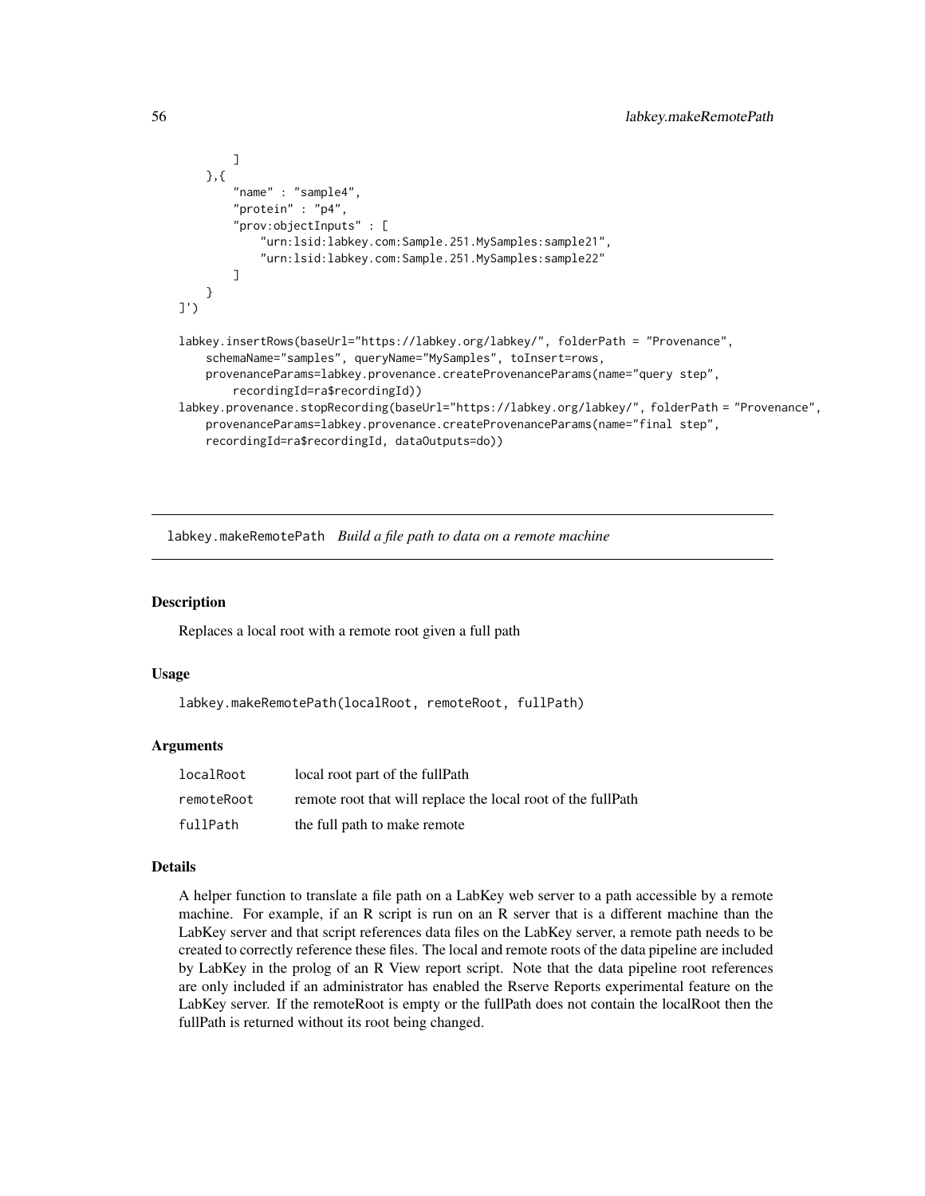```
        ]
    },{
        "name" : "sample4",
        "protein" : "p4",
        "prov:objectInputs" : [
            "urn:lsid:labkey.com:Sample.251.MySamples:sample21",
            "urn:lsid:labkey.com:Sample.251.MySamples:sample22"
        ]
    }
]')

labkey.insertRows(baseUrl="https://labkey.org/labkey/", folderPath = "Provenance",
    schemaName="samples", queryName="MySamples", toInsert=rows,
    provenanceParams=labkey.provenance.createProvenanceParams(name="query step",
        recordingId=ra$recordingId))
labkey.provenance.stopRecording(baseUrl="https://labkey.org/labkey/", folderPath = "Provenance",
    provenanceParams=labkey.provenance.createProvenanceParams(name="final step",
    recordingId=ra$recordingId, dataOutputs=do))
```

---

## labkey.makeRemotePath *Build a file path to data on a remote machine*

---

### Description

Replaces a local root with a remote root given a full path

### Usage

```
labkey.makeRemotePath(localRoot, remoteRoot, fullPath)
```

### Arguments

| | |
|---|---|
| localRoot | local root part of the fullPath |
| remoteRoot | remote root that will replace the local root of the fullPath |
| fullPath | the full path to make remote |

### Details

A helper function to translate a file path on a LabKey web server to a path accessible by a remote machine. For example, if an R script is run on an R server that is a different machine than the LabKey server and that script references data files on the LabKey server, a remote path needs to be created to correctly reference these files. The local and remote roots of the data pipeline are included by LabKey in the prolog of an R View report script. Note that the data pipeline root references are only included if an administrator has enabled the Rserve Reports experimental feature on the LabKey server. If the remoteRoot is empty or the fullPath does not contain the localRoot then the fullPath is returned without its root being changed.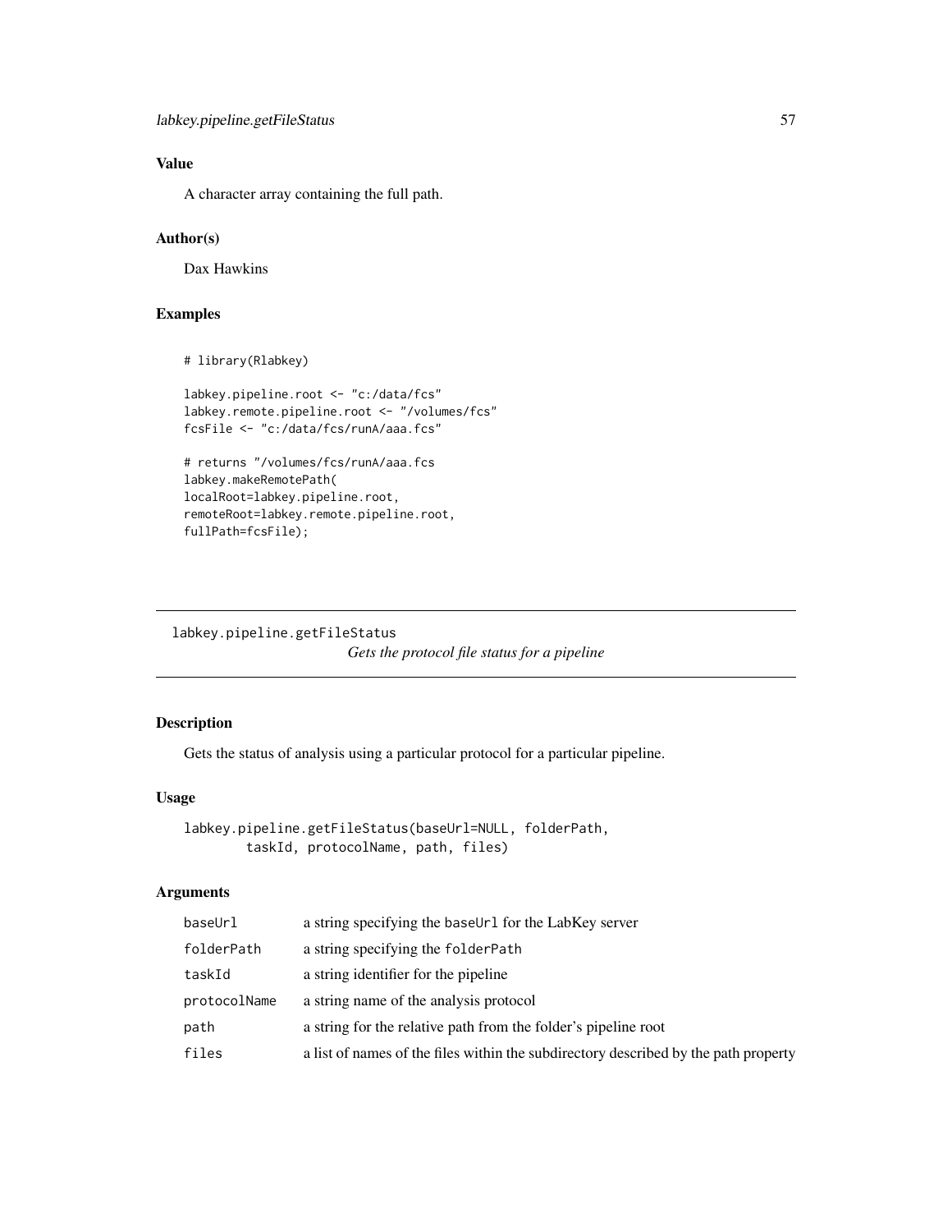### Value

A character array containing the full path.

### Author(s)

Dax Hawkins

### Examples

```
# library(Rlabkey)

labkey.pipeline.root <- "c:/data/fcs"
labkey.remote.pipeline.root <- "/volumes/fcs"
fcsFile <- "c:/data/fcs/runA/aaa.fcs"

# returns "/volumes/fcs/runA/aaa.fcs
labkey.makeRemotePath(
localRoot=labkey.pipeline.root,
remoteRoot=labkey.remote.pipeline.root,
fullPath=fcsFile);
```

---

## labkey.pipeline.getFileStatus

*Gets the protocol file status for a pipeline*

---

### Description

Gets the status of analysis using a particular protocol for a particular pipeline.

### Usage

```
labkey.pipeline.getFileStatus(baseUrl=NULL, folderPath,
        taskId, protocolName, path, files)
```

### Arguments

| | |
|---|---|
| baseUrl | a string specifying the baseUrl for the LabKey server |
| folderPath | a string specifying the folderPath |
| taskId | a string identifier for the pipeline |
| protocolName | a string name of the analysis protocol |
| path | a string for the relative path from the folder's pipeline root |
| files | a list of names of the files within the subdirectory described by the path property |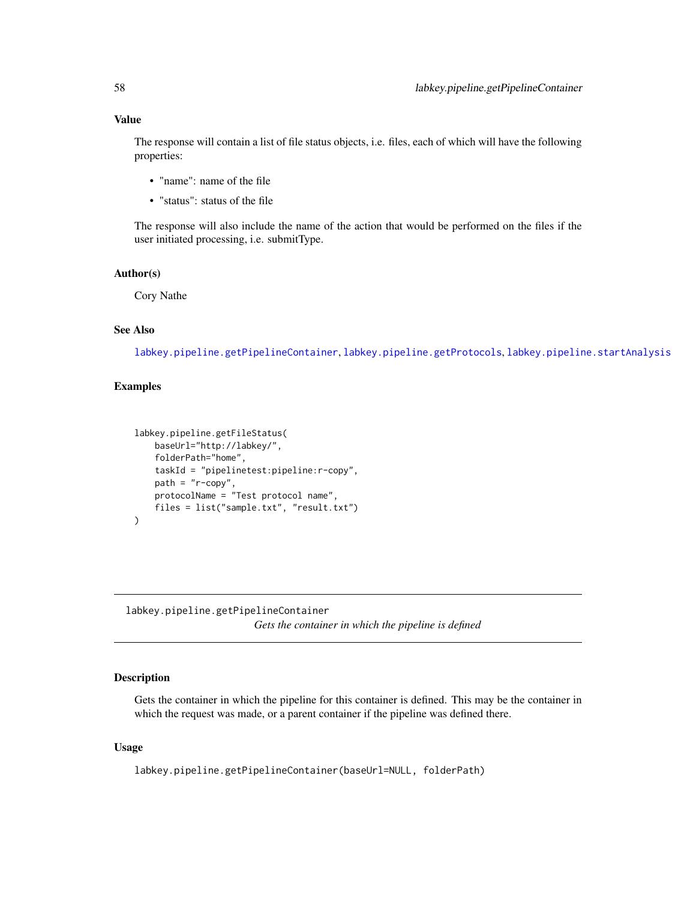### Value

The response will contain a list of file status objects, i.e. files, each of which will have the following properties:

- "name": name of the file
- "status": status of the file

The response will also include the name of the action that would be performed on the files if the user initiated processing, i.e. submitType.

### Author(s)

Cory Nathe

### See Also

labkey.pipeline.getPipelineContainer, labkey.pipeline.getProtocols, labkey.pipeline.startAnalysis

### Examples

```
labkey.pipeline.getFileStatus(
    baseUrl="http://labkey/",
    folderPath="home",
    taskId = "pipelinetest:pipeline:r-copy",
    path = "r-copy",
    protocolName = "Test protocol name",
    files = list("sample.txt", "result.txt")
)
```

---

## labkey.pipeline.getPipelineContainer

*Gets the container in which the pipeline is defined*

---

### Description

Gets the container in which the pipeline for this container is defined. This may be the container in which the request was made, or a parent container if the pipeline was defined there.

### Usage

```
labkey.pipeline.getPipelineContainer(baseUrl=NULL, folderPath)
```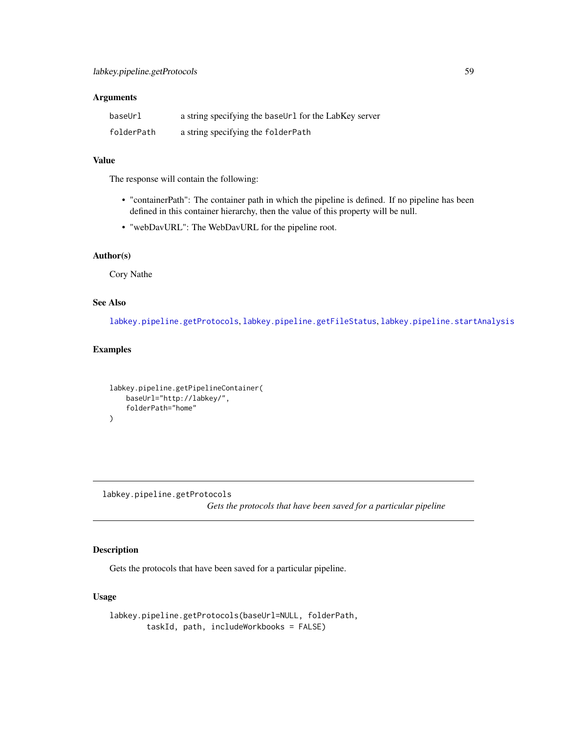### Arguments

| | |
|---|---|
| `baseUrl` | a string specifying the `baseUrl` for the LabKey server |
| `folderPath` | a string specifying the `folderPath` |

### Value

The response will contain the following:

- "containerPath": The container path in which the pipeline is defined. If no pipeline has been defined in this container hierarchy, then the value of this property will be null.
- "webDavURL": The WebDavURL for the pipeline root.

### Author(s)

Cory Nathe

### See Also

`labkey.pipeline.getProtocols`, `labkey.pipeline.getFileStatus`, `labkey.pipeline.startAnalysis`

### Examples

```
labkey.pipeline.getPipelineContainer(
    baseUrl="http://labkey/",
    folderPath="home"
)
```

---

## labkey.pipeline.getProtocols

*Gets the protocols that have been saved for a particular pipeline*

---

### Description

Gets the protocols that have been saved for a particular pipeline.

### Usage

```
labkey.pipeline.getProtocols(baseUrl=NULL, folderPath,
        taskId, path, includeWorkbooks = FALSE)
```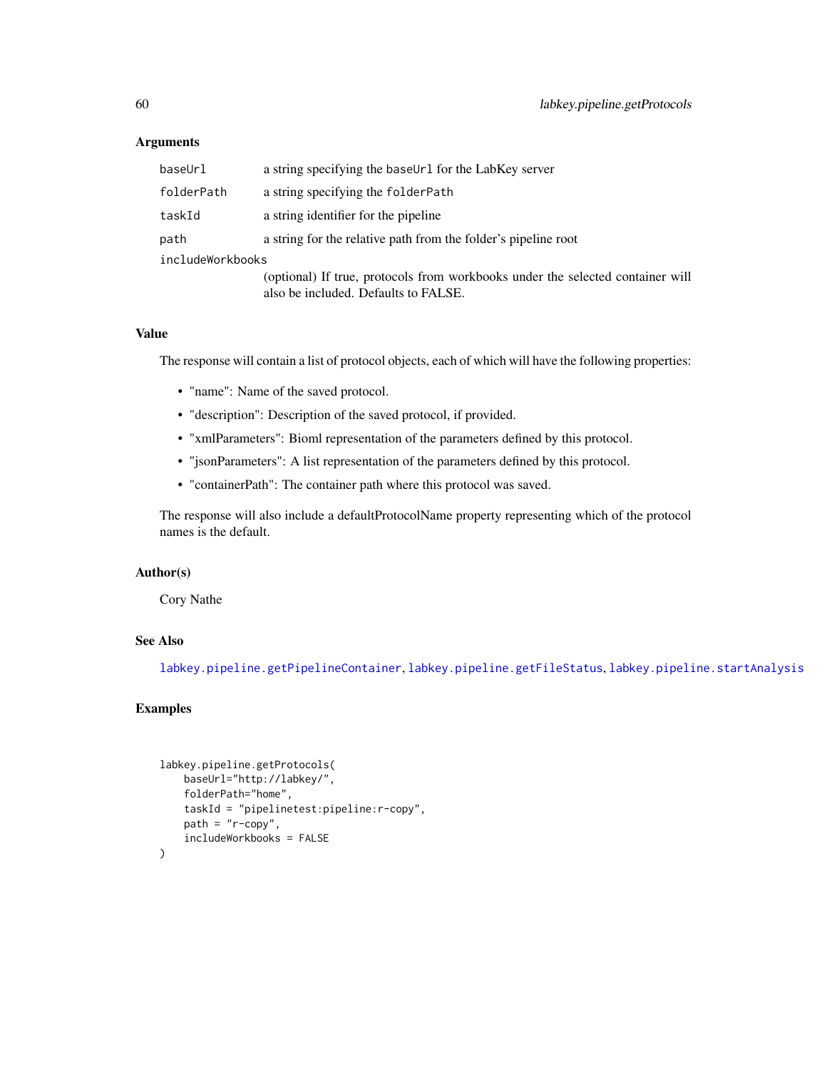## Arguments

| | |
|---|---|
| `baseUrl` | a string specifying the `baseUrl` for the LabKey server |
| `folderPath` | a string specifying the `folderPath` |
| `taskId` | a string identifier for the pipeline |
| `path` | a string for the relative path from the folder's pipeline root |
| `includeWorkbooks` | (optional) If true, protocols from workbooks under the selected container will also be included. Defaults to FALSE. |

## Value

The response will contain a list of protocol objects, each of which will have the following properties:

- "name": Name of the saved protocol.
- "description": Description of the saved protocol, if provided.
- "xmlParameters": Bioml representation of the parameters defined by this protocol.
- "jsonParameters": A list representation of the parameters defined by this protocol.
- "containerPath": The container path where this protocol was saved.

The response will also include a defaultProtocolName property representing which of the protocol names is the default.

## Author(s)

Cory Nathe

## See Also

`labkey.pipeline.getPipelineContainer`, `labkey.pipeline.getFileStatus`, `labkey.pipeline.startAnalysis`

## Examples

```
labkey.pipeline.getProtocols(
    baseUrl="http://labkey/",
    folderPath="home",
    taskId = "pipelinetest:pipeline:r-copy",
    path = "r-copy",
    includeWorkbooks = FALSE
)
```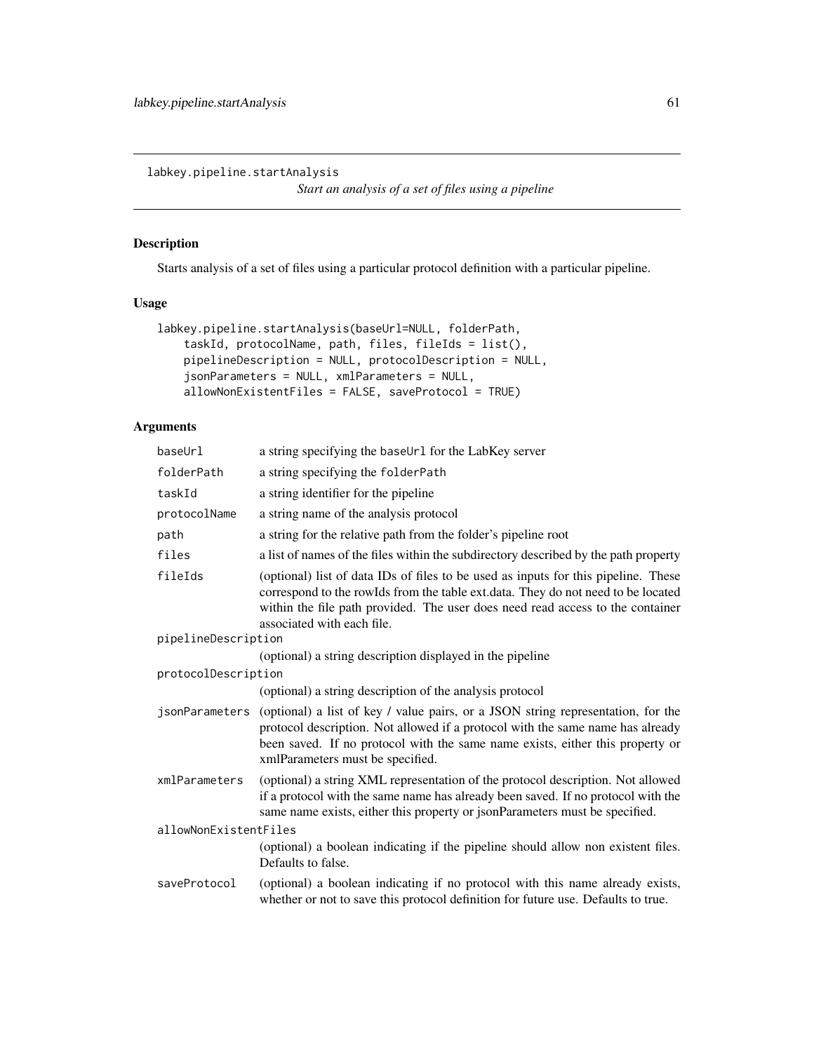labkey.pipeline.startAnalysis

*Start an analysis of a set of files using a pipeline*

## Description

Starts analysis of a set of files using a particular protocol definition with a particular pipeline.

## Usage

```
labkey.pipeline.startAnalysis(baseUrl=NULL, folderPath,
    taskId, protocolName, path, files, fileIds = list(),
    pipelineDescription = NULL, protocolDescription = NULL,
    jsonParameters = NULL, xmlParameters = NULL,
    allowNonExistentFiles = FALSE, saveProtocol = TRUE)
```

## Arguments

| Argument | Description |
|---|---|
| `baseUrl` | a string specifying the `baseUrl` for the LabKey server |
| `folderPath` | a string specifying the `folderPath` |
| `taskId` | a string identifier for the pipeline |
| `protocolName` | a string name of the analysis protocol |
| `path` | a string for the relative path from the folder's pipeline root |
| `files` | a list of names of the files within the subdirectory described by the path property |
| `fileIds` | (optional) list of data IDs of files to be used as inputs for this pipeline. These correspond to the rowIds from the table ext.data. They do not need to be located within the file path provided. The user does need read access to the container associated with each file. |
| `pipelineDescription` | (optional) a string description displayed in the pipeline |
| `protocolDescription` | (optional) a string description of the analysis protocol |
| `jsonParameters` | (optional) a list of key / value pairs, or a JSON string representation, for the protocol description. Not allowed if a protocol with the same name has already been saved. If no protocol with the same name exists, either this property or xmlParameters must be specified. |
| `xmlParameters` | (optional) a string XML representation of the protocol description. Not allowed if a protocol with the same name has already been saved. If no protocol with the same name exists, either this property or jsonParameters must be specified. |
| `allowNonExistentFiles` | (optional) a boolean indicating if the pipeline should allow non existent files. Defaults to false. |
| `saveProtocol` | (optional) a boolean indicating if no protocol with this name already exists, whether or not to save this protocol definition for future use. Defaults to true. |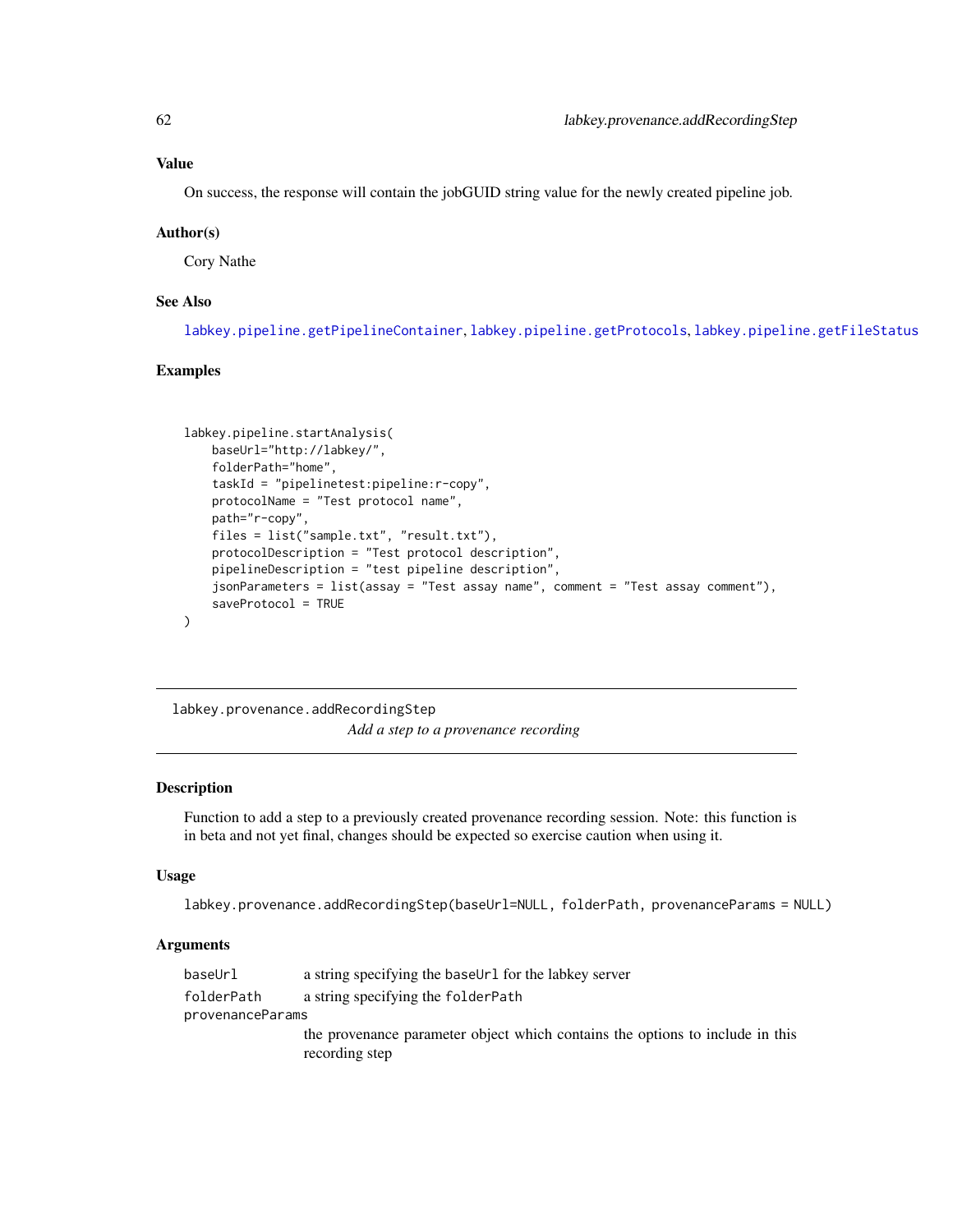## Value

On success, the response will contain the jobGUID string value for the newly created pipeline job.

## Author(s)

Cory Nathe

## See Also

labkey.pipeline.getPipelineContainer, labkey.pipeline.getProtocols, labkey.pipeline.getFileStatus

## Examples

```
labkey.pipeline.startAnalysis(
    baseUrl="http://labkey/",
    folderPath="home",
    taskId = "pipelinetest:pipeline:r-copy",
    protocolName = "Test protocol name",
    path="r-copy",
    files = list("sample.txt", "result.txt"),
    protocolDescription = "Test protocol description",
    pipelineDescription = "test pipeline description",
    jsonParameters = list(assay = "Test assay name", comment = "Test assay comment"),
    saveProtocol = TRUE
)
```

---

# labkey.provenance.addRecordingStep

*Add a step to a provenance recording*

---

## Description

Function to add a step to a previously created provenance recording session. Note: this function is in beta and not yet final, changes should be expected so exercise caution when using it.

## Usage

```
labkey.provenance.addRecordingStep(baseUrl=NULL, folderPath, provenanceParams = NULL)
```

## Arguments

| | |
|---|---|
| baseUrl | a string specifying the baseUrl for the labkey server |
| folderPath | a string specifying the folderPath |
| provenanceParams | the provenance parameter object which contains the options to include in this recording step |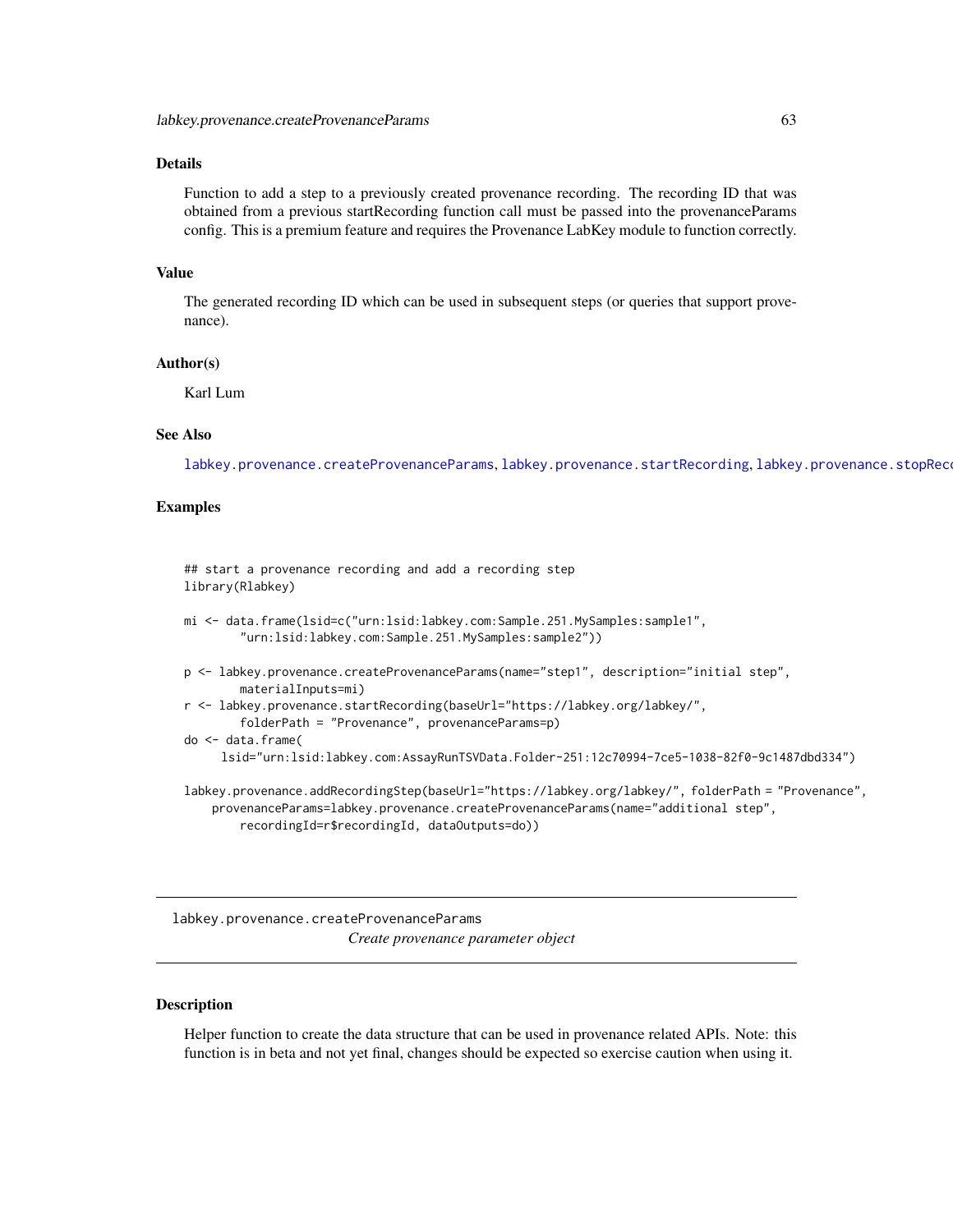## Details

Function to add a step to a previously created provenance recording. The recording ID that was obtained from a previous startRecording function call must be passed into the provenanceParams config. This is a premium feature and requires the Provenance LabKey module to function correctly.

## Value

The generated recording ID which can be used in subsequent steps (or queries that support provenance).

## Author(s)

Karl Lum

## See Also

labkey.provenance.createProvenanceParams, labkey.provenance.startRecording, labkey.provenance.stopRecc

## Examples

```
## start a provenance recording and add a recording step
library(Rlabkey)

mi <- data.frame(lsid=c("urn:lsid:labkey.com:Sample.251.MySamples:sample1",
        "urn:lsid:labkey.com:Sample.251.MySamples:sample2"))

p <- labkey.provenance.createProvenanceParams(name="step1", description="initial step",
        materialInputs=mi)
r <- labkey.provenance.startRecording(baseUrl="https://labkey.org/labkey/",
        folderPath = "Provenance", provenanceParams=p)
do <- data.frame(
     lsid="urn:lsid:labkey.com:AssayRunTSVData.Folder-251:12c70994-7ce5-1038-82f0-9c1487dbd334")

labkey.provenance.addRecordingStep(baseUrl="https://labkey.org/labkey/", folderPath = "Provenance",
    provenanceParams=labkey.provenance.createProvenanceParams(name="additional step",
        recordingId=r$recordingId, dataOutputs=do))
```

---

# labkey.provenance.createProvenanceParams

*Create provenance parameter object*

---

## Description

Helper function to create the data structure that can be used in provenance related APIs. Note: this function is in beta and not yet final, changes should be expected so exercise caution when using it.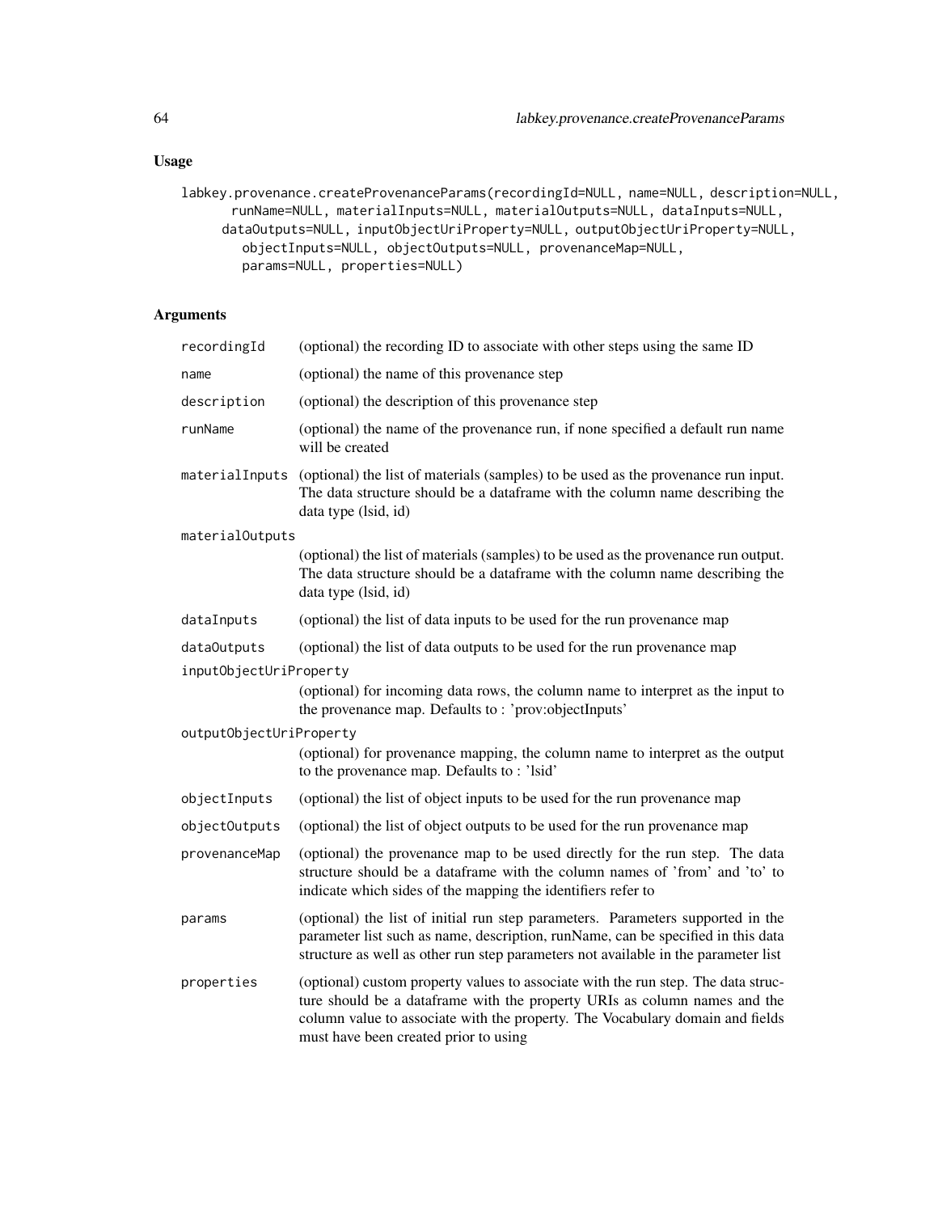## Usage

```
labkey.provenance.createProvenanceParams(recordingId=NULL, name=NULL, description=NULL,
       runName=NULL, materialInputs=NULL, materialOutputs=NULL, dataInputs=NULL,
      dataOutputs=NULL, inputObjectUriProperty=NULL, outputObjectUriProperty=NULL,
        objectInputs=NULL, objectOutputs=NULL, provenanceMap=NULL,
        params=NULL, properties=NULL)
```

## Arguments

| | |
|---|---|
| `recordingId` | (optional) the recording ID to associate with other steps using the same ID |
| `name` | (optional) the name of this provenance step |
| `description` | (optional) the description of this provenance step |
| `runName` | (optional) the name of the provenance run, if none specified a default run name will be created |
| `materialInputs` | (optional) the list of materials (samples) to be used as the provenance run input. The data structure should be a dataframe with the column name describing the data type (lsid, id) |
| `materialOutputs` | (optional) the list of materials (samples) to be used as the provenance run output. The data structure should be a dataframe with the column name describing the data type (lsid, id) |
| `dataInputs` | (optional) the list of data inputs to be used for the run provenance map |
| `dataOutputs` | (optional) the list of data outputs to be used for the run provenance map |
| `inputObjectUriProperty` | (optional) for incoming data rows, the column name to interpret as the input to the provenance map. Defaults to : 'prov:objectInputs' |
| `outputObjectUriProperty` | (optional) for provenance mapping, the column name to interpret as the output to the provenance map. Defaults to : 'lsid' |
| `objectInputs` | (optional) the list of object inputs to be used for the run provenance map |
| `objectOutputs` | (optional) the list of object outputs to be used for the run provenance map |
| `provenanceMap` | (optional) the provenance map to be used directly for the run step. The data structure should be a dataframe with the column names of 'from' and 'to' to indicate which sides of the mapping the identifiers refer to |
| `params` | (optional) the list of initial run step parameters. Parameters supported in the parameter list such as name, description, runName, can be specified in this data structure as well as other run step parameters not available in the parameter list |
| `properties` | (optional) custom property values to associate with the run step. The data structure should be a dataframe with the property URIs as column names and the column value to associate with the property. The Vocabulary domain and fields must have been created prior to using |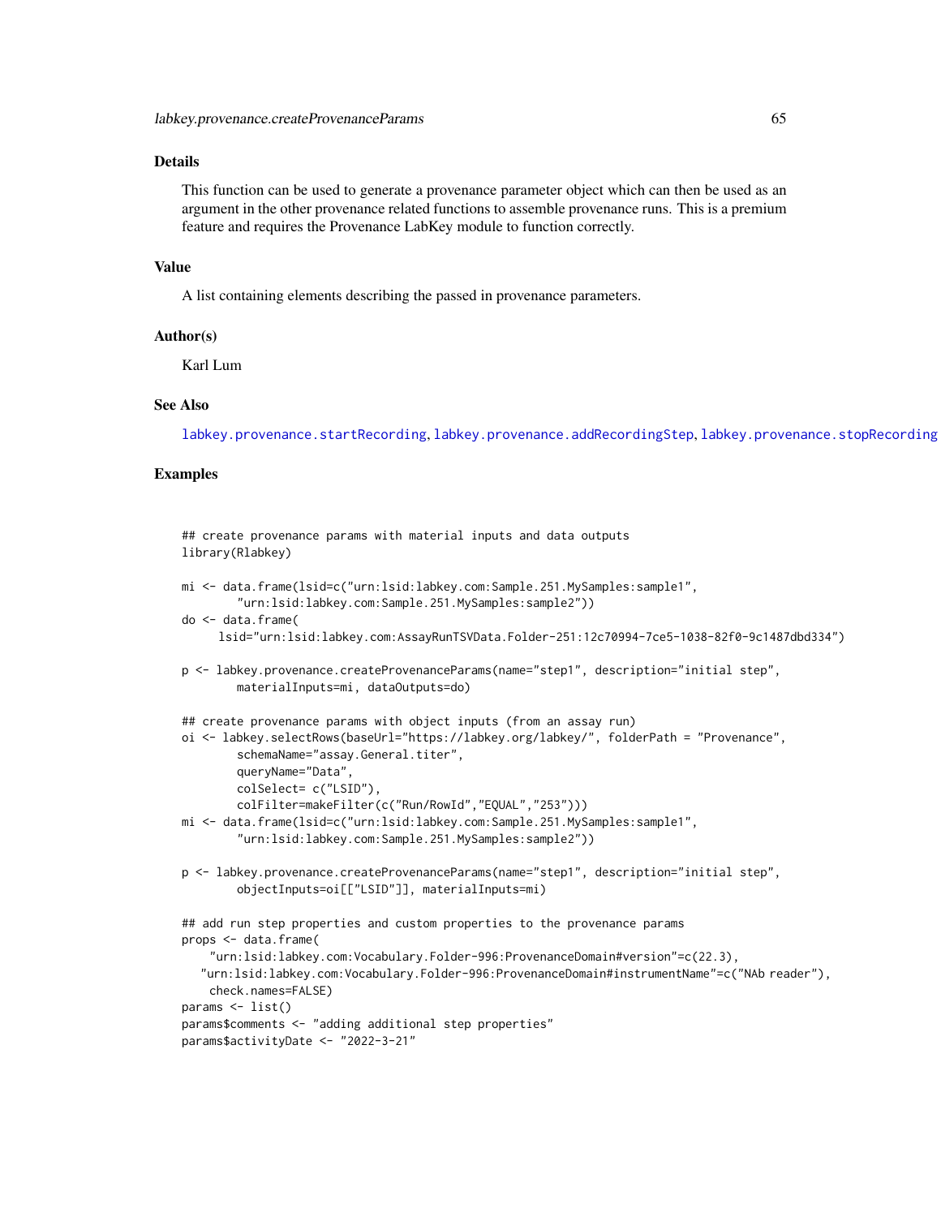### Details

This function can be used to generate a provenance parameter object which can then be used as an argument in the other provenance related functions to assemble provenance runs. This is a premium feature and requires the Provenance LabKey module to function correctly.

### Value

A list containing elements describing the passed in provenance parameters.

### Author(s)

Karl Lum

### See Also

labkey.provenance.startRecording, labkey.provenance.addRecordingStep, labkey.provenance.stopRecording

### Examples

```
## create provenance params with material inputs and data outputs
library(Rlabkey)

mi <- data.frame(lsid=c("urn:lsid:labkey.com:Sample.251.MySamples:sample1",
        "urn:lsid:labkey.com:Sample.251.MySamples:sample2"))
do <- data.frame(
     lsid="urn:lsid:labkey.com:AssayRunTSVData.Folder-251:12c70994-7ce5-1038-82f0-9c1487dbd334")

p <- labkey.provenance.createProvenanceParams(name="step1", description="initial step",
        materialInputs=mi, dataOutputs=do)

## create provenance params with object inputs (from an assay run)
oi <- labkey.selectRows(baseUrl="https://labkey.org/labkey/", folderPath = "Provenance",
        schemaName="assay.General.titer",
        queryName="Data",
        colSelect= c("LSID"),
        colFilter=makeFilter(c("Run/RowId","EQUAL","253")))
mi <- data.frame(lsid=c("urn:lsid:labkey.com:Sample.251.MySamples:sample1",
        "urn:lsid:labkey.com:Sample.251.MySamples:sample2"))

p <- labkey.provenance.createProvenanceParams(name="step1", description="initial step",
        objectInputs=oi[["LSID"]], materialInputs=mi)

## add run step properties and custom properties to the provenance params
props <- data.frame(
    "urn:lsid:labkey.com:Vocabulary.Folder-996:ProvenanceDomain#version"=c(22.3),
   "urn:lsid:labkey.com:Vocabulary.Folder-996:ProvenanceDomain#instrumentName"=c("NAb reader"),
    check.names=FALSE)
params <- list()
params$comments <- "adding additional step properties"
params$activityDate <- "2022-3-21"
```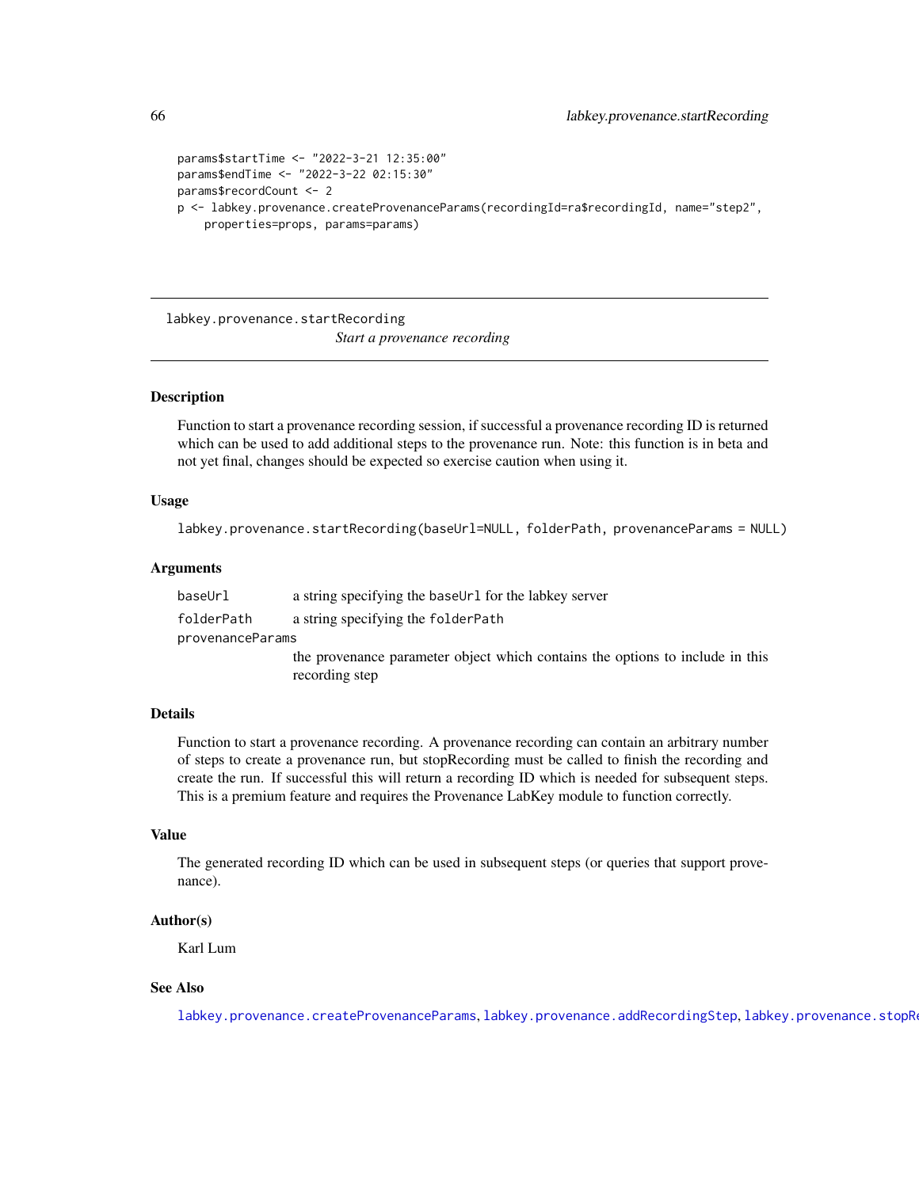```
params$startTime <- "2022-3-21 12:35:00"
params$endTime <- "2022-3-22 02:15:30"
params$recordCount <- 2
p <- labkey.provenance.createProvenanceParams(recordingId=ra$recordingId, name="step2",
    properties=props, params=params)
```

## labkey.provenance.startRecording

*Start a provenance recording*

### Description

Function to start a provenance recording session, if successful a provenance recording ID is returned which can be used to add additional steps to the provenance run. Note: this function is in beta and not yet final, changes should be expected so exercise caution when using it.

### Usage

```
labkey.provenance.startRecording(baseUrl=NULL, folderPath, provenanceParams = NULL)
```

### Arguments

| | |
|---|---|
| `baseUrl` | a string specifying the `baseUrl` for the labkey server |
| `folderPath` | a string specifying the `folderPath` |
| `provenanceParams` | the provenance parameter object which contains the options to include in this recording step |

### Details

Function to start a provenance recording. A provenance recording can contain an arbitrary number of steps to create a provenance run, but stopRecording must be called to finish the recording and create the run. If successful this will return a recording ID which is needed for subsequent steps. This is a premium feature and requires the Provenance LabKey module to function correctly.

### Value

The generated recording ID which can be used in subsequent steps (or queries that support provenance).

### Author(s)

Karl Lum

### See Also

`labkey.provenance.createProvenanceParams`, `labkey.provenance.addRecordingStep`, `labkey.provenance.stopRe`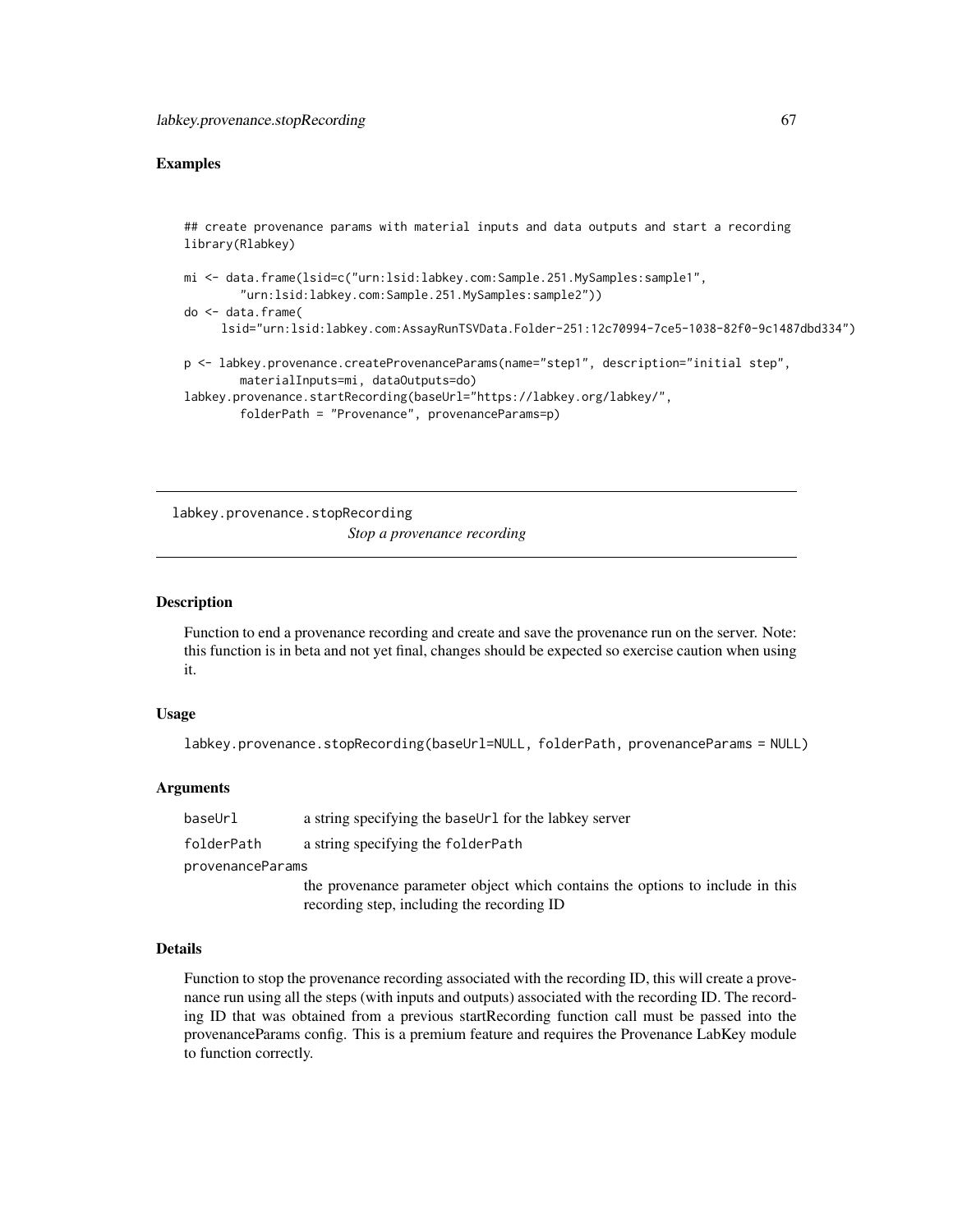## Examples

```
## create provenance params with material inputs and data outputs and start a recording
library(Rlabkey)

mi <- data.frame(lsid=c("urn:lsid:labkey.com:Sample.251.MySamples:sample1",
        "urn:lsid:labkey.com:Sample.251.MySamples:sample2"))
do <- data.frame(
     lsid="urn:lsid:labkey.com:AssayRunTSVData.Folder-251:12c70994-7ce5-1038-82f0-9c1487dbd334")

p <- labkey.provenance.createProvenanceParams(name="step1", description="initial step",
        materialInputs=mi, dataOutputs=do)
labkey.provenance.startRecording(baseUrl="https://labkey.org/labkey/",
        folderPath = "Provenance", provenanceParams=p)
```

---

# labkey.provenance.stopRecording

*Stop a provenance recording*

---

### Description

Function to end a provenance recording and create and save the provenance run on the server. Note: this function is in beta and not yet final, changes should be expected so exercise caution when using it.

### Usage

```
labkey.provenance.stopRecording(baseUrl=NULL, folderPath, provenanceParams = NULL)
```

### Arguments

| | |
|---|---|
| `baseUrl` | a string specifying the `baseUrl` for the labkey server |
| `folderPath` | a string specifying the `folderPath` |
| `provenanceParams` | the provenance parameter object which contains the options to include in this recording step, including the recording ID |

### Details

Function to stop the provenance recording associated with the recording ID, this will create a provenance run using all the steps (with inputs and outputs) associated with the recording ID. The recording ID that was obtained from a previous startRecording function call must be passed into the provenanceParams config. This is a premium feature and requires the Provenance LabKey module to function correctly.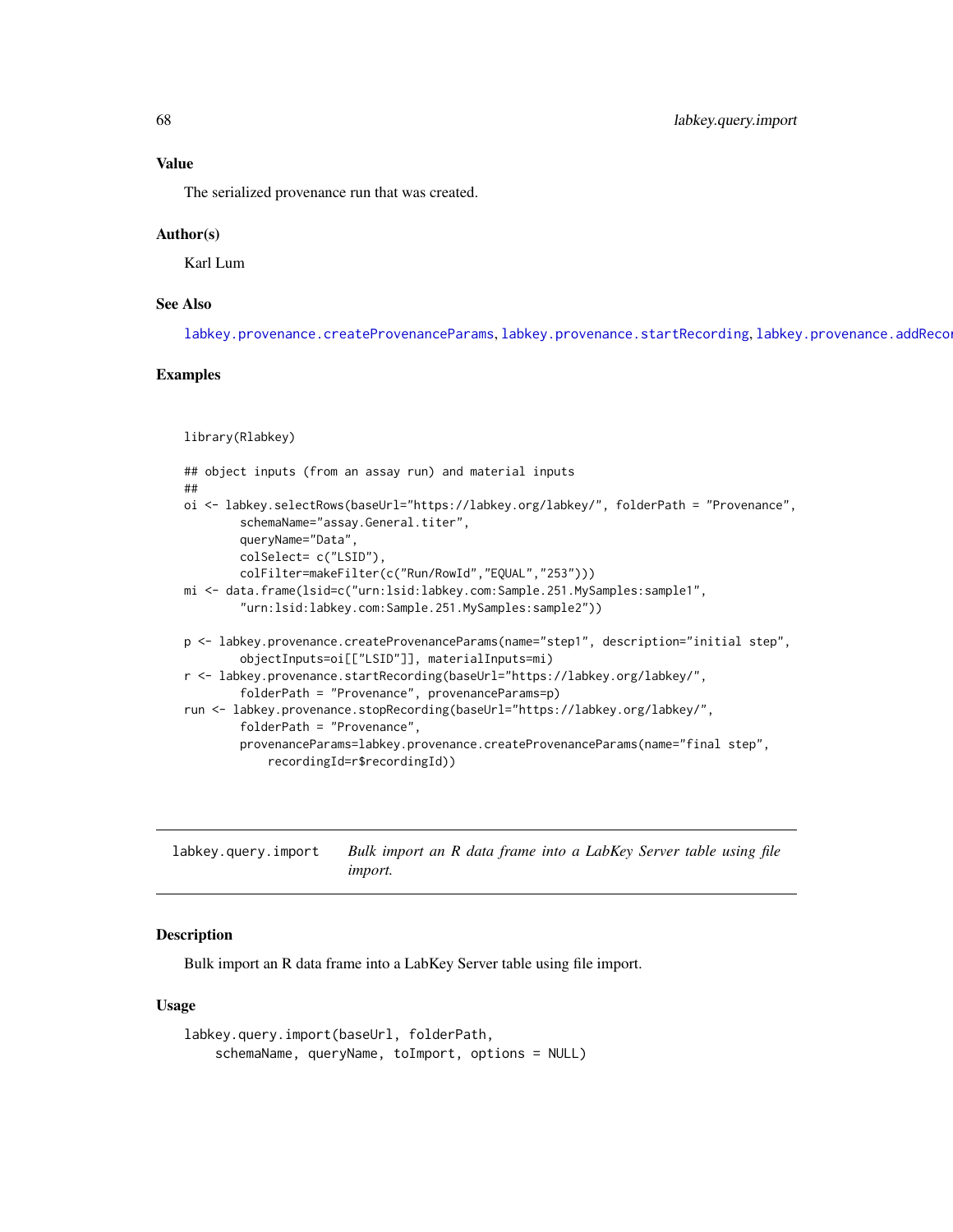## Value

The serialized provenance run that was created.

## Author(s)

Karl Lum

## See Also

labkey.provenance.createProvenanceParams, labkey.provenance.startRecording, labkey.provenance.addRecor

## Examples

```
library(Rlabkey)

## object inputs (from an assay run) and material inputs
##
oi <- labkey.selectRows(baseUrl="https://labkey.org/labkey/", folderPath = "Provenance",
        schemaName="assay.General.titer",
        queryName="Data",
        colSelect= c("LSID"),
        colFilter=makeFilter(c("Run/RowId","EQUAL","253")))
mi <- data.frame(lsid=c("urn:lsid:labkey.com:Sample.251.MySamples:sample1",
        "urn:lsid:labkey.com:Sample.251.MySamples:sample2"))

p <- labkey.provenance.createProvenanceParams(name="step1", description="initial step",
        objectInputs=oi[["LSID"]], materialInputs=mi)
r <- labkey.provenance.startRecording(baseUrl="https://labkey.org/labkey/",
        folderPath = "Provenance", provenanceParams=p)
run <- labkey.provenance.stopRecording(baseUrl="https://labkey.org/labkey/",
        folderPath = "Provenance",
        provenanceParams=labkey.provenance.createProvenanceParams(name="final step",
            recordingId=r$recordingId))
```

---

# labkey.query.import — *Bulk import an R data frame into a LabKey Server table using file import.*

---

## Description

Bulk import an R data frame into a LabKey Server table using file import.

## Usage

```
labkey.query.import(baseUrl, folderPath,
    schemaName, queryName, toImport, options = NULL)
```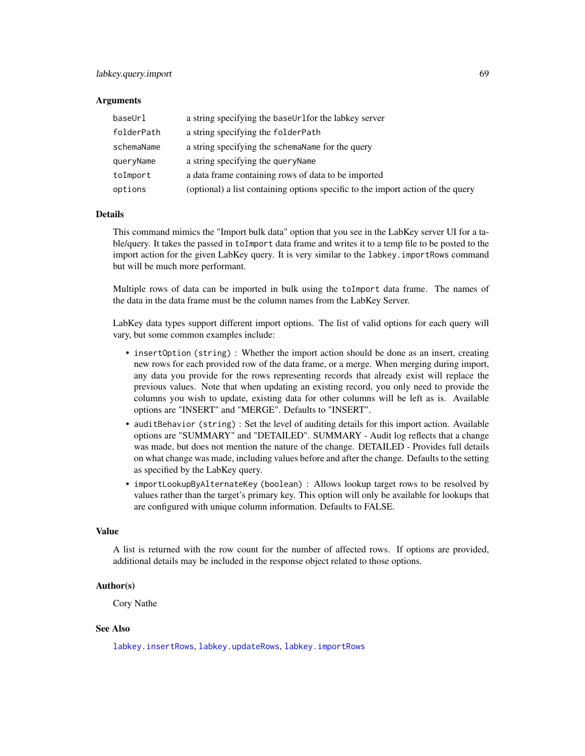## Arguments

| | |
|---|---|
| `baseUrl` | a string specifying the `baseUrl`for the labkey server |
| `folderPath` | a string specifying the `folderPath` |
| `schemaName` | a string specifying the `schemaName` for the query |
| `queryName` | a string specifying the `queryName` |
| `toImport` | a data frame containing rows of data to be imported |
| `options` | (optional) a list containing options specific to the import action of the query |

## Details

This command mimics the "Import bulk data" option that you see in the LabKey server UI for a table/query. It takes the passed in `toImport` data frame and writes it to a temp file to be posted to the import action for the given LabKey query. It is very similar to the `labkey.importRows` command but will be much more performant.

Multiple rows of data can be imported in bulk using the `toImport` data frame. The names of the data in the data frame must be the column names from the LabKey Server.

LabKey data types support different import options. The list of valid options for each query will vary, but some common examples include:

- `insertOption (string)` : Whether the import action should be done as an insert, creating new rows for each provided row of the data frame, or a merge. When merging during import, any data you provide for the rows representing records that already exist will replace the previous values. Note that when updating an existing record, you only need to provide the columns you wish to update, existing data for other columns will be left as is. Available options are "INSERT" and "MERGE". Defaults to "INSERT".
- `auditBehavior (string)` : Set the level of auditing details for this import action. Available options are "SUMMARY" and "DETAILED". SUMMARY - Audit log reflects that a change was made, but does not mention the nature of the change. DETAILED - Provides full details on what change was made, including values before and after the change. Defaults to the setting as specified by the LabKey query.
- `importLookupByAlternateKey (boolean)` : Allows lookup target rows to be resolved by values rather than the target's primary key. This option will only be available for lookups that are configured with unique column information. Defaults to FALSE.

## Value

A list is returned with the row count for the number of affected rows. If options are provided, additional details may be included in the response object related to those options.

## Author(s)

Cory Nathe

## See Also

`labkey.insertRows`, `labkey.updateRows`, `labkey.importRows`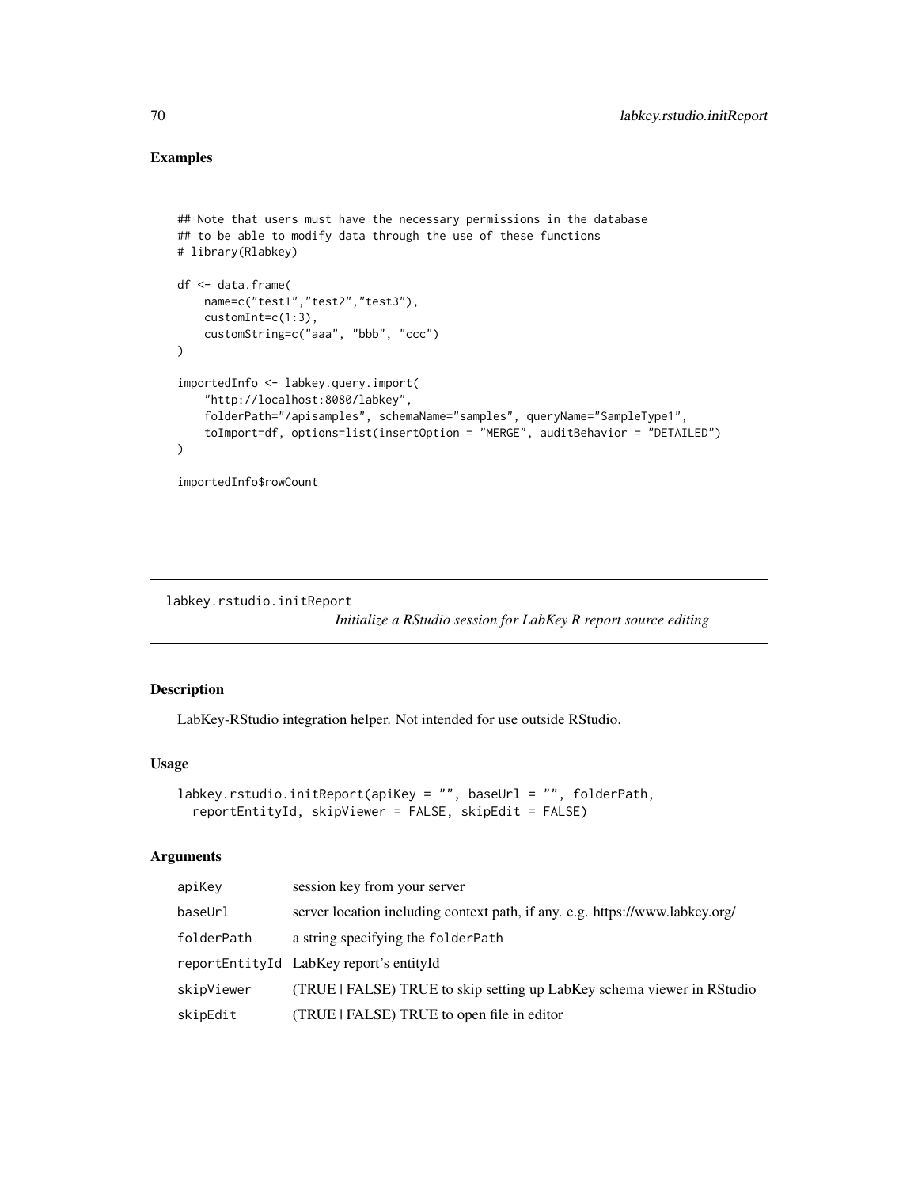## Examples

```
## Note that users must have the necessary permissions in the database
## to be able to modify data through the use of these functions
# library(Rlabkey)

df <- data.frame(
    name=c("test1","test2","test3"),
    customInt=c(1:3),
    customString=c("aaa", "bbb", "ccc")
)

importedInfo <- labkey.query.import(
    "http://localhost:8080/labkey",
    folderPath="/apisamples", schemaName="samples", queryName="SampleType1",
    toImport=df, options=list(insertOption = "MERGE", auditBehavior = "DETAILED")
)

importedInfo$rowCount
```

---

# labkey.rstudio.initReport

*Initialize a RStudio session for LabKey R report source editing*

## Description

LabKey-RStudio integration helper. Not intended for use outside RStudio.

## Usage

```
labkey.rstudio.initReport(apiKey = "", baseUrl = "", folderPath,
  reportEntityId, skipViewer = FALSE, skipEdit = FALSE)
```

## Arguments

| | |
|---|---|
| `apiKey` | session key from your server |
| `baseUrl` | server location including context path, if any. e.g. https://www.labkey.org/ |
| `folderPath` | a string specifying the `folderPath` |
| `reportEntityId` | LabKey report's entityId |
| `skipViewer` | (TRUE \| FALSE) TRUE to skip setting up LabKey schema viewer in RStudio |
| `skipEdit` | (TRUE \| FALSE) TRUE to open file in editor |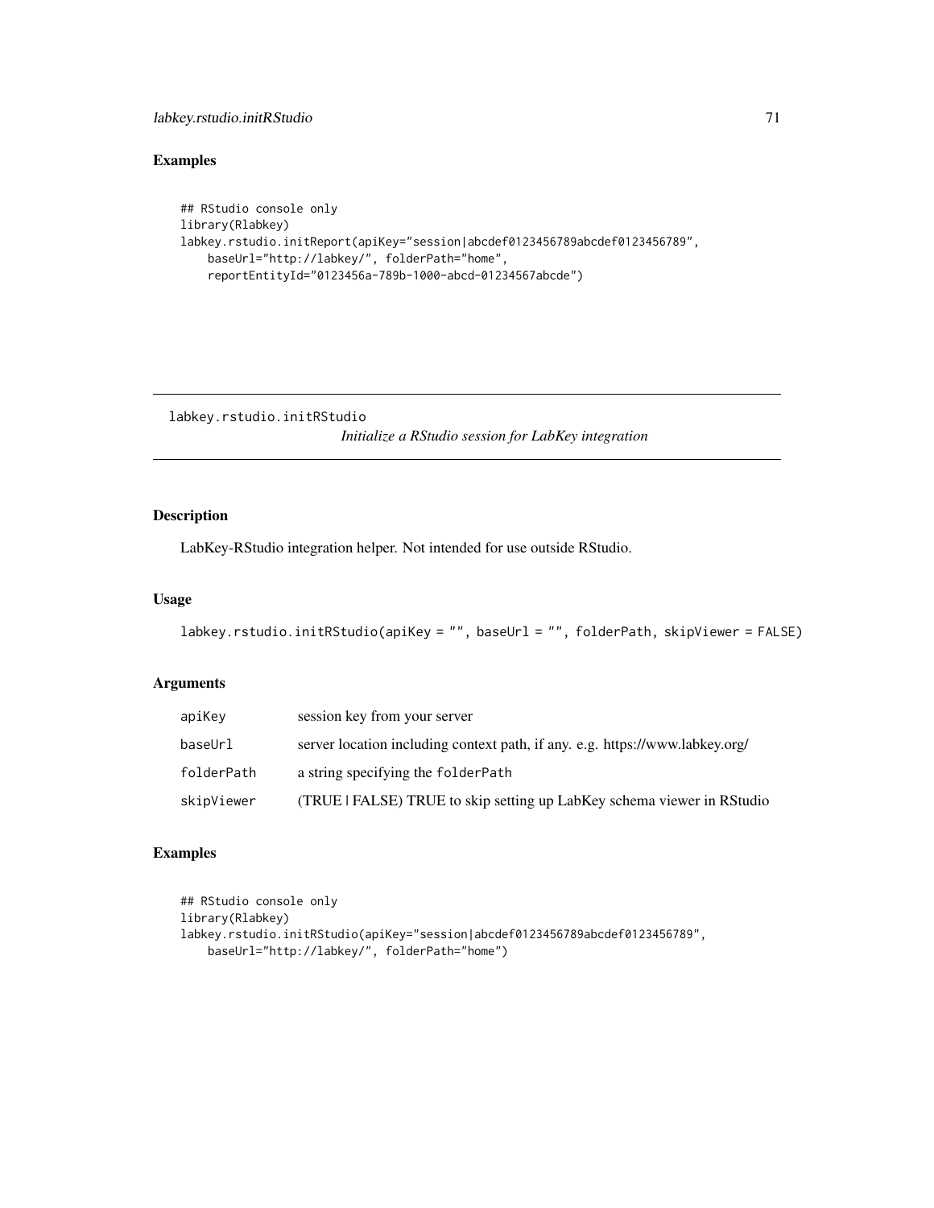## Examples

```
## RStudio console only
library(Rlabkey)
labkey.rstudio.initReport(apiKey="session|abcdef0123456789abcdef0123456789",
    baseUrl="http://labkey/", folderPath="home",
    reportEntityId="0123456a-789b-1000-abcd-01234567abcde")
```

---

# labkey.rstudio.initRStudio

*Initialize a RStudio session for LabKey integration*

## Description

LabKey-RStudio integration helper. Not intended for use outside RStudio.

## Usage

```
labkey.rstudio.initRStudio(apiKey = "", baseUrl = "", folderPath, skipViewer = FALSE)
```

## Arguments

| | |
|---|---|
| `apiKey` | session key from your server |
| `baseUrl` | server location including context path, if any. e.g. https://www.labkey.org/ |
| `folderPath` | a string specifying the `folderPath` |
| `skipViewer` | (TRUE \| FALSE) TRUE to skip setting up LabKey schema viewer in RStudio |

## Examples

```
## RStudio console only
library(Rlabkey)
labkey.rstudio.initRStudio(apiKey="session|abcdef0123456789abcdef0123456789",
    baseUrl="http://labkey/", folderPath="home")
```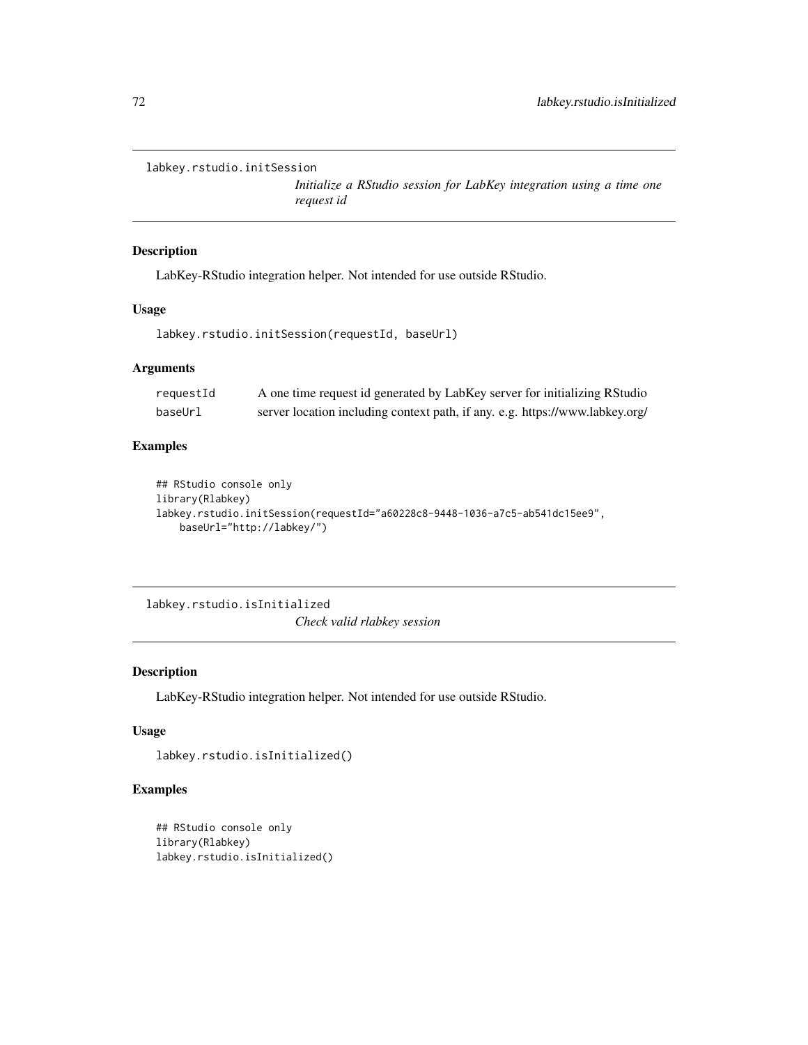## labkey.rstudio.initSession

*Initialize a RStudio session for LabKey integration using a time one request id*

### Description

LabKey-RStudio integration helper. Not intended for use outside RStudio.

### Usage

```
labkey.rstudio.initSession(requestId, baseUrl)
```

### Arguments

| | |
|---|---|
| requestId | A one time request id generated by LabKey server for initializing RStudio |
| baseUrl | server location including context path, if any. e.g. https://www.labkey.org/ |

### Examples

```
## RStudio console only
library(Rlabkey)
labkey.rstudio.initSession(requestId="a60228c8-9448-1036-a7c5-ab541dc15ee9",
    baseUrl="http://labkey/")
```

## labkey.rstudio.isInitialized

*Check valid rlabkey session*

### Description

LabKey-RStudio integration helper. Not intended for use outside RStudio.

### Usage

```
labkey.rstudio.isInitialized()
```

### Examples

```
## RStudio console only
library(Rlabkey)
labkey.rstudio.isInitialized()
```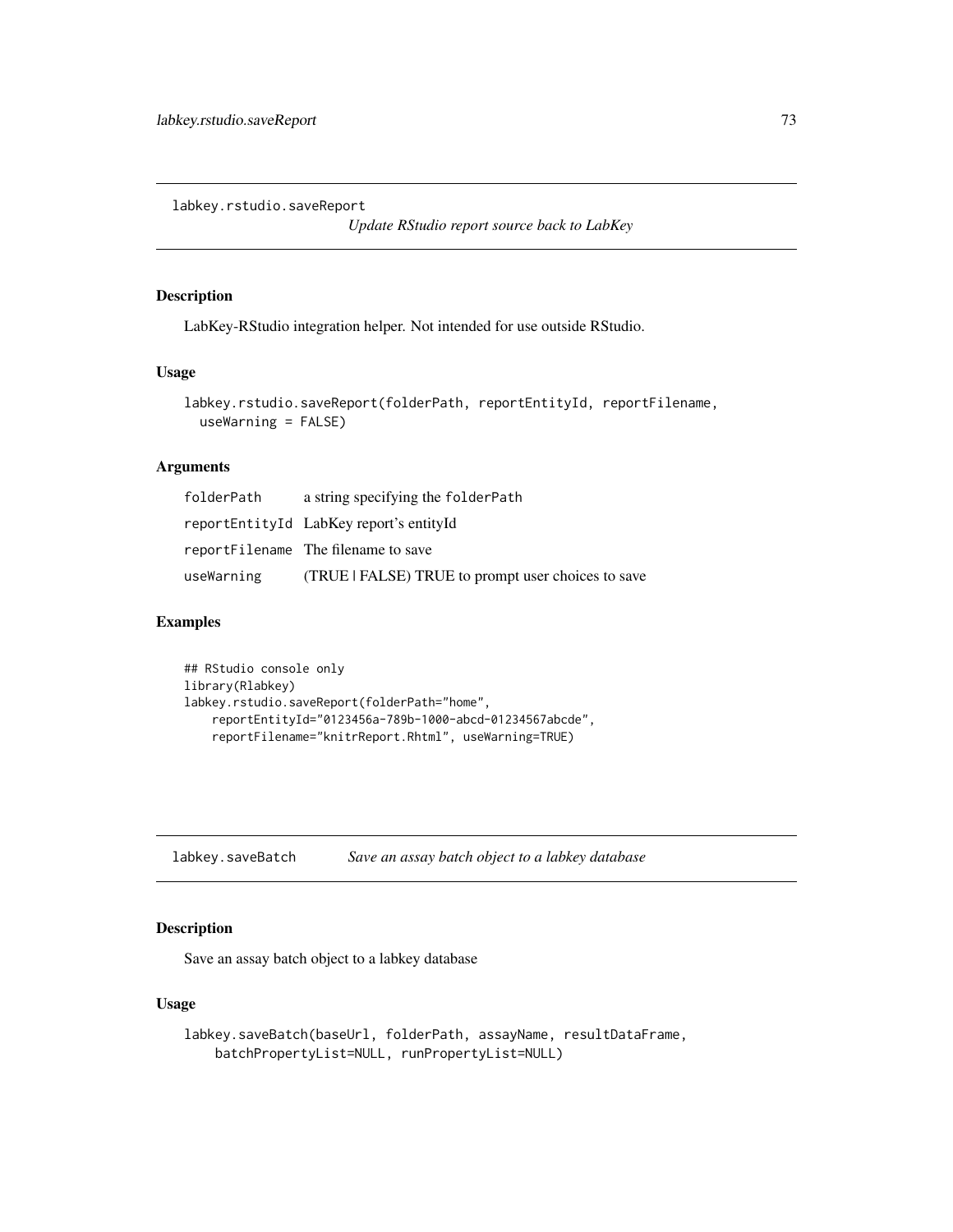## labkey.rstudio.saveReport

*Update RStudio report source back to LabKey*

### Description

LabKey-RStudio integration helper. Not intended for use outside RStudio.

### Usage

```
labkey.rstudio.saveReport(folderPath, reportEntityId, reportFilename,
  useWarning = FALSE)
```

### Arguments

| | |
|---|---|
| folderPath | a string specifying the folderPath |
| reportEntityId | LabKey report's entityId |
| reportFilename | The filename to save |
| useWarning | (TRUE \| FALSE) TRUE to prompt user choices to save |

### Examples

```
## RStudio console only
library(Rlabkey)
labkey.rstudio.saveReport(folderPath="home",
    reportEntityId="0123456a-789b-1000-abcd-01234567abcde",
    reportFilename="knitrReport.Rhtml", useWarning=TRUE)
```

## labkey.saveBatch

*Save an assay batch object to a labkey database*

### Description

Save an assay batch object to a labkey database

### Usage

```
labkey.saveBatch(baseUrl, folderPath, assayName, resultDataFrame,
    batchPropertyList=NULL, runPropertyList=NULL)
```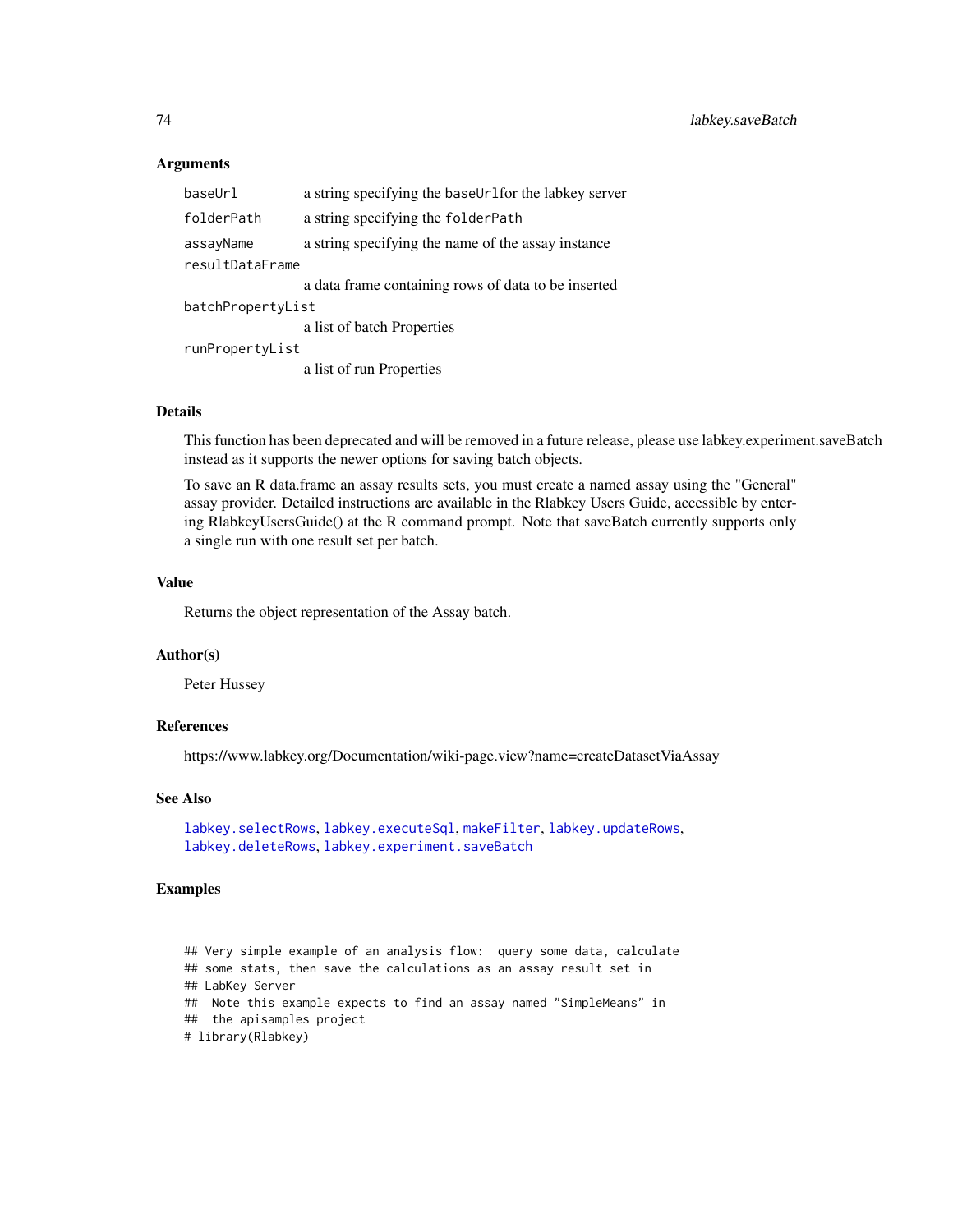### Arguments

| | |
|---|---|
| baseUrl | a string specifying the baseUrlfor the labkey server |
| folderPath | a string specifying the folderPath |
| assayName | a string specifying the name of the assay instance |
| resultDataFrame | a data frame containing rows of data to be inserted |
| batchPropertyList | a list of batch Properties |
| runPropertyList | a list of run Properties |

### Details

This function has been deprecated and will be removed in a future release, please use labkey.experiment.saveBatch instead as it supports the newer options for saving batch objects.

To save an R data.frame an assay results sets, you must create a named assay using the "General" assay provider. Detailed instructions are available in the Rlabkey Users Guide, accessible by entering RlabkeyUsersGuide() at the R command prompt. Note that saveBatch currently supports only a single run with one result set per batch.

### Value

Returns the object representation of the Assay batch.

### Author(s)

Peter Hussey

### References

https://www.labkey.org/Documentation/wiki-page.view?name=createDatasetViaAssay

### See Also

labkey.selectRows, labkey.executeSql, makeFilter, labkey.updateRows, labkey.deleteRows, labkey.experiment.saveBatch

### Examples

```
## Very simple example of an analysis flow:  query some data, calculate
## some stats, then save the calculations as an assay result set in
## LabKey Server
##  Note this example expects to find an assay named "SimpleMeans" in
##  the apisamples project
# library(Rlabkey)
```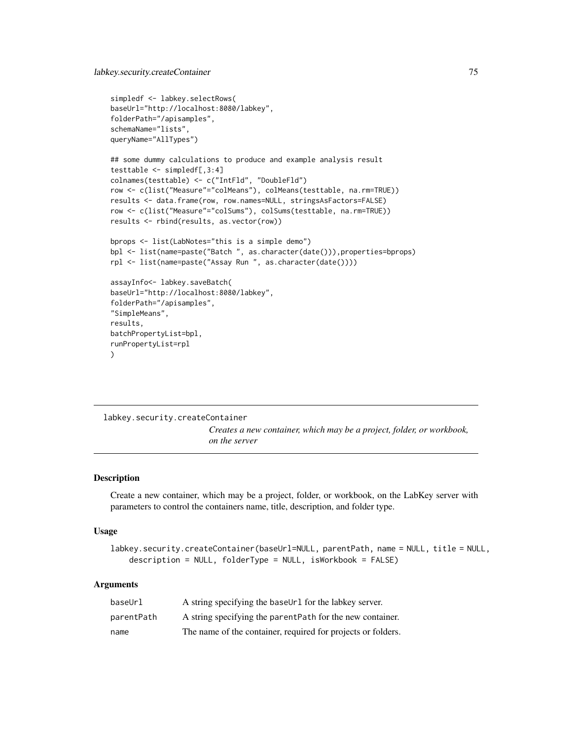```
simpledf <- labkey.selectRows(
baseUrl="http://localhost:8080/labkey",
folderPath="/apisamples",
schemaName="lists",
queryName="AllTypes")

## some dummy calculations to produce and example analysis result
testtable <- simpledf[,3:4]
colnames(testtable) <- c("IntFld", "DoubleFld")
row <- c(list("Measure"="colMeans"), colMeans(testtable, na.rm=TRUE))
results <- data.frame(row, row.names=NULL, stringsAsFactors=FALSE)
row <- c(list("Measure"="colSums"), colSums(testtable, na.rm=TRUE))
results <- rbind(results, as.vector(row))

bprops <- list(LabNotes="this is a simple demo")
bpl <- list(name=paste("Batch ", as.character(date())),properties=bprops)
rpl <- list(name=paste("Assay Run ", as.character(date())))

assayInfo<- labkey.saveBatch(
baseUrl="http://localhost:8080/labkey",
folderPath="/apisamples",
"SimpleMeans",
results,
batchPropertyList=bpl,
runPropertyList=rpl
)
```

---

## labkey.security.createContainer

*Creates a new container, which may be a project, folder, or workbook, on the server*

---

### Description

Create a new container, which may be a project, folder, or workbook, on the LabKey server with parameters to control the containers name, title, description, and folder type.

### Usage

```
labkey.security.createContainer(baseUrl=NULL, parentPath, name = NULL, title = NULL,
    description = NULL, folderType = NULL, isWorkbook = FALSE)
```

### Arguments

| | |
|---|---|
| baseUrl | A string specifying the `baseUrl` for the labkey server. |
| parentPath | A string specifying the `parentPath` for the new container. |
| name | The name of the container, required for projects or folders. |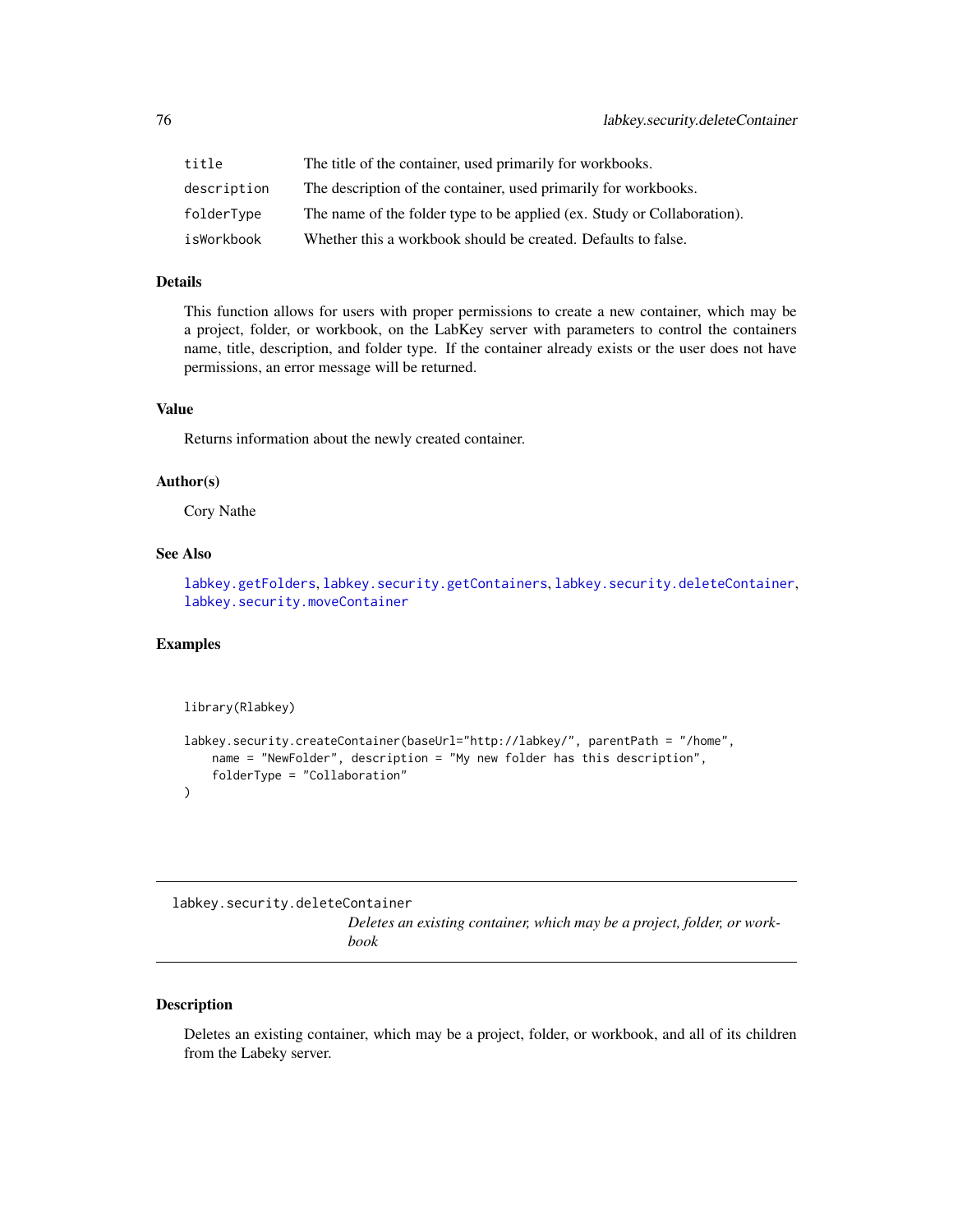| | |
|---|---|
| title | The title of the container, used primarily for workbooks. |
| description | The description of the container, used primarily for workbooks. |
| folderType | The name of the folder type to be applied (ex. Study or Collaboration). |
| isWorkbook | Whether this a workbook should be created. Defaults to false. |

### Details

This function allows for users with proper permissions to create a new container, which may be a project, folder, or workbook, on the LabKey server with parameters to control the containers name, title, description, and folder type. If the container already exists or the user does not have permissions, an error message will be returned.

### Value

Returns information about the newly created container.

### Author(s)

Cory Nathe

### See Also

labkey.getFolders, labkey.security.getContainers, labkey.security.deleteContainer, labkey.security.moveContainer

### Examples

```
library(Rlabkey)

labkey.security.createContainer(baseUrl="http://labkey/", parentPath = "/home",
    name = "NewFolder", description = "My new folder has this description",
    folderType = "Collaboration"
)
```

## labkey.security.deleteContainer

*Deletes an existing container, which may be a project, folder, or workbook*

### Description

Deletes an existing container, which may be a project, folder, or workbook, and all of its children from the Labeky server.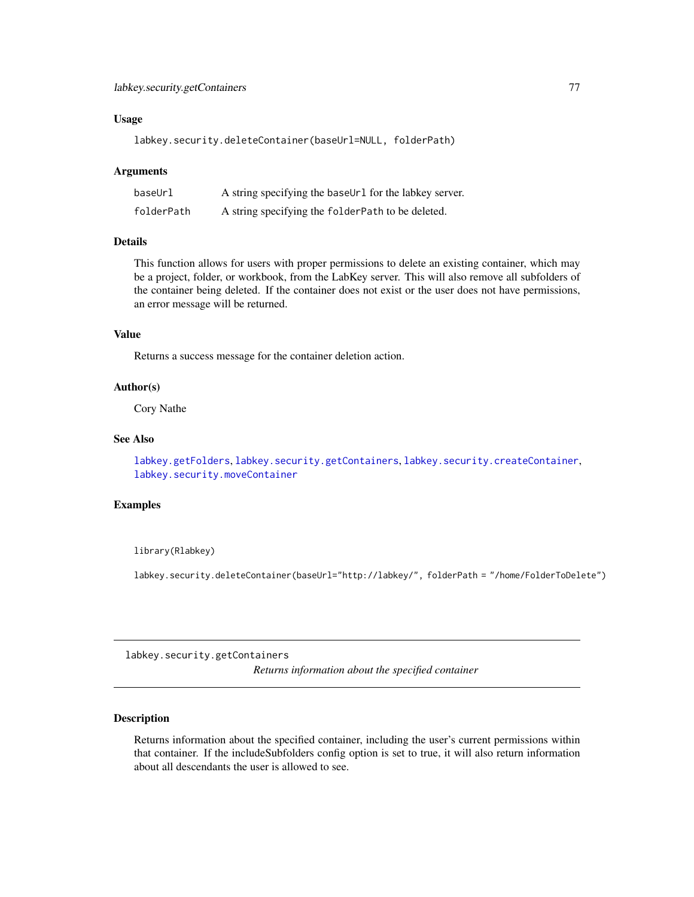### Usage

```
labkey.security.deleteContainer(baseUrl=NULL, folderPath)
```

### Arguments

| | |
|---|---|
| baseUrl | A string specifying the `baseUrl` for the labkey server. |
| folderPath | A string specifying the `folderPath` to be deleted. |

### Details

This function allows for users with proper permissions to delete an existing container, which may be a project, folder, or workbook, from the LabKey server. This will also remove all subfolders of the container being deleted. If the container does not exist or the user does not have permissions, an error message will be returned.

### Value

Returns a success message for the container deletion action.

### Author(s)

Cory Nathe

### See Also

labkey.getFolders, labkey.security.getContainers, labkey.security.createContainer, labkey.security.moveContainer

### Examples

```
library(Rlabkey)

labkey.security.deleteContainer(baseUrl="http://labkey/", folderPath = "/home/FolderToDelete")
```

---

## labkey.security.getContainers

*Returns information about the specified container*

---

### Description

Returns information about the specified container, including the user's current permissions within that container. If the includeSubfolders config option is set to true, it will also return information about all descendants the user is allowed to see.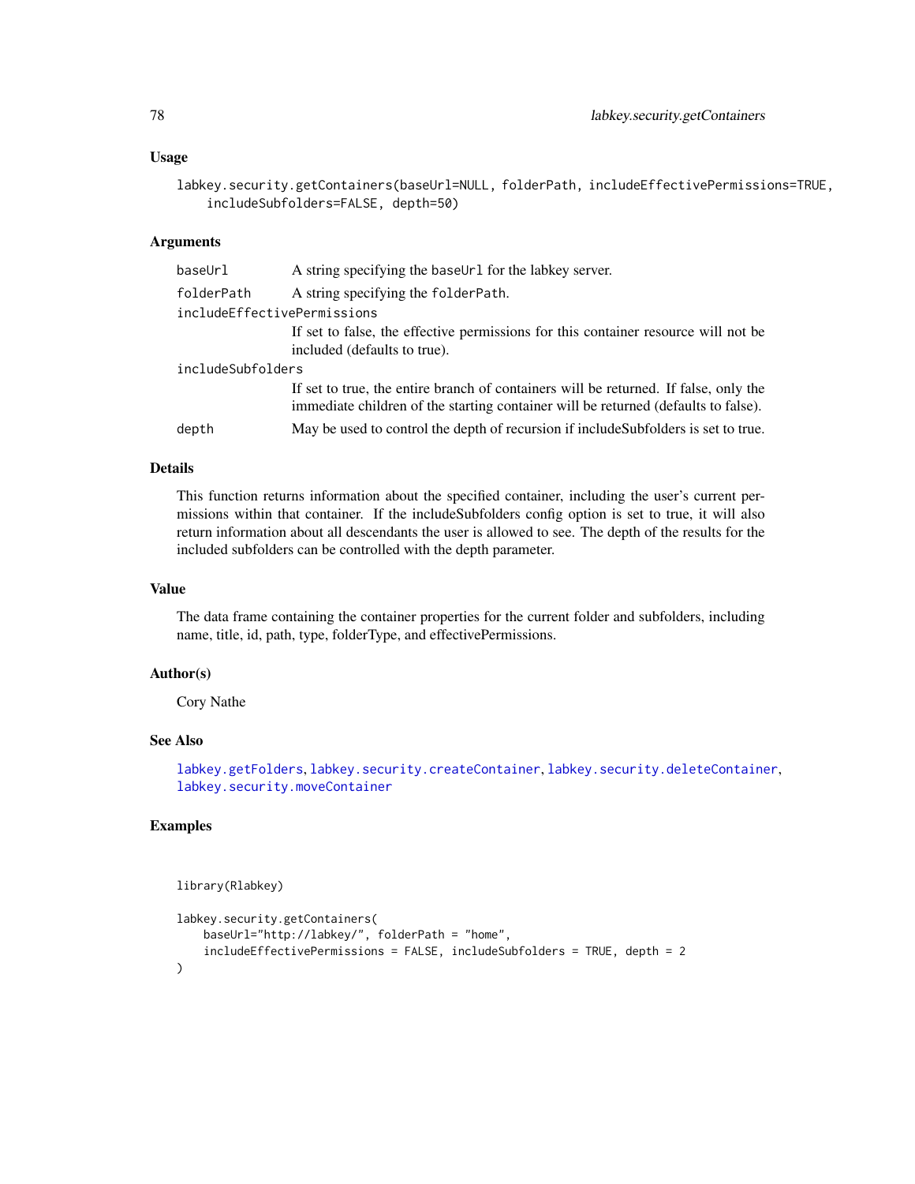## Usage

```
labkey.security.getContainers(baseUrl=NULL, folderPath, includeEffectivePermissions=TRUE,
    includeSubfolders=FALSE, depth=50)
```

## Arguments

| Argument | Description |
|---|---|
| `baseUrl` | A string specifying the `baseUrl` for the labkey server. |
| `folderPath` | A string specifying the `folderPath`. |
| `includeEffectivePermissions` | If set to false, the effective permissions for this container resource will not be included (defaults to true). |
| `includeSubfolders` | If set to true, the entire branch of containers will be returned. If false, only the immediate children of the starting container will be returned (defaults to false). |
| `depth` | May be used to control the depth of recursion if includeSubfolders is set to true. |

## Details

This function returns information about the specified container, including the user's current permissions within that container. If the includeSubfolders config option is set to true, it will also return information about all descendants the user is allowed to see. The depth of the results for the included subfolders can be controlled with the depth parameter.

## Value

The data frame containing the container properties for the current folder and subfolders, including name, title, id, path, type, folderType, and effectivePermissions.

## Author(s)

Cory Nathe

## See Also

`labkey.getFolders`, `labkey.security.createContainer`, `labkey.security.deleteContainer`, `labkey.security.moveContainer`

## Examples

```
library(Rlabkey)

labkey.security.getContainers(
    baseUrl="http://labkey/", folderPath = "home",
    includeEffectivePermissions = FALSE, includeSubfolders = TRUE, depth = 2
)
```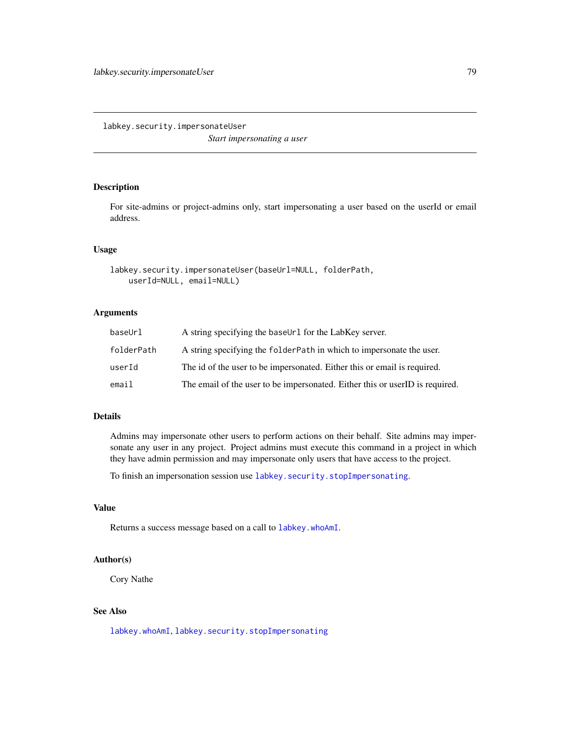## labkey.security.impersonateUser

*Start impersonating a user*

### Description

For site-admins or project-admins only, start impersonating a user based on the userId or email address.

### Usage

```
labkey.security.impersonateUser(baseUrl=NULL, folderPath,
    userId=NULL, email=NULL)
```

### Arguments

| | |
|---|---|
| `baseUrl` | A string specifying the `baseUrl` for the LabKey server. |
| `folderPath` | A string specifying the `folderPath` in which to impersonate the user. |
| `userId` | The id of the user to be impersonated. Either this or email is required. |
| `email` | The email of the user to be impersonated. Either this or userID is required. |

### Details

Admins may impersonate other users to perform actions on their behalf. Site admins may impersonate any user in any project. Project admins must execute this command in a project in which they have admin permission and may impersonate only users that have access to the project.

To finish an impersonation session use `labkey.security.stopImpersonating`.

### Value

Returns a success message based on a call to `labkey.whoAmI`.

### Author(s)

Cory Nathe

### See Also

`labkey.whoAmI`, `labkey.security.stopImpersonating`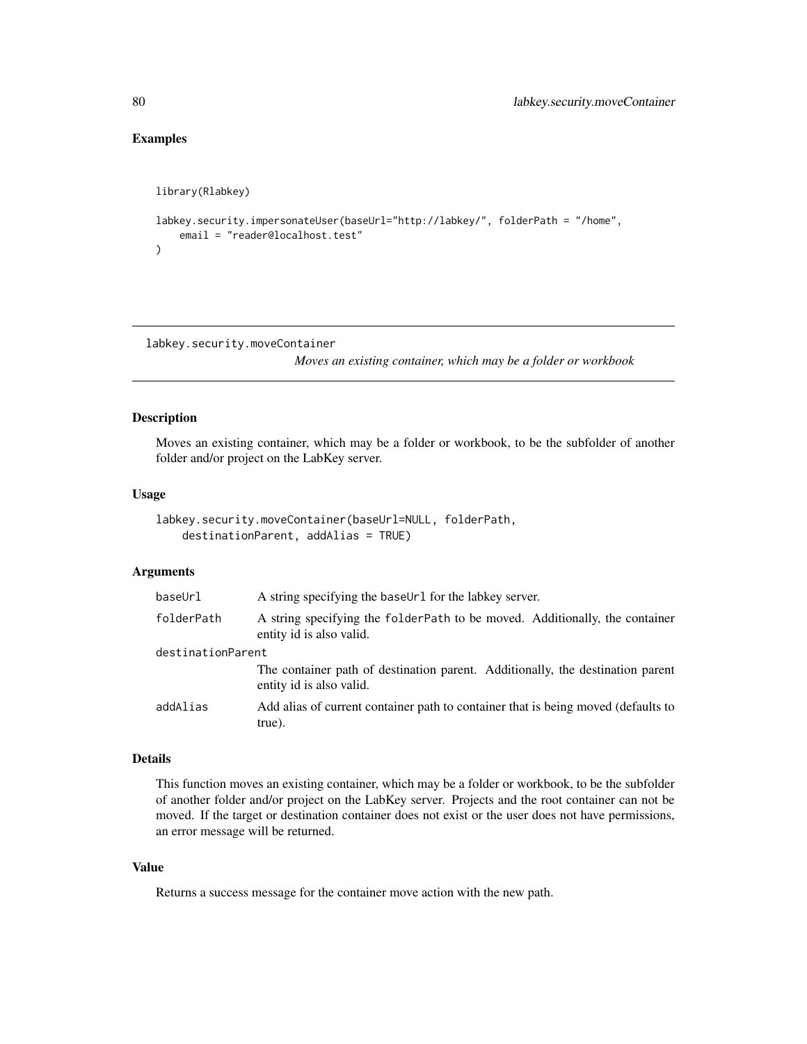## Examples

```
library(Rlabkey)

labkey.security.impersonateUser(baseUrl="http://labkey/", folderPath = "/home",
    email = "reader@localhost.test"
)
```

---

# labkey.security.moveContainer

*Moves an existing container, which may be a folder or workbook*

---

## Description

Moves an existing container, which may be a folder or workbook, to be the subfolder of another folder and/or project on the LabKey server.

## Usage

```
labkey.security.moveContainer(baseUrl=NULL, folderPath,
    destinationParent, addAlias = TRUE)
```

## Arguments

| | |
|---|---|
| baseUrl | A string specifying the baseUrl for the labkey server. |
| folderPath | A string specifying the folderPath to be moved. Additionally, the container entity id is also valid. |
| destinationParent | The container path of destination parent. Additionally, the destination parent entity id is also valid. |
| addAlias | Add alias of current container path to container that is being moved (defaults to true). |

## Details

This function moves an existing container, which may be a folder or workbook, to be the subfolder of another folder and/or project on the LabKey server. Projects and the root container can not be moved. If the target or destination container does not exist or the user does not have permissions, an error message will be returned.

## Value

Returns a success message for the container move action with the new path.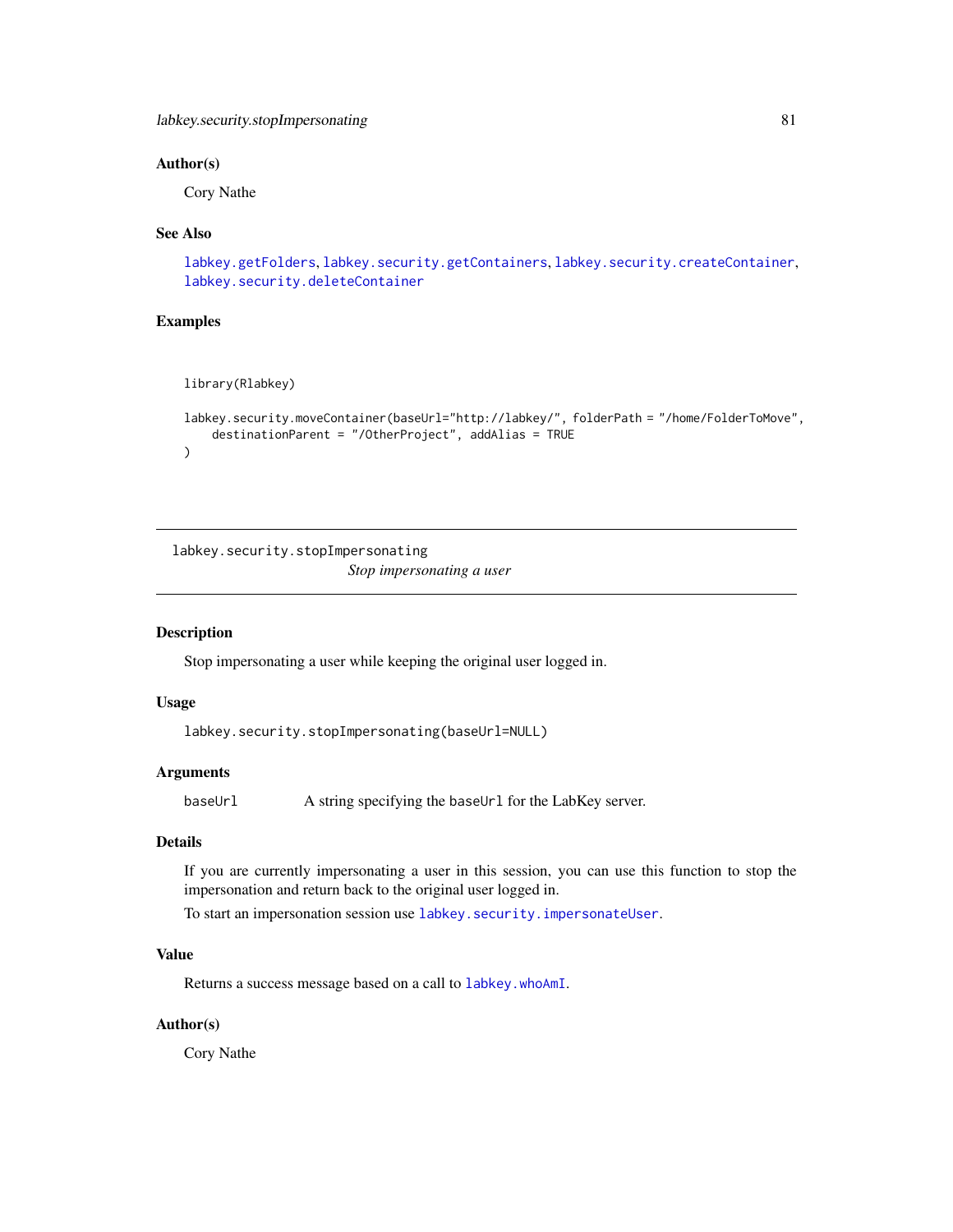### Author(s)

Cory Nathe

### See Also

labkey.getFolders, labkey.security.getContainers, labkey.security.createContainer, labkey.security.deleteContainer

### Examples

```
library(Rlabkey)

labkey.security.moveContainer(baseUrl="http://labkey/", folderPath = "/home/FolderToMove",
    destinationParent = "/OtherProject", addAlias = TRUE
)
```

---

## labkey.security.stopImpersonating

*Stop impersonating a user*

---

### Description

Stop impersonating a user while keeping the original user logged in.

### Usage

```
labkey.security.stopImpersonating(baseUrl=NULL)
```

### Arguments

| | |
|---|---|
| baseUrl | A string specifying the `baseUrl` for the LabKey server. |

### Details

If you are currently impersonating a user in this session, you can use this function to stop the impersonation and return back to the original user logged in.

To start an impersonation session use labkey.security.impersonateUser.

### Value

Returns a success message based on a call to labkey.whoAmI.

### Author(s)

Cory Nathe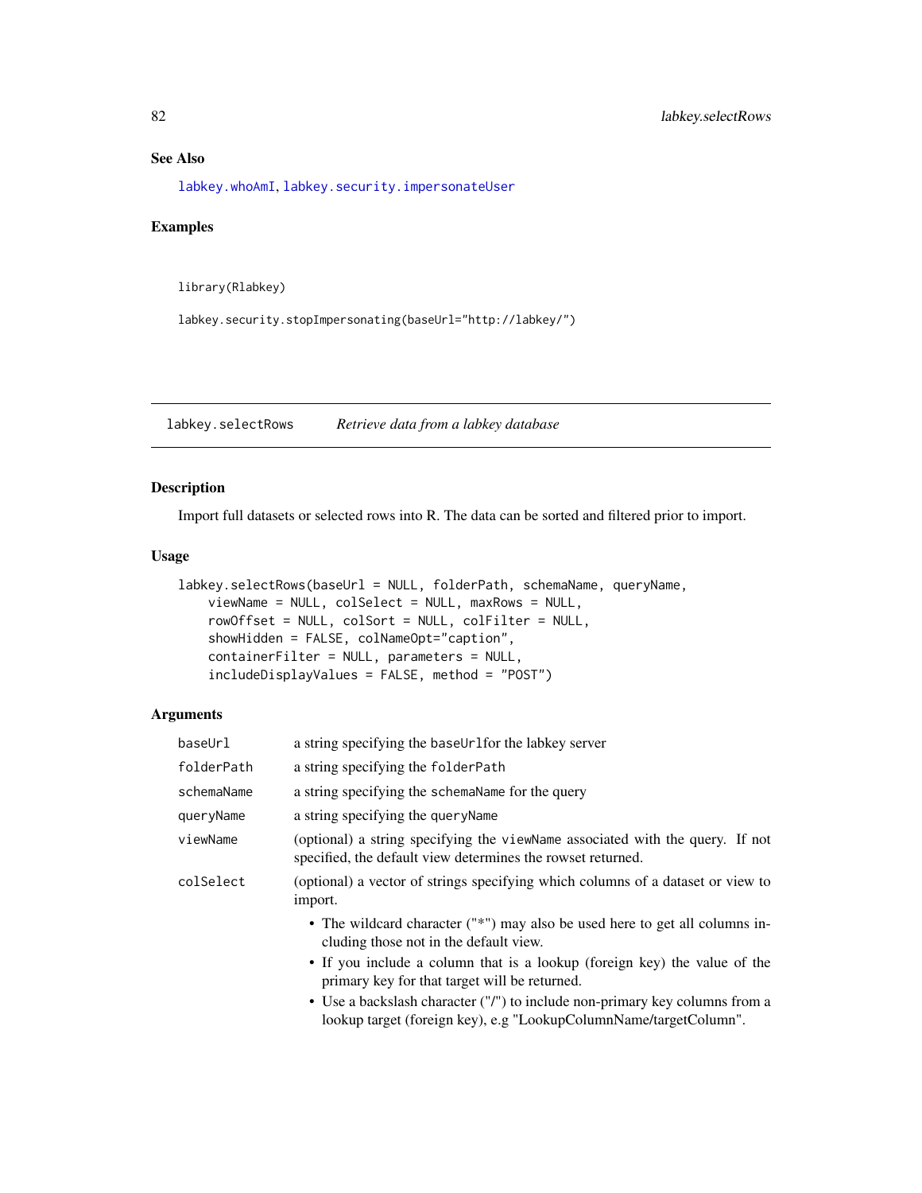## See Also

labkey.whoAmI, labkey.security.impersonateUser

## Examples

```
library(Rlabkey)

labkey.security.stopImpersonating(baseUrl="http://labkey/")
```

---

# labkey.selectRows *Retrieve data from a labkey database*

## Description

Import full datasets or selected rows into R. The data can be sorted and filtered prior to import.

## Usage

```
labkey.selectRows(baseUrl = NULL, folderPath, schemaName, queryName,
    viewName = NULL, colSelect = NULL, maxRows = NULL,
    rowOffset = NULL, colSort = NULL, colFilter = NULL,
    showHidden = FALSE, colNameOpt="caption",
    containerFilter = NULL, parameters = NULL,
    includeDisplayValues = FALSE, method = "POST")
```

## Arguments

| | |
|---|---|
| `baseUrl` | a string specifying the `baseUrl`for the labkey server |
| `folderPath` | a string specifying the `folderPath` |
| `schemaName` | a string specifying the `schemaName` for the query |
| `queryName` | a string specifying the `queryName` |
| `viewName` | (optional) a string specifying the `viewName` associated with the query. If not specified, the default view determines the rowset returned. |
| `colSelect` | (optional) a vector of strings specifying which columns of a dataset or view to import. <br> • The wildcard character ("*") may also be used here to get all columns including those not in the default view. <br> • If you include a column that is a lookup (foreign key) the value of the primary key for that target will be returned. <br> • Use a backslash character ("/") to include non-primary key columns from a lookup target (foreign key), e.g "LookupColumnName/targetColumn". |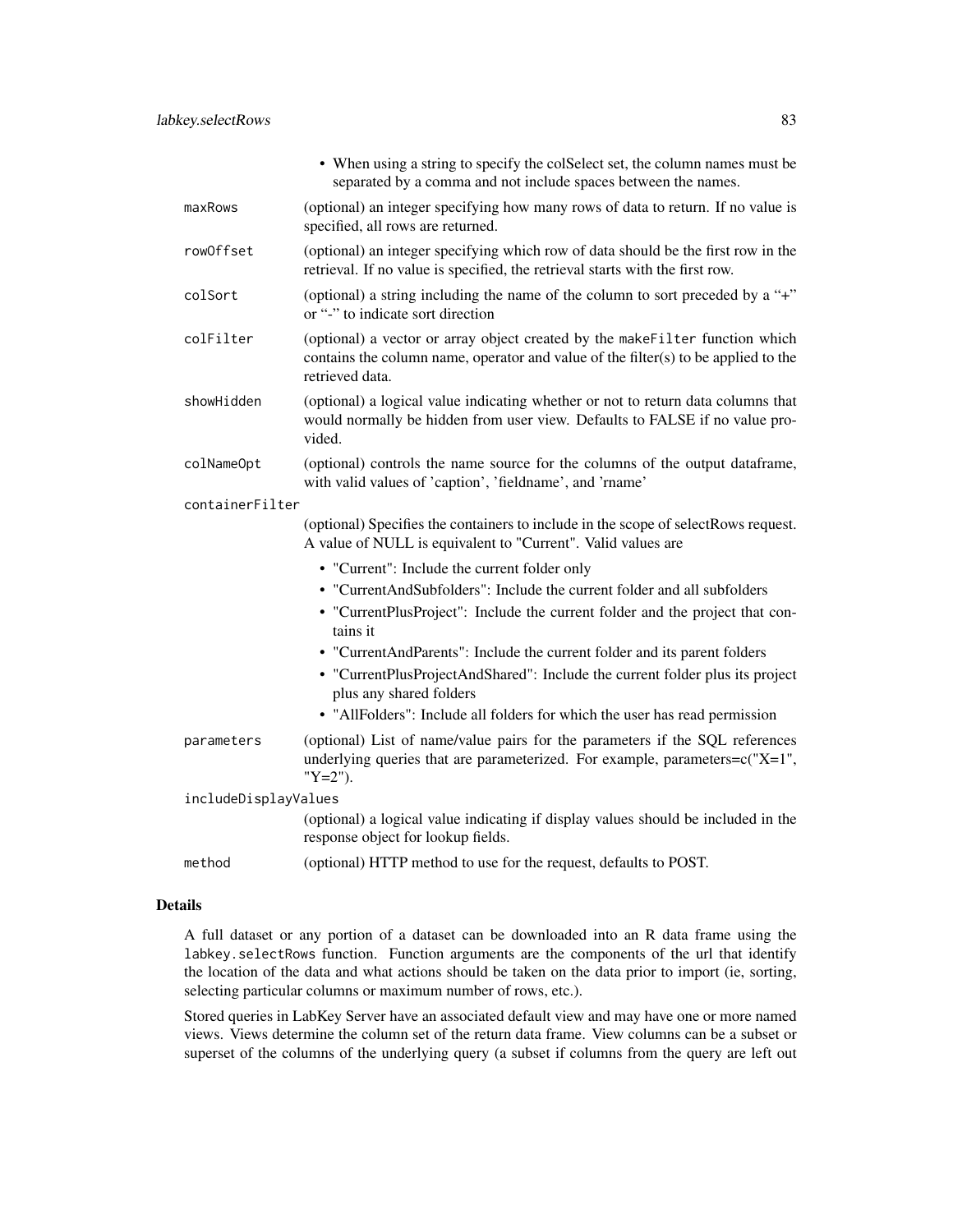- When using a string to specify the colSelect set, the column names must be separated by a comma and not include spaces between the names.

`maxRows` (optional) an integer specifying how many rows of data to return. If no value is specified, all rows are returned.

`rowOffset` (optional) an integer specifying which row of data should be the first row in the retrieval. If no value is specified, the retrieval starts with the first row.

`colSort` (optional) a string including the name of the column to sort preceded by a "+" or "-" to indicate sort direction

`colFilter` (optional) a vector or array object created by the `makeFilter` function which contains the column name, operator and value of the filter(s) to be applied to the retrieved data.

`showHidden` (optional) a logical value indicating whether or not to return data columns that would normally be hidden from user view. Defaults to FALSE if no value provided.

`colNameOpt` (optional) controls the name source for the columns of the output dataframe, with valid values of 'caption', 'fieldname', and 'rname'

`containerFilter`
(optional) Specifies the containers to include in the scope of selectRows request. A value of NULL is equivalent to "Current". Valid values are

- "Current": Include the current folder only
- "CurrentAndSubfolders": Include the current folder and all subfolders
- "CurrentPlusProject": Include the current folder and the project that contains it
- "CurrentAndParents": Include the current folder and its parent folders
- "CurrentPlusProjectAndShared": Include the current folder plus its project plus any shared folders
- "AllFolders": Include all folders for which the user has read permission

`parameters` (optional) List of name/value pairs for the parameters if the SQL references underlying queries that are parameterized. For example, parameters=c("X=1", "Y=2").

`includeDisplayValues`
(optional) a logical value indicating if display values should be included in the response object for lookup fields.

`method` (optional) HTTP method to use for the request, defaults to POST.

### Details

A full dataset or any portion of a dataset can be downloaded into an R data frame using the `labkey.selectRows` function. Function arguments are the components of the url that identify the location of the data and what actions should be taken on the data prior to import (ie, sorting, selecting particular columns or maximum number of rows, etc.).

Stored queries in LabKey Server have an associated default view and may have one or more named views. Views determine the column set of the return data frame. View columns can be a subset or superset of the columns of the underlying query (a subset if columns from the query are left out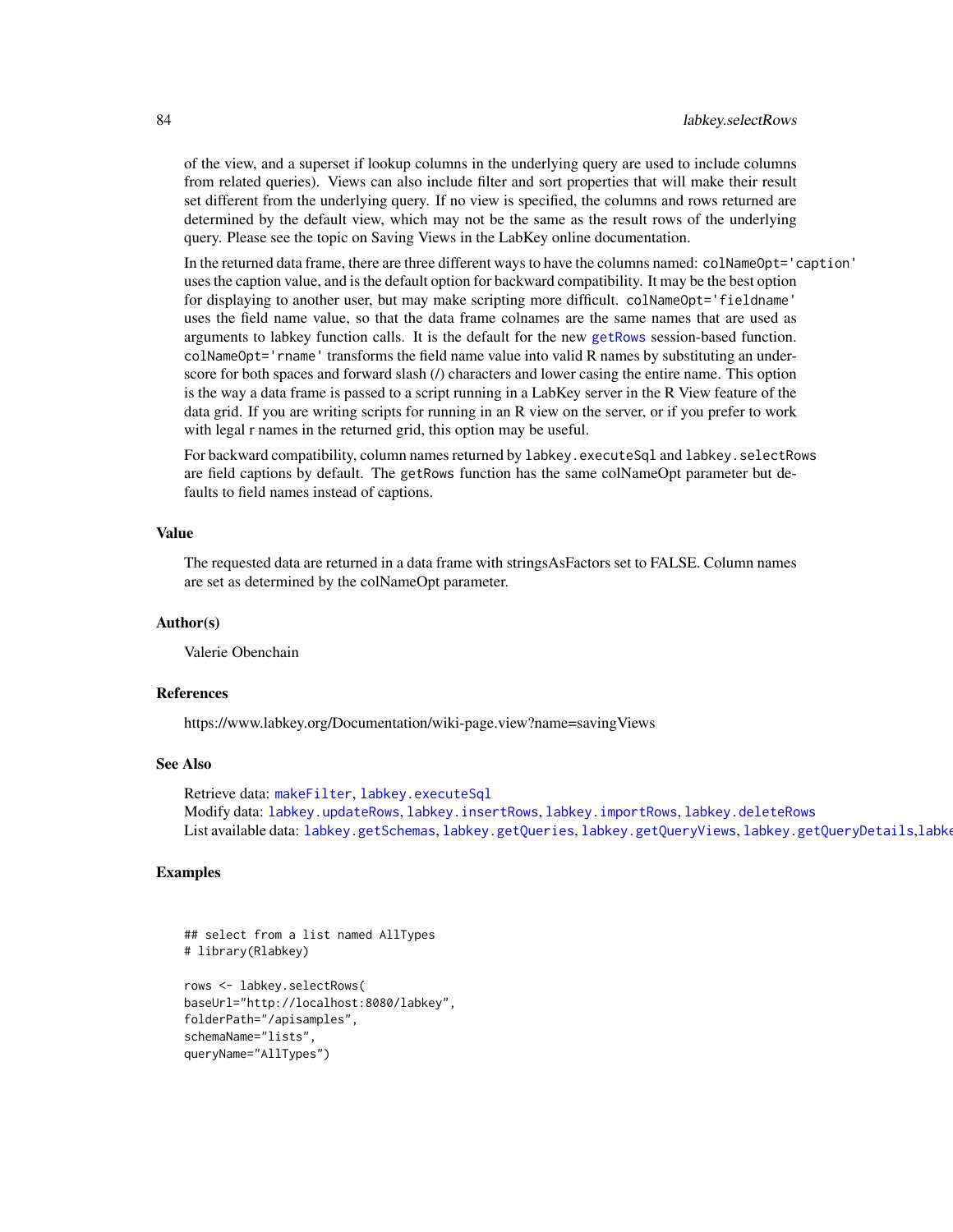of the view, and a superset if lookup columns in the underlying query are used to include columns from related queries). Views can also include filter and sort properties that will make their result set different from the underlying query. If no view is specified, the columns and rows returned are determined by the default view, which may not be the same as the result rows of the underlying query. Please see the topic on Saving Views in the LabKey online documentation.

In the returned data frame, there are three different ways to have the columns named: `colNameOpt='caption'` uses the caption value, and is the default option for backward compatibility. It may be the best option for displaying to another user, but may make scripting more difficult. `colNameOpt='fieldname'` uses the field name value, so that the data frame colnames are the same names that are used as arguments to labkey function calls. It is the default for the new `getRows` session-based function. `colNameOpt='rname'` transforms the field name value into valid R names by substituting an underscore for both spaces and forward slash (/) characters and lower casing the entire name. This option is the way a data frame is passed to a script running in a LabKey server in the R View feature of the data grid. If you are writing scripts for running in an R view on the server, or if you prefer to work with legal r names in the returned grid, this option may be useful.

For backward compatibility, column names returned by `labkey.executeSql` and `labkey.selectRows` are field captions by default. The `getRows` function has the same colNameOpt parameter but defaults to field names instead of captions.

## Value

The requested data are returned in a data frame with stringsAsFactors set to FALSE. Column names are set as determined by the colNameOpt parameter.

## Author(s)

Valerie Obenchain

## References

https://www.labkey.org/Documentation/wiki-page.view?name=savingViews

## See Also

Retrieve data: `makeFilter`, `labkey.executeSql`
Modify data: `labkey.updateRows`, `labkey.insertRows`, `labkey.importRows`, `labkey.deleteRows`
List available data: `labkey.getSchemas`, `labkey.getQueries`, `labkey.getQueryViews`, `labkey.getQueryDetails`, `labke`

## Examples

```
## select from a list named AllTypes
# library(Rlabkey)

rows <- labkey.selectRows(
baseUrl="http://localhost:8080/labkey",
folderPath="/apisamples",
schemaName="lists",
queryName="AllTypes")
```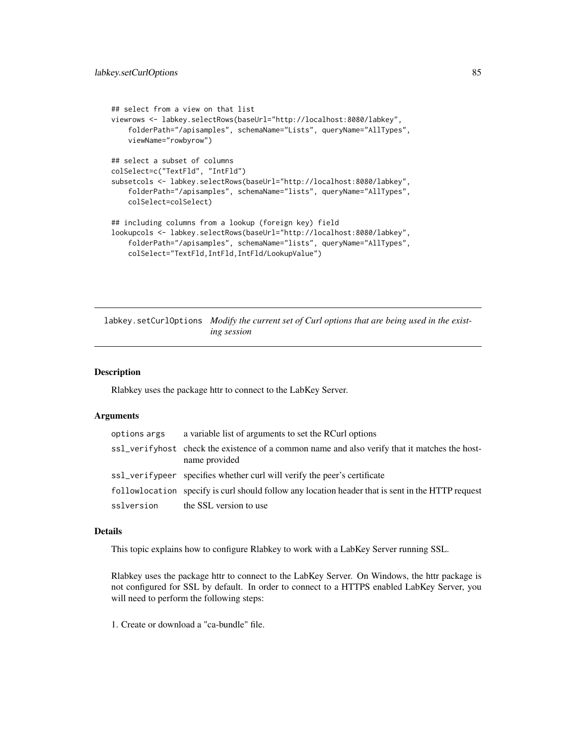```
## select from a view on that list
viewrows <- labkey.selectRows(baseUrl="http://localhost:8080/labkey",
    folderPath="/apisamples", schemaName="Lists", queryName="AllTypes",
    viewName="rowbyrow")

## select a subset of columns
colSelect=c("TextFld", "IntFld")
subsetcols <- labkey.selectRows(baseUrl="http://localhost:8080/labkey",
    folderPath="/apisamples", schemaName="lists", queryName="AllTypes",
    colSelect=colSelect)

## including columns from a lookup (foreign key) field
lookupcols <- labkey.selectRows(baseUrl="http://localhost:8080/labkey",
    folderPath="/apisamples", schemaName="lists", queryName="AllTypes",
    colSelect="TextFld,IntFld,IntFld/LookupValue")
```

---

## labkey.setCurlOptions *Modify the current set of Curl options that are being used in the existing session*

---

### Description

Rlabkey uses the package httr to connect to the LabKey Server.

### Arguments

| | |
|---|---|
| options args | a variable list of arguments to set the RCurl options |
| ssl_verifyhost | check the existence of a common name and also verify that it matches the hostname provided |
| ssl_verifypeer | specifies whether curl will verify the peer's certificate |
| followlocation | specify is curl should follow any location header that is sent in the HTTP request |
| sslversion | the SSL version to use |

### Details

This topic explains how to configure Rlabkey to work with a LabKey Server running SSL.

Rlabkey uses the package httr to connect to the LabKey Server. On Windows, the httr package is not configured for SSL by default. In order to connect to a HTTPS enabled LabKey Server, you will need to perform the following steps:

1. Create or download a "ca-bundle" file.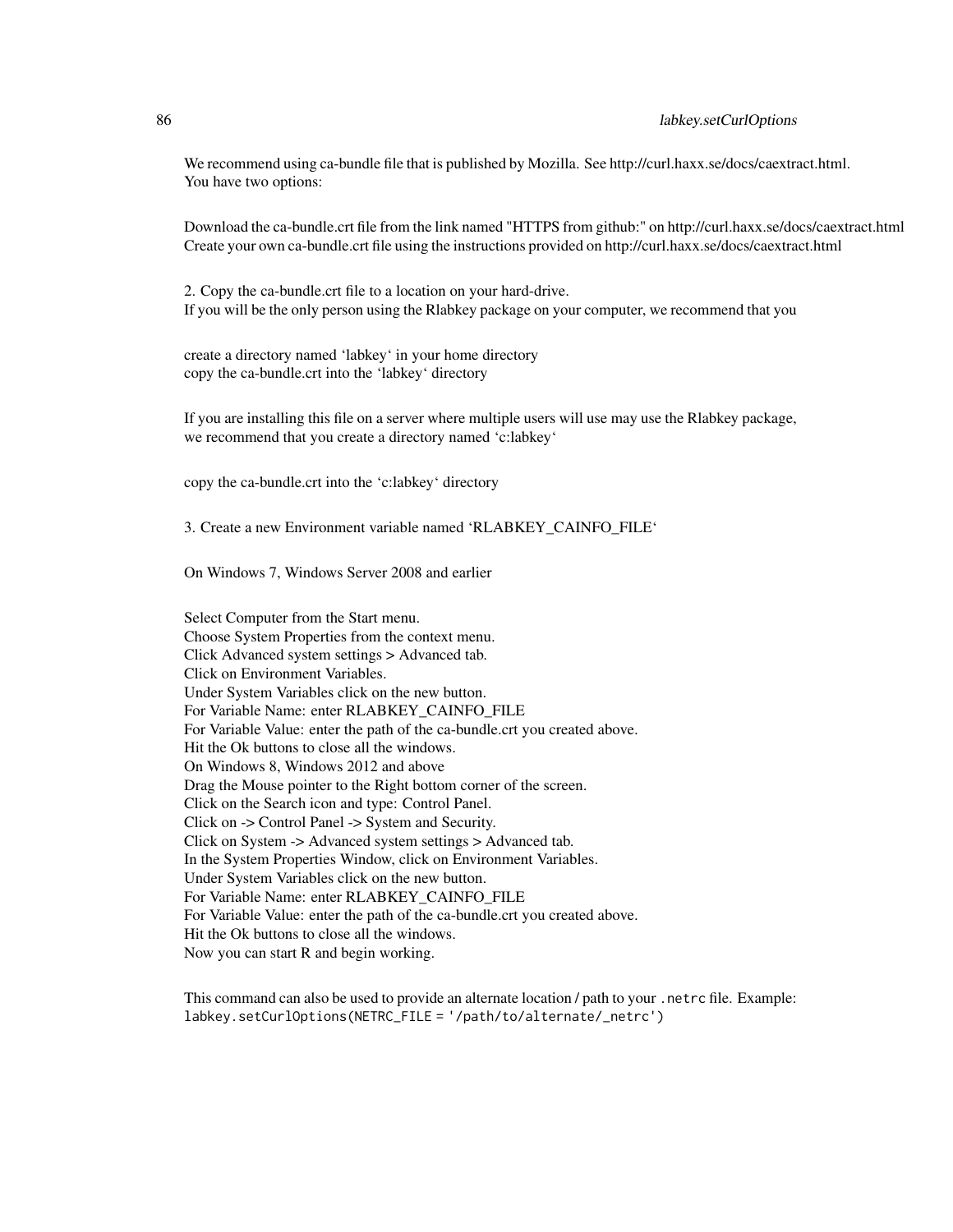We recommend using ca-bundle file that is published by Mozilla. See http://curl.haxx.se/docs/caextract.html. You have two options:

Download the ca-bundle.crt file from the link named "HTTPS from github:" on http://curl.haxx.se/docs/caextract.html
Create your own ca-bundle.crt file using the instructions provided on http://curl.haxx.se/docs/caextract.html

2. Copy the ca-bundle.crt file to a location on your hard-drive.
If you will be the only person using the Rlabkey package on your computer, we recommend that you

create a directory named ‘labkey‘ in your home directory
copy the ca-bundle.crt into the ‘labkey‘ directory

If you are installing this file on a server where multiple users will use may use the Rlabkey package, we recommend that you create a directory named ‘c:labkey‘

copy the ca-bundle.crt into the ‘c:labkey‘ directory

3. Create a new Environment variable named ‘RLABKEY_CAINFO_FILE‘

On Windows 7, Windows Server 2008 and earlier

Select Computer from the Start menu.
Choose System Properties from the context menu.
Click Advanced system settings > Advanced tab.
Click on Environment Variables.
Under System Variables click on the new button.
For Variable Name: enter RLABKEY_CAINFO_FILE
For Variable Value: enter the path of the ca-bundle.crt you created above.
Hit the Ok buttons to close all the windows.
On Windows 8, Windows 2012 and above
Drag the Mouse pointer to the Right bottom corner of the screen.
Click on the Search icon and type: Control Panel.
Click on -> Control Panel -> System and Security.
Click on System -> Advanced system settings > Advanced tab.
In the System Properties Window, click on Environment Variables.
Under System Variables click on the new button.
For Variable Name: enter RLABKEY_CAINFO_FILE
For Variable Value: enter the path of the ca-bundle.crt you created above.
Hit the Ok buttons to close all the windows.
Now you can start R and begin working.

This command can also be used to provide an alternate location / path to your `.netrc` file. Example:
`labkey.setCurlOptions(NETRC_FILE = '/path/to/alternate/_netrc')`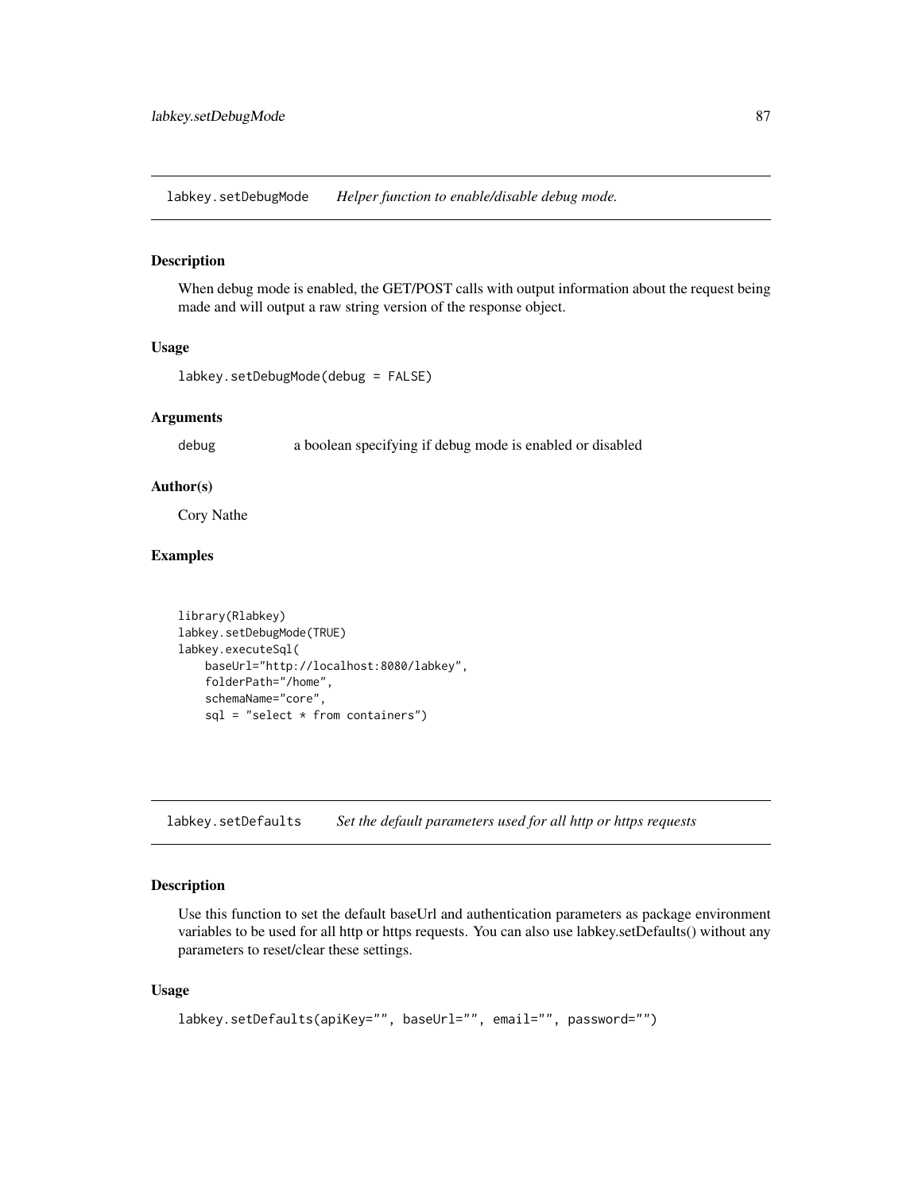## labkey.setDebugMode *Helper function to enable/disable debug mode.*

### Description

When debug mode is enabled, the GET/POST calls with output information about the request being made and will output a raw string version of the response object.

### Usage

```
labkey.setDebugMode(debug = FALSE)
```

### Arguments

| | |
|---|---|
| debug | a boolean specifying if debug mode is enabled or disabled |

### Author(s)

Cory Nathe

### Examples

```
library(Rlabkey)
labkey.setDebugMode(TRUE)
labkey.executeSql(
    baseUrl="http://localhost:8080/labkey",
    folderPath="/home",
    schemaName="core",
    sql = "select * from containers")
```

## labkey.setDefaults *Set the default parameters used for all http or https requests*

### Description

Use this function to set the default baseUrl and authentication parameters as package environment variables to be used for all http or https requests. You can also use labkey.setDefaults() without any parameters to reset/clear these settings.

### Usage

```
labkey.setDefaults(apiKey="", baseUrl="", email="", password="")
```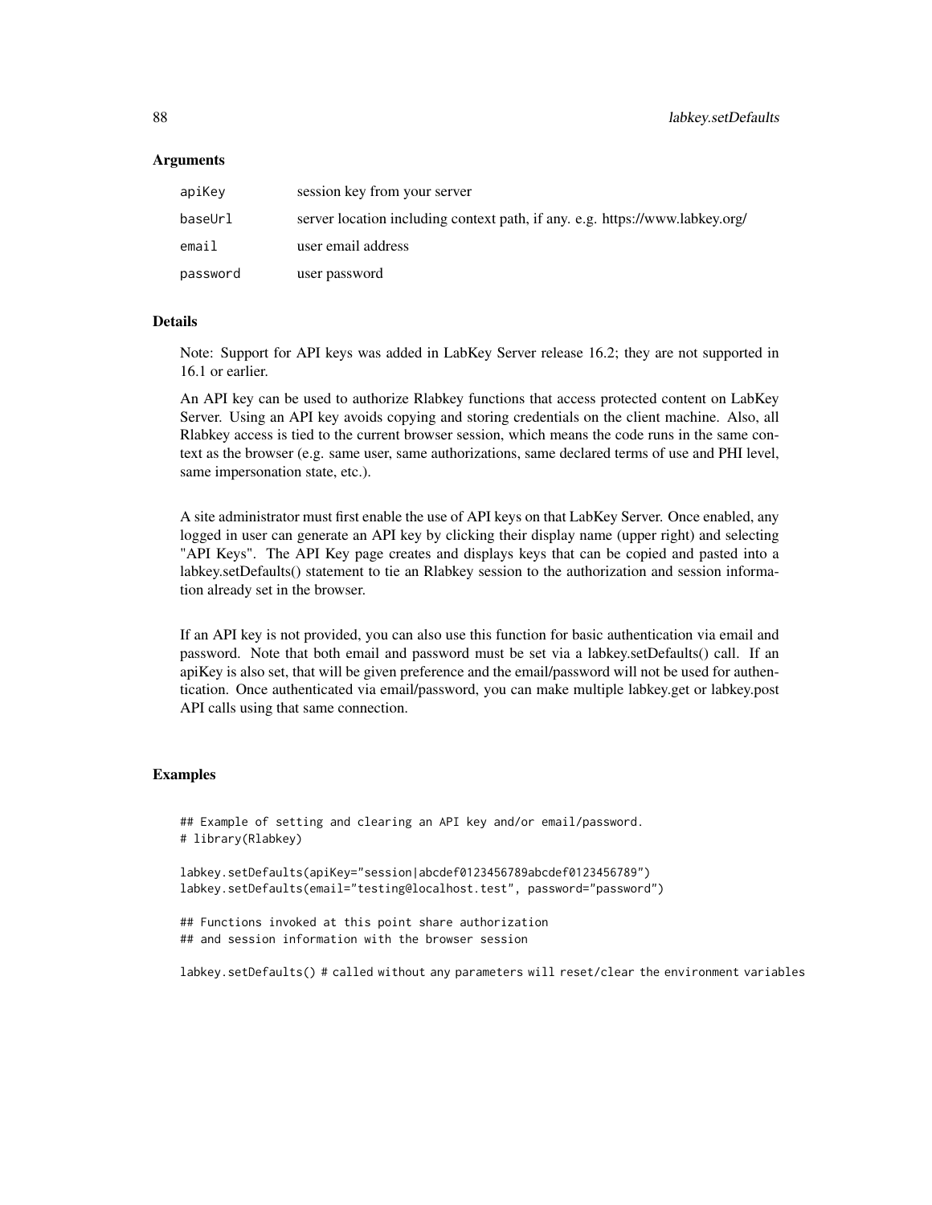### Arguments

| | |
|---|---|
| apiKey | session key from your server |
| baseUrl | server location including context path, if any. e.g. https://www.labkey.org/ |
| email | user email address |
| password | user password |

### Details

Note: Support for API keys was added in LabKey Server release 16.2; they are not supported in 16.1 or earlier.

An API key can be used to authorize Rlabkey functions that access protected content on LabKey Server. Using an API key avoids copying and storing credentials on the client machine. Also, all Rlabkey access is tied to the current browser session, which means the code runs in the same context as the browser (e.g. same user, same authorizations, same declared terms of use and PHI level, same impersonation state, etc.).

A site administrator must first enable the use of API keys on that LabKey Server. Once enabled, any logged in user can generate an API key by clicking their display name (upper right) and selecting "API Keys". The API Key page creates and displays keys that can be copied and pasted into a labkey.setDefaults() statement to tie an Rlabkey session to the authorization and session information already set in the browser.

If an API key is not provided, you can also use this function for basic authentication via email and password. Note that both email and password must be set via a labkey.setDefaults() call. If an apiKey is also set, that will be given preference and the email/password will not be used for authentication. Once authenticated via email/password, you can make multiple labkey.get or labkey.post API calls using that same connection.

### Examples

```
## Example of setting and clearing an API key and/or email/password.
# library(Rlabkey)

labkey.setDefaults(apiKey="session|abcdef0123456789abcdef0123456789")
labkey.setDefaults(email="testing@localhost.test", password="password")

## Functions invoked at this point share authorization
## and session information with the browser session

labkey.setDefaults() # called without any parameters will reset/clear the environment variables
```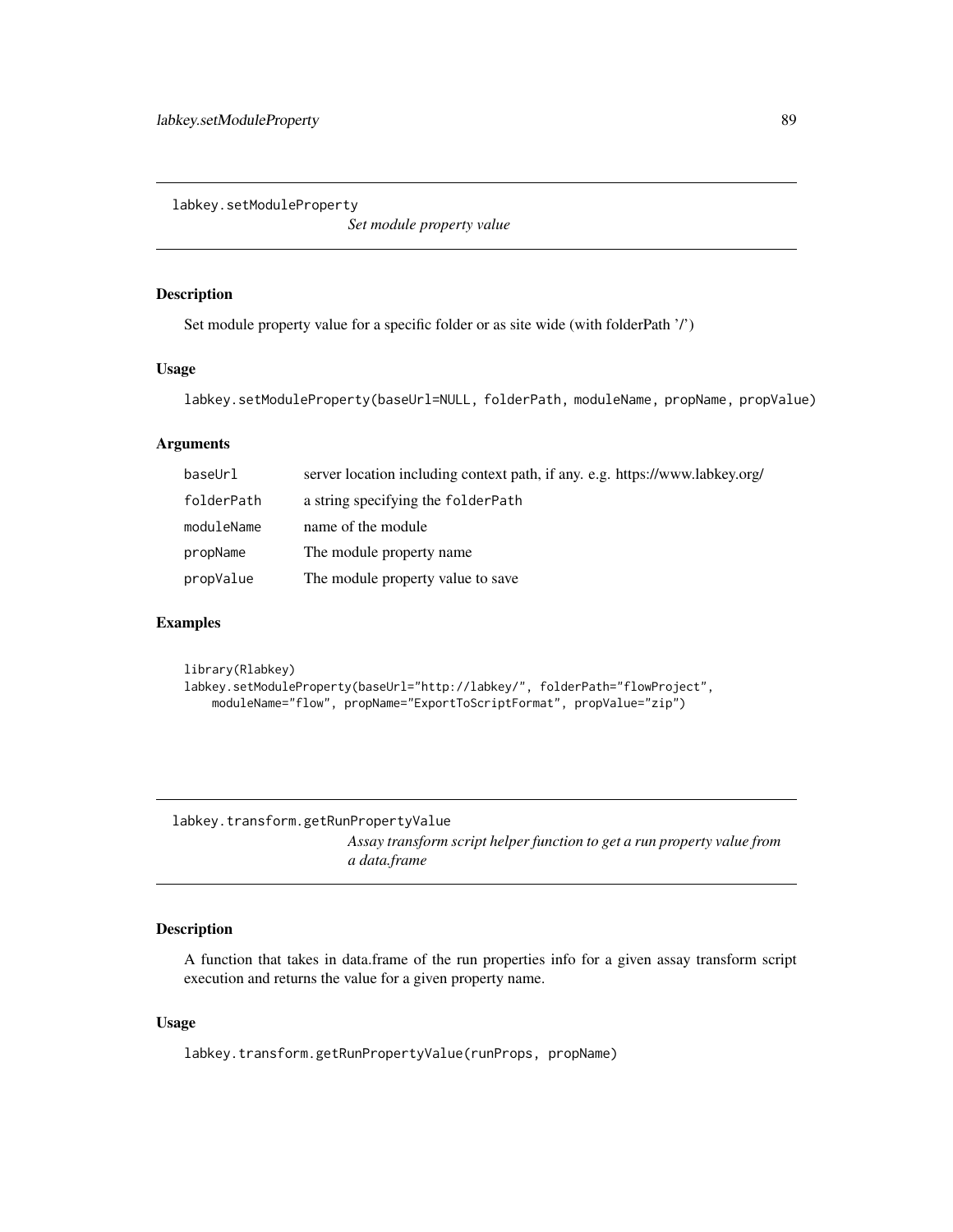## labkey.setModuleProperty

*Set module property value*

### Description

Set module property value for a specific folder or as site wide (with folderPath '/')

### Usage

```
labkey.setModuleProperty(baseUrl=NULL, folderPath, moduleName, propName, propValue)
```

### Arguments

| | |
|---|---|
| baseUrl | server location including context path, if any. e.g. https://www.labkey.org/ |
| folderPath | a string specifying the `folderPath` |
| moduleName | name of the module |
| propName | The module property name |
| propValue | The module property value to save |

### Examples

```
library(Rlabkey)
labkey.setModuleProperty(baseUrl="http://labkey/", folderPath="flowProject",
    moduleName="flow", propName="ExportToScriptFormat", propValue="zip")
```

## labkey.transform.getRunPropertyValue

*Assay transform script helper function to get a run property value from a data.frame*

### Description

A function that takes in data.frame of the run properties info for a given assay transform script execution and returns the value for a given property name.

### Usage

```
labkey.transform.getRunPropertyValue(runProps, propName)
```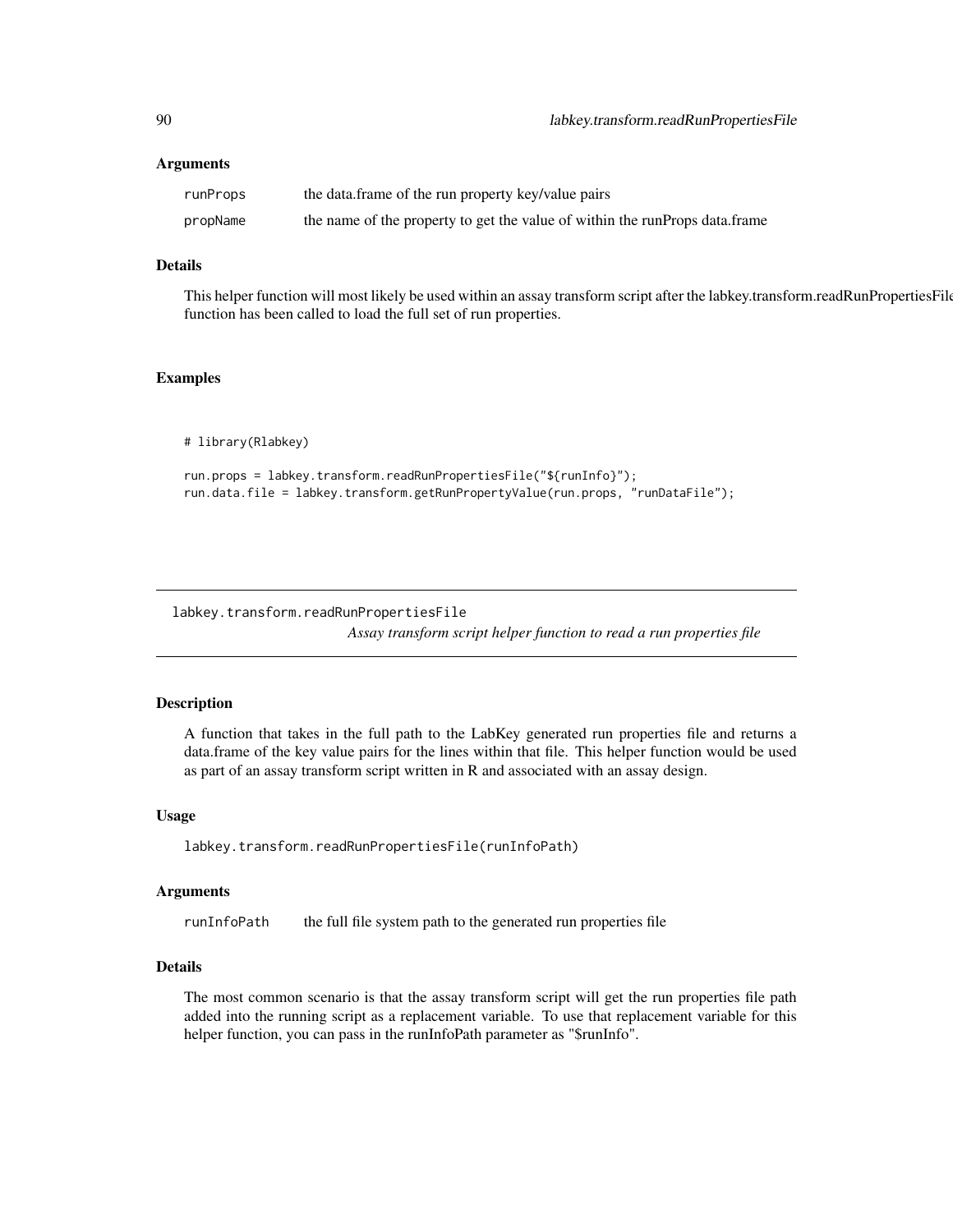### Arguments

| | |
|---|---|
| runProps | the data.frame of the run property key/value pairs |
| propName | the name of the property to get the value of within the runProps data.frame |

### Details

This helper function will most likely be used within an assay transform script after the labkey.transform.readRunPropertiesFile function has been called to load the full set of run properties.

### Examples

```
# library(Rlabkey)

run.props = labkey.transform.readRunPropertiesFile("${runInfo}");
run.data.file = labkey.transform.getRunPropertyValue(run.props, "runDataFile");
```

---

## labkey.transform.readRunPropertiesFile

*Assay transform script helper function to read a run properties file*

---

### Description

A function that takes in the full path to the LabKey generated run properties file and returns a data.frame of the key value pairs for the lines within that file. This helper function would be used as part of an assay transform script written in R and associated with an assay design.

### Usage

```
labkey.transform.readRunPropertiesFile(runInfoPath)
```

### Arguments

| | |
|---|---|
| runInfoPath | the full file system path to the generated run properties file |

### Details

The most common scenario is that the assay transform script will get the run properties file path added into the running script as a replacement variable. To use that replacement variable for this helper function, you can pass in the runInfoPath parameter as "$runInfo".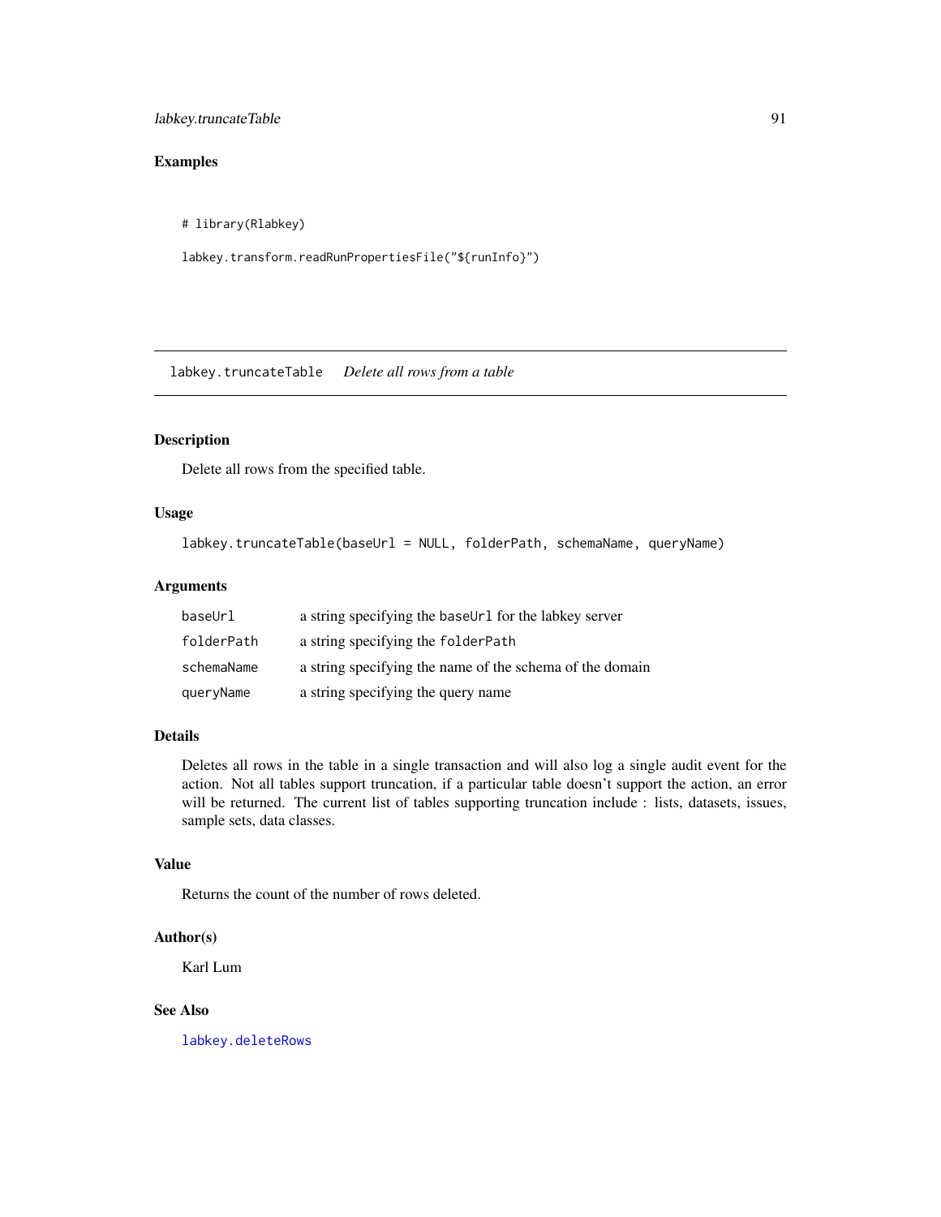## Examples

```
# library(Rlabkey)

labkey.transform.readRunPropertiesFile("${runInfo}")
```

---

# labkey.truncateTable *Delete all rows from a table*

## Description

Delete all rows from the specified table.

## Usage

```
labkey.truncateTable(baseUrl = NULL, folderPath, schemaName, queryName)
```

## Arguments

| | |
|---|---|
| `baseUrl` | a string specifying the `baseUrl` for the labkey server |
| `folderPath` | a string specifying the `folderPath` |
| `schemaName` | a string specifying the name of the schema of the domain |
| `queryName` | a string specifying the query name |

## Details

Deletes all rows in the table in a single transaction and will also log a single audit event for the action. Not all tables support truncation, if a particular table doesn't support the action, an error will be returned. The current list of tables supporting truncation include : lists, datasets, issues, sample sets, data classes.

## Value

Returns the count of the number of rows deleted.

## Author(s)

Karl Lum

## See Also

`labkey.deleteRows`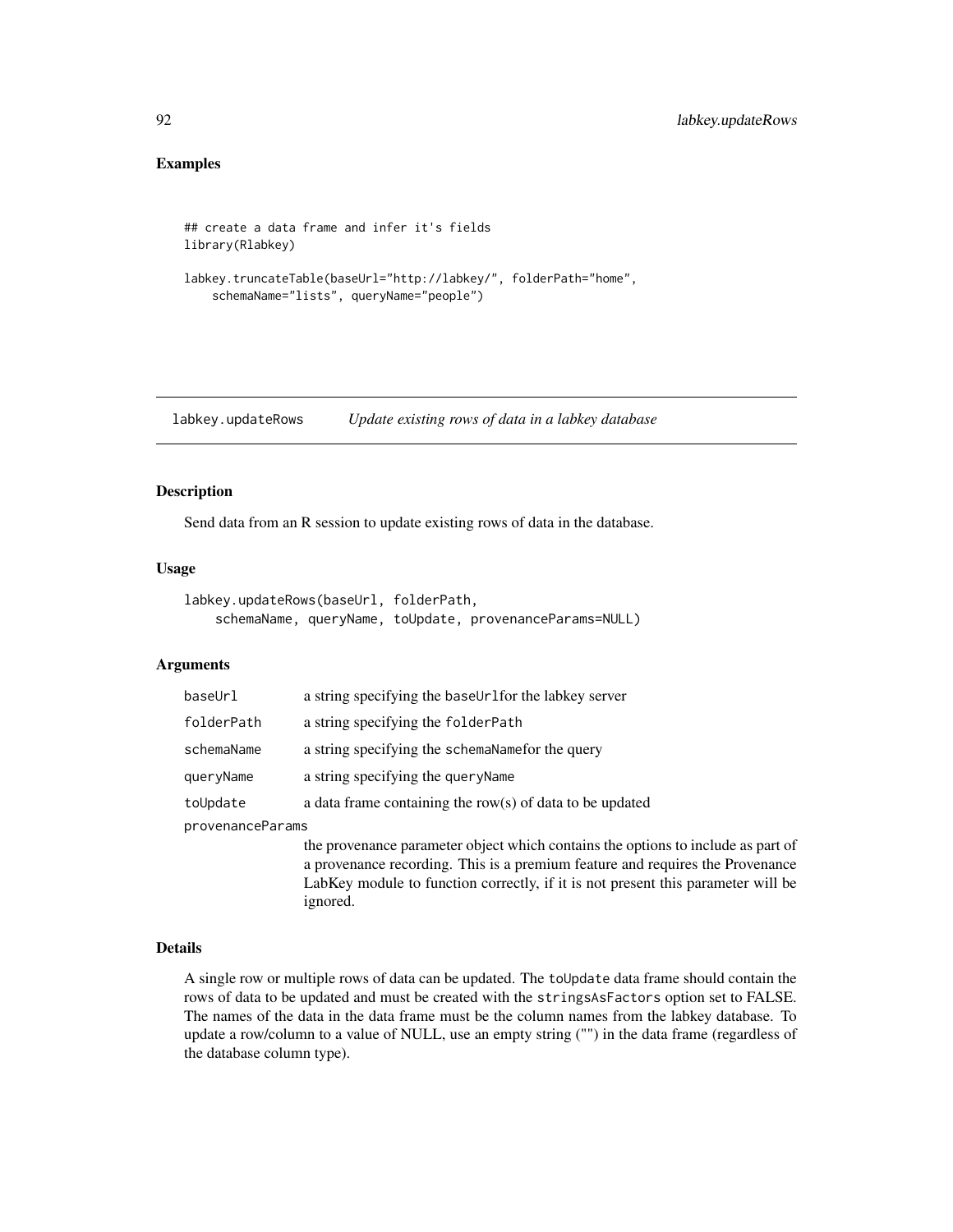## Examples

```
## create a data frame and infer it's fields
library(Rlabkey)

labkey.truncateTable(baseUrl="http://labkey/", folderPath="home",
    schemaName="lists", queryName="people")
```

---

# labkey.updateRows *Update existing rows of data in a labkey database*

---

## Description

Send data from an R session to update existing rows of data in the database.

## Usage

```
labkey.updateRows(baseUrl, folderPath,
    schemaName, queryName, toUpdate, provenanceParams=NULL)
```

## Arguments

| | |
|---|---|
| `baseUrl` | a string specifying the `baseUrl`for the labkey server |
| `folderPath` | a string specifying the `folderPath` |
| `schemaName` | a string specifying the `schemaName`for the query |
| `queryName` | a string specifying the `queryName` |
| `toUpdate` | a data frame containing the row(s) of data to be updated |
| `provenanceParams` | the provenance parameter object which contains the options to include as part of a provenance recording. This is a premium feature and requires the Provenance LabKey module to function correctly, if it is not present this parameter will be ignored. |

## Details

A single row or multiple rows of data can be updated. The `toUpdate` data frame should contain the rows of data to be updated and must be created with the `stringsAsFactors` option set to FALSE. The names of the data in the data frame must be the column names from the labkey database. To update a row/column to a value of NULL, use an empty string ("") in the data frame (regardless of the database column type).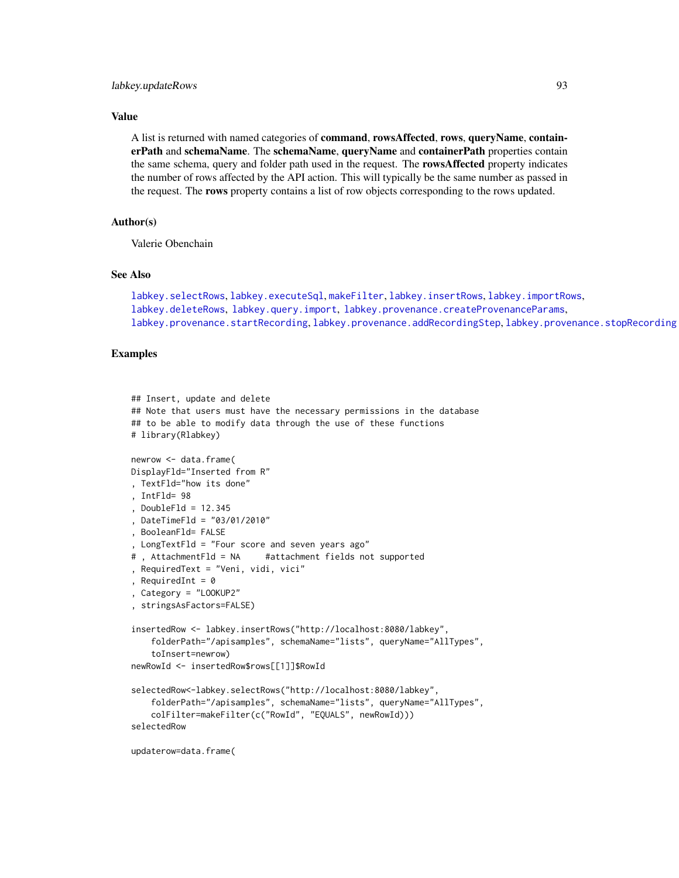## Value

A list is returned with named categories of **command**, **rowsAffected**, **rows**, **queryName**, **containerPath** and **schemaName**. The **schemaName**, **queryName** and **containerPath** properties contain the same schema, query and folder path used in the request. The **rowsAffected** property indicates the number of rows affected by the API action. This will typically be the same number as passed in the request. The **rows** property contains a list of row objects corresponding to the rows updated.

## Author(s)

Valerie Obenchain

## See Also

labkey.selectRows, labkey.executeSql, makeFilter, labkey.insertRows, labkey.importRows, labkey.deleteRows, labkey.query.import, labkey.provenance.createProvenanceParams, labkey.provenance.startRecording, labkey.provenance.addRecordingStep, labkey.provenance.stopRecording

## Examples

```
## Insert, update and delete
## Note that users must have the necessary permissions in the database
## to be able to modify data through the use of these functions
# library(Rlabkey)

newrow <- data.frame(
DisplayFld="Inserted from R"
, TextFld="how its done"
, IntFld= 98
, DoubleFld = 12.345
, DateTimeFld = "03/01/2010"
, BooleanFld= FALSE
, LongTextFld = "Four score and seven years ago"
# , AttachmentFld = NA     #attachment fields not supported
, RequiredText = "Veni, vidi, vici"
, RequiredInt = 0
, Category = "LOOKUP2"
, stringsAsFactors=FALSE)

insertedRow <- labkey.insertRows("http://localhost:8080/labkey",
    folderPath="/apisamples", schemaName="lists", queryName="AllTypes",
    toInsert=newrow)
newRowId <- insertedRow$rows[[1]]$RowId

selectedRow<-labkey.selectRows("http://localhost:8080/labkey",
    folderPath="/apisamples", schemaName="lists", queryName="AllTypes",
    colFilter=makeFilter(c("RowId", "EQUALS", newRowId)))
selectedRow

updaterow=data.frame(
```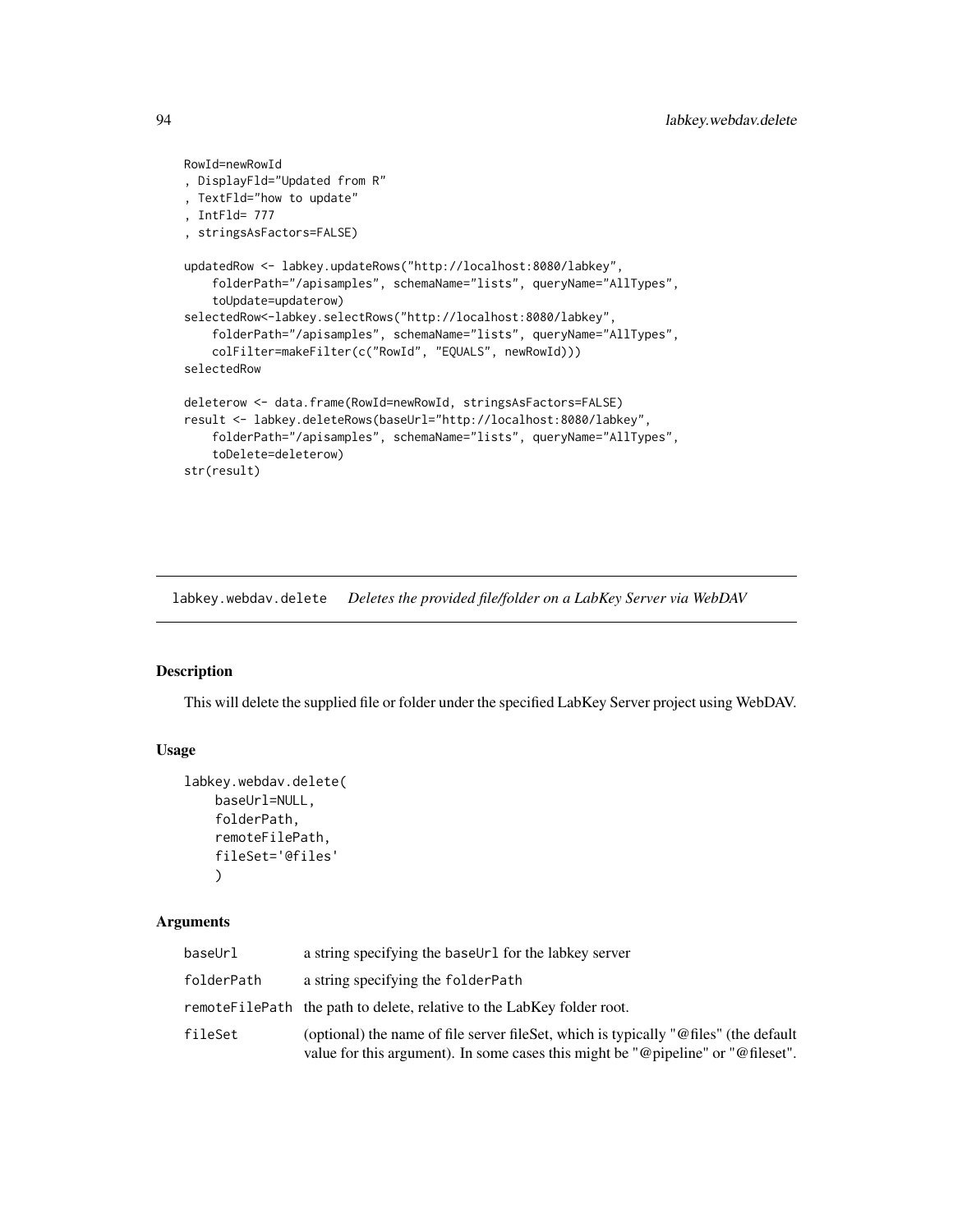```
RowId=newRowId
, DisplayFld="Updated from R"
, TextFld="how to update"
, IntFld= 777
, stringsAsFactors=FALSE)

updatedRow <- labkey.updateRows("http://localhost:8080/labkey",
    folderPath="/apisamples", schemaName="lists", queryName="AllTypes",
    toUpdate=updaterow)
selectedRow<-labkey.selectRows("http://localhost:8080/labkey",
    folderPath="/apisamples", schemaName="lists", queryName="AllTypes",
    colFilter=makeFilter(c("RowId", "EQUALS", newRowId)))
selectedRow

deleterow <- data.frame(RowId=newRowId, stringsAsFactors=FALSE)
result <- labkey.deleteRows(baseUrl="http://localhost:8080/labkey",
    folderPath="/apisamples", schemaName="lists", queryName="AllTypes",
    toDelete=deleterow)
str(result)
```

## labkey.webdav.delete *Deletes the provided file/folder on a LabKey Server via WebDAV*

### Description

This will delete the supplied file or folder under the specified LabKey Server project using WebDAV.

### Usage

```
labkey.webdav.delete(
    baseUrl=NULL,
    folderPath,
    remoteFilePath,
    fileSet='@files'
    )
```

### Arguments

| | |
|---|---|
| baseUrl | a string specifying the baseUrl for the labkey server |
| folderPath | a string specifying the folderPath |
| remoteFilePath | the path to delete, relative to the LabKey folder root. |
| fileSet | (optional) the name of file server fileSet, which is typically "@files" (the default value for this argument). In some cases this might be "@pipeline" or "@fileset". |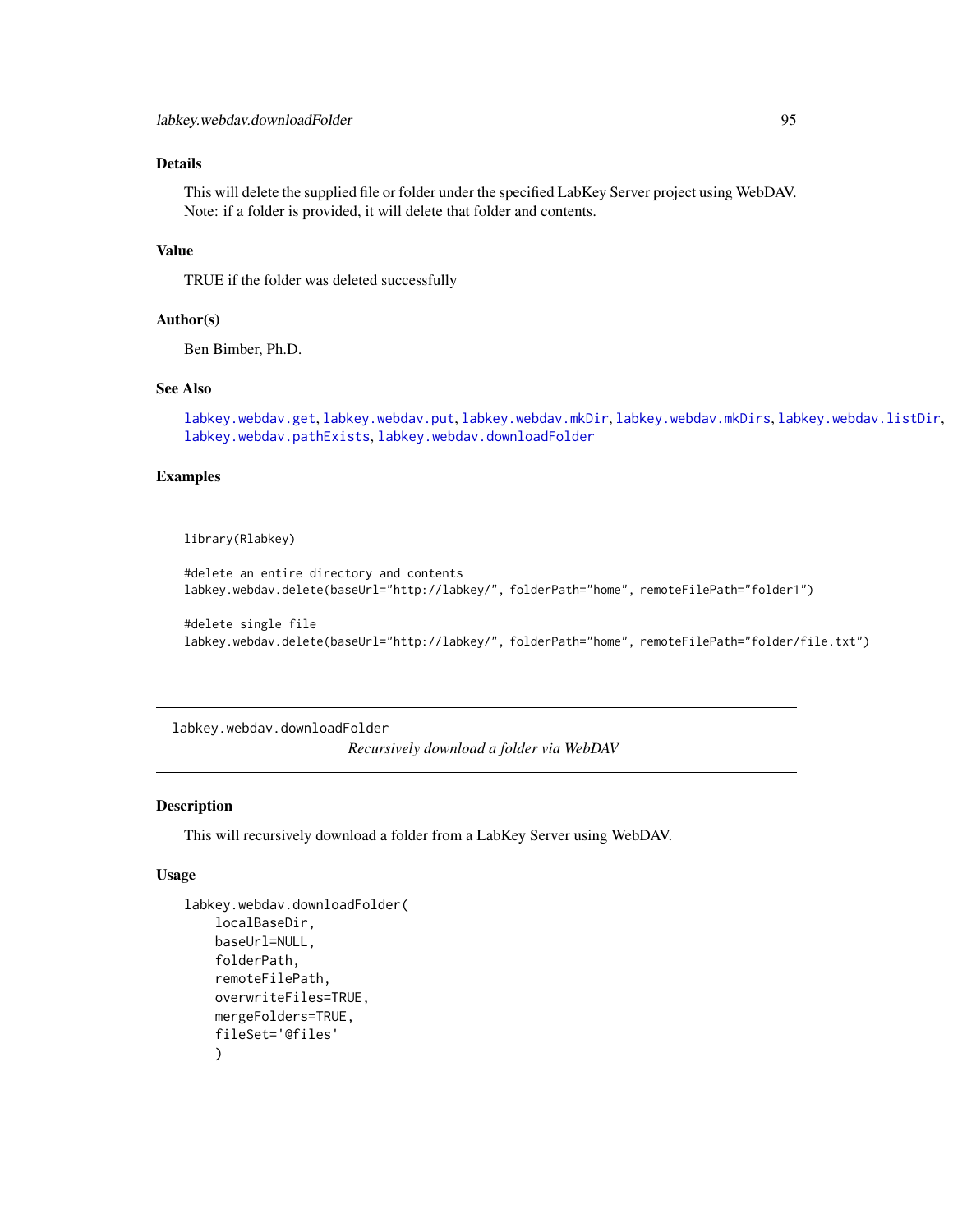### Details

This will delete the supplied file or folder under the specified LabKey Server project using WebDAV. Note: if a folder is provided, it will delete that folder and contents.

### Value

TRUE if the folder was deleted successfully

### Author(s)

Ben Bimber, Ph.D.

### See Also

labkey.webdav.get, labkey.webdav.put, labkey.webdav.mkDir, labkey.webdav.mkDirs, labkey.webdav.listDir, labkey.webdav.pathExists, labkey.webdav.downloadFolder

### Examples

```
library(Rlabkey)

#delete an entire directory and contents
labkey.webdav.delete(baseUrl="http://labkey/", folderPath="home", remoteFilePath="folder1")

#delete single file
labkey.webdav.delete(baseUrl="http://labkey/", folderPath="home", remoteFilePath="folder/file.txt")
```

---

## labkey.webdav.downloadFolder

*Recursively download a folder via WebDAV*

### Description

This will recursively download a folder from a LabKey Server using WebDAV.

### Usage

```
labkey.webdav.downloadFolder(
    localBaseDir,
    baseUrl=NULL,
    folderPath,
    remoteFilePath,
    overwriteFiles=TRUE,
    mergeFolders=TRUE,
    fileSet='@files'
    )
```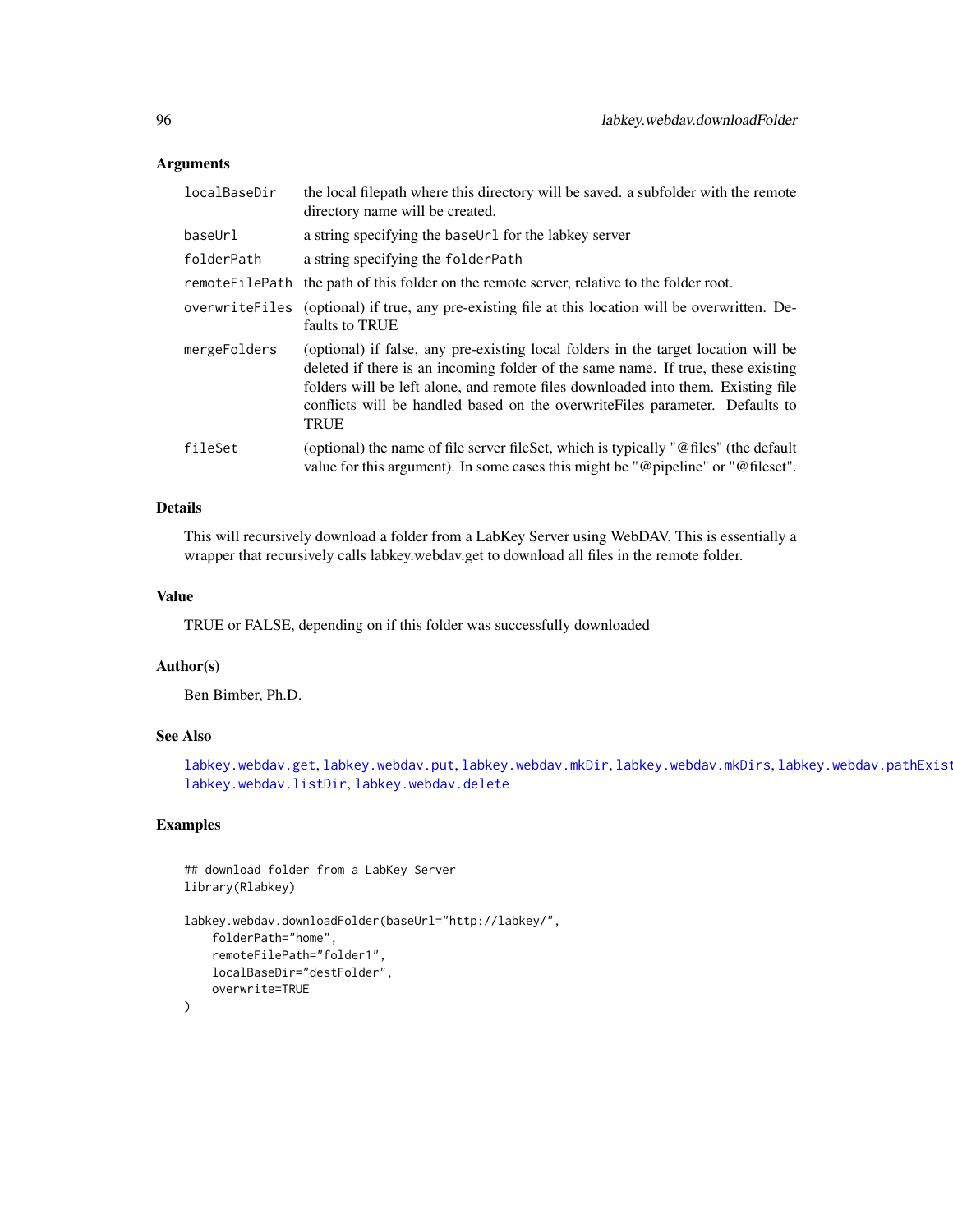## Arguments

| | |
|---|---|
| `localBaseDir` | the local filepath where this directory will be saved. a subfolder with the remote directory name will be created. |
| `baseUrl` | a string specifying the `baseUrl` for the labkey server |
| `folderPath` | a string specifying the `folderPath` |
| `remoteFilePath` | the path of this folder on the remote server, relative to the folder root. |
| `overwriteFiles` | (optional) if true, any pre-existing file at this location will be overwritten. Defaults to TRUE |
| `mergeFolders` | (optional) if false, any pre-existing local folders in the target location will be deleted if there is an incoming folder of the same name. If true, these existing folders will be left alone, and remote files downloaded into them. Existing file conflicts will be handled based on the overwriteFiles parameter. Defaults to TRUE |
| `fileSet` | (optional) the name of file server fileSet, which is typically "@files" (the default value for this argument). In some cases this might be "@pipeline" or "@fileset". |

## Details

This will recursively download a folder from a LabKey Server using WebDAV. This is essentially a wrapper that recursively calls labkey.webdav.get to download all files in the remote folder.

## Value

TRUE or FALSE, depending on if this folder was successfully downloaded

## Author(s)

Ben Bimber, Ph.D.

## See Also

`labkey.webdav.get`, `labkey.webdav.put`, `labkey.webdav.mkDir`, `labkey.webdav.mkDirs`, `labkey.webdav.pathExists`, `labkey.webdav.listDir`, `labkey.webdav.delete`

## Examples

```
## download folder from a LabKey Server
library(Rlabkey)

labkey.webdav.downloadFolder(baseUrl="http://labkey/",
    folderPath="home",
    remoteFilePath="folder1",
    localBaseDir="destFolder",
    overwrite=TRUE
)
```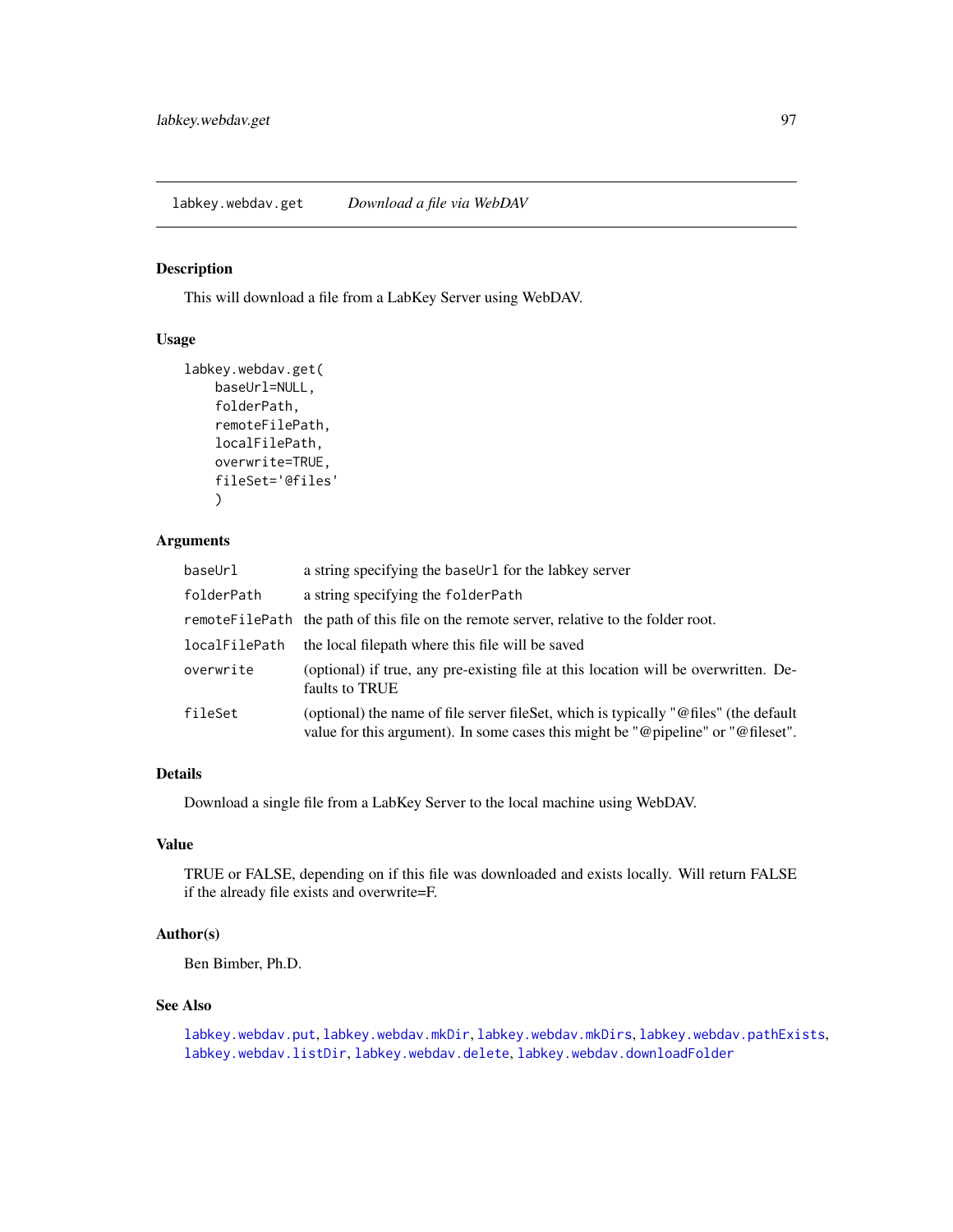## labkey.webdav.get    *Download a file via WebDAV*

### Description

This will download a file from a LabKey Server using WebDAV.

### Usage

```
labkey.webdav.get(
    baseUrl=NULL,
    folderPath,
    remoteFilePath,
    localFilePath,
    overwrite=TRUE,
    fileSet='@files'
    )
```

### Arguments

| | |
|---|---|
| baseUrl | a string specifying the baseUrl for the labkey server |
| folderPath | a string specifying the folderPath |
| remoteFilePath | the path of this file on the remote server, relative to the folder root. |
| localFilePath | the local filepath where this file will be saved |
| overwrite | (optional) if true, any pre-existing file at this location will be overwritten. Defaults to TRUE |
| fileSet | (optional) the name of file server fileSet, which is typically "@files" (the default value for this argument). In some cases this might be "@pipeline" or "@fileset". |

### Details

Download a single file from a LabKey Server to the local machine using WebDAV.

### Value

TRUE or FALSE, depending on if this file was downloaded and exists locally. Will return FALSE if the already file exists and overwrite=F.

### Author(s)

Ben Bimber, Ph.D.

### See Also

labkey.webdav.put, labkey.webdav.mkDir, labkey.webdav.mkDirs, labkey.webdav.pathExists, labkey.webdav.listDir, labkey.webdav.delete, labkey.webdav.downloadFolder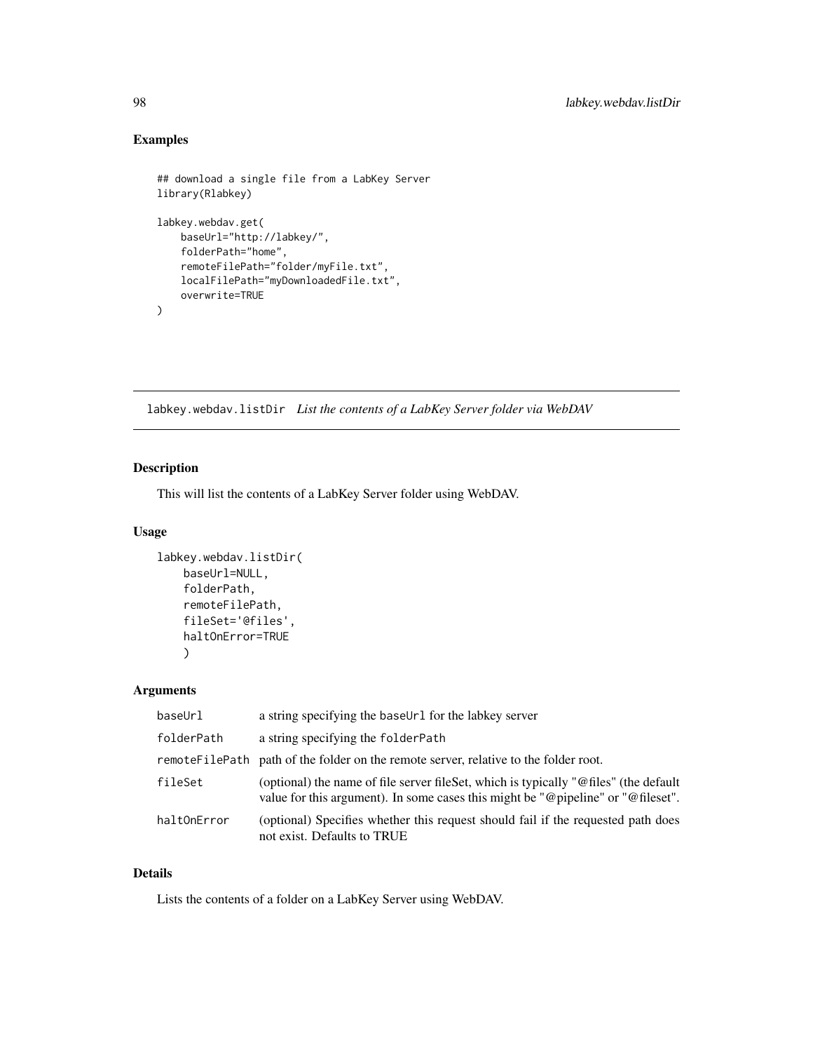## Examples

```
## download a single file from a LabKey Server
library(Rlabkey)

labkey.webdav.get(
    baseUrl="http://labkey/",
    folderPath="home",
    remoteFilePath="folder/myFile.txt",
    localFilePath="myDownloadedFile.txt",
    overwrite=TRUE
)
```

---

# labkey.webdav.listDir *List the contents of a LabKey Server folder via WebDAV*

## Description

This will list the contents of a LabKey Server folder using WebDAV.

## Usage

```
labkey.webdav.listDir(
    baseUrl=NULL,
    folderPath,
    remoteFilePath,
    fileSet='@files',
    haltOnError=TRUE
    )
```

## Arguments

| | |
|---|---|
| baseUrl | a string specifying the baseUrl for the labkey server |
| folderPath | a string specifying the folderPath |
| remoteFilePath | path of the folder on the remote server, relative to the folder root. |
| fileSet | (optional) the name of file server fileSet, which is typically "@files" (the default value for this argument). In some cases this might be "@pipeline" or "@fileset". |
| haltOnError | (optional) Specifies whether this request should fail if the requested path does not exist. Defaults to TRUE |

## Details

Lists the contents of a folder on a LabKey Server using WebDAV.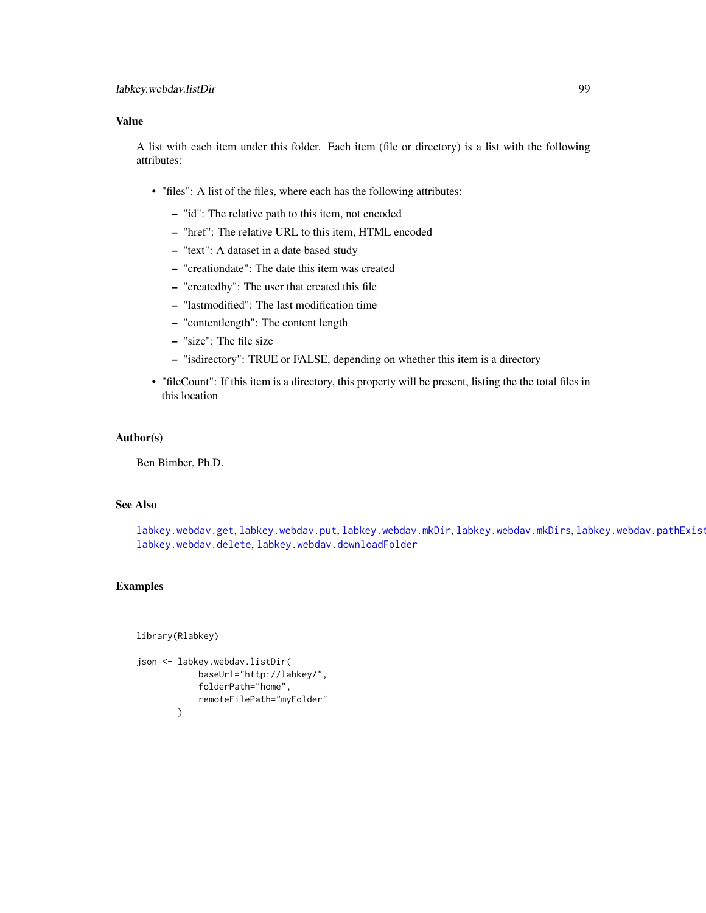## Value

A list with each item under this folder. Each item (file or directory) is a list with the following attributes:

- "files": A list of the files, where each has the following attributes:
  - "id": The relative path to this item, not encoded
  - "href": The relative URL to this item, HTML encoded
  - "text": A dataset in a date based study
  - "creationdate": The date this item was created
  - "createdby": The user that created this file
  - "lastmodified": The last modification time
  - "contentlength": The content length
  - "size": The file size
  - "isdirectory": TRUE or FALSE, depending on whether this item is a directory
- "fileCount": If this item is a directory, this property will be present, listing the the total files in this location

## Author(s)

Ben Bimber, Ph.D.

## See Also

labkey.webdav.get, labkey.webdav.put, labkey.webdav.mkDir, labkey.webdav.mkDirs, labkey.webdav.pathExists, labkey.webdav.delete, labkey.webdav.downloadFolder

## Examples

```
library(Rlabkey)

json <- labkey.webdav.listDir(
            baseUrl="http://labkey/",
            folderPath="home",
            remoteFilePath="myFolder"
        )
```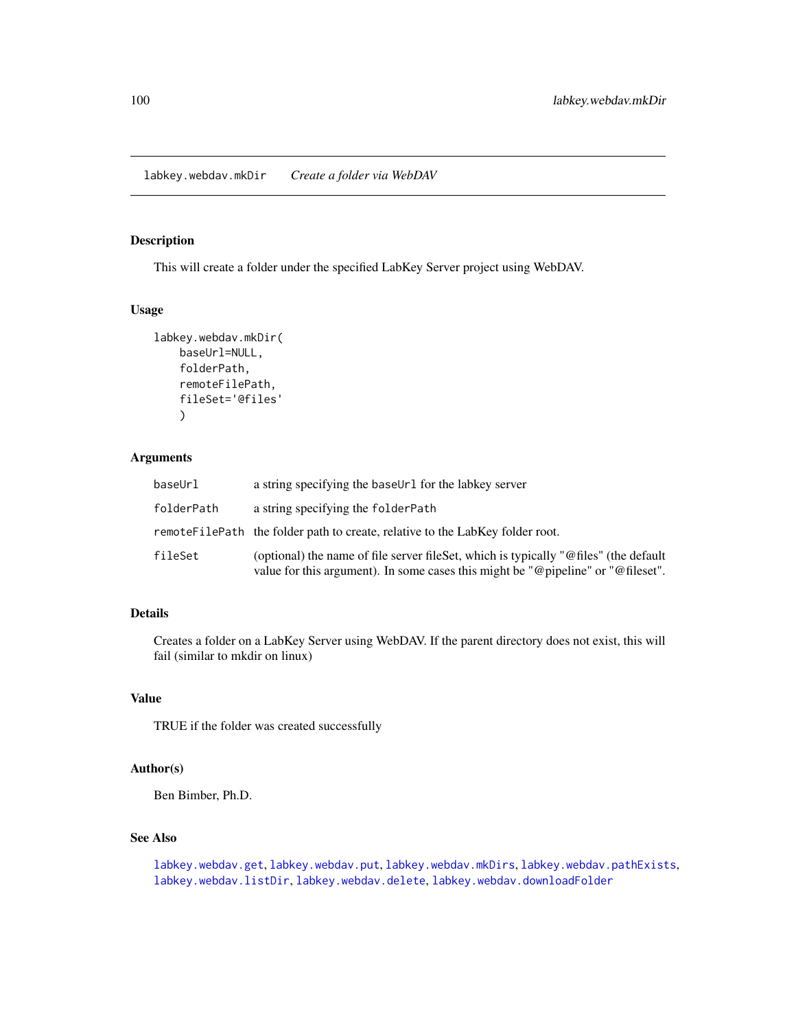## labkey.webdav.mkDir — *Create a folder via WebDAV*

### Description

This will create a folder under the specified LabKey Server project using WebDAV.

### Usage

```
labkey.webdav.mkDir(
    baseUrl=NULL,
    folderPath,
    remoteFilePath,
    fileSet='@files'
    )
```

### Arguments

| | |
|---|---|
| baseUrl | a string specifying the `baseUrl` for the labkey server |
| folderPath | a string specifying the `folderPath` |
| remoteFilePath | the folder path to create, relative to the LabKey folder root. |
| fileSet | (optional) the name of file server fileSet, which is typically "@files" (the default value for this argument). In some cases this might be "@pipeline" or "@fileset". |

### Details

Creates a folder on a LabKey Server using WebDAV. If the parent directory does not exist, this will fail (similar to mkdir on linux)

### Value

TRUE if the folder was created successfully

### Author(s)

Ben Bimber, Ph.D.

### See Also

`labkey.webdav.get`, `labkey.webdav.put`, `labkey.webdav.mkDirs`, `labkey.webdav.pathExists`, `labkey.webdav.listDir`, `labkey.webdav.delete`, `labkey.webdav.downloadFolder`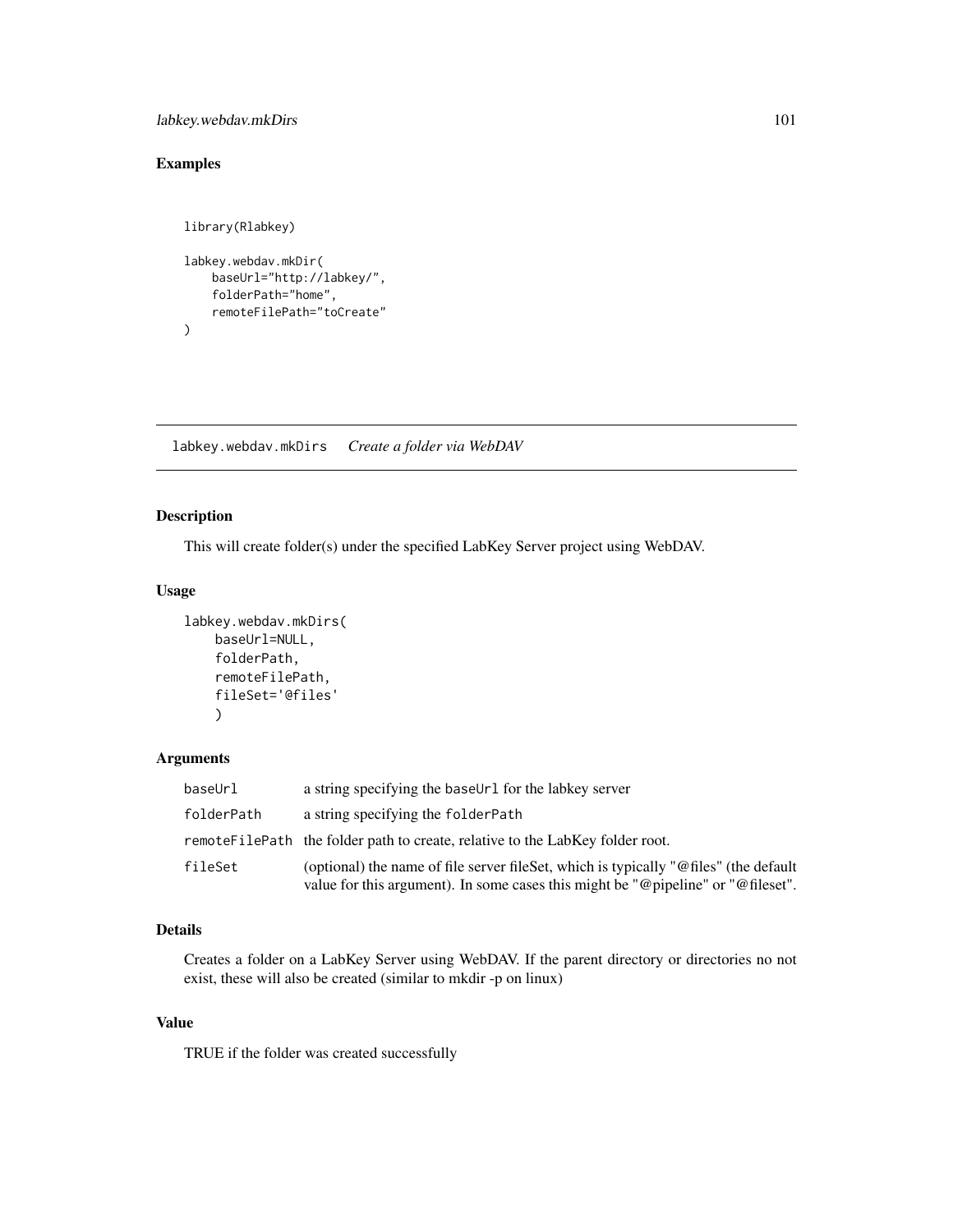## Examples

```
library(Rlabkey)

labkey.webdav.mkDir(
    baseUrl="http://labkey/",
    folderPath="home",
    remoteFilePath="toCreate"
)
```

---

# labkey.webdav.mkDirs    *Create a folder via WebDAV*

## Description

This will create folder(s) under the specified LabKey Server project using WebDAV.

## Usage

```
labkey.webdav.mkDirs(
    baseUrl=NULL,
    folderPath,
    remoteFilePath,
    fileSet='@files'
    )
```

## Arguments

| | |
|---|---|
| baseUrl | a string specifying the baseUrl for the labkey server |
| folderPath | a string specifying the folderPath |
| remoteFilePath | the folder path to create, relative to the LabKey folder root. |
| fileSet | (optional) the name of file server fileSet, which is typically "@files" (the default value for this argument). In some cases this might be "@pipeline" or "@fileset". |

## Details

Creates a folder on a LabKey Server using WebDAV. If the parent directory or directories no not exist, these will also be created (similar to mkdir -p on linux)

## Value

TRUE if the folder was created successfully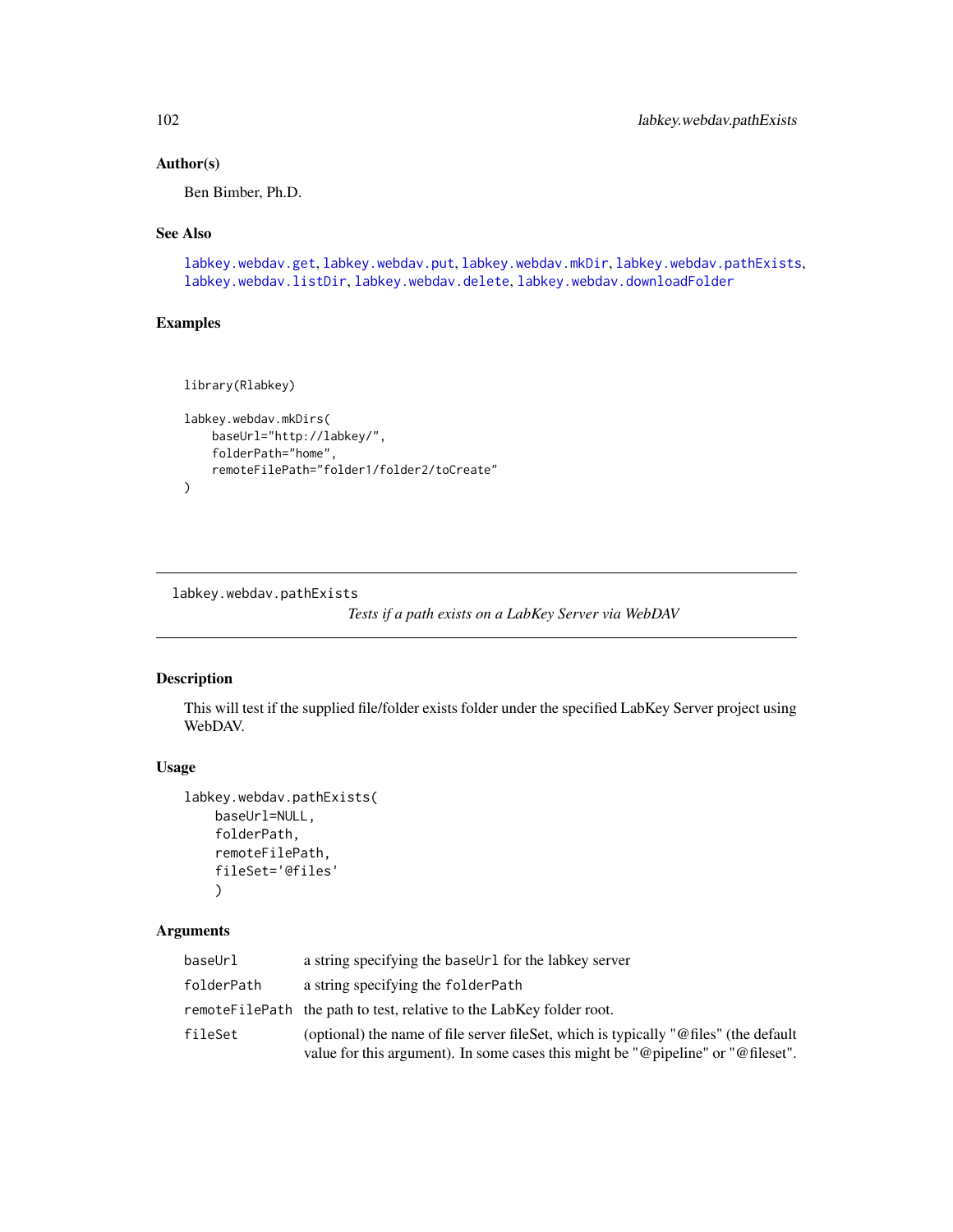## Author(s)

Ben Bimber, Ph.D.

## See Also

labkey.webdav.get, labkey.webdav.put, labkey.webdav.mkDir, labkey.webdav.pathExists, labkey.webdav.listDir, labkey.webdav.delete, labkey.webdav.downloadFolder

## Examples

```
library(Rlabkey)

labkey.webdav.mkDirs(
    baseUrl="http://labkey/",
    folderPath="home",
    remoteFilePath="folder1/folder2/toCreate"
)
```

---

# labkey.webdav.pathExists

*Tests if a path exists on a LabKey Server via WebDAV*

---

## Description

This will test if the supplied file/folder exists folder under the specified LabKey Server project using WebDAV.

## Usage

```
labkey.webdav.pathExists(
    baseUrl=NULL,
    folderPath,
    remoteFilePath,
    fileSet='@files'
    )
```

## Arguments

| | |
|---|---|
| baseUrl | a string specifying the baseUrl for the labkey server |
| folderPath | a string specifying the folderPath |
| remoteFilePath | the path to test, relative to the LabKey folder root. |
| fileSet | (optional) the name of file server fileSet, which is typically "@files" (the default value for this argument). In some cases this might be "@pipeline" or "@fileset". |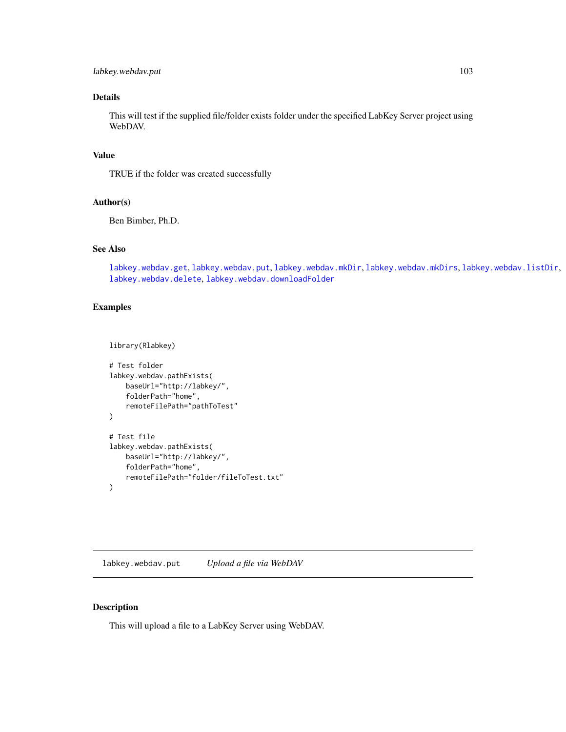### Details

This will test if the supplied file/folder exists folder under the specified LabKey Server project using WebDAV.

### Value

TRUE if the folder was created successfully

### Author(s)

Ben Bimber, Ph.D.

### See Also

labkey.webdav.get, labkey.webdav.put, labkey.webdav.mkDir, labkey.webdav.mkDirs, labkey.webdav.listDir, labkey.webdav.delete, labkey.webdav.downloadFolder

### Examples

```
library(Rlabkey)

# Test folder
labkey.webdav.pathExists(
    baseUrl="http://labkey/",
    folderPath="home",
    remoteFilePath="pathToTest"
)

# Test file
labkey.webdav.pathExists(
    baseUrl="http://labkey/",
    folderPath="home",
    remoteFilePath="folder/fileToTest.txt"
)
```

---

## labkey.webdav.put *Upload a file via WebDAV*

### Description

This will upload a file to a LabKey Server using WebDAV.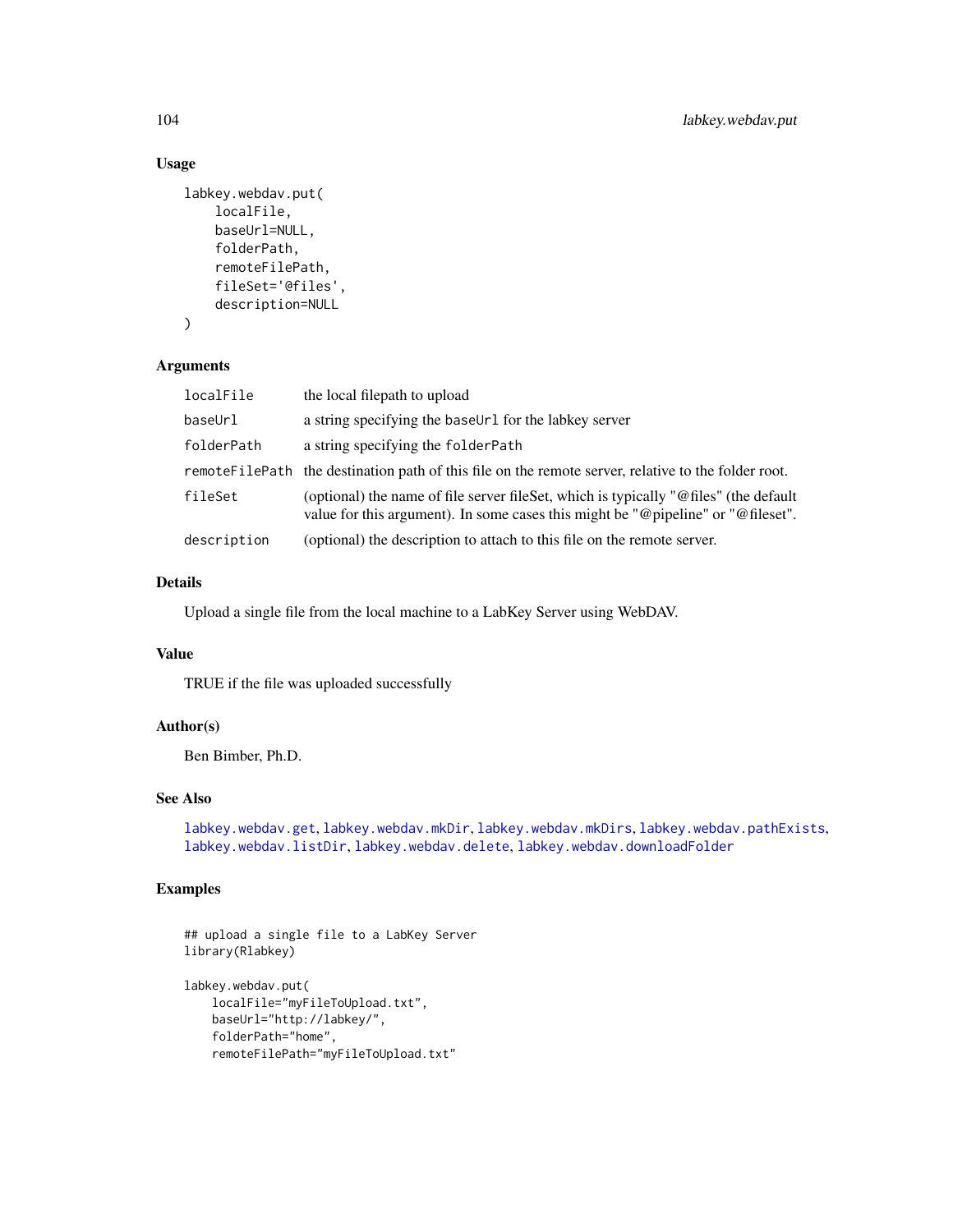## Usage

```
labkey.webdav.put(
    localFile,
    baseUrl=NULL,
    folderPath,
    remoteFilePath,
    fileSet='@files',
    description=NULL
)
```

## Arguments

| | |
|---|---|
| localFile | the local filepath to upload |
| baseUrl | a string specifying the `baseUrl` for the labkey server |
| folderPath | a string specifying the `folderPath` |
| remoteFilePath | the destination path of this file on the remote server, relative to the folder root. |
| fileSet | (optional) the name of file server fileSet, which is typically "@files" (the default value for this argument). In some cases this might be "@pipeline" or "@fileset". |
| description | (optional) the description to attach to this file on the remote server. |

## Details

Upload a single file from the local machine to a LabKey Server using WebDAV.

## Value

TRUE if the file was uploaded successfully

## Author(s)

Ben Bimber, Ph.D.

## See Also

labkey.webdav.get, labkey.webdav.mkDir, labkey.webdav.mkDirs, labkey.webdav.pathExists, labkey.webdav.listDir, labkey.webdav.delete, labkey.webdav.downloadFolder

## Examples

```
## upload a single file to a LabKey Server
library(Rlabkey)

labkey.webdav.put(
    localFile="myFileToUpload.txt",
    baseUrl="http://labkey/",
    folderPath="home",
    remoteFilePath="myFileToUpload.txt"
```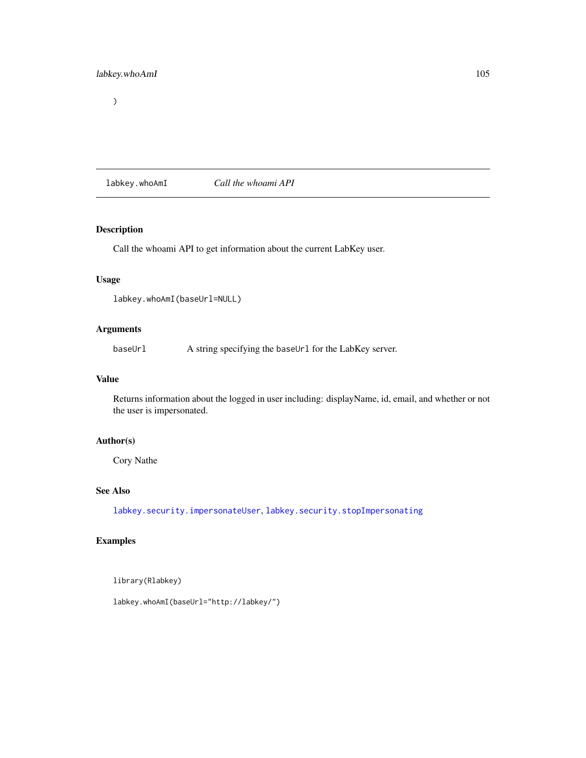```
)
```

## labkey.whoAmI *Call the whoami API*

### Description

Call the whoami API to get information about the current LabKey user.

### Usage

```
labkey.whoAmI(baseUrl=NULL)
```

### Arguments

| | |
|---|---|
| baseUrl | A string specifying the `baseUrl` for the LabKey server. |

### Value

Returns information about the logged in user including: displayName, id, email, and whether or not the user is impersonated.

### Author(s)

Cory Nathe

### See Also

labkey.security.impersonateUser, labkey.security.stopImpersonating

### Examples

```
library(Rlabkey)

labkey.whoAmI(baseUrl="http://labkey/")
```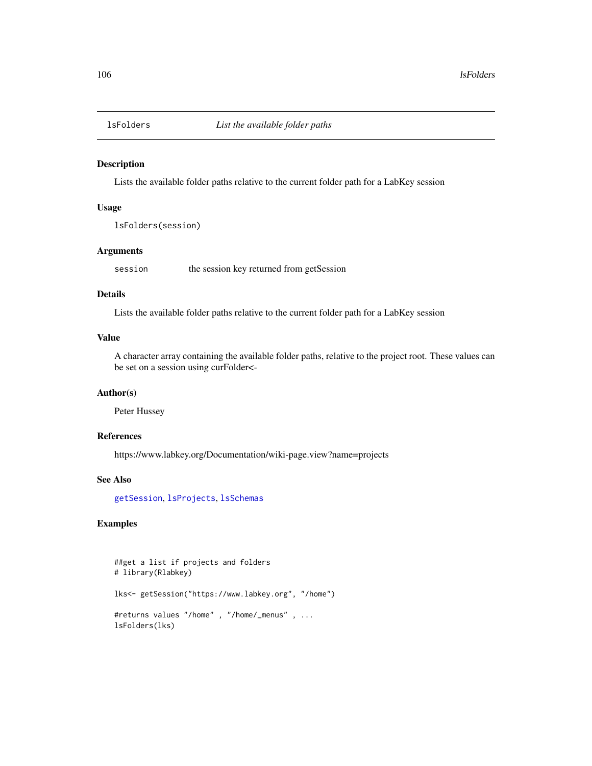## lsFolders *List the available folder paths*

### Description

Lists the available folder paths relative to the current folder path for a LabKey session

### Usage

```
lsFolders(session)
```

### Arguments

| | |
|---|---|
| session | the session key returned from getSession |

### Details

Lists the available folder paths relative to the current folder path for a LabKey session

### Value

A character array containing the available folder paths, relative to the project root. These values can be set on a session using curFolder<-

### Author(s)

Peter Hussey

### References

https://www.labkey.org/Documentation/wiki-page.view?name=projects

### See Also

getSession, lsProjects, lsSchemas

### Examples

```
##get a list if projects and folders
# library(Rlabkey)

lks<- getSession("https://www.labkey.org", "/home")

#returns values "/home" , "/home/_menus" , ...
lsFolders(lks)
```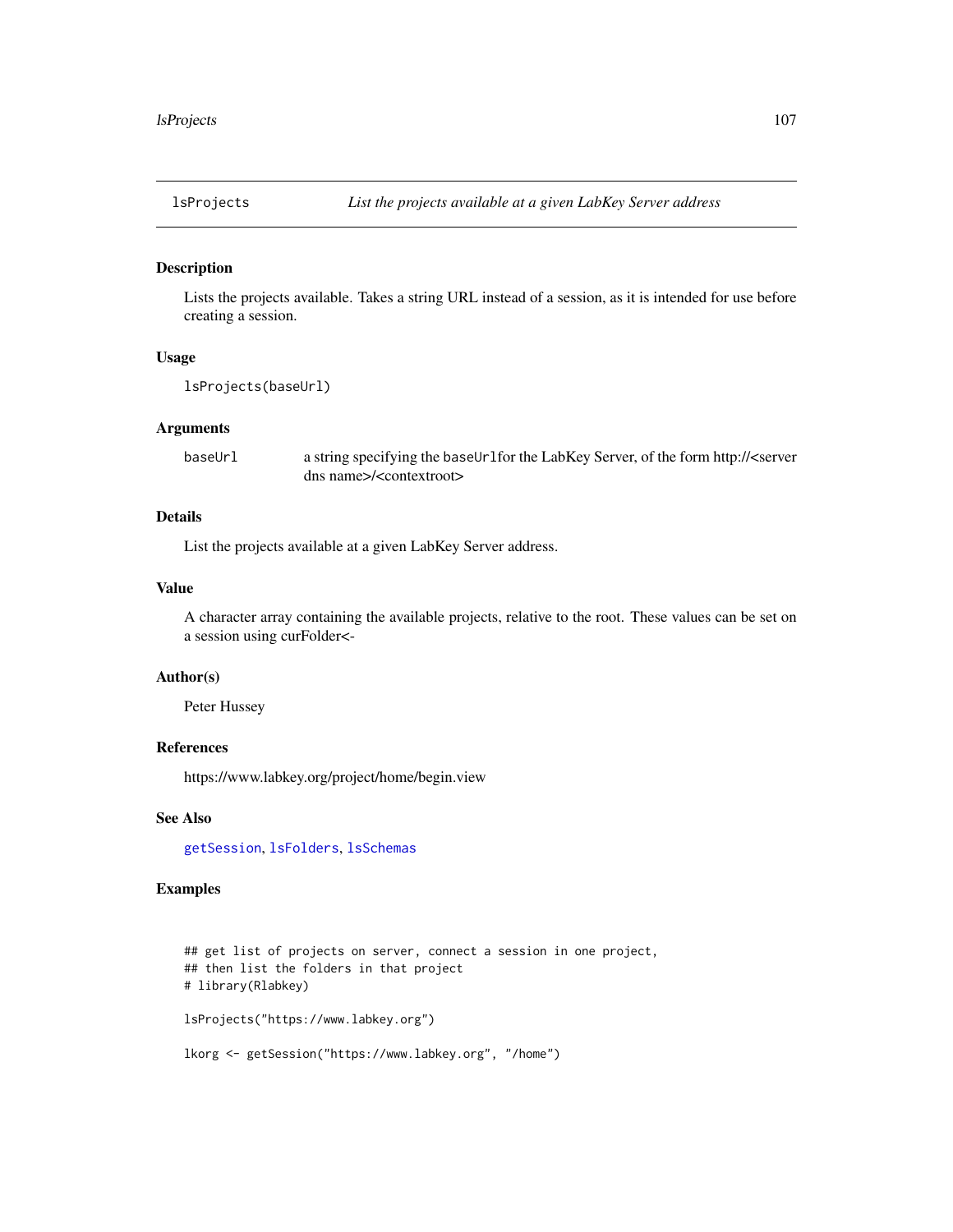# lsProjects *List the projects available at a given LabKey Server address*

## Description

Lists the projects available. Takes a string URL instead of a session, as it is intended for use before creating a session.

## Usage

```
lsProjects(baseUrl)
```

## Arguments

| | |
|---|---|
| `baseUrl` | a string specifying the `baseUrl`for the LabKey Server, of the form http://<server dns name>/<contextroot> |

## Details

List the projects available at a given LabKey Server address.

## Value

A character array containing the available projects, relative to the root. These values can be set on a session using curFolder<-

## Author(s)

Peter Hussey

## References

https://www.labkey.org/project/home/begin.view

## See Also

`getSession`, `lsFolders`, `lsSchemas`

## Examples

```
## get list of projects on server, connect a session in one project,
## then list the folders in that project
# library(Rlabkey)

lsProjects("https://www.labkey.org")

lkorg <- getSession("https://www.labkey.org", "/home")
```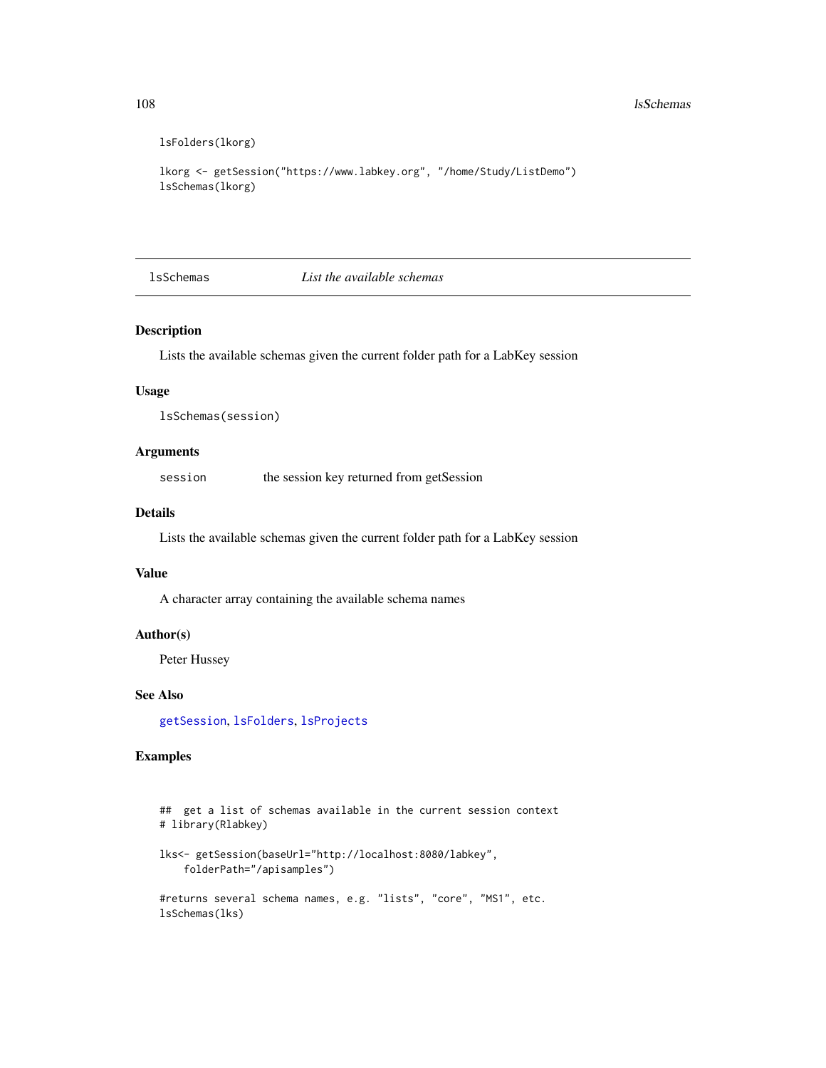```
lsFolders(lkorg)

lkorg <- getSession("https://www.labkey.org", "/home/Study/ListDemo")
lsSchemas(lkorg)
```

## lsSchemas *List the available schemas*

### Description

Lists the available schemas given the current folder path for a LabKey session

### Usage

```
lsSchemas(session)
```

### Arguments

| | |
|---|---|
| `session` | the session key returned from getSession |

### Details

Lists the available schemas given the current folder path for a LabKey session

### Value

A character array containing the available schema names

### Author(s)

Peter Hussey

### See Also

`getSession`, `lsFolders`, `lsProjects`

### Examples

```
##  get a list of schemas available in the current session context
# library(Rlabkey)

lks<- getSession(baseUrl="http://localhost:8080/labkey",
    folderPath="/apisamples")

#returns several schema names, e.g. "lists", "core", "MS1", etc.
lsSchemas(lks)
```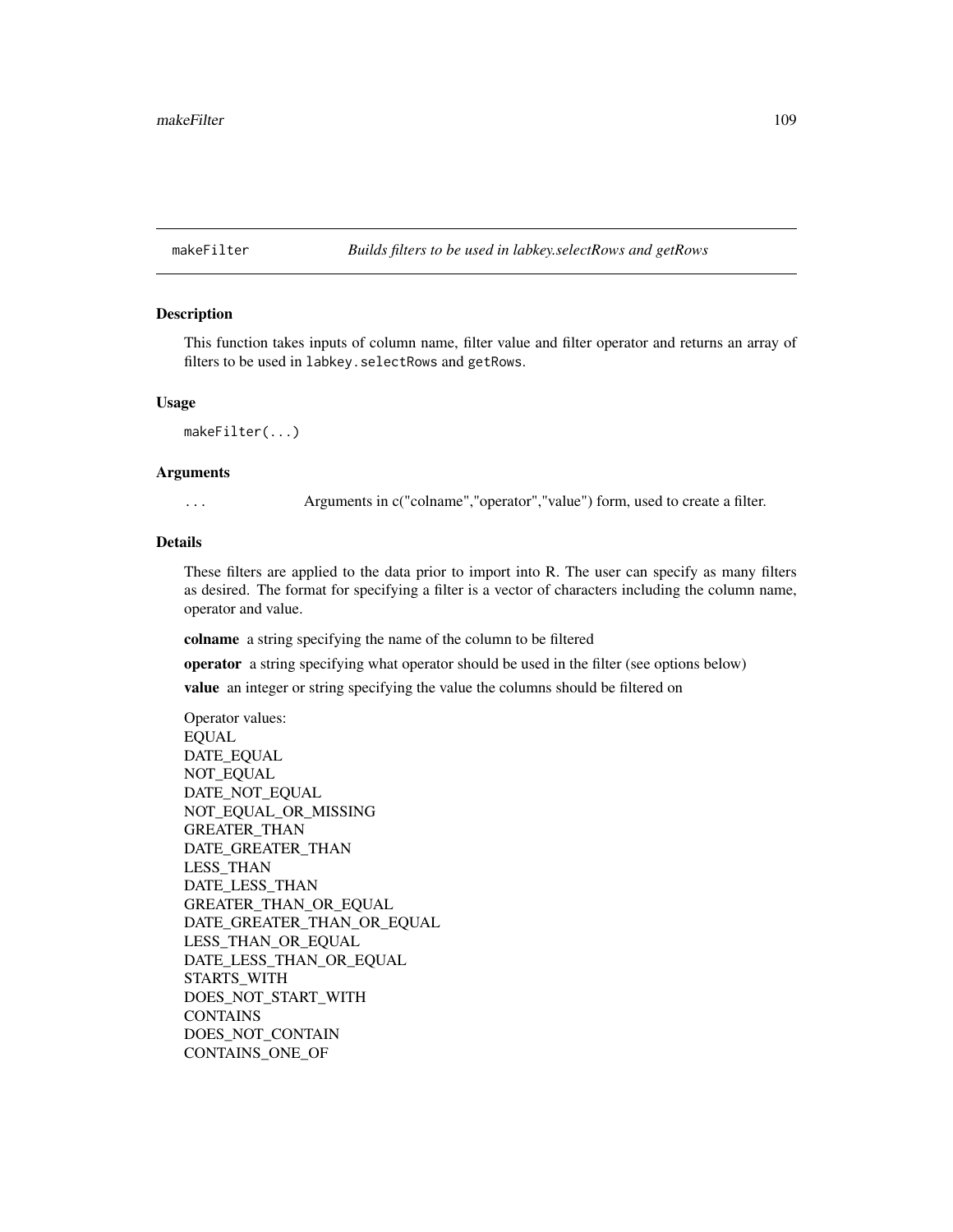## makeFilter — *Builds filters to be used in labkey.selectRows and getRows*

### Description

This function takes inputs of column name, filter value and filter operator and returns an array of filters to be used in `labkey.selectRows` and `getRows`.

### Usage

```
makeFilter(...)
```

### Arguments

| | |
|---|---|
| `...` | Arguments in c("colname","operator","value") form, used to create a filter. |

### Details

These filters are applied to the data prior to import into R. The user can specify as many filters as desired. The format for specifying a filter is a vector of characters including the column name, operator and value.

**colname** a string specifying the name of the column to be filtered

**operator** a string specifying what operator should be used in the filter (see options below)

**value** an integer or string specifying the value the columns should be filtered on

Operator values:
EQUAL
DATE_EQUAL
NOT_EQUAL
DATE_NOT_EQUAL
NOT_EQUAL_OR_MISSING
GREATER_THAN
DATE_GREATER_THAN
LESS_THAN
DATE_LESS_THAN
GREATER_THAN_OR_EQUAL
DATE_GREATER_THAN_OR_EQUAL
LESS_THAN_OR_EQUAL
DATE_LESS_THAN_OR_EQUAL
STARTS_WITH
DOES_NOT_START_WITH
CONTAINS
DOES_NOT_CONTAIN
CONTAINS_ONE_OF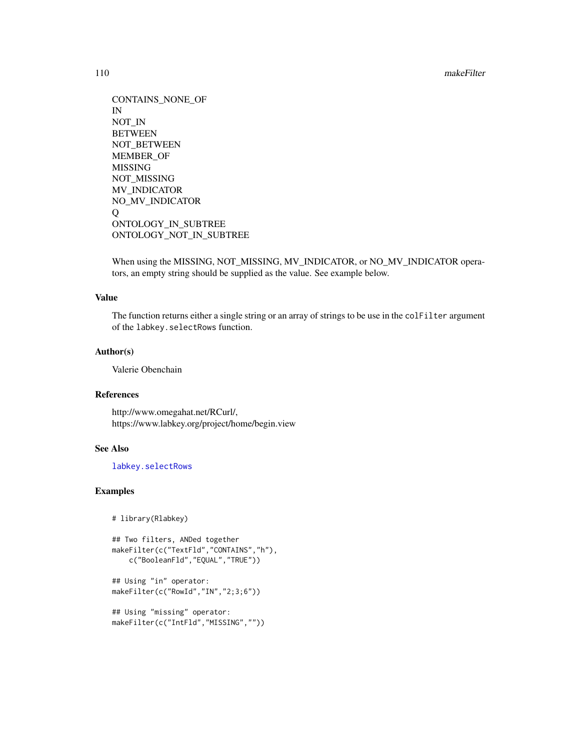CONTAINS_NONE_OF
IN
NOT_IN
BETWEEN
NOT_BETWEEN
MEMBER_OF
MISSING
NOT_MISSING
MV_INDICATOR
NO_MV_INDICATOR
Q
ONTOLOGY_IN_SUBTREE
ONTOLOGY_NOT_IN_SUBTREE

When using the MISSING, NOT_MISSING, MV_INDICATOR, or NO_MV_INDICATOR operators, an empty string should be supplied as the value. See example below.

### Value

The function returns either a single string or an array of strings to be use in the `colFilter` argument of the `labkey.selectRows` function.

### Author(s)

Valerie Obenchain

### References

http://www.omegahat.net/RCurl/,
https://www.labkey.org/project/home/begin.view

### See Also

`labkey.selectRows`

### Examples

```
# library(Rlabkey)

## Two filters, ANDed together
makeFilter(c("TextFld","CONTAINS","h"),
    c("BooleanFld","EQUAL","TRUE"))

## Using "in" operator:
makeFilter(c("RowId","IN","2;3;6"))

## Using "missing" operator:
makeFilter(c("IntFld","MISSING",""))
```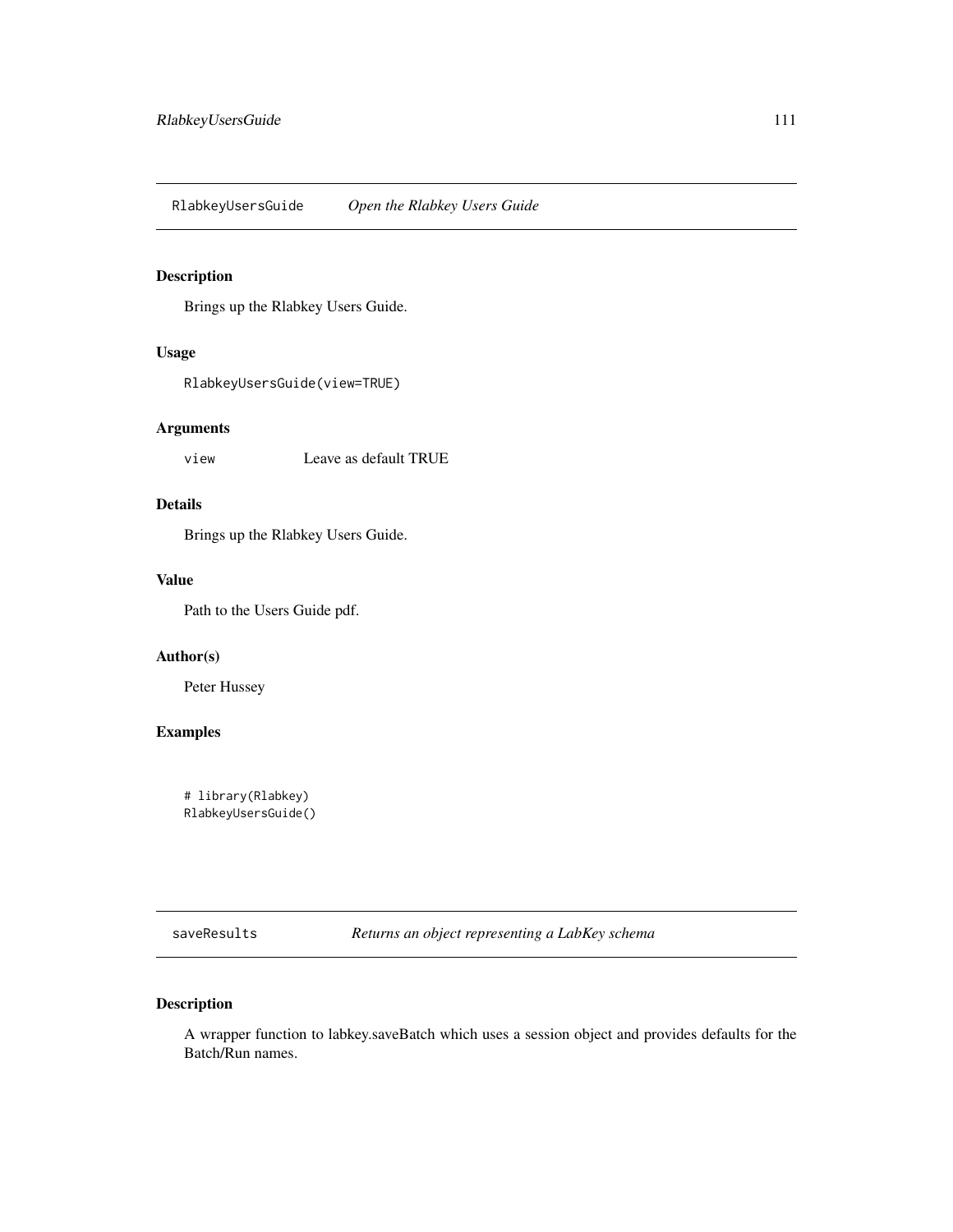## RlabkeyUsersGuide *Open the Rlabkey Users Guide*

### Description

Brings up the Rlabkey Users Guide.

### Usage

```
RlabkeyUsersGuide(view=TRUE)
```

### Arguments

| | |
|---|---|
| view | Leave as default TRUE |

### Details

Brings up the Rlabkey Users Guide.

### Value

Path to the Users Guide pdf.

### Author(s)

Peter Hussey

### Examples

```
# library(Rlabkey)
RlabkeyUsersGuide()
```

## saveResults *Returns an object representing a LabKey schema*

### Description

A wrapper function to labkey.saveBatch which uses a session object and provides defaults for the Batch/Run names.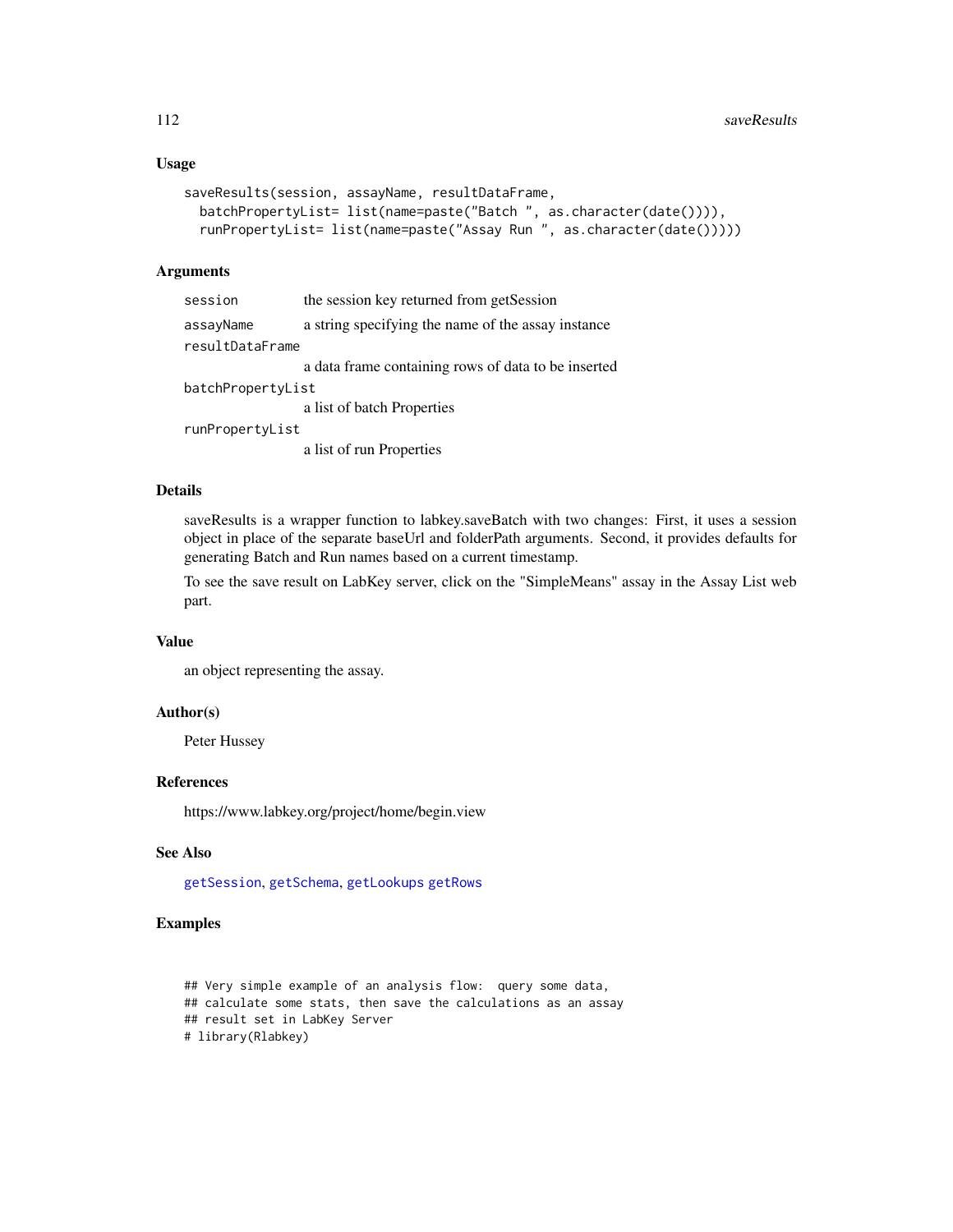### Usage

```
saveResults(session, assayName, resultDataFrame,
  batchPropertyList= list(name=paste("Batch ", as.character(date()))),
  runPropertyList= list(name=paste("Assay Run ", as.character(date()))))
```

### Arguments

| | |
|---|---|
| session | the session key returned from getSession |
| assayName | a string specifying the name of the assay instance |
| resultDataFrame | a data frame containing rows of data to be inserted |
| batchPropertyList | a list of batch Properties |
| runPropertyList | a list of run Properties |

### Details

saveResults is a wrapper function to labkey.saveBatch with two changes: First, it uses a session object in place of the separate baseUrl and folderPath arguments. Second, it provides defaults for generating Batch and Run names based on a current timestamp.

To see the save result on LabKey server, click on the "SimpleMeans" assay in the Assay List web part.

### Value

an object representing the assay.

### Author(s)

Peter Hussey

### References

https://www.labkey.org/project/home/begin.view

### See Also

getSession, getSchema, getLookups getRows

### Examples

```
## Very simple example of an analysis flow:  query some data,
## calculate some stats, then save the calculations as an assay
## result set in LabKey Server
# library(Rlabkey)
```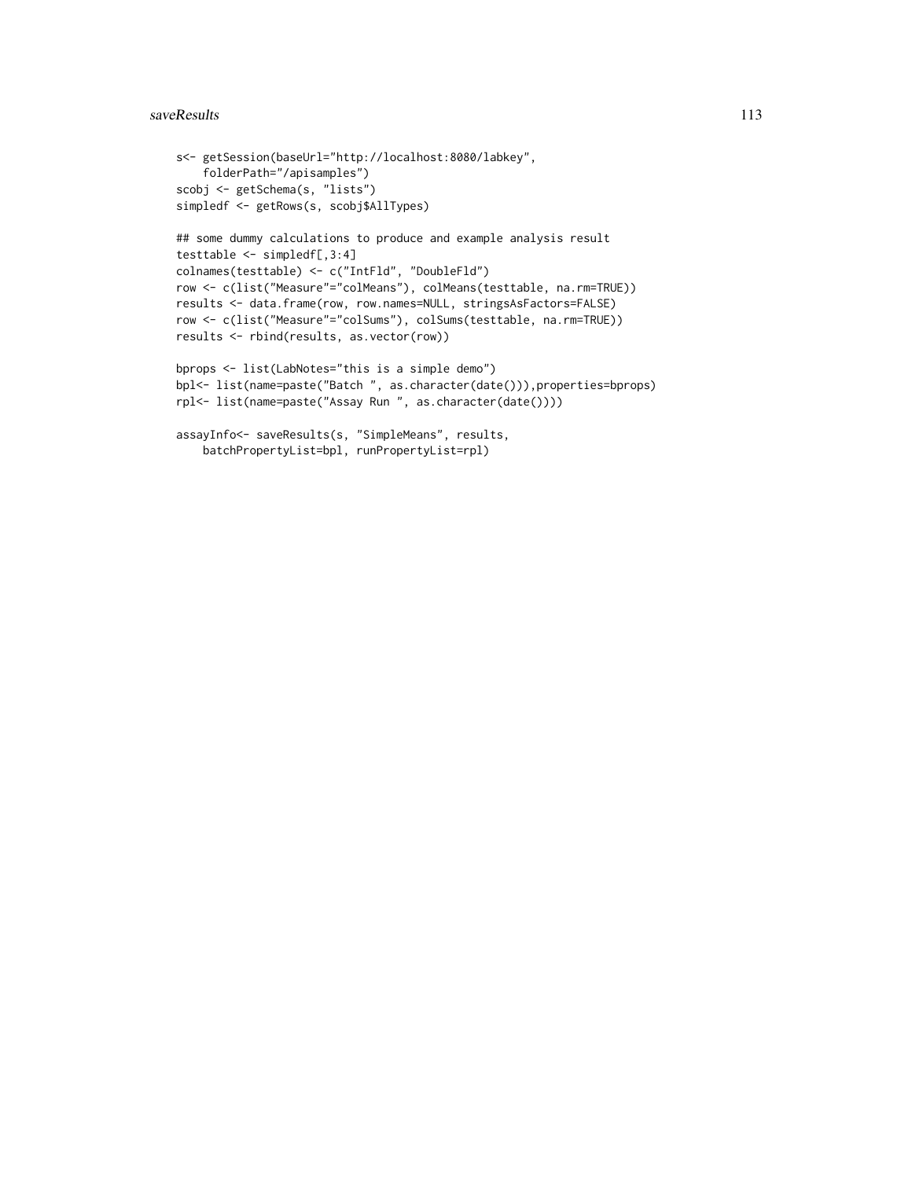```
s<- getSession(baseUrl="http://localhost:8080/labkey",
    folderPath="/apisamples")
scobj <- getSchema(s, "lists")
simpledf <- getRows(s, scobj$AllTypes)

## some dummy calculations to produce and example analysis result
testtable <- simpledf[,3:4]
colnames(testtable) <- c("IntFld", "DoubleFld")
row <- c(list("Measure"="colMeans"), colMeans(testtable, na.rm=TRUE))
results <- data.frame(row, row.names=NULL, stringsAsFactors=FALSE)
row <- c(list("Measure"="colSums"), colSums(testtable, na.rm=TRUE))
results <- rbind(results, as.vector(row))

bprops <- list(LabNotes="this is a simple demo")
bpl<- list(name=paste("Batch ", as.character(date())),properties=bprops)
rpl<- list(name=paste("Assay Run ", as.character(date())))

assayInfo<- saveResults(s, "SimpleMeans", results,
    batchPropertyList=bpl, runPropertyList=rpl)
```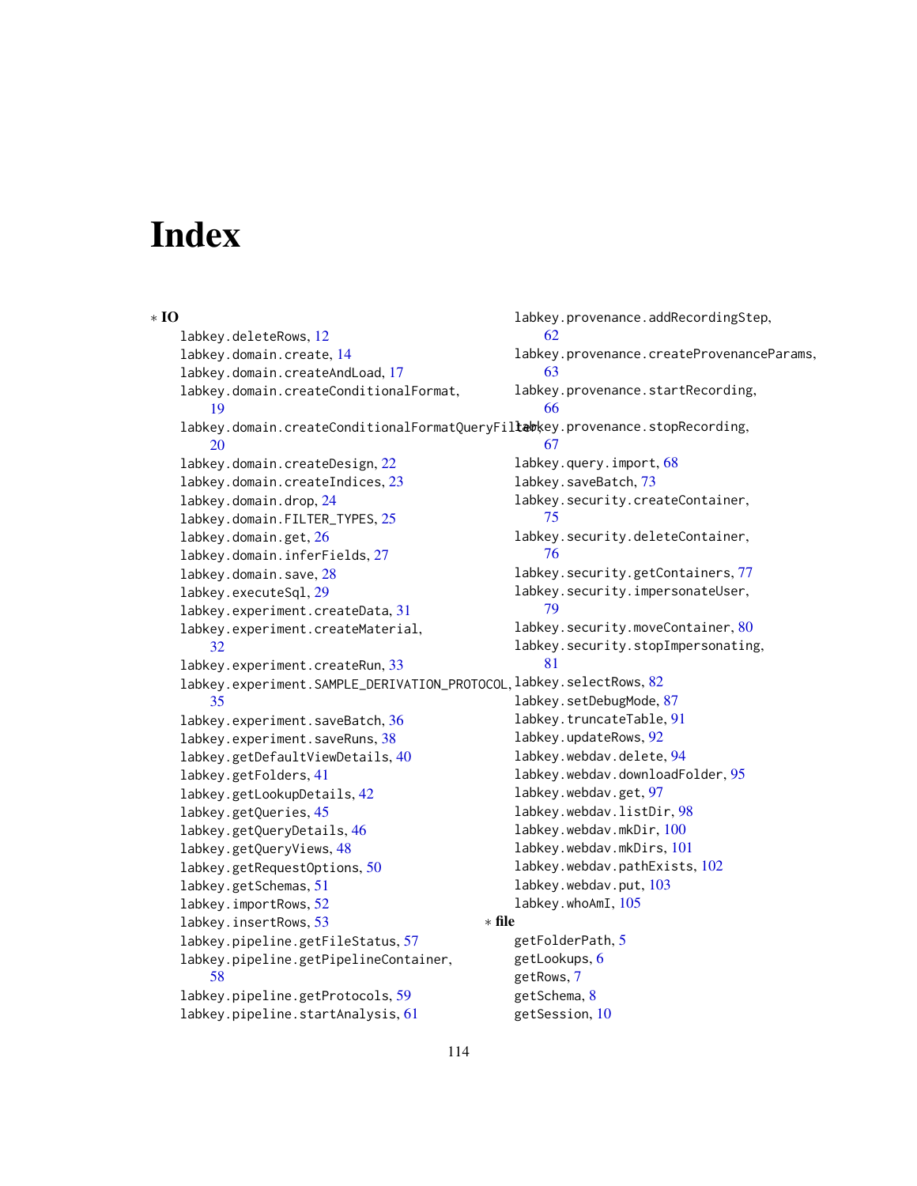# Index

∗ **IO**

- labkey.deleteRows, 12
- labkey.domain.create, 14
- labkey.domain.createAndLoad, 17
- labkey.domain.createConditionalFormat, 19
- labkey.domain.createConditionalFormatQueryFilter, 20
- labkey.domain.createDesign, 22
- labkey.domain.createIndices, 23
- labkey.domain.drop, 24
- labkey.domain.FILTER_TYPES, 25
- labkey.domain.get, 26
- labkey.domain.inferFields, 27
- labkey.domain.save, 28
- labkey.executeSql, 29
- labkey.experiment.createData, 31
- labkey.experiment.createMaterial, 32
- labkey.experiment.createRun, 33
- labkey.experiment.SAMPLE_DERIVATION_PROTOCOL, 35
- labkey.experiment.saveBatch, 36
- labkey.experiment.saveRuns, 38
- labkey.getDefaultViewDetails, 40
- labkey.getFolders, 41
- labkey.getLookupDetails, 42
- labkey.getQueries, 45
- labkey.getQueryDetails, 46
- labkey.getQueryViews, 48
- labkey.getRequestOptions, 50
- labkey.getSchemas, 51
- labkey.importRows, 52
- labkey.insertRows, 53
- labkey.pipeline.getFileStatus, 57
- labkey.pipeline.getPipelineContainer, 58
- labkey.pipeline.getProtocols, 59
- labkey.pipeline.startAnalysis, 61
- labkey.provenance.addRecordingStep, 62
- labkey.provenance.createProvenanceParams, 63
- labkey.provenance.startRecording, 66
- labkey.provenance.stopRecording, 67
- labkey.query.import, 68
- labkey.saveBatch, 73
- labkey.security.createContainer, 75
- labkey.security.deleteContainer, 76
- labkey.security.getContainers, 77
- labkey.security.impersonateUser, 79
- labkey.security.moveContainer, 80
- labkey.security.stopImpersonating, 81
- labkey.selectRows, 82
- labkey.setDebugMode, 87
- labkey.truncateTable, 91
- labkey.updateRows, 92
- labkey.webdav.delete, 94
- labkey.webdav.downloadFolder, 95
- labkey.webdav.get, 97
- labkey.webdav.listDir, 98
- labkey.webdav.mkDir, 100
- labkey.webdav.mkDirs, 101
- labkey.webdav.pathExists, 102
- labkey.webdav.put, 103
- labkey.whoAmI, 105

∗ **file**

- getFolderPath, 5
- getLookups, 6
- getRows, 7
- getSchema, 8
- getSession, 10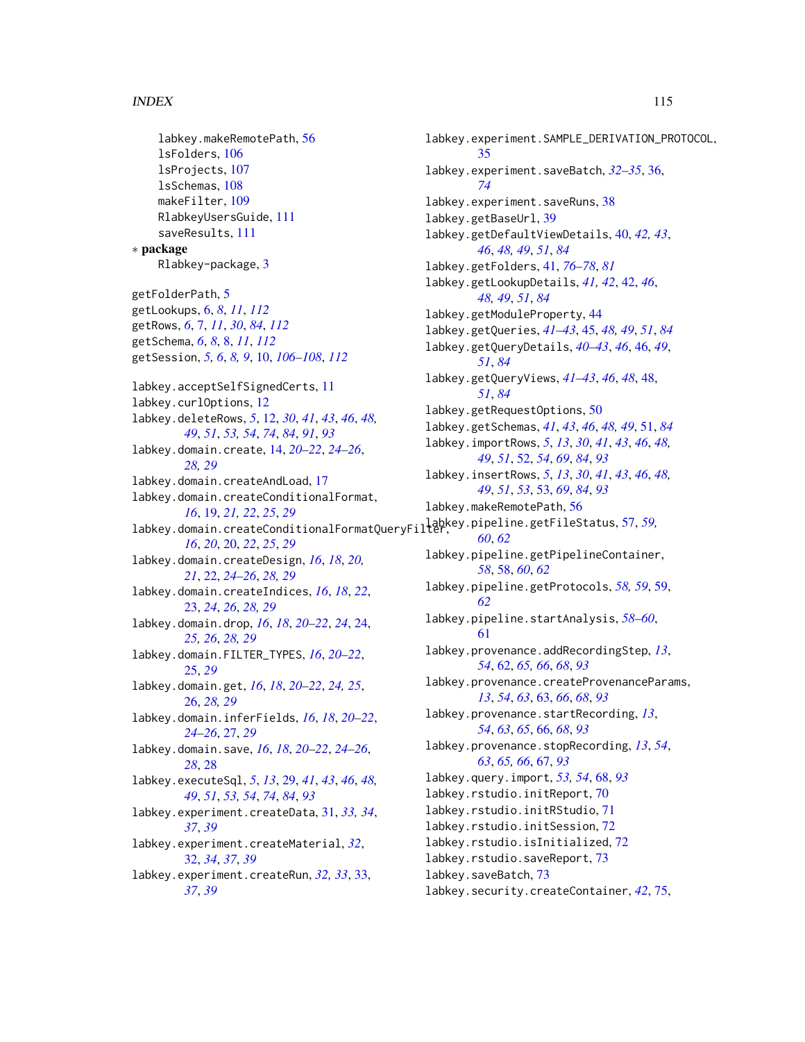labkey.makeRemotePath, 56
lsFolders, 106
lsProjects, 107
lsSchemas, 108
makeFilter, 109
RlabkeyUsersGuide, 111
saveResults, 111

∗ **package**

Rlabkey-package, 3

getFolderPath, 5
getLookups, 6, 8, 11, 112
getRows, 6, 7, 11, 30, 84, 112
getSchema, 6, 8, 8, 11, 112
getSession, 5, 6, 8, 9, 10, 106–108, 112

labkey.acceptSelfSignedCerts, 11
labkey.curlOptions, 12
labkey.deleteRows, 5, 12, 30, 41, 43, 46, 48, 49, 51, 53, 54, 74, 84, 91, 93
labkey.domain.create, 14, 20–22, 24–26, 28, 29
labkey.domain.createAndLoad, 17
labkey.domain.createConditionalFormat, 16, 19, 21, 22, 25, 29
labkey.domain.createConditionalFormatQueryFilter, 16, 20, 20, 22, 25, 29
labkey.domain.createDesign, 16, 18, 20, 21, 22, 24–26, 28, 29
labkey.domain.createIndices, 16, 18, 22, 23, 24, 26, 28, 29
labkey.domain.drop, 16, 18, 20–22, 24, 24, 25, 26, 28, 29
labkey.domain.FILTER_TYPES, 16, 20–22, 25, 29
labkey.domain.get, 16, 18, 20–22, 24, 25, 26, 28, 29
labkey.domain.inferFields, 16, 18, 20–22, 24–26, 27, 29
labkey.domain.save, 16, 18, 20–22, 24–26, 28, 28
labkey.executeSql, 5, 13, 29, 41, 43, 46, 48, 49, 51, 53, 54, 74, 84, 93
labkey.experiment.createData, 31, 33, 34, 37, 39
labkey.experiment.createMaterial, 32, 32, 34, 37, 39
labkey.experiment.createRun, 32, 33, 33, 37, 39
labkey.experiment.SAMPLE_DERIVATION_PROTOCOL, 35
labkey.experiment.saveBatch, 32–35, 36, 74
labkey.experiment.saveRuns, 38
labkey.getBaseUrl, 39
labkey.getDefaultViewDetails, 40, 42, 43, 46, 48, 49, 51, 84
labkey.getFolders, 41, 76–78, 81
labkey.getLookupDetails, 41, 42, 42, 46, 48, 49, 51, 84
labkey.getModuleProperty, 44
labkey.getQueries, 41–43, 45, 48, 49, 51, 84
labkey.getQueryDetails, 40–43, 46, 46, 49, 51, 84
labkey.getQueryViews, 41–43, 46, 48, 48, 51, 84
labkey.getRequestOptions, 50
labkey.getSchemas, 41, 43, 46, 48, 49, 51, 84
labkey.importRows, 5, 13, 30, 41, 43, 46, 48, 49, 51, 52, 54, 69, 84, 93
labkey.insertRows, 5, 13, 30, 41, 43, 46, 48, 49, 51, 53, 53, 69, 84, 93
labkey.makeRemotePath, 56
labkey.pipeline.getFileStatus, 57, 59, 60, 62
labkey.pipeline.getPipelineContainer, 58, 58, 60, 62
labkey.pipeline.getProtocols, 58, 59, 59, 62
labkey.pipeline.startAnalysis, 58–60, 61
labkey.provenance.addRecordingStep, 13, 54, 62, 65, 66, 68, 93
labkey.provenance.createProvenanceParams, 13, 54, 63, 63, 66, 68, 93
labkey.provenance.startRecording, 13, 54, 63, 65, 66, 68, 93
labkey.provenance.stopRecording, 13, 54, 63, 65, 66, 67, 93
labkey.query.import, 53, 54, 68, 93
labkey.rstudio.initReport, 70
labkey.rstudio.initRStudio, 71
labkey.rstudio.initSession, 72
labkey.rstudio.isInitialized, 72
labkey.rstudio.saveReport, 73
labkey.saveBatch, 73
labkey.security.createContainer, 42, 75,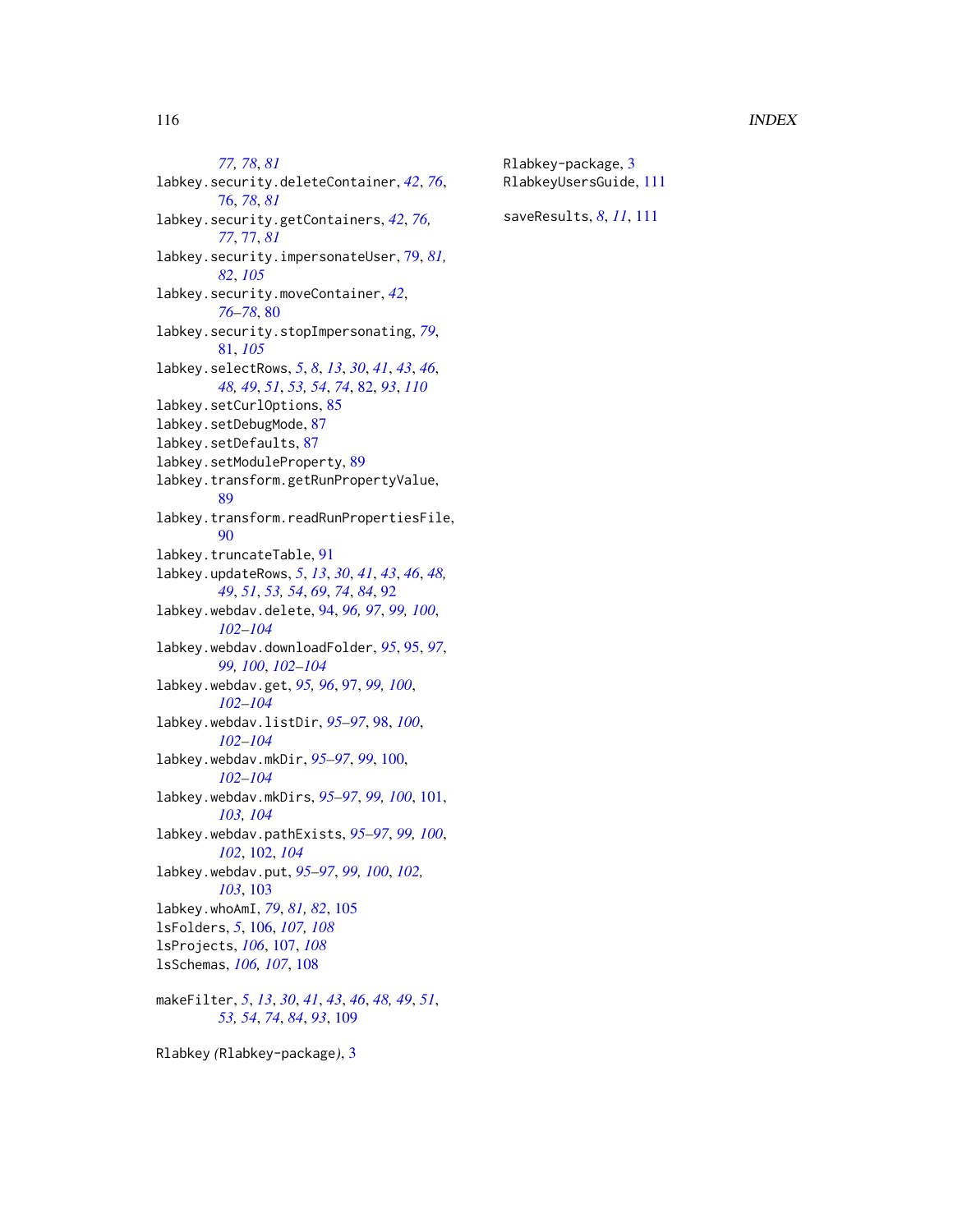*77, 78*, *81*

labkey.security.deleteContainer, *42*, *76*, 76, *78*, *81*

labkey.security.getContainers, *42*, *76, 77*, 77, *81*

labkey.security.impersonateUser, 79, *81, 82*, *105*

labkey.security.moveContainer, *42*, *76–78*, 80

labkey.security.stopImpersonating, *79*, 81, *105*

labkey.selectRows, *5*, *8*, *13*, *30*, *41*, *43*, *46*, *48, 49*, *51*, *53, 54*, *74*, 82, *93*, *110*

labkey.setCurlOptions, 85

labkey.setDebugMode, 87

labkey.setDefaults, 87

labkey.setModuleProperty, 89

labkey.transform.getRunPropertyValue, 89

labkey.transform.readRunPropertiesFile, 90

labkey.truncateTable, 91

labkey.updateRows, *5*, *13*, *30*, *41*, *43*, *46*, *48, 49*, *51*, *53, 54*, *69*, *74*, *84*, 92

labkey.webdav.delete, 94, *96, 97*, *99, 100*, *102–104*

labkey.webdav.downloadFolder, *95*, 95, *97*, *99, 100*, *102–104*

labkey.webdav.get, *95, 96*, 97, *99, 100*, *102–104*

labkey.webdav.listDir, *95–97*, 98, *100*, *102–104*

labkey.webdav.mkDir, *95–97*, *99*, 100, *102–104*

labkey.webdav.mkDirs, *95–97*, *99, 100*, 101, *103, 104*

labkey.webdav.pathExists, *95–97*, *99, 100*, *102*, 102, *104*

labkey.webdav.put, *95–97*, *99, 100*, *102, 103*, 103

labkey.whoAmI, *79*, *81, 82*, 105

lsFolders, *5*, 106, *107, 108*

lsProjects, *106*, 107, *108*

lsSchemas, *106, 107*, 108

makeFilter, *5*, *13*, *30*, *41*, *43*, *46*, *48, 49*, *51*, *53, 54*, *74*, *84*, *93*, 109

Rlabkey *(*Rlabkey-package*)*, 3

Rlabkey-package, 3

RlabkeyUsersGuide, 111

saveResults, *8*, *11*, 111